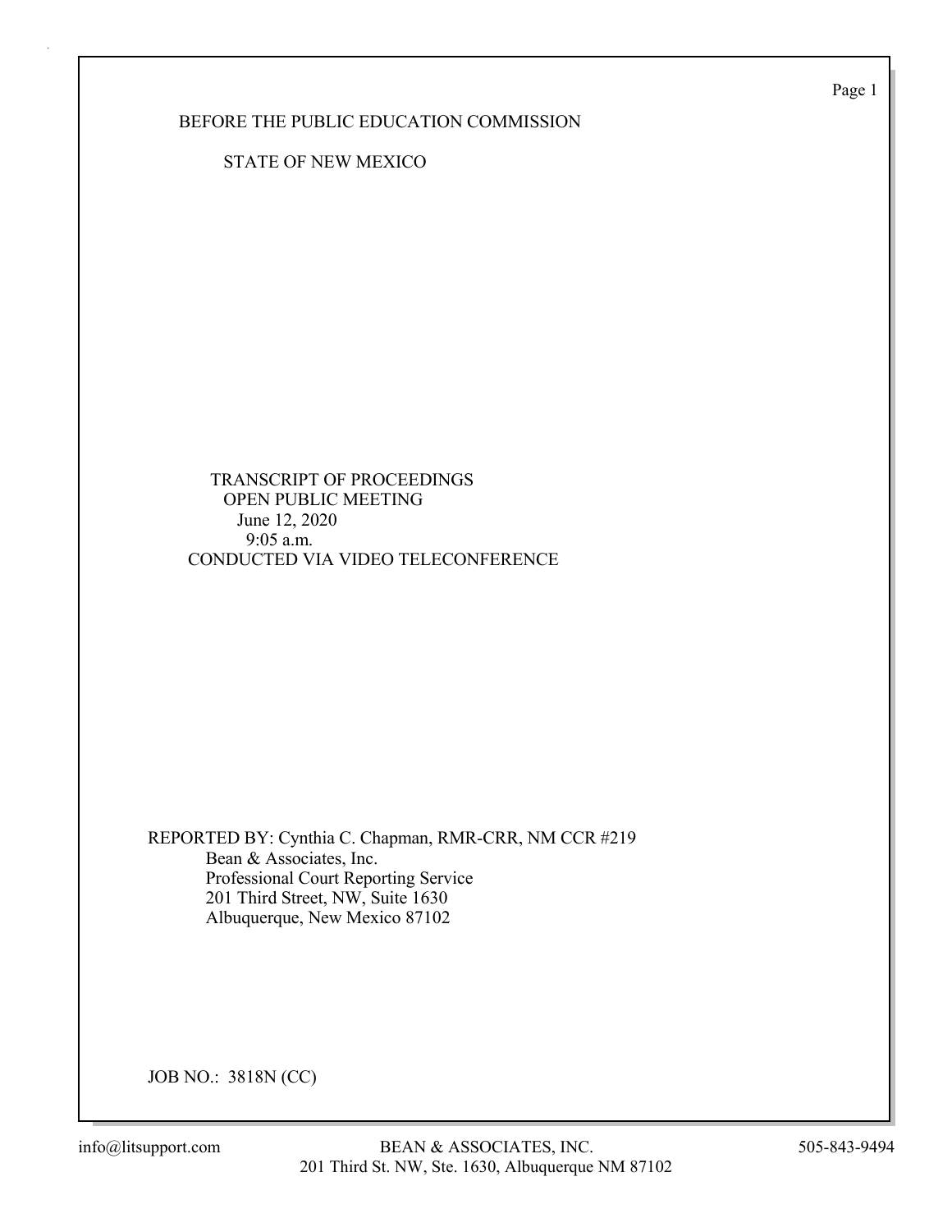BEFORE THE PUBLIC EDUCATION COMMISSION

STATE OF NEW MEXICO

TRANSCRIPT OF PROCEEDINGS
OPEN PUBLIC MEETING
June 12, 2020
9:05 a.m.
CONDUCTED VIA VIDEO TELECONFERENCE

REPORTED BY: Cynthia C. Chapman, RMR-CRR, NM CCR #219
Bean & Associates, Inc.
Professional Court Reporting Service
201 Third Street, NW, Suite 1630
Albuquerque, New Mexico 87102

JOB NO.: 3818N (CC)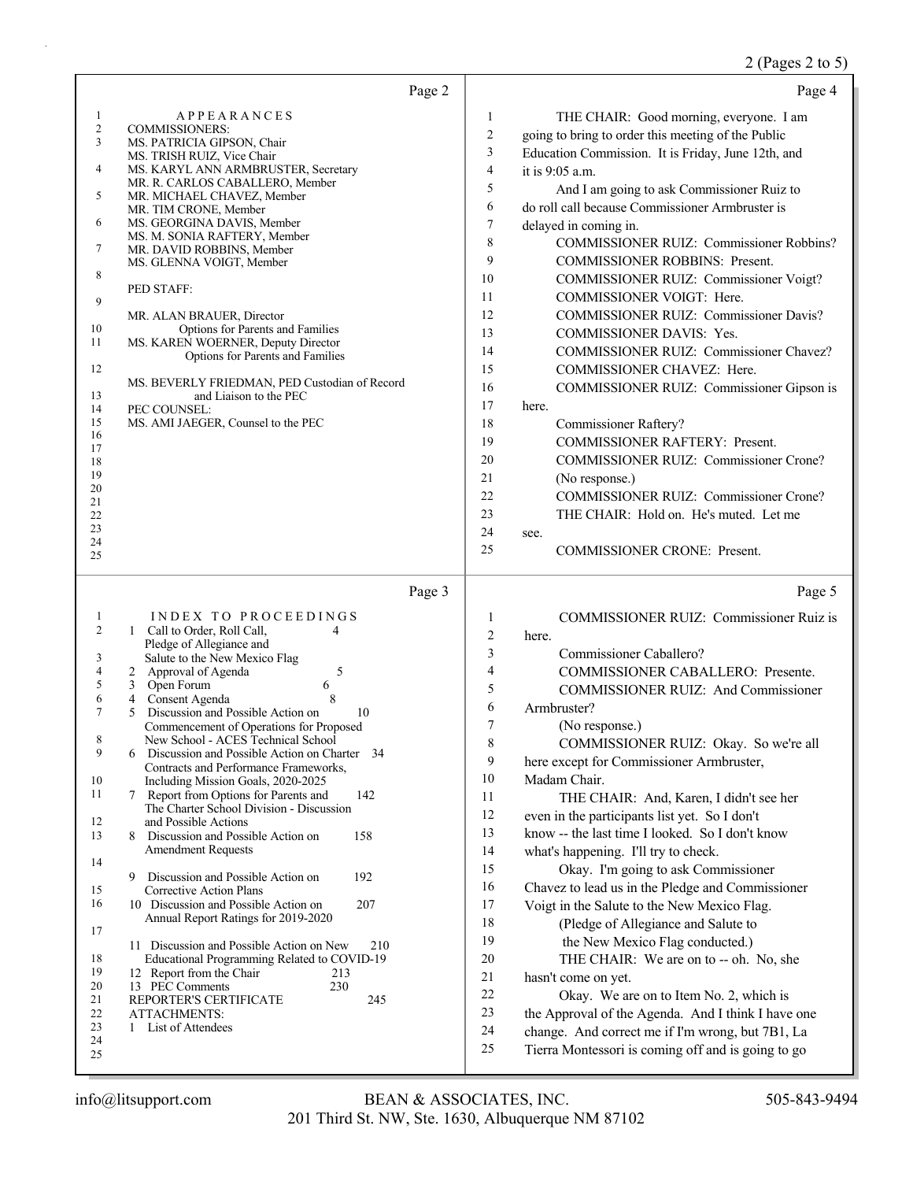Page 2

APPEARANCES

COMMISSIONERS:

MS. PATRICIA GIPSON, Chair
MS. TRISH RUIZ, Vice Chair
MS. KARYL ANN ARMBRUSTER, Secretary
MR. R. CARLOS CABALLERO, Member
MR. MICHAEL CHAVEZ, Member
MR. TIM CRONE, Member
MS. GEORGINA DAVIS, Member
MS. M. SONIA RAFTERY, Member
MR. DAVID ROBBINS, Member
MS. GLENNA VOIGT, Member

PED STAFF:

MR. ALAN BRAUER, Director
Options for Parents and Families
MS. KAREN WOERNER, Deputy Director
Options for Parents and Families

MS. BEVERLY FRIEDMAN, PED Custodian of Record
and Liaison to the PEC

PEC COUNSEL:

MS. AMI JAEGER, Counsel to the PEC

Page 3

INDEX TO PROCEEDINGS

| | | Page |
|---|---|---|
| 1 | Call to Order, Roll Call, Pledge of Allegiance and Salute to the New Mexico Flag | 4 |
| 2 | Approval of Agenda | 5 |
| 3 | Open Forum | 6 |
| 4 | Consent Agenda | 8 |
| 5 | Discussion and Possible Action on Commencement of Operations for Proposed New School - ACES Technical School | 10 |
| 6 | Discussion and Possible Action on Charter Contracts and Performance Frameworks, Including Mission Goals, 2020-2025 | 34 |
| 7 | Report from Options for Parents and The Charter School Division - Discussion and Possible Actions | 142 |
| 8 | Discussion and Possible Action on Amendment Requests | 158 |
| 9 | Discussion and Possible Action on Corrective Action Plans | 192 |
| 10 | Discussion and Possible Action on Annual Report Ratings for 2019-2020 | 207 |
| 11 | Discussion and Possible Action on New Educational Programming Related to COVID-19 | 210 |
| 12 | Report from the Chair | 213 |
| 13 | PEC Comments | 230 |
| | REPORTER'S CERTIFICATE | 245 |

ATTACHMENTS:

1 List of Attendees

Page 4

1 THE CHAIR: Good morning, everyone. I am
2 going to bring to order this meeting of the Public
3 Education Commission. It is Friday, June 12th, and
4 it is 9:05 a.m.
5 And I am going to ask Commissioner Ruiz to
6 do roll call because Commissioner Armbruster is
7 delayed in coming in.
8 COMMISSIONER RUIZ: Commissioner Robbins?
9 COMMISSIONER ROBBINS: Present.
10 COMMISSIONER RUIZ: Commissioner Voigt?
11 COMMISSIONER VOIGT: Here.
12 COMMISSIONER RUIZ: Commissioner Davis?
13 COMMISSIONER DAVIS: Yes.
14 COMMISSIONER RUIZ: Commissioner Chavez?
15 COMMISSIONER CHAVEZ: Here.
16 COMMISSIONER RUIZ: Commissioner Gipson is
17 here.
18 Commissioner Raftery?
19 COMMISSIONER RAFTERY: Present.
20 COMMISSIONER RUIZ: Commissioner Crone?
21 (No response.)
22 COMMISSIONER RUIZ: Commissioner Crone?
23 THE CHAIR: Hold on. He's muted. Let me
24 see.
25 COMMISSIONER CRONE: Present.

Page 5

1 COMMISSIONER RUIZ: Commissioner Ruiz is
2 here.
3 Commissioner Caballero?
4 COMMISSIONER CABALLERO: Presente.
5 COMMISSIONER RUIZ: And Commissioner
6 Armbruster?
7 (No response.)
8 COMMISSIONER RUIZ: Okay. So we're all
9 here except for Commissioner Armbruster,
10 Madam Chair.
11 THE CHAIR: And, Karen, I didn't see her
12 even in the participants list yet. So I don't
13 know -- the last time I looked. So I don't know
14 what's happening. I'll try to check.
15 Okay. I'm going to ask Commissioner
16 Chavez to lead us in the Pledge and Commissioner
17 Voigt in the Salute to the New Mexico Flag.
18 (Pledge of Allegiance and Salute to
19 the New Mexico Flag conducted.)
20 THE CHAIR: We are on to -- oh. No, she
21 hasn't come on yet.
22 Okay. We are on to Item No. 2, which is
23 the Approval of the Agenda. And I think I have one
24 change. And correct me if I'm wrong, but 7B1, La
25 Tierra Montessori is coming off and is going to go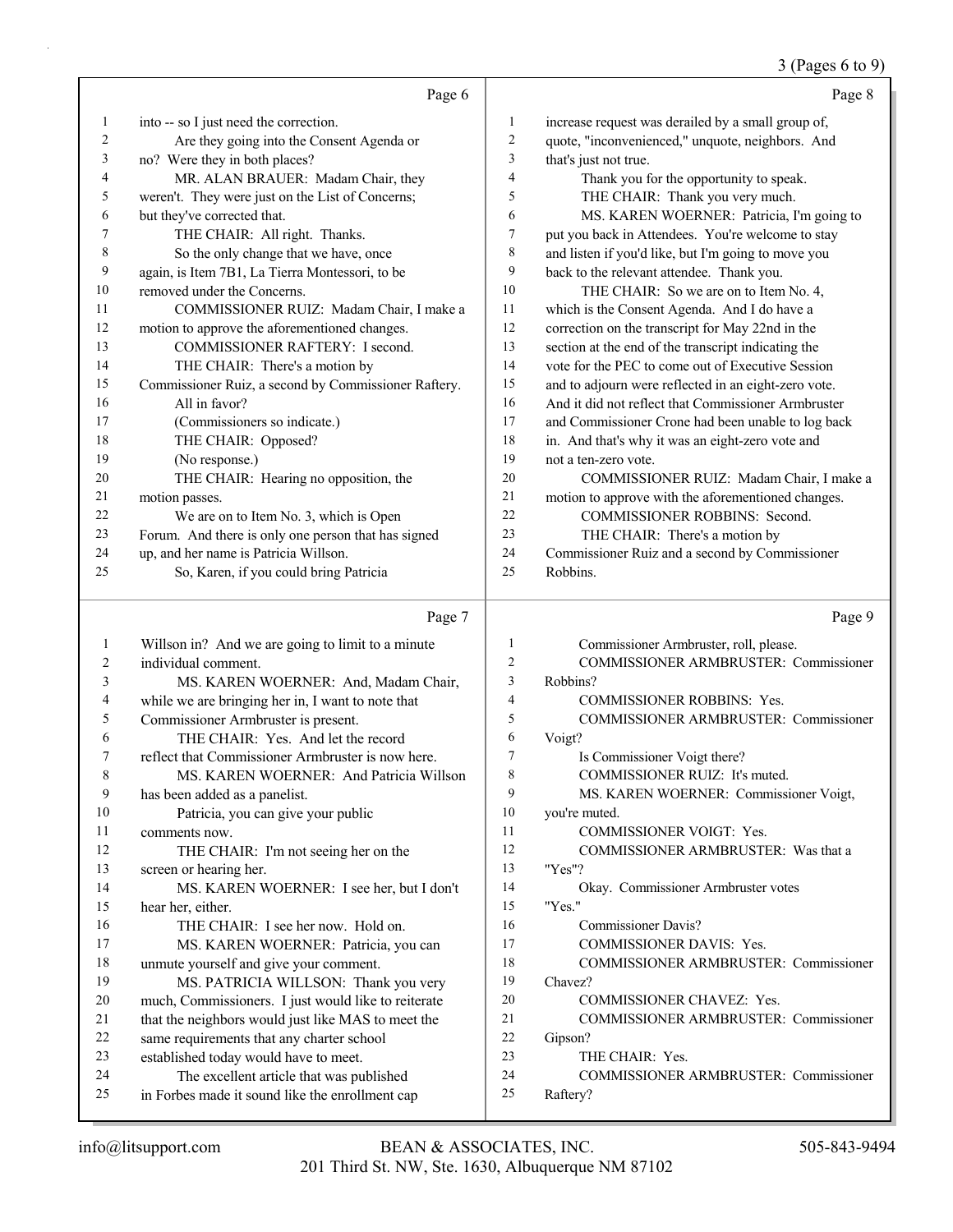Page 6

into -- so I just need the correction.

Are they going into the Consent Agenda or no? Were they in both places?

MR. ALAN BRAUER: Madam Chair, they weren't. They were just on the List of Concerns; but they've corrected that.

THE CHAIR: All right. Thanks.

So the only change that we have, once again, is Item 7B1, La Tierra Montessori, to be removed under the Concerns.

COMMISSIONER RUIZ: Madam Chair, I make a motion to approve the aforementioned changes.

COMMISSIONER RAFTERY: I second.

THE CHAIR: There's a motion by Commissioner Ruiz, a second by Commissioner Raftery.

All in favor?

(Commissioners so indicate.)

THE CHAIR: Opposed?

(No response.)

THE CHAIR: Hearing no opposition, the motion passes.

We are on to Item No. 3, which is Open Forum. And there is only one person that has signed up, and her name is Patricia Willson.

So, Karen, if you could bring Patricia

Page 7

Willson in? And we are going to limit to a minute individual comment.

MS. KAREN WOERNER: And, Madam Chair, while we are bringing her in, I want to note that Commissioner Armbruster is present.

THE CHAIR: Yes. And let the record reflect that Commissioner Armbruster is now here.

MS. KAREN WOERNER: And Patricia Willson has been added as a panelist.

Patricia, you can give your public comments now.

THE CHAIR: I'm not seeing her on the screen or hearing her.

MS. KAREN WOERNER: I see her, but I don't hear her, either.

THE CHAIR: I see her now. Hold on.

MS. KAREN WOERNER: Patricia, you can unmute yourself and give your comment.

MS. PATRICIA WILLSON: Thank you very much, Commissioners. I just would like to reiterate that the neighbors would just like MAS to meet the same requirements that any charter school established today would have to meet.

The excellent article that was published in Forbes made it sound like the enrollment cap

Page 8

increase request was derailed by a small group of, quote, "inconvenienced," unquote, neighbors. And that's just not true.

Thank you for the opportunity to speak.

THE CHAIR: Thank you very much.

MS. KAREN WOERNER: Patricia, I'm going to put you back in Attendees. You're welcome to stay and listen if you'd like, but I'm going to move you back to the relevant attendee. Thank you.

THE CHAIR: So we are on to Item No. 4, which is the Consent Agenda. And I do have a correction on the transcript for May 22nd in the section at the end of the transcript indicating the vote for the PEC to come out of Executive Session and to adjourn were reflected in an eight-zero vote. And it did not reflect that Commissioner Armbruster and Commissioner Crone had been unable to log back in. And that's why it was an eight-zero vote and not a ten-zero vote.

COMMISSIONER RUIZ: Madam Chair, I make a motion to approve with the aforementioned changes.

COMMISSIONER ROBBINS: Second.

THE CHAIR: There's a motion by Commissioner Ruiz and a second by Commissioner Robbins.

Page 9

Commissioner Armbruster, roll, please.

COMMISSIONER ARMBRUSTER: Commissioner Robbins?

COMMISSIONER ROBBINS: Yes.

COMMISSIONER ARMBRUSTER: Commissioner Voigt?

Is Commissioner Voigt there?

COMMISSIONER RUIZ: It's muted.

MS. KAREN WOERNER: Commissioner Voigt, you're muted.

COMMISSIONER VOIGT: Yes.

COMMISSIONER ARMBRUSTER: Was that a "Yes"?

Okay. Commissioner Armbruster votes "Yes."

Commissioner Davis?

COMMISSIONER DAVIS: Yes.

COMMISSIONER ARMBRUSTER: Commissioner Chavez?

COMMISSIONER CHAVEZ: Yes.

COMMISSIONER ARMBRUSTER: Commissioner Gipson?

THE CHAIR: Yes.

COMMISSIONER ARMBRUSTER: Commissioner Raftery?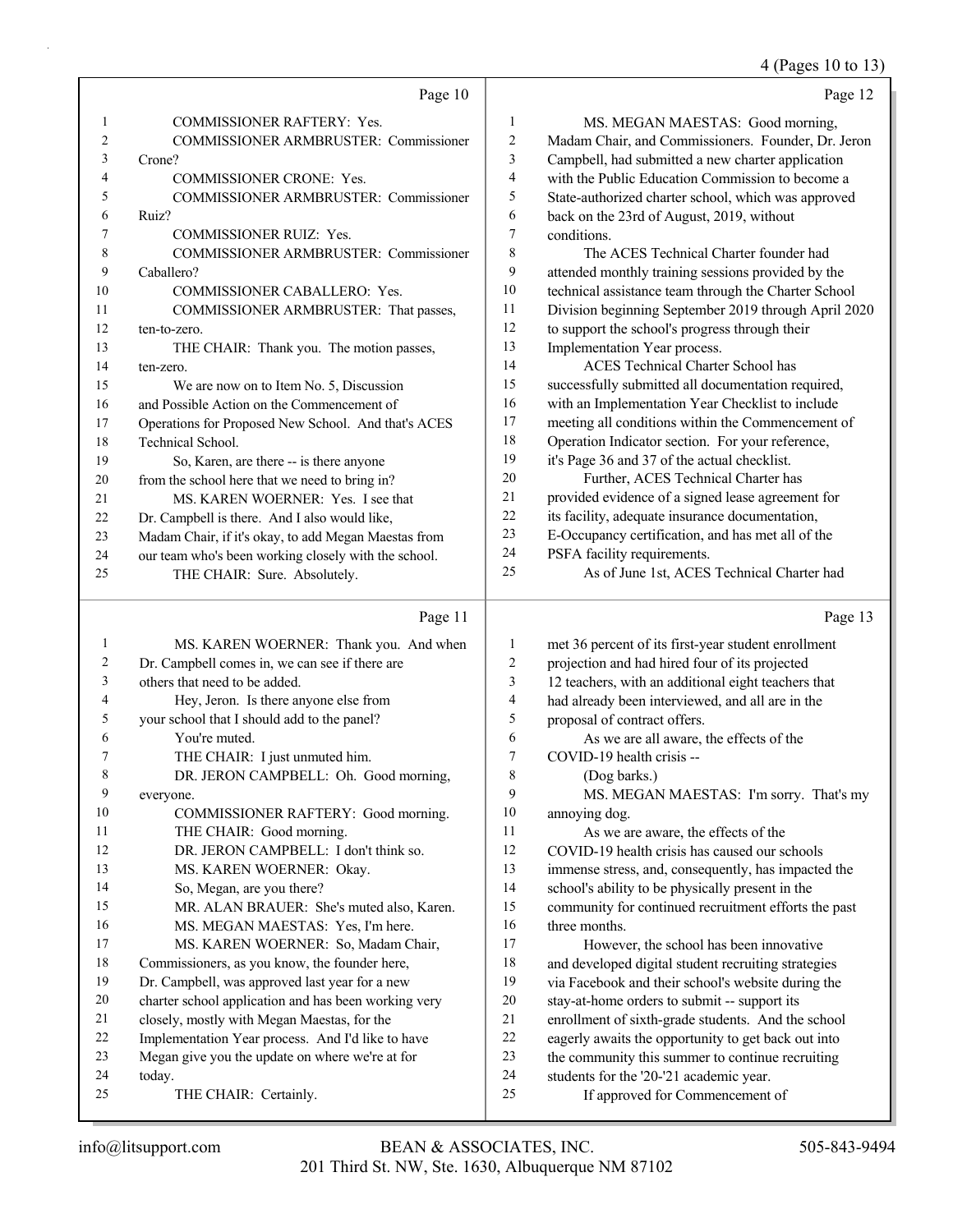Page 10

COMMISSIONER RAFTERY: Yes.

COMMISSIONER ARMBRUSTER: Commissioner Crone?

COMMISSIONER CRONE: Yes.

COMMISSIONER ARMBRUSTER: Commissioner Ruiz?

COMMISSIONER RUIZ: Yes.

COMMISSIONER ARMBRUSTER: Commissioner Caballero?

COMMISSIONER CABALLERO: Yes.

COMMISSIONER ARMBRUSTER: That passes, ten-to-zero.

THE CHAIR: Thank you. The motion passes, ten-zero.

We are now on to Item No. 5, Discussion and Possible Action on the Commencement of Operations for Proposed New School. And that's ACES Technical School.

So, Karen, are there -- is there anyone from the school here that we need to bring in?

MS. KAREN WOERNER: Yes. I see that Dr. Campbell is there. And I also would like, Madam Chair, if it's okay, to add Megan Maestas from our team who's been working closely with the school.

THE CHAIR: Sure. Absolutely.

Page 11

MS. KAREN WOERNER: Thank you. And when Dr. Campbell comes in, we can see if there are others that need to be added.

Hey, Jeron. Is there anyone else from your school that I should add to the panel?

You're muted.

THE CHAIR: I just unmuted him.

DR. JERON CAMPBELL: Oh. Good morning, everyone.

COMMISSIONER RAFTERY: Good morning.

THE CHAIR: Good morning.

DR. JERON CAMPBELL: I don't think so.

MS. KAREN WOERNER: Okay.

So, Megan, are you there?

MR. ALAN BRAUER: She's muted also, Karen.

MS. MEGAN MAESTAS: Yes, I'm here.

MS. KAREN WOERNER: So, Madam Chair, Commissioners, as you know, the founder here, Dr. Campbell, was approved last year for a new charter school application and has been working very closely, mostly with Megan Maestas, for the Implementation Year process. And I'd like to have Megan give you the update on where we're at for today.

THE CHAIR: Certainly.

Page 12

MS. MEGAN MAESTAS: Good morning, Madam Chair, and Commissioners. Founder, Dr. Jeron Campbell, had submitted a new charter application with the Public Education Commission to become a State-authorized charter school, which was approved back on the 23rd of August, 2019, without conditions.

The ACES Technical Charter founder had attended monthly training sessions provided by the technical assistance team through the Charter School Division beginning September 2019 through April 2020 to support the school's progress through their Implementation Year process.

ACES Technical Charter School has successfully submitted all documentation required, with an Implementation Year Checklist to include meeting all conditions within the Commencement of Operation Indicator section. For your reference, it's Page 36 and 37 of the actual checklist.

Further, ACES Technical Charter has provided evidence of a signed lease agreement for its facility, adequate insurance documentation, E-Occupancy certification, and has met all of the PSFA facility requirements.

As of June 1st, ACES Technical Charter had

Page 13

met 36 percent of its first-year student enrollment projection and had hired four of its projected 12 teachers, with an additional eight teachers that had already been interviewed, and all are in the proposal of contract offers.

As we are all aware, the effects of the COVID-19 health crisis --

(Dog barks.)

MS. MEGAN MAESTAS: I'm sorry. That's my annoying dog.

As we are aware, the effects of the COVID-19 health crisis has caused our schools immense stress, and, consequently, has impacted the school's ability to be physically present in the community for continued recruitment efforts the past three months.

However, the school has been innovative and developed digital student recruiting strategies via Facebook and their school's website during the stay-at-home orders to submit -- support its enrollment of sixth-grade students. And the school eagerly awaits the opportunity to get back out into the community this summer to continue recruiting students for the '20-'21 academic year.

If approved for Commencement of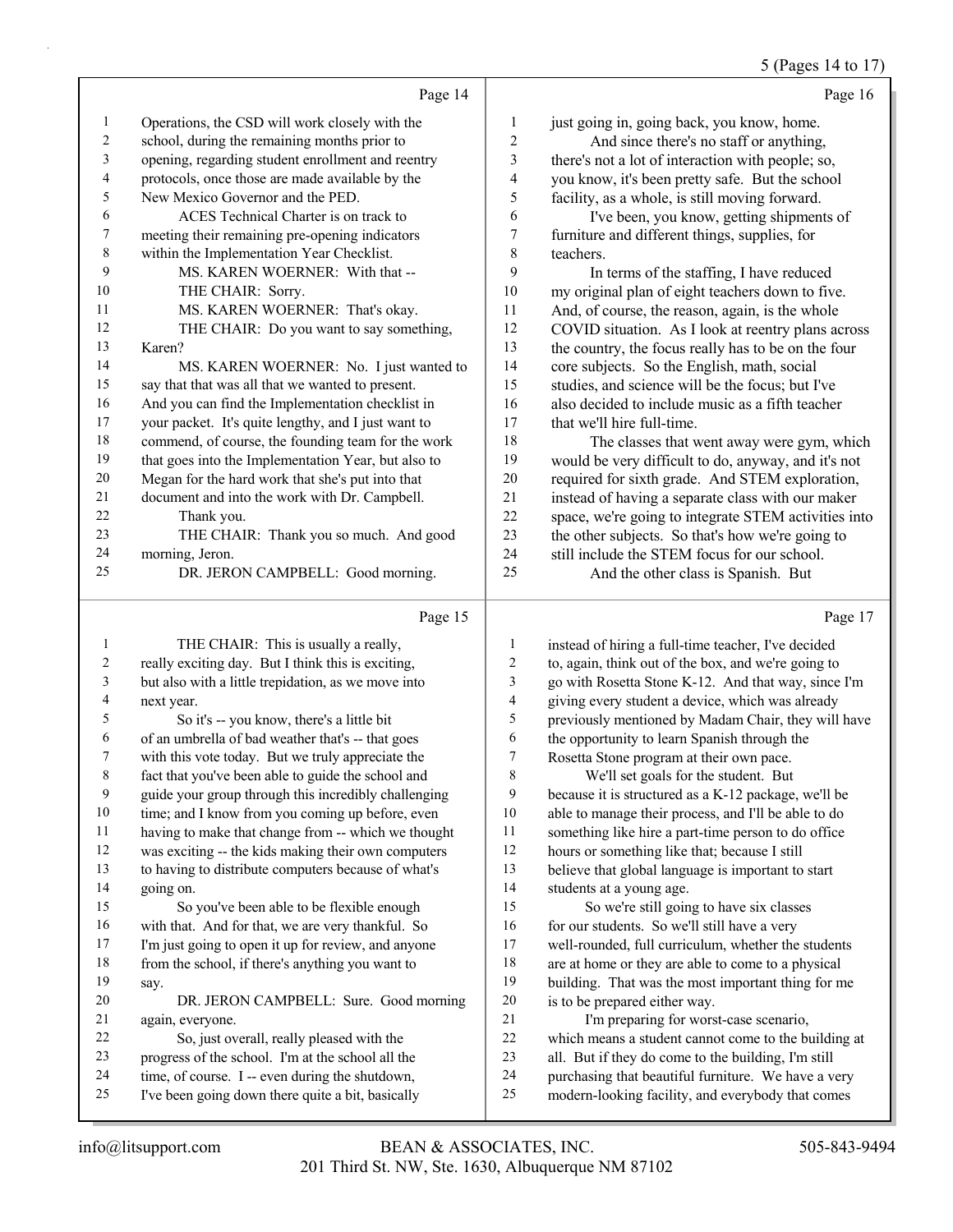Page 14

Operations, the CSD will work closely with the school, during the remaining months prior to opening, regarding student enrollment and reentry protocols, once those are made available by the New Mexico Governor and the PED.

ACES Technical Charter is on track to meeting their remaining pre-opening indicators within the Implementation Year Checklist.

MS. KAREN WOERNER: With that --

THE CHAIR: Sorry.

MS. KAREN WOERNER: That's okay.

THE CHAIR: Do you want to say something, Karen?

MS. KAREN WOERNER: No. I just wanted to say that that was all that we wanted to present. And you can find the Implementation checklist in your packet. It's quite lengthy, and I just want to commend, of course, the founding team for the work that goes into the Implementation Year, but also to Megan for the hard work that she's put into that document and into the work with Dr. Campbell.

Thank you.

THE CHAIR: Thank you so much. And good morning, Jeron.

DR. JERON CAMPBELL: Good morning.

Page 15

THE CHAIR: This is usually a really, really exciting day. But I think this is exciting, but also with a little trepidation, as we move into next year.

So it's -- you know, there's a little bit of an umbrella of bad weather that's -- that goes with this vote today. But we truly appreciate the fact that you've been able to guide the school and guide your group through this incredibly challenging time; and I know from you coming up before, even having to make that change from -- which we thought was exciting -- the kids making their own computers to having to distribute computers because of what's going on.

So you've been able to be flexible enough with that. And for that, we are very thankful. So I'm just going to open it up for review, and anyone from the school, if there's anything you want to say.

DR. JERON CAMPBELL: Sure. Good morning again, everyone.

So, just overall, really pleased with the progress of the school. I'm at the school all the time, of course. I -- even during the shutdown, I've been going down there quite a bit, basically

Page 16

just going in, going back, you know, home.

And since there's no staff or anything, there's not a lot of interaction with people; so, you know, it's been pretty safe. But the school facility, as a whole, is still moving forward.

I've been, you know, getting shipments of furniture and different things, supplies, for teachers.

In terms of the staffing, I have reduced my original plan of eight teachers down to five. And, of course, the reason, again, is the whole COVID situation. As I look at reentry plans across the country, the focus really has to be on the four core subjects. So the English, math, social studies, and science will be the focus; but I've also decided to include music as a fifth teacher that we'll hire full-time.

The classes that went away were gym, which would be very difficult to do, anyway, and it's not required for sixth grade. And STEM exploration, instead of having a separate class with our maker space, we're going to integrate STEM activities into the other subjects. So that's how we're going to still include the STEM focus for our school.

And the other class is Spanish. But

Page 17

instead of hiring a full-time teacher, I've decided to, again, think out of the box, and we're going to go with Rosetta Stone K-12. And that way, since I'm giving every student a device, which was already previously mentioned by Madam Chair, they will have the opportunity to learn Spanish through the Rosetta Stone program at their own pace.

We'll set goals for the student. But because it is structured as a K-12 package, we'll be able to manage their process, and I'll be able to do something like hire a part-time person to do office hours or something like that; because I still believe that global language is important to start students at a young age.

So we're still going to have six classes for our students. So we'll still have a very well-rounded, full curriculum, whether the students are at home or they are able to come to a physical building. That was the most important thing for me is to be prepared either way.

I'm preparing for worst-case scenario, which means a student cannot come to the building at all. But if they do come to the building, I'm still purchasing that beautiful furniture. We have a very modern-looking facility, and everybody that comes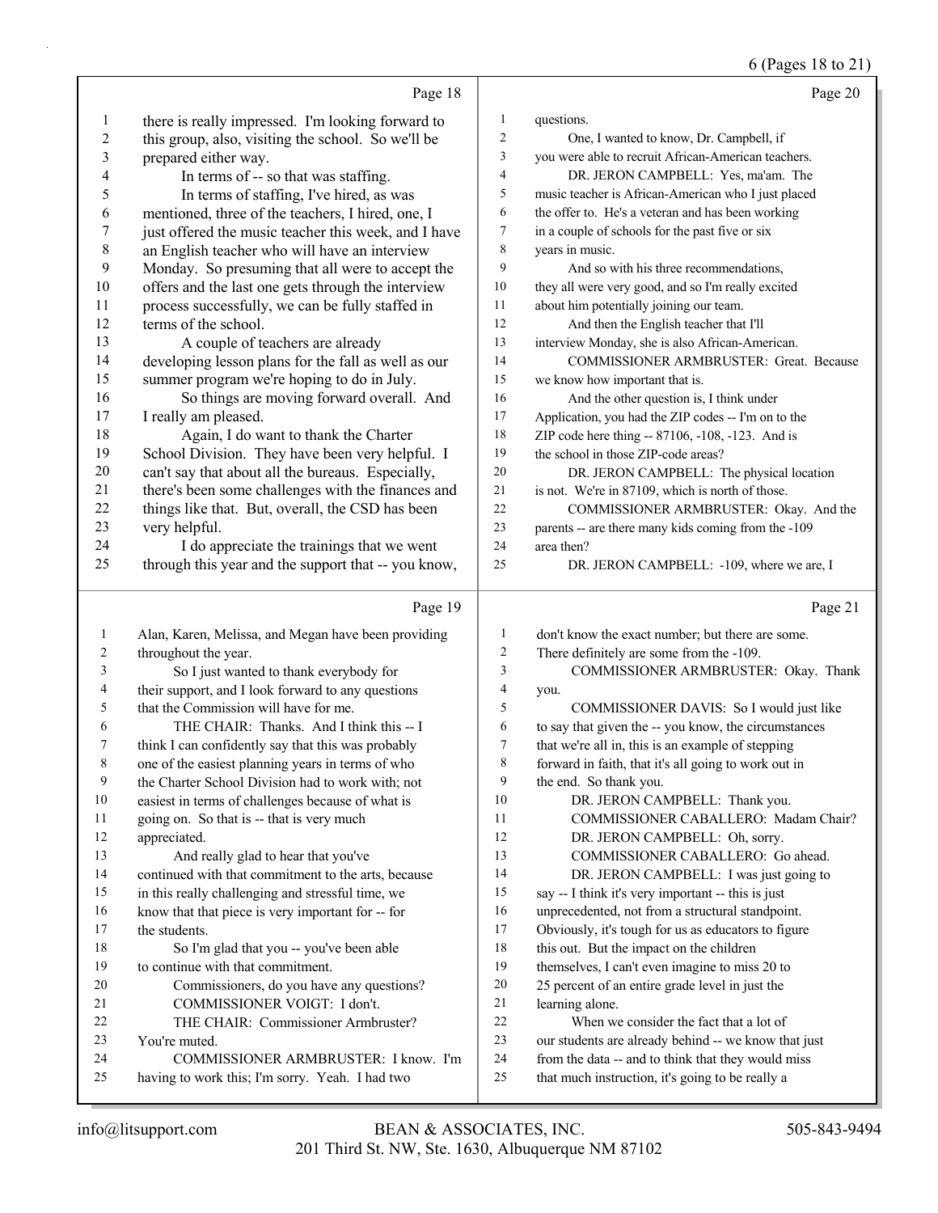there is really impressed. I'm looking forward to this group, also, visiting the school. So we'll be prepared either way.

In terms of -- so that was staffing.

In terms of staffing, I've hired, as was mentioned, three of the teachers, I hired, one, I just offered the music teacher this week, and I have an English teacher who will have an interview Monday. So presuming that all were to accept the offers and the last one gets through the interview process successfully, we can be fully staffed in terms of the school.

A couple of teachers are already developing lesson plans for the fall as well as our summer program we're hoping to do in July.

So things are moving forward overall. And I really am pleased.

Again, I do want to thank the Charter School Division. They have been very helpful. I can't say that about all the bureaus. Especially, there's been some challenges with the finances and things like that. But, overall, the CSD has been very helpful.

I do appreciate the trainings that we went through this year and the support that -- you know, Alan, Karen, Melissa, and Megan have been providing throughout the year.

So I just wanted to thank everybody for their support, and I look forward to any questions that the Commission will have for me.

THE CHAIR: Thanks. And I think this -- I think I can confidently say that this was probably one of the easiest planning years in terms of who the Charter School Division had to work with; not easiest in terms of challenges because of what is going on. So that is -- that is very much appreciated.

And really glad to hear that you've continued with that commitment to the arts, because in this really challenging and stressful time, we know that that piece is very important for -- for the students.

So I'm glad that you -- you've been able to continue with that commitment.

Commissioners, do you have any questions?

COMMISSIONER VOIGT: I don't.

THE CHAIR: Commissioner Armbruster? You're muted.

COMMISSIONER ARMBRUSTER: I know. I'm having to work this; I'm sorry. Yeah. I had two questions.

One, I wanted to know, Dr. Campbell, if you were able to recruit African-American teachers.

DR. JERON CAMPBELL: Yes, ma'am. The music teacher is African-American who I just placed the offer to. He's a veteran and has been working in a couple of schools for the past five or six years in music.

And so with his three recommendations, they all were very good, and so I'm really excited about him potentially joining our team.

And then the English teacher that I'll interview Monday, she is also African-American.

COMMISSIONER ARMBRUSTER: Great. Because we know how important that is.

And the other question is, I think under Application, you had the ZIP codes -- I'm on to the ZIP code here thing -- 87106, -108, -123. And is the school in those ZIP-code areas?

DR. JERON CAMPBELL: The physical location is not. We're in 87109, which is north of those.

COMMISSIONER ARMBRUSTER: Okay. And the parents -- are there many kids coming from the -109 area then?

DR. JERON CAMPBELL: -109, where we are, I don't know the exact number; but there are some. There definitely are some from the -109.

COMMISSIONER ARMBRUSTER: Okay. Thank you.

COMMISSIONER DAVIS: So I would just like to say that given the -- you know, the circumstances that we're all in, this is an example of stepping forward in faith, that it's all going to work out in the end. So thank you.

DR. JERON CAMPBELL: Thank you.

COMMISSIONER CABALLERO: Madam Chair?

DR. JERON CAMPBELL: Oh, sorry.

COMMISSIONER CABALLERO: Go ahead.

DR. JERON CAMPBELL: I was just going to say -- I think it's very important -- this is just unprecedented, not from a structural standpoint. Obviously, it's tough for us as educators to figure this out. But the impact on the children themselves, I can't even imagine to miss 20 to 25 percent of an entire grade level in just the learning alone.

When we consider the fact that a lot of our students are already behind -- we know that just from the data -- and to think that they would miss that much instruction, it's going to be really a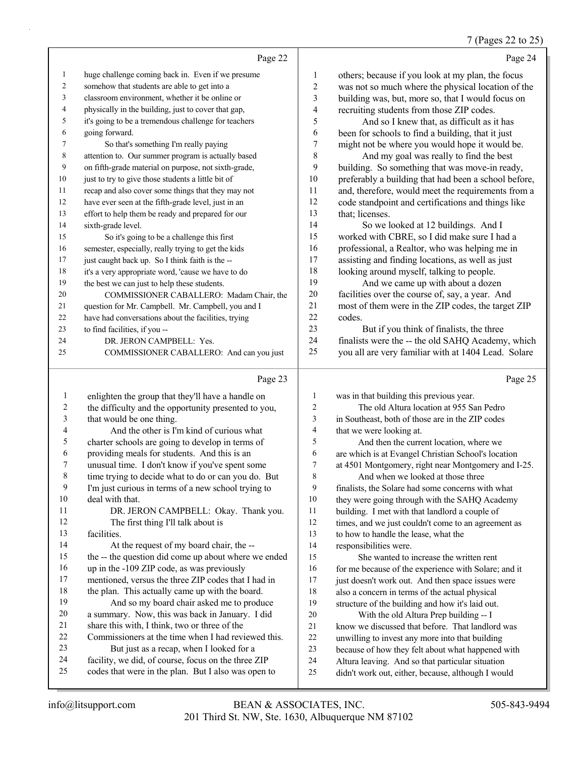Page 22

huge challenge coming back in. Even if we presume somehow that students are able to get into a classroom environment, whether it be online or physically in the building, just to cover that gap, it's going to be a tremendous challenge for teachers going forward.

So that's something I'm really paying attention to. Our summer program is actually based on fifth-grade material on purpose, not sixth-grade, just to try to give those students a little bit of recap and also cover some things that they may not have ever seen at the fifth-grade level, just in an effort to help them be ready and prepared for our sixth-grade level.

So it's going to be a challenge this first semester, especially, really trying to get the kids just caught back up. So I think faith is the -- it's a very appropriate word, 'cause we have to do the best we can just to help these students.

COMMISSIONER CABALLERO: Madam Chair, the question for Mr. Campbell. Mr. Campbell, you and I have had conversations about the facilities, trying to find facilities, if you --

DR. JERON CAMPBELL: Yes.

COMMISSIONER CABALLERO: And can you just

Page 23

enlighten the group that they'll have a handle on the difficulty and the opportunity presented to you, that would be one thing.

And the other is I'm kind of curious what charter schools are going to develop in terms of providing meals for students. And this is an unusual time. I don't know if you've spent some time trying to decide what to do or can you do. But I'm just curious in terms of a new school trying to deal with that.

DR. JERON CAMPBELL: Okay. Thank you.

The first thing I'll talk about is facilities.

At the request of my board chair, the -- the -- the question did come up about where we ended up in the -109 ZIP code, as was previously mentioned, versus the three ZIP codes that I had in the plan. This actually came up with the board.

And so my board chair asked me to produce a summary. Now, this was back in January. I did share this with, I think, two or three of the Commissioners at the time when I had reviewed this.

But just as a recap, when I looked for a facility, we did, of course, focus on the three ZIP codes that were in the plan. But I also was open to

Page 24

others; because if you look at my plan, the focus was not so much where the physical location of the building was, but, more so, that I would focus on recruiting students from those ZIP codes.

And so I knew that, as difficult as it has been for schools to find a building, that it just might not be where you would hope it would be.

And my goal was really to find the best building. So something that was move-in ready, preferably a building that had been a school before, and, therefore, would meet the requirements from a code standpoint and certifications and things like that; licenses.

So we looked at 12 buildings. And I worked with CBRE, so I did make sure I had a professional, a Realtor, who was helping me in assisting and finding locations, as well as just looking around myself, talking to people.

And we came up with about a dozen facilities over the course of, say, a year. And most of them were in the ZIP codes, the target ZIP codes.

But if you think of finalists, the three finalists were the -- the old SAHQ Academy, which you all are very familiar with at 1404 Lead. Solare

Page 25

was in that building this previous year.

The old Altura location at 955 San Pedro in Southeast, both of those are in the ZIP codes that we were looking at.

And then the current location, where we are which is at Evangel Christian School's location at 4501 Montgomery, right near Montgomery and I-25.

And when we looked at those three finalists, the Solare had some concerns with what they were going through with the SAHQ Academy building. I met with that landlord a couple of times, and we just couldn't come to an agreement as to how to handle the lease, what the responsibilities were.

She wanted to increase the written rent for me because of the experience with Solare; and it just doesn't work out. And then space issues were also a concern in terms of the actual physical structure of the building and how it's laid out.

With the old Altura Prep building -- I know we discussed that before. That landlord was unwilling to invest any more into that building because of how they felt about what happened with Altura leaving. And so that particular situation didn't work out, either, because, although I would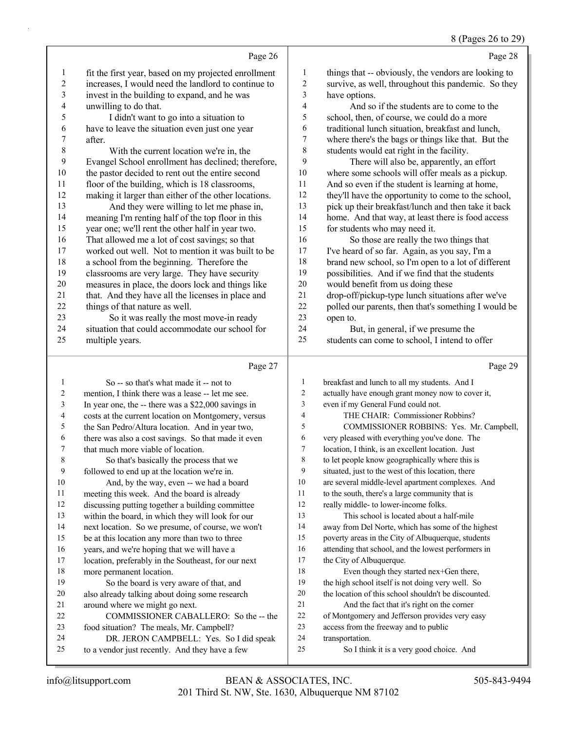Page 26

fit the first year, based on my projected enrollment increases, I would need the landlord to continue to invest in the building to expand, and he was unwilling to do that.

I didn't want to go into a situation to have to leave the situation even just one year after.

With the current location we're in, the Evangel School enrollment has declined; therefore, the pastor decided to rent out the entire second floor of the building, which is 18 classrooms, making it larger than either of the other locations.

And they were willing to let me phase in, meaning I'm renting half of the top floor in this year one; we'll rent the other half in year two. That allowed me a lot of cost savings; so that worked out well. Not to mention it was built to be a school from the beginning. Therefore the classrooms are very large. They have security measures in place, the doors lock and things like that. And they have all the licenses in place and things of that nature as well.

So it was really the most move-in ready situation that could accommodate our school for multiple years.

Page 27

So -- so that's what made it -- not to mention, I think there was a lease -- let me see. In year one, the -- there was a $22,000 savings in costs at the current location on Montgomery, versus the San Pedro/Altura location. And in year two, there was also a cost savings. So that made it even that much more viable of location.

So that's basically the process that we followed to end up at the location we're in.

And, by the way, even -- we had a board meeting this week. And the board is already discussing putting together a building committee within the board, in which they will look for our next location. So we presume, of course, we won't be at this location any more than two to three years, and we're hoping that we will have a location, preferably in the Southeast, for our next more permanent location.

So the board is very aware of that, and also already talking about doing some research around where we might go next.

COMMISSIONER CABALLERO: So the -- the food situation? The meals, Mr. Campbell?

DR. JERON CAMPBELL: Yes. So I did speak to a vendor just recently. And they have a few

Page 28

things that -- obviously, the vendors are looking to survive, as well, throughout this pandemic. So they have options.

And so if the students are to come to the school, then, of course, we could do a more traditional lunch situation, breakfast and lunch, where there's the bags or things like that. But the students would eat right in the facility.

There will also be, apparently, an effort where some schools will offer meals as a pickup. And so even if the student is learning at home, they'll have the opportunity to come to the school, pick up their breakfast/lunch and then take it back home. And that way, at least there is food access for students who may need it.

So those are really the two things that I've heard of so far. Again, as you say, I'm a brand new school, so I'm open to a lot of different possibilities. And if we find that the students would benefit from us doing these drop-off/pickup-type lunch situations after we've polled our parents, then that's something I would be open to.

But, in general, if we presume the students can come to school, I intend to offer

Page 29

breakfast and lunch to all my students. And I actually have enough grant money now to cover it, even if my General Fund could not.

THE CHAIR: Commissioner Robbins?

COMMISSIONER ROBBINS: Yes. Mr. Campbell, very pleased with everything you've done. The location, I think, is an excellent location. Just to let people know geographically where this is situated, just to the west of this location, there are several middle-level apartment complexes. And to the south, there's a large community that is really middle- to lower-income folks.

This school is located about a half-mile away from Del Norte, which has some of the highest poverty areas in the City of Albuquerque, students attending that school, and the lowest performers in the City of Albuquerque.

Even though they started nex+Gen there, the high school itself is not doing very well. So the location of this school shouldn't be discounted.

And the fact that it's right on the corner of Montgomery and Jefferson provides very easy access from the freeway and to public transportation.

So I think it is a very good choice. And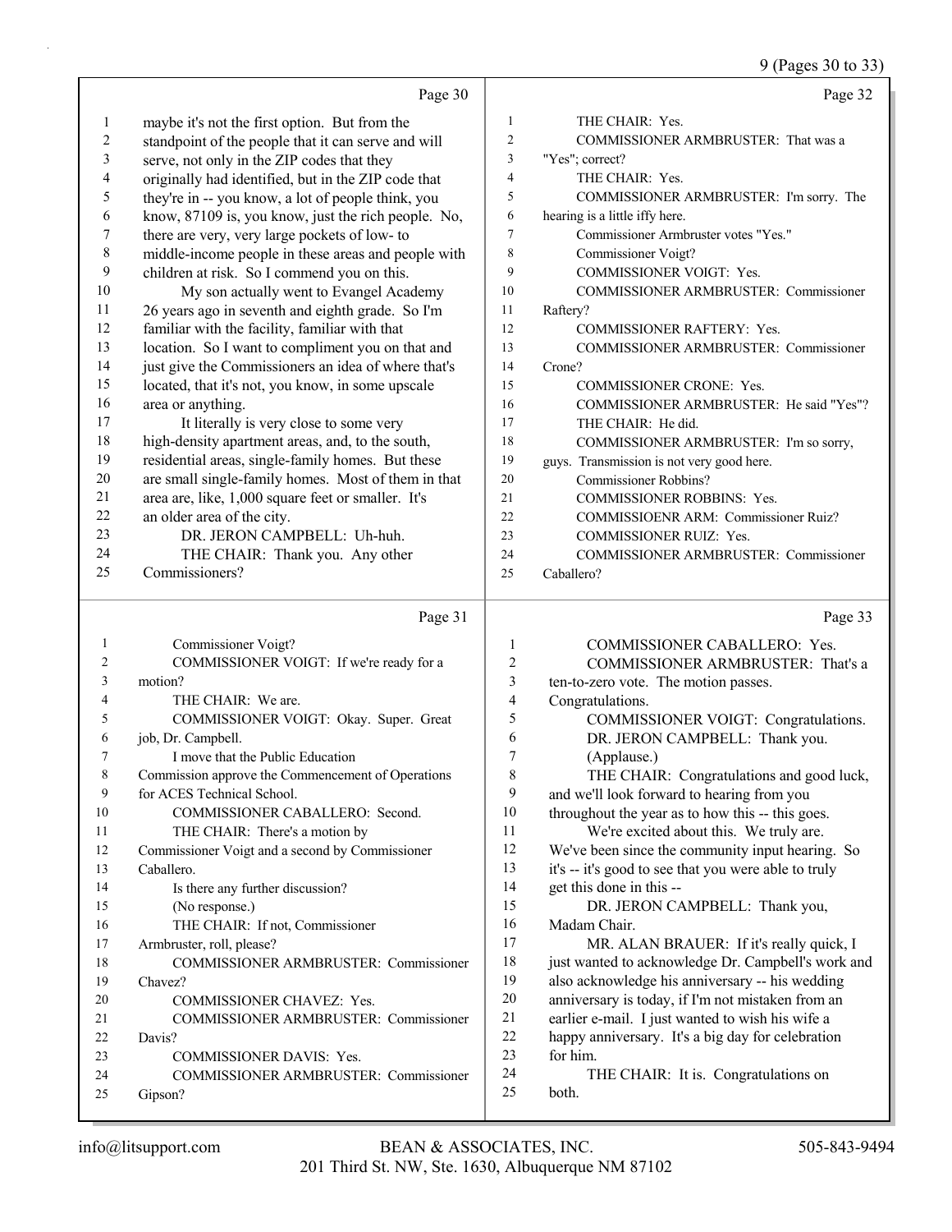Page 30

1 maybe it's not the first option. But from the
2 standpoint of the people that it can serve and will
3 serve, not only in the ZIP codes that they
4 originally had identified, but in the ZIP code that
5 they're in -- you know, a lot of people think, you
6 know, 87109 is, you know, just the rich people. No,
7 there are very, very large pockets of low- to
8 middle-income people in these areas and people with
9 children at risk. So I commend you on this.
10 My son actually went to Evangel Academy
11 26 years ago in seventh and eighth grade. So I'm
12 familiar with the facility, familiar with that
13 location. So I want to compliment you on that and
14 just give the Commissioners an idea of where that's
15 located, that it's not, you know, in some upscale
16 area or anything.
17 It literally is very close to some very
18 high-density apartment areas, and, to the south,
19 residential areas, single-family homes. But these
20 are small single-family homes. Most of them in that
21 area are, like, 1,000 square feet or smaller. It's
22 an older area of the city.
23 DR. JERON CAMPBELL: Uh-huh.
24 THE CHAIR: Thank you. Any other
25 Commissioners?

Page 31

1 Commissioner Voigt?
2 COMMISSIONER VOIGT: If we're ready for a
3 motion?
4 THE CHAIR: We are.
5 COMMISSIONER VOIGT: Okay. Super. Great
6 job, Dr. Campbell.
7 I move that the Public Education
8 Commission approve the Commencement of Operations
9 for ACES Technical School.
10 COMMISSIONER CABALLERO: Second.
11 THE CHAIR: There's a motion by
12 Commissioner Voigt and a second by Commissioner
13 Caballero.
14 Is there any further discussion?
15 (No response.)
16 THE CHAIR: If not, Commissioner
17 Armbruster, roll, please?
18 COMMISSIONER ARMBRUSTER: Commissioner
19 Chavez?
20 COMMISSIONER CHAVEZ: Yes.
21 COMMISSIONER ARMBRUSTER: Commissioner
22 Davis?
23 COMMISSIONER DAVIS: Yes.
24 COMMISSIONER ARMBRUSTER: Commissioner
25 Gipson?

Page 32

1 THE CHAIR: Yes.
2 COMMISSIONER ARMBRUSTER: That was a
3 "Yes"; correct?
4 THE CHAIR: Yes.
5 COMMISSIONER ARMBRUSTER: I'm sorry. The
6 hearing is a little iffy here.
7 Commissioner Armbruster votes "Yes."
8 Commissioner Voigt?
9 COMMISSIONER VOIGT: Yes.
10 COMMISSIONER ARMBRUSTER: Commissioner
11 Raftery?
12 COMMISSIONER RAFTERY: Yes.
13 COMMISSIONER ARMBRUSTER: Commissioner
14 Crone?
15 COMMISSIONER CRONE: Yes.
16 COMMISSIONER ARMBRUSTER: He said "Yes"?
17 THE CHAIR: He did.
18 COMMISSIONER ARMBRUSTER: I'm so sorry,
19 guys. Transmission is not very good here.
20 Commissioner Robbins?
21 COMMISSIONER ROBBINS: Yes.
22 COMMISSIOENR ARM: Commissioner Ruiz?
23 COMMISSIONER RUIZ: Yes.
24 COMMISSIONER ARMBRUSTER: Commissioner
25 Caballero?

Page 33

1 COMMISSIONER CABALLERO: Yes.
2 COMMISSIONER ARMBRUSTER: That's a
3 ten-to-zero vote. The motion passes.
4 Congratulations.
5 COMMISSIONER VOIGT: Congratulations.
6 DR. JERON CAMPBELL: Thank you.
7 (Applause.)
8 THE CHAIR: Congratulations and good luck,
9 and we'll look forward to hearing from you
10 throughout the year as to how this -- this goes.
11 We're excited about this. We truly are.
12 We've been since the community input hearing. So
13 it's -- it's good to see that you were able to truly
14 get this done in this --
15 DR. JERON CAMPBELL: Thank you,
16 Madam Chair.
17 MR. ALAN BRAUER: If it's really quick, I
18 just wanted to acknowledge Dr. Campbell's work and
19 also acknowledge his anniversary -- his wedding
20 anniversary is today, if I'm not mistaken from an
21 earlier e-mail. I just wanted to wish his wife a
22 happy anniversary. It's a big day for celebration
23 for him.
24 THE CHAIR: It is. Congratulations on
25 both.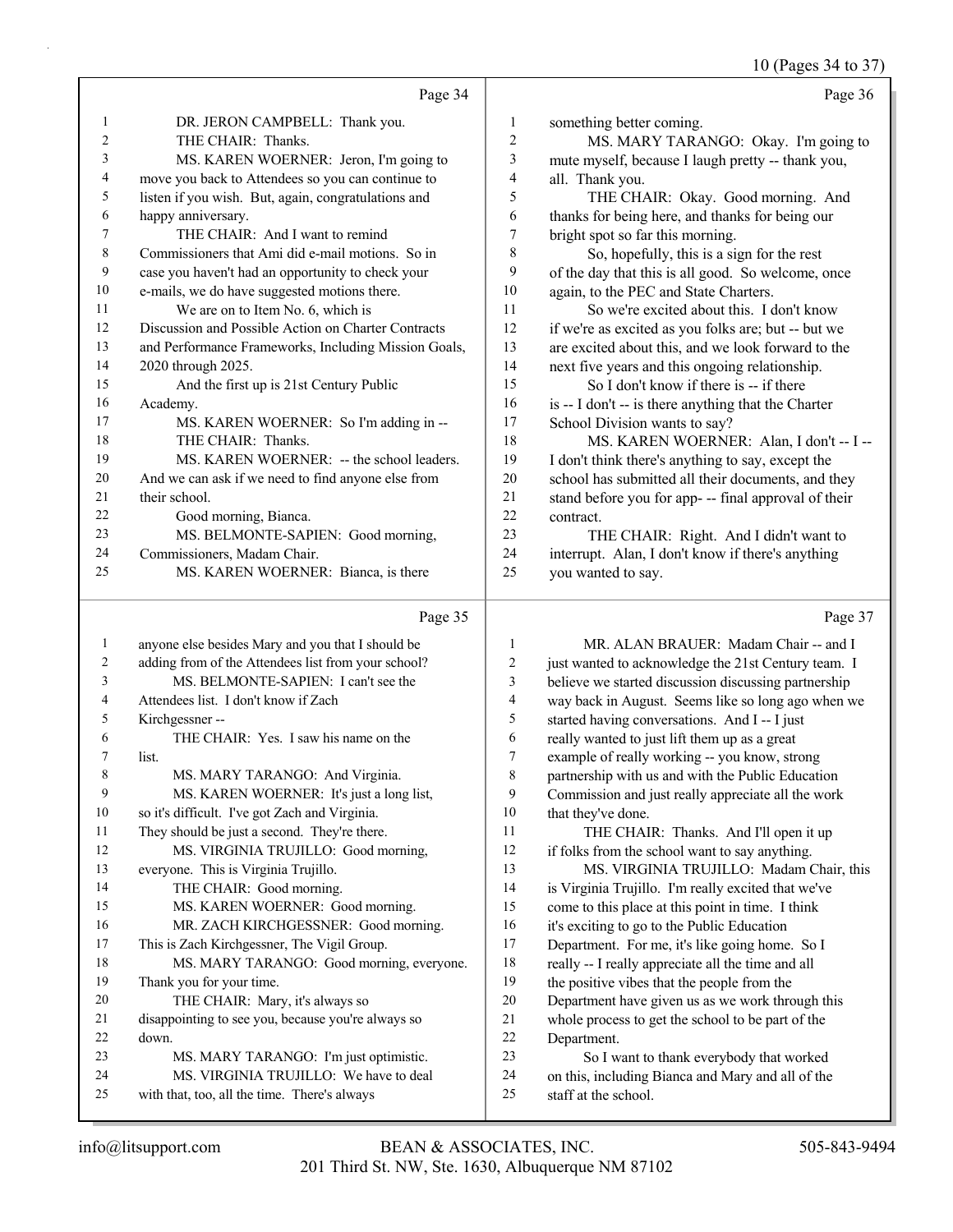Page 34

1 DR. JERON CAMPBELL: Thank you.
2 THE CHAIR: Thanks.
3 MS. KAREN WOERNER: Jeron, I'm going to
4 move you back to Attendees so you can continue to
5 listen if you wish. But, again, congratulations and
6 happy anniversary.
7 THE CHAIR: And I want to remind
8 Commissioners that Ami did e-mail motions. So in
9 case you haven't had an opportunity to check your
10 e-mails, we do have suggested motions there.
11 We are on to Item No. 6, which is
12 Discussion and Possible Action on Charter Contracts
13 and Performance Frameworks, Including Mission Goals,
14 2020 through 2025.
15 And the first up is 21st Century Public
16 Academy.
17 MS. KAREN WOERNER: So I'm adding in --
18 THE CHAIR: Thanks.
19 MS. KAREN WOERNER: -- the school leaders.
20 And we can ask if we need to find anyone else from
21 their school.
22 Good morning, Bianca.
23 MS. BELMONTE-SAPIEN: Good morning,
24 Commissioners, Madam Chair.
25 MS. KAREN WOERNER: Bianca, is there

Page 35

1 anyone else besides Mary and you that I should be
2 adding from of the Attendees list from your school?
3 MS. BELMONTE-SAPIEN: I can't see the
4 Attendees list. I don't know if Zach
5 Kirchgessner --
6 THE CHAIR: Yes. I saw his name on the
7 list.
8 MS. MARY TARANGO: And Virginia.
9 MS. KAREN WOERNER: It's just a long list,
10 so it's difficult. I've got Zach and Virginia.
11 They should be just a second. They're there.
12 MS. VIRGINIA TRUJILLO: Good morning,
13 everyone. This is Virginia Trujillo.
14 THE CHAIR: Good morning.
15 MS. KAREN WOERNER: Good morning.
16 MR. ZACH KIRCHGESSNER: Good morning.
17 This is Zach Kirchgessner, The Vigil Group.
18 MS. MARY TARANGO: Good morning, everyone.
19 Thank you for your time.
20 THE CHAIR: Mary, it's always so
21 disappointing to see you, because you're always so
22 down.
23 MS. MARY TARANGO: I'm just optimistic.
24 MS. VIRGINIA TRUJILLO: We have to deal
25 with that, too, all the time. There's always

Page 36

1 something better coming.
2 MS. MARY TARANGO: Okay. I'm going to
3 mute myself, because I laugh pretty -- thank you,
4 all. Thank you.
5 THE CHAIR: Okay. Good morning. And
6 thanks for being here, and thanks for being our
7 bright spot so far this morning.
8 So, hopefully, this is a sign for the rest
9 of the day that this is all good. So welcome, once
10 again, to the PEC and State Charters.
11 So we're excited about this. I don't know
12 if we're as excited as you folks are; but -- but we
13 are excited about this, and we look forward to the
14 next five years and this ongoing relationship.
15 So I don't know if there is -- if there
16 is -- I don't -- is there anything that the Charter
17 School Division wants to say?
18 MS. KAREN WOERNER: Alan, I don't -- I --
19 I don't think there's anything to say, except the
20 school has submitted all their documents, and they
21 stand before you for app- -- final approval of their
22 contract.
23 THE CHAIR: Right. And I didn't want to
24 interrupt. Alan, I don't know if there's anything
25 you wanted to say.

Page 37

1 MR. ALAN BRAUER: Madam Chair -- and I
2 just wanted to acknowledge the 21st Century team. I
3 believe we started discussion discussing partnership
4 way back in August. Seems like so long ago when we
5 started having conversations. And I -- I just
6 really wanted to just lift them up as a great
7 example of really working -- you know, strong
8 partnership with us and with the Public Education
9 Commission and just really appreciate all the work
10 that they've done.
11 THE CHAIR: Thanks. And I'll open it up
12 if folks from the school want to say anything.
13 MS. VIRGINIA TRUJILLO: Madam Chair, this
14 is Virginia Trujillo. I'm really excited that we've
15 come to this place at this point in time. I think
16 it's exciting to go to the Public Education
17 Department. For me, it's like going home. So I
18 really -- I really appreciate all the time and all
19 the positive vibes that the people from the
20 Department have given us as we work through this
21 whole process to get the school to be part of the
22 Department.
23 So I want to thank everybody that worked
24 on this, including Bianca and Mary and all of the
25 staff at the school.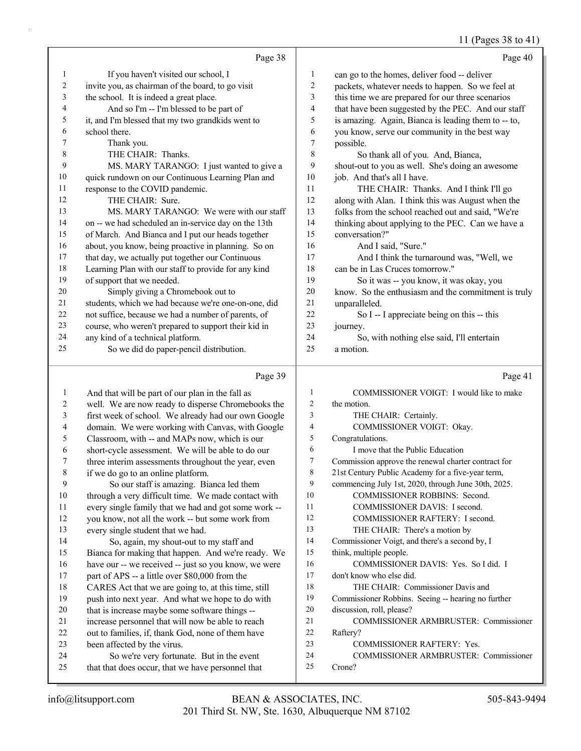Page 38

1 If you haven't visited our school, I
2 invite you, as chairman of the board, to go visit
3 the school. It is indeed a great place.
4 And so I'm -- I'm blessed to be part of
5 it, and I'm blessed that my two grandkids went to
6 school there.
7 Thank you.
8 THE CHAIR: Thanks.
9 MS. MARY TARANGO: I just wanted to give a
10 quick rundown on our Continuous Learning Plan and
11 response to the COVID pandemic.
12 THE CHAIR: Sure.
13 MS. MARY TARANGO: We were with our staff
14 on -- we had scheduled an in-service day on the 13th
15 of March. And Bianca and I put our heads together
16 about, you know, being proactive in planning. So on
17 that day, we actually put together our Continuous
18 Learning Plan with our staff to provide for any kind
19 of support that we needed.
20 Simply giving a Chromebook out to
21 students, which we had because we're one-on-one, did
22 not suffice, because we had a number of parents, of
23 course, who weren't prepared to support their kid in
24 any kind of a technical platform.
25 So we did do paper-pencil distribution.

Page 39

1 And that will be part of our plan in the fall as
2 well. We are now ready to disperse Chromebooks the
3 first week of school. We already had our own Google
4 domain. We were working with Canvas, with Google
5 Classroom, with -- and MAPs now, which is our
6 short-cycle assessment. We will be able to do our
7 three interim assessments throughout the year, even
8 if we do go to an online platform.
9 So our staff is amazing. Bianca led them
10 through a very difficult time. We made contact with
11 every single family that we had and got some work --
12 you know, not all the work -- but some work from
13 every single student that we had.
14 So, again, my shout-out to my staff and
15 Bianca for making that happen. And we're ready. We
16 have our -- we received -- just so you know, we were
17 part of APS -- a little over $80,000 from the
18 CARES Act that we are going to, at this time, still
19 push into next year. And what we hope to do with
20 that is increase maybe some software things --
21 increase personnel that will now be able to reach
22 out to families, if, thank God, none of them have
23 been affected by the virus.
24 So we're very fortunate. But in the event
25 that that does occur, that we have personnel that

Page 40

1 can go to the homes, deliver food -- deliver
2 packets, whatever needs to happen. So we feel at
3 this time we are prepared for our three scenarios
4 that have been suggested by the PEC. And our staff
5 is amazing. Again, Bianca is leading them to -- to,
6 you know, serve our community in the best way
7 possible.
8 So thank all of you. And, Bianca,
9 shout-out to you as well. She's doing an awesome
10 job. And that's all I have.
11 THE CHAIR: Thanks. And I think I'll go
12 along with Alan. I think this was August when the
13 folks from the school reached out and said, "We're
14 thinking about applying to the PEC. Can we have a
15 conversation?"
16 And I said, "Sure."
17 And I think the turnaround was, "Well, we
18 can be in Las Cruces tomorrow."
19 So it was -- you know, it was okay, you
20 know. So the enthusiasm and the commitment is truly
21 unparalleled.
22 So I -- I appreciate being on this -- this
23 journey.
24 So, with nothing else said, I'll entertain
25 a motion.

Page 41

1 COMMISSIONER VOIGT: I would like to make
2 the motion.
3 THE CHAIR: Certainly.
4 COMMISSIONER VOIGT: Okay.
5 Congratulations.
6 I move that the Public Education
7 Commission approve the renewal charter contract for
8 21st Century Public Academy for a five-year term,
9 commencing July 1st, 2020, through June 30th, 2025.
10 COMMISSIONER ROBBINS: Second.
11 COMMISSIONER DAVIS: I second.
12 COMMISSIONER RAFTERY: I second.
13 THE CHAIR: There's a motion by
14 Commissioner Voigt, and there's a second by, I
15 think, multiple people.
16 COMMISSIONER DAVIS: Yes. So I did. I
17 don't know who else did.
18 THE CHAIR: Commissioner Davis and
19 Commissioner Robbins. Seeing -- hearing no further
20 discussion, roll, please?
21 COMMISSIONER ARMBRUSTER: Commissioner
22 Raftery?
23 COMMISSIONER RAFTERY: Yes.
24 COMMISSIONER ARMBRUSTER: Commissioner
25 Crone?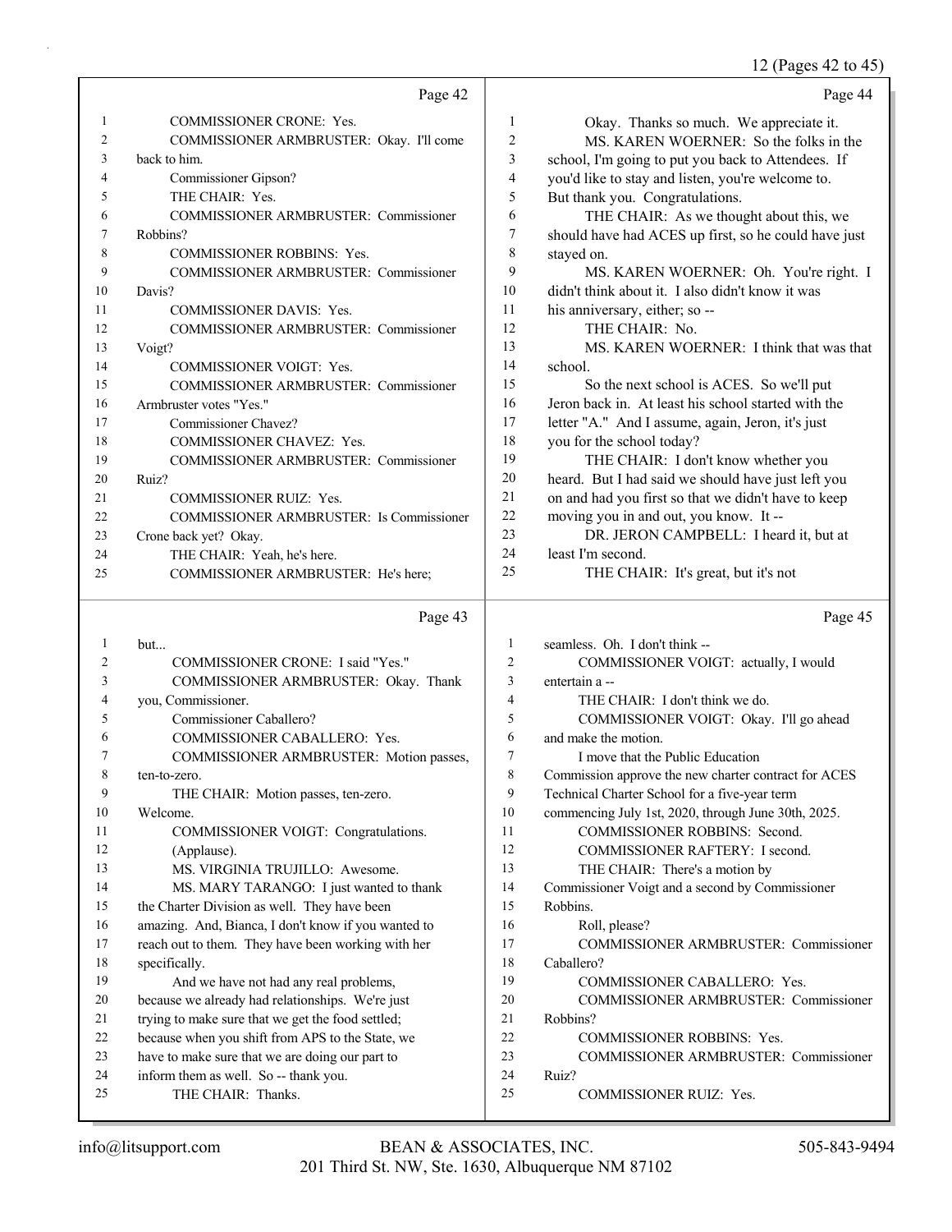Page 42

1 COMMISSIONER CRONE: Yes.
2 COMMISSIONER ARMBRUSTER: Okay. I'll come
3 back to him.
4 Commissioner Gipson?
5 THE CHAIR: Yes.
6 COMMISSIONER ARMBRUSTER: Commissioner
7 Robbins?
8 COMMISSIONER ROBBINS: Yes.
9 COMMISSIONER ARMBRUSTER: Commissioner
10 Davis?
11 COMMISSIONER DAVIS: Yes.
12 COMMISSIONER ARMBRUSTER: Commissioner
13 Voigt?
14 COMMISSIONER VOIGT: Yes.
15 COMMISSIONER ARMBRUSTER: Commissioner
16 Armbruster votes "Yes."
17 Commissioner Chavez?
18 COMMISSIONER CHAVEZ: Yes.
19 COMMISSIONER ARMBRUSTER: Commissioner
20 Ruiz?
21 COMMISSIONER RUIZ: Yes.
22 COMMISSIONER ARMBRUSTER: Is Commissioner
23 Crone back yet? Okay.
24 THE CHAIR: Yeah, he's here.
25 COMMISSIONER ARMBRUSTER: He's here;

Page 43

1 but...
2 COMMISSIONER CRONE: I said "Yes."
3 COMMISSIONER ARMBRUSTER: Okay. Thank
4 you, Commissioner.
5 Commissioner Caballero?
6 COMMISSIONER CABALLERO: Yes.
7 COMMISSIONER ARMBRUSTER: Motion passes,
8 ten-to-zero.
9 THE CHAIR: Motion passes, ten-zero.
10 Welcome.
11 COMMISSIONER VOIGT: Congratulations.
12 (Applause).
13 MS. VIRGINIA TRUJILLO: Awesome.
14 MS. MARY TARANGO: I just wanted to thank
15 the Charter Division as well. They have been
16 amazing. And, Bianca, I don't know if you wanted to
17 reach out to them. They have been working with her
18 specifically.
19 And we have not had any real problems,
20 because we already had relationships. We're just
21 trying to make sure that we get the food settled;
22 because when you shift from APS to the State, we
23 have to make sure that we are doing our part to
24 inform them as well. So -- thank you.
25 THE CHAIR: Thanks.

Page 44

1 Okay. Thanks so much. We appreciate it.
2 MS. KAREN WOERNER: So the folks in the
3 school, I'm going to put you back to Attendees. If
4 you'd like to stay and listen, you're welcome to.
5 But thank you. Congratulations.
6 THE CHAIR: As we thought about this, we
7 should have had ACES up first, so he could have just
8 stayed on.
9 MS. KAREN WOERNER: Oh. You're right. I
10 didn't think about it. I also didn't know it was
11 his anniversary, either; so --
12 THE CHAIR: No.
13 MS. KAREN WOERNER: I think that was that
14 school.
15 So the next school is ACES. So we'll put
16 Jeron back in. At least his school started with the
17 letter "A." And I assume, again, Jeron, it's just
18 you for the school today?
19 THE CHAIR: I don't know whether you
20 heard. But I had said we should have just left you
21 on and had you first so that we didn't have to keep
22 moving you in and out, you know. It --
23 DR. JERON CAMPBELL: I heard it, but at
24 least I'm second.
25 THE CHAIR: It's great, but it's not

Page 45

1 seamless. Oh. I don't think --
2 COMMISSIONER VOIGT: actually, I would
3 entertain a --
4 THE CHAIR: I don't think we do.
5 COMMISSIONER VOIGT: Okay. I'll go ahead
6 and make the motion.
7 I move that the Public Education
8 Commission approve the new charter contract for ACES
9 Technical Charter School for a five-year term
10 commencing July 1st, 2020, through June 30th, 2025.
11 COMMISSIONER ROBBINS: Second.
12 COMMISSIONER RAFTERY: I second.
13 THE CHAIR: There's a motion by
14 Commissioner Voigt and a second by Commissioner
15 Robbins.
16 Roll, please?
17 COMMISSIONER ARMBRUSTER: Commissioner
18 Caballero?
19 COMMISSIONER CABALLERO: Yes.
20 COMMISSIONER ARMBRUSTER: Commissioner
21 Robbins?
22 COMMISSIONER ROBBINS: Yes.
23 COMMISSIONER ARMBRUSTER: Commissioner
24 Ruiz?
25 COMMISSIONER RUIZ: Yes.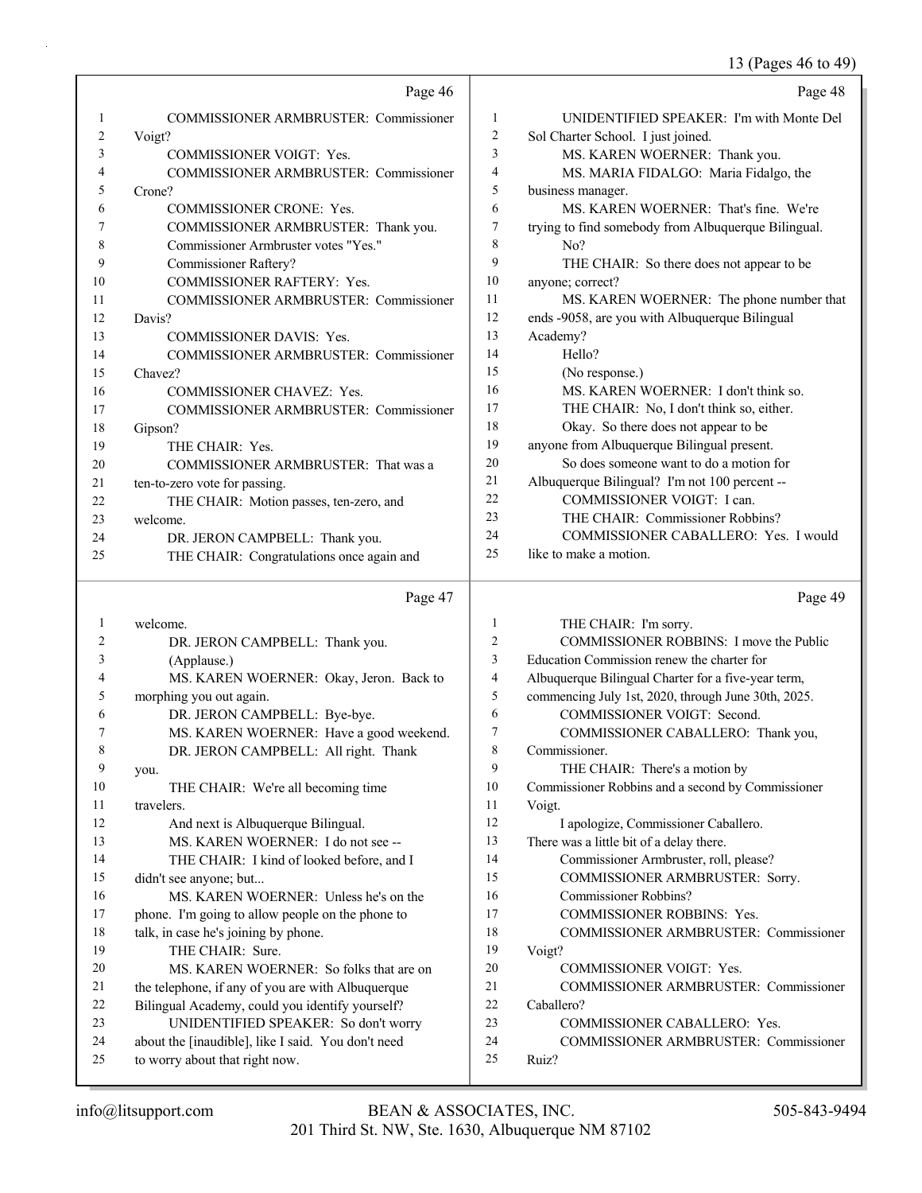Page 46

1 COMMISSIONER ARMBRUSTER: Commissioner
2 Voigt?
3 COMMISSIONER VOIGT: Yes.
4 COMMISSIONER ARMBRUSTER: Commissioner
5 Crone?
6 COMMISSIONER CRONE: Yes.
7 COMMISSIONER ARMBRUSTER: Thank you.
8 Commissioner Armbruster votes "Yes."
9 Commissioner Raftery?
10 COMMISSIONER RAFTERY: Yes.
11 COMMISSIONER ARMBRUSTER: Commissioner
12 Davis?
13 COMMISSIONER DAVIS: Yes.
14 COMMISSIONER ARMBRUSTER: Commissioner
15 Chavez?
16 COMMISSIONER CHAVEZ: Yes.
17 COMMISSIONER ARMBRUSTER: Commissioner
18 Gipson?
19 THE CHAIR: Yes.
20 COMMISSIONER ARMBRUSTER: That was a
21 ten-to-zero vote for passing.
22 THE CHAIR: Motion passes, ten-zero, and
23 welcome.
24 DR. JERON CAMPBELL: Thank you.
25 THE CHAIR: Congratulations once again and

Page 47

1 welcome.
2 DR. JERON CAMPBELL: Thank you.
3 (Applause.)
4 MS. KAREN WOERNER: Okay, Jeron. Back to
5 morphing you out again.
6 DR. JERON CAMPBELL: Bye-bye.
7 MS. KAREN WOERNER: Have a good weekend.
8 DR. JERON CAMPBELL: All right. Thank
9 you.
10 THE CHAIR: We're all becoming time
11 travelers.
12 And next is Albuquerque Bilingual.
13 MS. KAREN WOERNER: I do not see --
14 THE CHAIR: I kind of looked before, and I
15 didn't see anyone; but...
16 MS. KAREN WOERNER: Unless he's on the
17 phone. I'm going to allow people on the phone to
18 talk, in case he's joining by phone.
19 THE CHAIR: Sure.
20 MS. KAREN WOERNER: So folks that are on
21 the telephone, if any of you are with Albuquerque
22 Bilingual Academy, could you identify yourself?
23 UNIDENTIFIED SPEAKER: So don't worry
24 about the [inaudible], like I said. You don't need
25 to worry about that right now.

Page 48

1 UNIDENTIFIED SPEAKER: I'm with Monte Del
2 Sol Charter School. I just joined.
3 MS. KAREN WOERNER: Thank you.
4 MS. MARIA FIDALGO: Maria Fidalgo, the
5 business manager.
6 MS. KAREN WOERNER: That's fine. We're
7 trying to find somebody from Albuquerque Bilingual.
8 No?
9 THE CHAIR: So there does not appear to be
10 anyone; correct?
11 MS. KAREN WOERNER: The phone number that
12 ends -9058, are you with Albuquerque Bilingual
13 Academy?
14 Hello?
15 (No response.)
16 MS. KAREN WOERNER: I don't think so.
17 THE CHAIR: No, I don't think so, either.
18 Okay. So there does not appear to be
19 anyone from Albuquerque Bilingual present.
20 So does someone want to do a motion for
21 Albuquerque Bilingual? I'm not 100 percent --
22 COMMISSIONER VOIGT: I can.
23 THE CHAIR: Commissioner Robbins?
24 COMMISSIONER CABALLERO: Yes. I would
25 like to make a motion.

Page 49

1 THE CHAIR: I'm sorry.
2 COMMISSIONER ROBBINS: I move the Public
3 Education Commission renew the charter for
4 Albuquerque Bilingual Charter for a five-year term,
5 commencing July 1st, 2020, through June 30th, 2025.
6 COMMISSIONER VOIGT: Second.
7 COMMISSIONER CABALLERO: Thank you,
8 Commissioner.
9 THE CHAIR: There's a motion by
10 Commissioner Robbins and a second by Commissioner
11 Voigt.
12 I apologize, Commissioner Caballero.
13 There was a little bit of a delay there.
14 Commissioner Armbruster, roll, please?
15 COMMISSIONER ARMBRUSTER: Sorry.
16 Commissioner Robbins?
17 COMMISSIONER ROBBINS: Yes.
18 COMMISSIONER ARMBRUSTER: Commissioner
19 Voigt?
20 COMMISSIONER VOIGT: Yes.
21 COMMISSIONER ARMBRUSTER: Commissioner
22 Caballero?
23 COMMISSIONER CABALLERO: Yes.
24 COMMISSIONER ARMBRUSTER: Commissioner
25 Ruiz?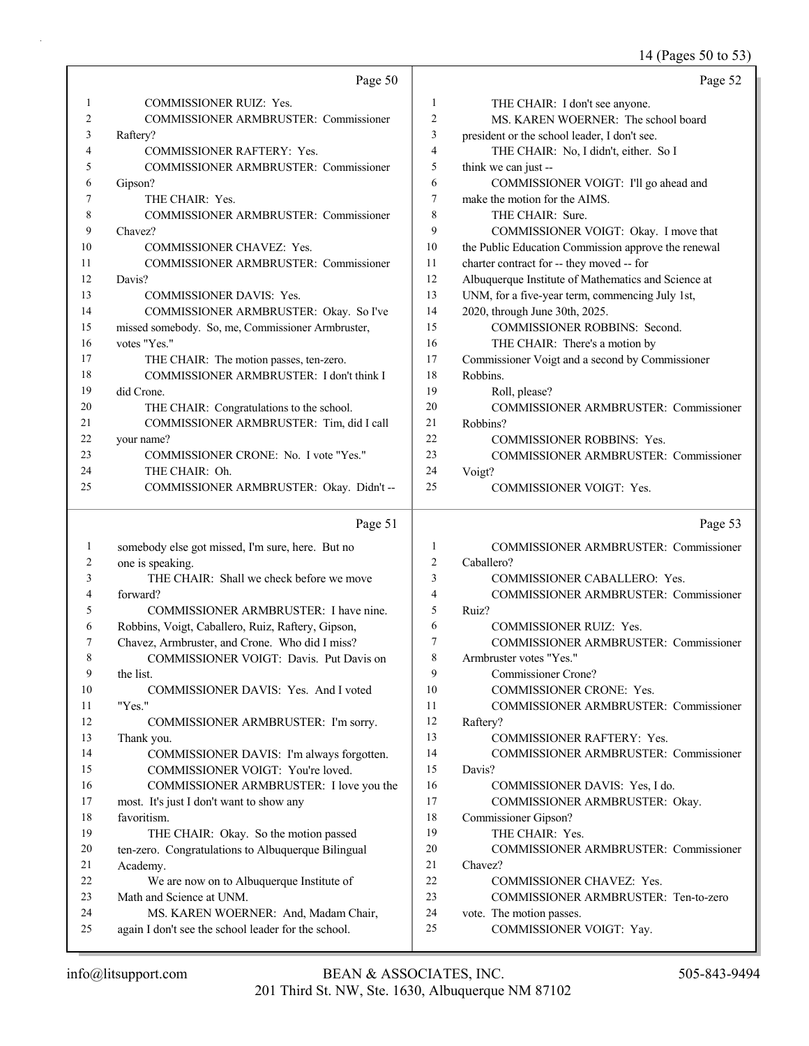Page 50

1 COMMISSIONER RUIZ: Yes.
2 COMMISSIONER ARMBRUSTER: Commissioner
3 Raftery?
4 COMMISSIONER RAFTERY: Yes.
5 COMMISSIONER ARMBRUSTER: Commissioner
6 Gipson?
7 THE CHAIR: Yes.
8 COMMISSIONER ARMBRUSTER: Commissioner
9 Chavez?
10 COMMISSIONER CHAVEZ: Yes.
11 COMMISSIONER ARMBRUSTER: Commissioner
12 Davis?
13 COMMISSIONER DAVIS: Yes.
14 COMMISSIONER ARMBRUSTER: Okay. So I've
15 missed somebody. So, me, Commissioner Armbruster,
16 votes "Yes."
17 THE CHAIR: The motion passes, ten-zero.
18 COMMISSIONER ARMBRUSTER: I don't think I
19 did Crone.
20 THE CHAIR: Congratulations to the school.
21 COMMISSIONER ARMBRUSTER: Tim, did I call
22 your name?
23 COMMISSIONER CRONE: No. I vote "Yes."
24 THE CHAIR: Oh.
25 COMMISSIONER ARMBRUSTER: Okay. Didn't --

Page 51

1 somebody else got missed, I'm sure, here. But no
2 one is speaking.
3 THE CHAIR: Shall we check before we move
4 forward?
5 COMMISSIONER ARMBRUSTER: I have nine.
6 Robbins, Voigt, Caballero, Ruiz, Raftery, Gipson,
7 Chavez, Armbruster, and Crone. Who did I miss?
8 COMMISSIONER VOIGT: Davis. Put Davis on
9 the list.
10 COMMISSIONER DAVIS: Yes. And I voted
11 "Yes."
12 COMMISSIONER ARMBRUSTER: I'm sorry.
13 Thank you.
14 COMMISSIONER DAVIS: I'm always forgotten.
15 COMMISSIONER VOIGT: You're loved.
16 COMMISSIONER ARMBRUSTER: I love you the
17 most. It's just I don't want to show any
18 favoritism.
19 THE CHAIR: Okay. So the motion passed
20 ten-zero. Congratulations to Albuquerque Bilingual
21 Academy.
22 We are now on to Albuquerque Institute of
23 Math and Science at UNM.
24 MS. KAREN WOERNER: And, Madam Chair,
25 again I don't see the school leader for the school.

Page 52

1 THE CHAIR: I don't see anyone.
2 MS. KAREN WOERNER: The school board
3 president or the school leader, I don't see.
4 THE CHAIR: No, I didn't, either. So I
5 think we can just --
6 COMMISSIONER VOIGT: I'll go ahead and
7 make the motion for the AIMS.
8 THE CHAIR: Sure.
9 COMMISSIONER VOIGT: Okay. I move that
10 the Public Education Commission approve the renewal
11 charter contract for -- they moved -- for
12 Albuquerque Institute of Mathematics and Science at
13 UNM, for a five-year term, commencing July 1st,
14 2020, through June 30th, 2025.
15 COMMISSIONER ROBBINS: Second.
16 THE CHAIR: There's a motion by
17 Commissioner Voigt and a second by Commissioner
18 Robbins.
19 Roll, please?
20 COMMISSIONER ARMBRUSTER: Commissioner
21 Robbins?
22 COMMISSIONER ROBBINS: Yes.
23 COMMISSIONER ARMBRUSTER: Commissioner
24 Voigt?
25 COMMISSIONER VOIGT: Yes.

Page 53

1 COMMISSIONER ARMBRUSTER: Commissioner
2 Caballero?
3 COMMISSIONER CABALLERO: Yes.
4 COMMISSIONER ARMBRUSTER: Commissioner
5 Ruiz?
6 COMMISSIONER RUIZ: Yes.
7 COMMISSIONER ARMBRUSTER: Commissioner
8 Armbruster votes "Yes."
9 Commissioner Crone?
10 COMMISSIONER CRONE: Yes.
11 COMMISSIONER ARMBRUSTER: Commissioner
12 Raftery?
13 COMMISSIONER RAFTERY: Yes.
14 COMMISSIONER ARMBRUSTER: Commissioner
15 Davis?
16 COMMISSIONER DAVIS: Yes, I do.
17 COMMISSIONER ARMBRUSTER: Okay.
18 Commissioner Gipson?
19 THE CHAIR: Yes.
20 COMMISSIONER ARMBRUSTER: Commissioner
21 Chavez?
22 COMMISSIONER CHAVEZ: Yes.
23 COMMISSIONER ARMBRUSTER: Ten-to-zero
24 vote. The motion passes.
25 COMMISSIONER VOIGT: Yay.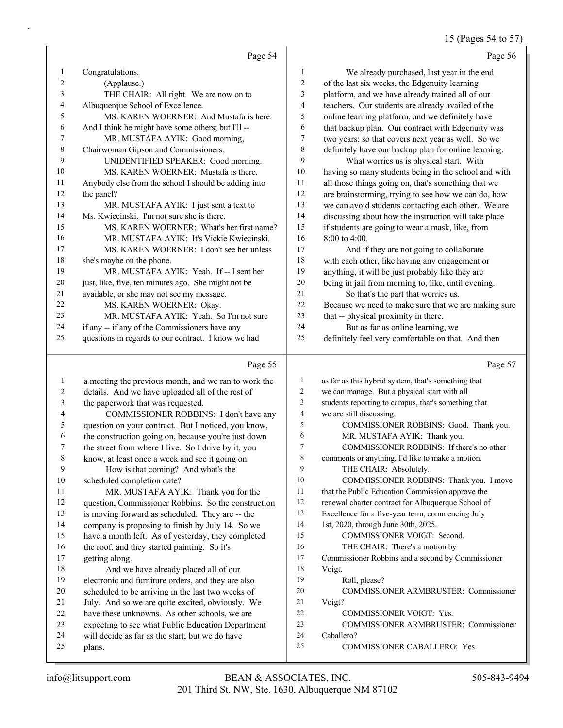Page 54

1 Congratulations.
2 (Applause.)
3 THE CHAIR: All right. We are now on to
4 Albuquerque School of Excellence.
5 MS. KAREN WOERNER: And Mustafa is here.
6 And I think he might have some others; but I'll --
7 MR. MUSTAFA AYIK: Good morning,
8 Chairwoman Gipson and Commissioners.
9 UNIDENTIFIED SPEAKER: Good morning.
10 MS. KAREN WOERNER: Mustafa is there.
11 Anybody else from the school I should be adding into
12 the panel?
13 MR. MUSTAFA AYIK: I just sent a text to
14 Ms. Kwiecinski. I'm not sure she is there.
15 MS. KAREN WOERNER: What's her first name?
16 MR. MUSTAFA AYIK: It's Vickie Kwiecinski.
17 MS. KAREN WOERNER: I don't see her unless
18 she's maybe on the phone.
19 MR. MUSTAFA AYIK: Yeah. If -- I sent her
20 just, like, five, ten minutes ago. She might not be
21 available, or she may not see my message.
22 MS. KAREN WOERNER: Okay.
23 MR. MUSTAFA AYIK: Yeah. So I'm not sure
24 if any -- if any of the Commissioners have any
25 questions in regards to our contract. I know we had

Page 55

1 a meeting the previous month, and we ran to work the
2 details. And we have uploaded all of the rest of
3 the paperwork that was requested.
4 COMMISSIONER ROBBINS: I don't have any
5 question on your contract. But I noticed, you know,
6 the construction going on, because you're just down
7 the street from where I live. So I drive by it, you
8 know, at least once a week and see it going on.
9 How is that coming? And what's the
10 scheduled completion date?
11 MR. MUSTAFA AYIK: Thank you for the
12 question, Commissioner Robbins. So the construction
13 is moving forward as scheduled. They are -- the
14 company is proposing to finish by July 14. So we
15 have a month left. As of yesterday, they completed
16 the roof, and they started painting. So it's
17 getting along.
18 And we have already placed all of our
19 electronic and furniture orders, and they are also
20 scheduled to be arriving in the last two weeks of
21 July. And so we are quite excited, obviously. We
22 have these unknowns. As other schools, we are
23 expecting to see what Public Education Department
24 will decide as far as the start; but we do have
25 plans.

Page 56

1 We already purchased, last year in the end
2 of the last six weeks, the Edgenuity learning
3 platform, and we have already trained all of our
4 teachers. Our students are already availed of the
5 online learning platform, and we definitely have
6 that backup plan. Our contract with Edgenuity was
7 two years; so that covers next year as well. So we
8 definitely have our backup plan for online learning.
9 What worries us is physical start. With
10 having so many students being in the school and with
11 all those things going on, that's something that we
12 are brainstorming, trying to see how we can do, how
13 we can avoid students contacting each other. We are
14 discussing about how the instruction will take place
15 if students are going to wear a mask, like, from
16 8:00 to 4:00.
17 And if they are not going to collaborate
18 with each other, like having any engagement or
19 anything, it will be just probably like they are
20 being in jail from morning to, like, until evening.
21 So that's the part that worries us.
22 Because we need to make sure that we are making sure
23 that -- physical proximity in there.
24 But as far as online learning, we
25 definitely feel very comfortable on that. And then

Page 57

1 as far as this hybrid system, that's something that
2 we can manage. But a physical start with all
3 students reporting to campus, that's something that
4 we are still discussing.
5 COMMISSIONER ROBBINS: Good. Thank you.
6 MR. MUSTAFA AYIK: Thank you.
7 COMMISSIONER ROBBINS: If there's no other
8 comments or anything, I'd like to make a motion.
9 THE CHAIR: Absolutely.
10 COMMISSIONER ROBBINS: Thank you. I move
11 that the Public Education Commission approve the
12 renewal charter contract for Albuquerque School of
13 Excellence for a five-year term, commencing July
14 1st, 2020, through June 30th, 2025.
15 COMMISSIONER VOIGT: Second.
16 THE CHAIR: There's a motion by
17 Commissioner Robbins and a second by Commissioner
18 Voigt.
19 Roll, please?
20 COMMISSIONER ARMBRUSTER: Commissioner
21 Voigt?
22 COMMISSIONER VOIGT: Yes.
23 COMMISSIONER ARMBRUSTER: Commissioner
24 Caballero?
25 COMMISSIONER CABALLERO: Yes.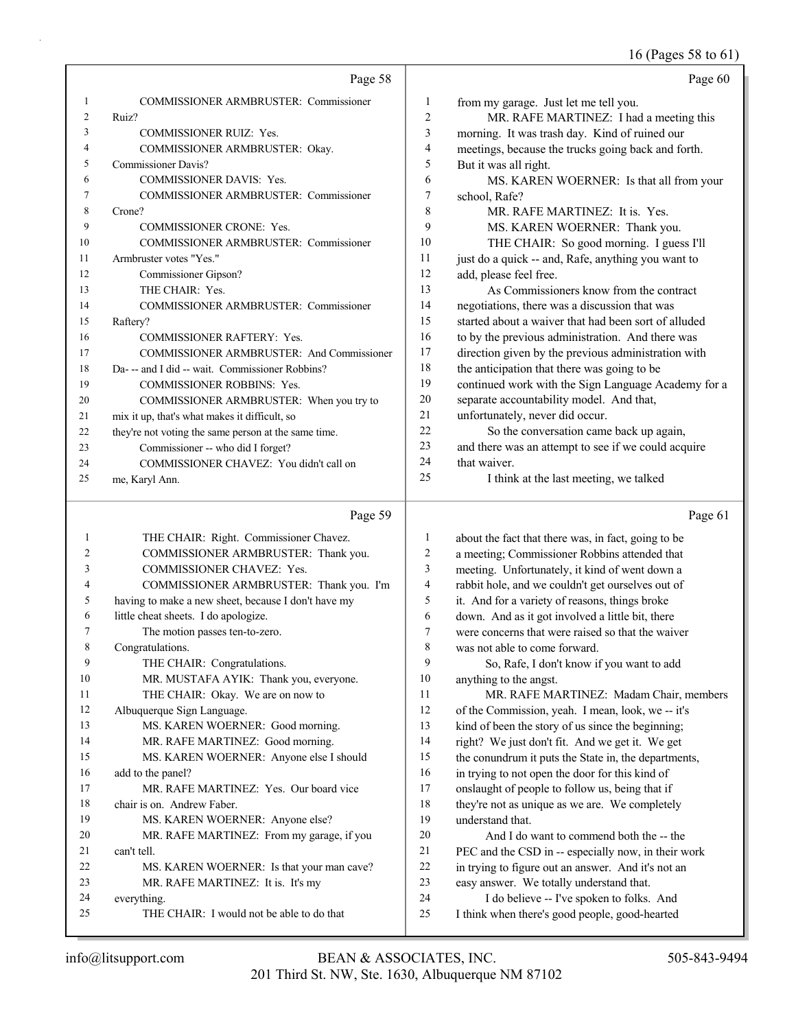Page 58

1 COMMISSIONER ARMBRUSTER: Commissioner
2 Ruiz?
3 COMMISSIONER RUIZ: Yes.
4 COMMISSIONER ARMBRUSTER: Okay.
5 Commissioner Davis?
6 COMMISSIONER DAVIS: Yes.
7 COMMISSIONER ARMBRUSTER: Commissioner
8 Crone?
9 COMMISSIONER CRONE: Yes.
10 COMMISSIONER ARMBRUSTER: Commissioner
11 Armbruster votes "Yes."
12 Commissioner Gipson?
13 THE CHAIR: Yes.
14 COMMISSIONER ARMBRUSTER: Commissioner
15 Raftery?
16 COMMISSIONER RAFTERY: Yes.
17 COMMISSIONER ARMBRUSTER: And Commissioner
18 Da- -- and I did -- wait. Commissioner Robbins?
19 COMMISSIONER ROBBINS: Yes.
20 COMMISSIONER ARMBRUSTER: When you try to
21 mix it up, that's what makes it difficult, so
22 they're not voting the same person at the same time.
23 Commissioner -- who did I forget?
24 COMMISSIONER CHAVEZ: You didn't call on
25 me, Karyl Ann.

Page 59

1 THE CHAIR: Right. Commissioner Chavez.
2 COMMISSIONER ARMBRUSTER: Thank you.
3 COMMISSIONER CHAVEZ: Yes.
4 COMMISSIONER ARMBRUSTER: Thank you. I'm
5 having to make a new sheet, because I don't have my
6 little cheat sheets. I do apologize.
7 The motion passes ten-to-zero.
8 Congratulations.
9 THE CHAIR: Congratulations.
10 MR. MUSTAFA AYIK: Thank you, everyone.
11 THE CHAIR: Okay. We are on now to
12 Albuquerque Sign Language.
13 MS. KAREN WOERNER: Good morning.
14 MR. RAFE MARTINEZ: Good morning.
15 MS. KAREN WOERNER: Anyone else I should
16 add to the panel?
17 MR. RAFE MARTINEZ: Yes. Our board vice
18 chair is on. Andrew Faber.
19 MS. KAREN WOERNER: Anyone else?
20 MR. RAFE MARTINEZ: From my garage, if you
21 can't tell.
22 MS. KAREN WOERNER: Is that your man cave?
23 MR. RAFE MARTINEZ: It is. It's my
24 everything.
25 THE CHAIR: I would not be able to do that

Page 60

1 from my garage. Just let me tell you.
2 MR. RAFE MARTINEZ: I had a meeting this
3 morning. It was trash day. Kind of ruined our
4 meetings, because the trucks going back and forth.
5 But it was all right.
6 MS. KAREN WOERNER: Is that all from your
7 school, Rafe?
8 MR. RAFE MARTINEZ: It is. Yes.
9 MS. KAREN WOERNER: Thank you.
10 THE CHAIR: So good morning. I guess I'll
11 just do a quick -- and, Rafe, anything you want to
12 add, please feel free.
13 As Commissioners know from the contract
14 negotiations, there was a discussion that was
15 started about a waiver that had been sort of alluded
16 to by the previous administration. And there was
17 direction given by the previous administration with
18 the anticipation that there was going to be
19 continued work with the Sign Language Academy for a
20 separate accountability model. And that,
21 unfortunately, never did occur.
22 So the conversation came back up again,
23 and there was an attempt to see if we could acquire
24 that waiver.
25 I think at the last meeting, we talked

Page 61

1 about the fact that there was, in fact, going to be
2 a meeting; Commissioner Robbins attended that
3 meeting. Unfortunately, it kind of went down a
4 rabbit hole, and we couldn't get ourselves out of
5 it. And for a variety of reasons, things broke
6 down. And as it got involved a little bit, there
7 were concerns that were raised so that the waiver
8 was not able to come forward.
9 So, Rafe, I don't know if you want to add
10 anything to the angst.
11 MR. RAFE MARTINEZ: Madam Chair, members
12 of the Commission, yeah. I mean, look, we -- it's
13 kind of been the story of us since the beginning;
14 right? We just don't fit. And we get it. We get
15 the conundrum it puts the State in, the departments,
16 in trying to not open the door for this kind of
17 onslaught of people to follow us, being that if
18 they're not as unique as we are. We completely
19 understand that.
20 And I do want to commend both the -- the
21 PEC and the CSD in -- especially now, in their work
22 in trying to figure out an answer. And it's not an
23 easy answer. We totally understand that.
24 I do believe -- I've spoken to folks. And
25 I think when there's good people, good-hearted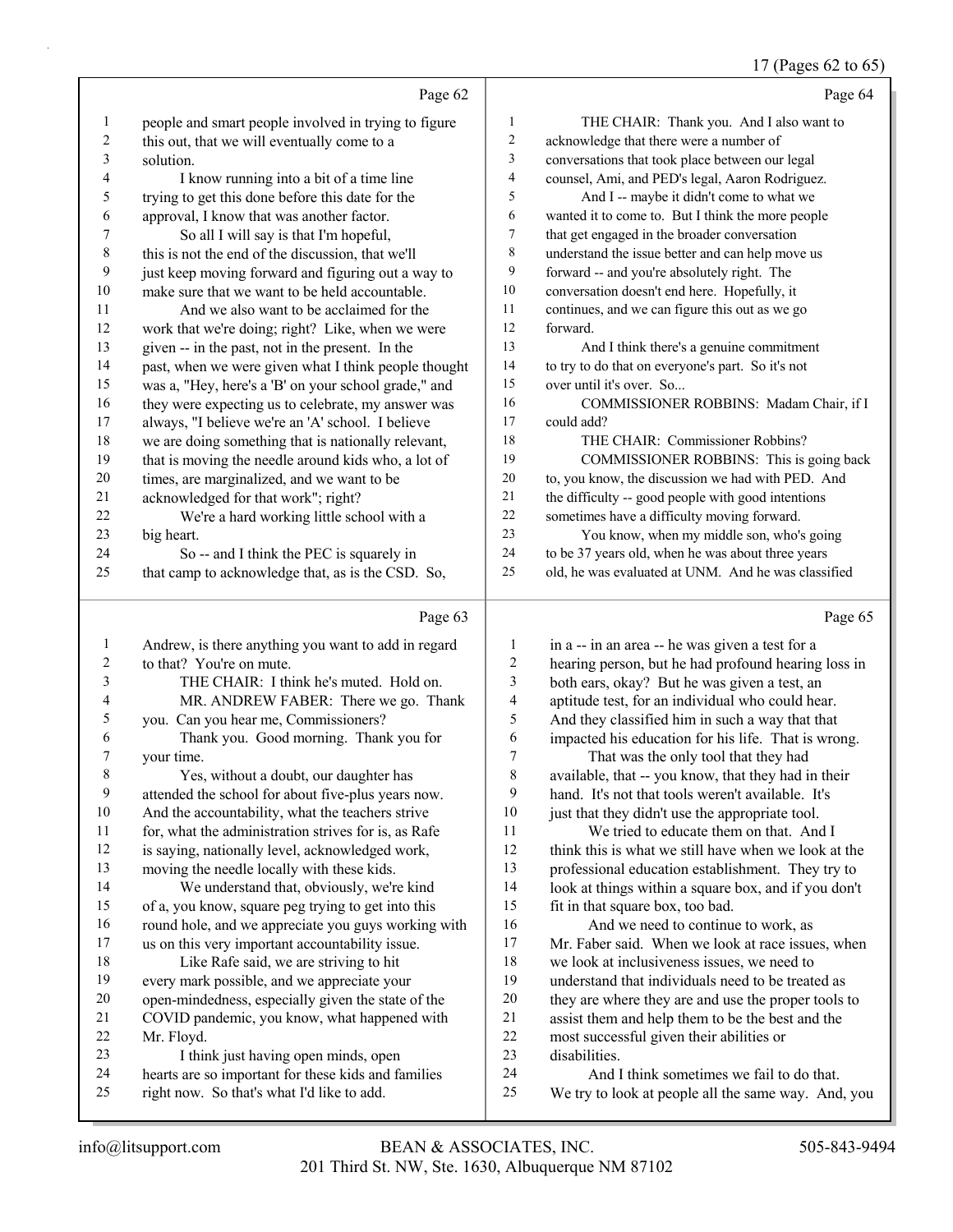Page 62

1 people and smart people involved in trying to figure
2 this out, that we will eventually come to a
3 solution.
4 I know running into a bit of a time line
5 trying to get this done before this date for the
6 approval, I know that was another factor.
7 So all I will say is that I'm hopeful,
8 this is not the end of the discussion, that we'll
9 just keep moving forward and figuring out a way to
10 make sure that we want to be held accountable.
11 And we also want to be acclaimed for the
12 work that we're doing; right? Like, when we were
13 given -- in the past, not in the present. In the
14 past, when we were given what I think people thought
15 was a, "Hey, here's a 'B' on your school grade," and
16 they were expecting us to celebrate, my answer was
17 always, "I believe we're an 'A' school. I believe
18 we are doing something that is nationally relevant,
19 that is moving the needle around kids who, a lot of
20 times, are marginalized, and we want to be
21 acknowledged for that work"; right?
22 We're a hard working little school with a
23 big heart.
24 So -- and I think the PEC is squarely in
25 that camp to acknowledge that, as is the CSD. So,

Page 63

1 Andrew, is there anything you want to add in regard
2 to that? You're on mute.
3 THE CHAIR: I think he's muted. Hold on.
4 MR. ANDREW FABER: There we go. Thank
5 you. Can you hear me, Commissioners?
6 Thank you. Good morning. Thank you for
7 your time.
8 Yes, without a doubt, our daughter has
9 attended the school for about five-plus years now.
10 And the accountability, what the teachers strive
11 for, what the administration strives for is, as Rafe
12 is saying, nationally level, acknowledged work,
13 moving the needle locally with these kids.
14 We understand that, obviously, we're kind
15 of a, you know, square peg trying to get into this
16 round hole, and we appreciate you guys working with
17 us on this very important accountability issue.
18 Like Rafe said, we are striving to hit
19 every mark possible, and we appreciate your
20 open-mindedness, especially given the state of the
21 COVID pandemic, you know, what happened with
22 Mr. Floyd.
23 I think just having open minds, open
24 hearts are so important for these kids and families
25 right now. So that's what I'd like to add.

Page 64

1 THE CHAIR: Thank you. And I also want to
2 acknowledge that there were a number of
3 conversations that took place between our legal
4 counsel, Ami, and PED's legal, Aaron Rodriguez.
5 And I -- maybe it didn't come to what we
6 wanted it to come to. But I think the more people
7 that get engaged in the broader conversation
8 understand the issue better and can help move us
9 forward -- and you're absolutely right. The
10 conversation doesn't end here. Hopefully, it
11 continues, and we can figure this out as we go
12 forward.
13 And I think there's a genuine commitment
14 to try to do that on everyone's part. So it's not
15 over until it's over. So...
16 COMMISSIONER ROBBINS: Madam Chair, if I
17 could add?
18 THE CHAIR: Commissioner Robbins?
19 COMMISSIONER ROBBINS: This is going back
20 to, you know, the discussion we had with PED. And
21 the difficulty -- good people with good intentions
22 sometimes have a difficulty moving forward.
23 You know, when my middle son, who's going
24 to be 37 years old, when he was about three years
25 old, he was evaluated at UNM. And he was classified

Page 65

1 in a -- in an area -- he was given a test for a
2 hearing person, but he had profound hearing loss in
3 both ears, okay? But he was given a test, an
4 aptitude test, for an individual who could hear.
5 And they classified him in such a way that that
6 impacted his education for his life. That is wrong.
7 That was the only tool that they had
8 available, that -- you know, that they had in their
9 hand. It's not that tools weren't available. It's
10 just that they didn't use the appropriate tool.
11 We tried to educate them on that. And I
12 think this is what we still have when we look at the
13 professional education establishment. They try to
14 look at things within a square box, and if you don't
15 fit in that square box, too bad.
16 And we need to continue to work, as
17 Mr. Faber said. When we look at race issues, when
18 we look at inclusiveness issues, we need to
19 understand that individuals need to be treated as
20 they are where they are and use the proper tools to
21 assist them and help them to be the best and the
22 most successful given their abilities or
23 disabilities.
24 And I think sometimes we fail to do that.
25 We try to look at people all the same way. And, you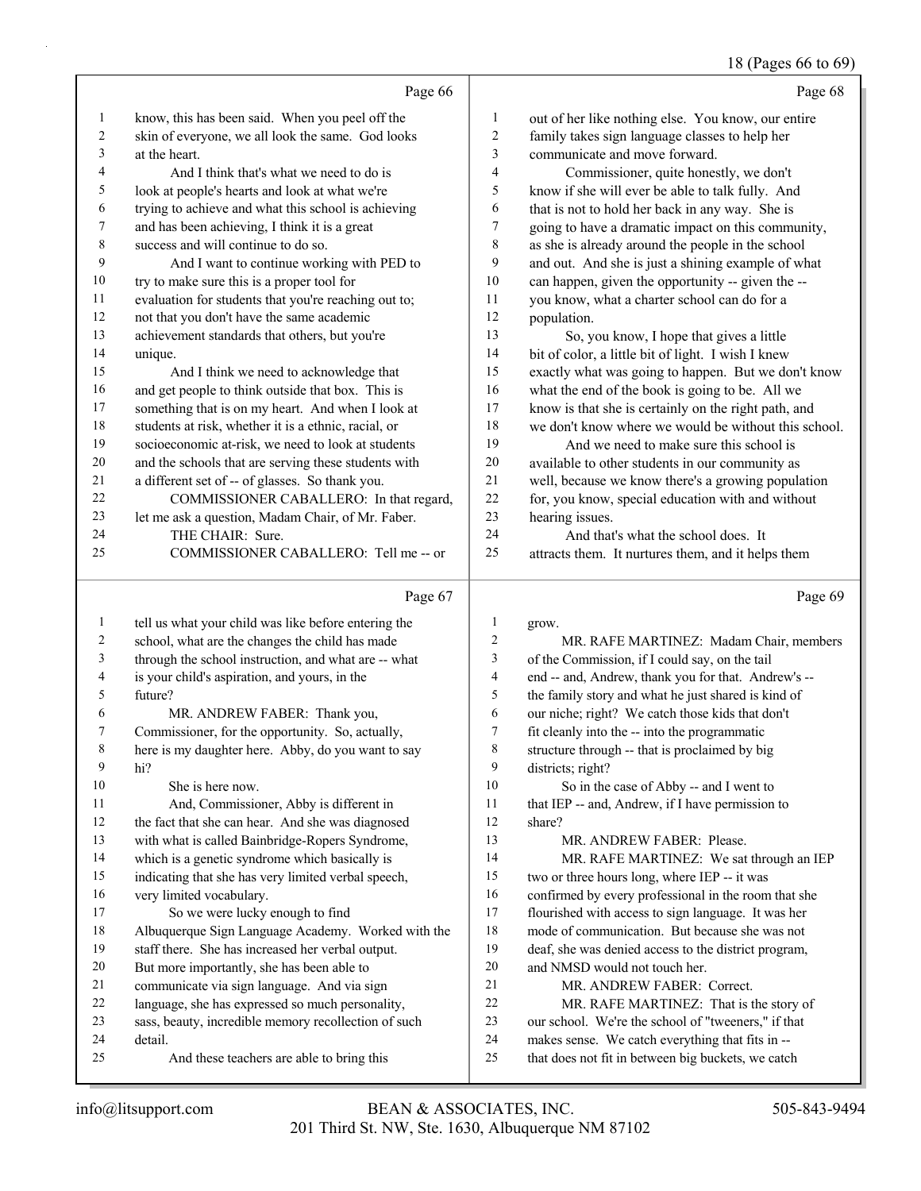Page 66

1 know, this has been said. When you peel off the
2 skin of everyone, we all look the same. God looks
3 at the heart.
4 And I think that's what we need to do is
5 look at people's hearts and look at what we're
6 trying to achieve and what this school is achieving
7 and has been achieving, I think it is a great
8 success and will continue to do so.
9 And I want to continue working with PED to
10 try to make sure this is a proper tool for
11 evaluation for students that you're reaching out to;
12 not that you don't have the same academic
13 achievement standards that others, but you're
14 unique.
15 And I think we need to acknowledge that
16 and get people to think outside that box. This is
17 something that is on my heart. And when I look at
18 students at risk, whether it is a ethnic, racial, or
19 socioeconomic at-risk, we need to look at students
20 and the schools that are serving these students with
21 a different set of -- of glasses. So thank you.
22 COMMISSIONER CABALLERO: In that regard,
23 let me ask a question, Madam Chair, of Mr. Faber.
24 THE CHAIR: Sure.
25 COMMISSIONER CABALLERO: Tell me -- or

Page 67

1 tell us what your child was like before entering the
2 school, what are the changes the child has made
3 through the school instruction, and what are -- what
4 is your child's aspiration, and yours, in the
5 future?
6 MR. ANDREW FABER: Thank you,
7 Commissioner, for the opportunity. So, actually,
8 here is my daughter here. Abby, do you want to say
9 hi?
10 She is here now.
11 And, Commissioner, Abby is different in
12 the fact that she can hear. And she was diagnosed
13 with what is called Bainbridge-Ropers Syndrome,
14 which is a genetic syndrome which basically is
15 indicating that she has very limited verbal speech,
16 very limited vocabulary.
17 So we were lucky enough to find
18 Albuquerque Sign Language Academy. Worked with the
19 staff there. She has increased her verbal output.
20 But more importantly, she has been able to
21 communicate via sign language. And via sign
22 language, she has expressed so much personality,
23 sass, beauty, incredible memory recollection of such
24 detail.
25 And these teachers are able to bring this

Page 68

1 out of her like nothing else. You know, our entire
2 family takes sign language classes to help her
3 communicate and move forward.
4 Commissioner, quite honestly, we don't
5 know if she will ever be able to talk fully. And
6 that is not to hold her back in any way. She is
7 going to have a dramatic impact on this community,
8 as she is already around the people in the school
9 and out. And she is just a shining example of what
10 can happen, given the opportunity -- given the --
11 you know, what a charter school can do for a
12 population.
13 So, you know, I hope that gives a little
14 bit of color, a little bit of light. I wish I knew
15 exactly what was going to happen. But we don't know
16 what the end of the book is going to be. All we
17 know is that she is certainly on the right path, and
18 we don't know where we would be without this school.
19 And we need to make sure this school is
20 available to other students in our community as
21 well, because we know there's a growing population
22 for, you know, special education with and without
23 hearing issues.
24 And that's what the school does. It
25 attracts them. It nurtures them, and it helps them

Page 69

1 grow.
2 MR. RAFE MARTINEZ: Madam Chair, members
3 of the Commission, if I could say, on the tail
4 end -- and, Andrew, thank you for that. Andrew's --
5 the family story and what he just shared is kind of
6 our niche; right? We catch those kids that don't
7 fit cleanly into the -- into the programmatic
8 structure through -- that is proclaimed by big
9 districts; right?
10 So in the case of Abby -- and I went to
11 that IEP -- and, Andrew, if I have permission to
12 share?
13 MR. ANDREW FABER: Please.
14 MR. RAFE MARTINEZ: We sat through an IEP
15 two or three hours long, where IEP -- it was
16 confirmed by every professional in the room that she
17 flourished with access to sign language. It was her
18 mode of communication. But because she was not
19 deaf, she was denied access to the district program,
20 and NMSD would not touch her.
21 MR. ANDREW FABER: Correct.
22 MR. RAFE MARTINEZ: That is the story of
23 our school. We're the school of "tweeners," if that
24 makes sense. We catch everything that fits in --
25 that does not fit in between big buckets, we catch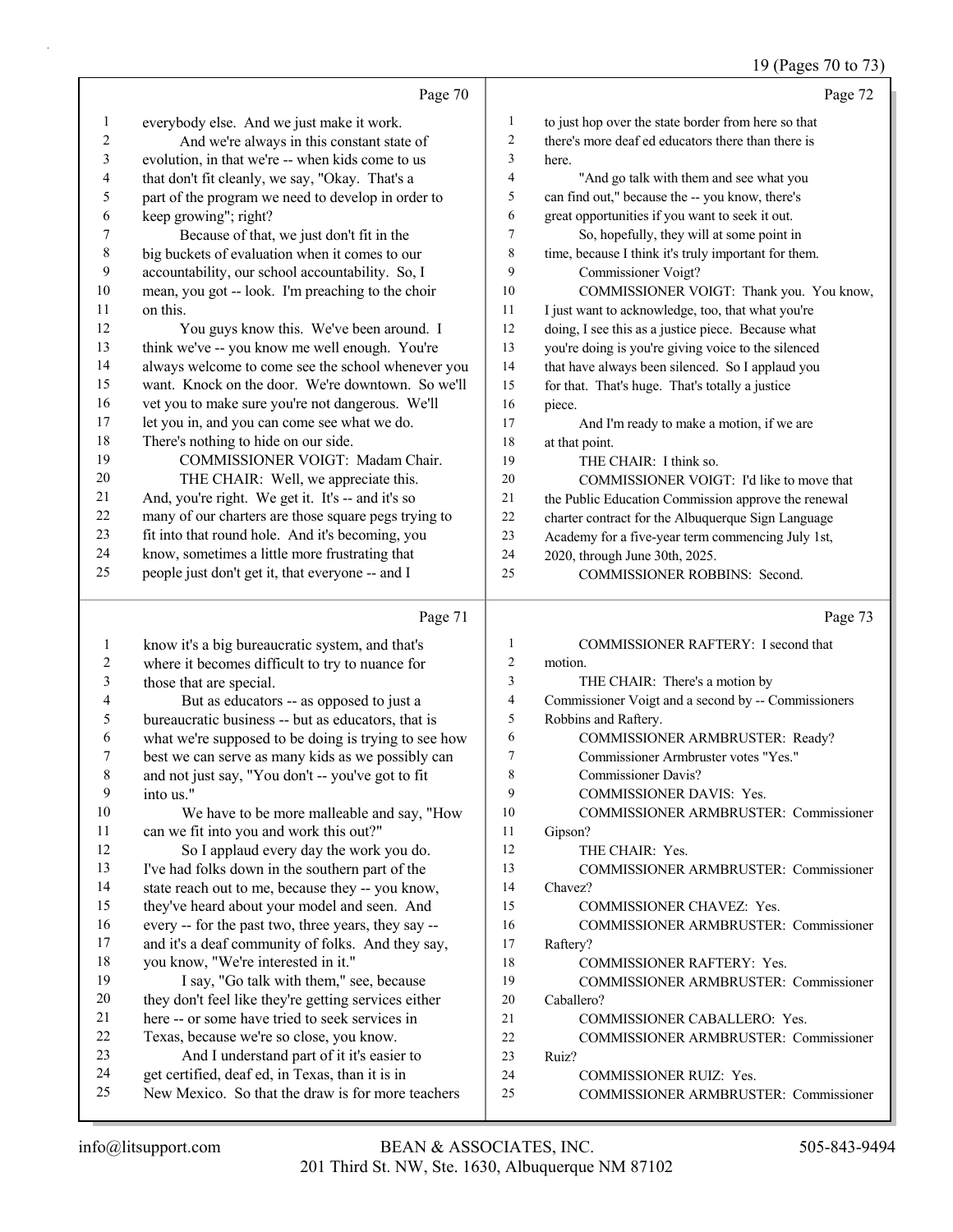Page 70

1 everybody else. And we just make it work.
2 And we're always in this constant state of
3 evolution, in that we're -- when kids come to us
4 that don't fit cleanly, we say, "Okay. That's a
5 part of the program we need to develop in order to
6 keep growing"; right?
7 Because of that, we just don't fit in the
8 big buckets of evaluation when it comes to our
9 accountability, our school accountability. So, I
10 mean, you got -- look. I'm preaching to the choir
11 on this.
12 You guys know this. We've been around. I
13 think we've -- you know me well enough. You're
14 always welcome to come see the school whenever you
15 want. Knock on the door. We're downtown. So we'll
16 vet you to make sure you're not dangerous. We'll
17 let you in, and you can come see what we do.
18 There's nothing to hide on our side.
19 COMMISSIONER VOIGT: Madam Chair.
20 THE CHAIR: Well, we appreciate this.
21 And, you're right. We get it. It's -- and it's so
22 many of our charters are those square pegs trying to
23 fit into that round hole. And it's becoming, you
24 know, sometimes a little more frustrating that
25 people just don't get it, that everyone -- and I

Page 71

1 know it's a big bureaucratic system, and that's
2 where it becomes difficult to try to nuance for
3 those that are special.
4 But as educators -- as opposed to just a
5 bureaucratic business -- but as educators, that is
6 what we're supposed to be doing is trying to see how
7 best we can serve as many kids as we possibly can
8 and not just say, "You don't -- you've got to fit
9 into us."
10 We have to be more malleable and say, "How
11 can we fit into you and work this out?"
12 So I applaud every day the work you do.
13 I've had folks down in the southern part of the
14 state reach out to me, because they -- you know,
15 they've heard about your model and seen. And
16 every -- for the past two, three years, they say --
17 and it's a deaf community of folks. And they say,
18 you know, "We're interested in it."
19 I say, "Go talk with them," see, because
20 they don't feel like they're getting services either
21 here -- or some have tried to seek services in
22 Texas, because we're so close, you know.
23 And I understand part of it it's easier to
24 get certified, deaf ed, in Texas, than it is in
25 New Mexico. So that the draw is for more teachers

Page 72

1 to just hop over the state border from here so that
2 there's more deaf ed educators there than there is
3 here.
4 "And go talk with them and see what you
5 can find out," because the -- you know, there's
6 great opportunities if you want to seek it out.
7 So, hopefully, they will at some point in
8 time, because I think it's truly important for them.
9 Commissioner Voigt?
10 COMMISSIONER VOIGT: Thank you. You know,
11 I just want to acknowledge, too, that what you're
12 doing, I see this as a justice piece. Because what
13 you're doing is you're giving voice to the silenced
14 that have always been silenced. So I applaud you
15 for that. That's huge. That's totally a justice
16 piece.
17 And I'm ready to make a motion, if we are
18 at that point.
19 THE CHAIR: I think so.
20 COMMISSIONER VOIGT: I'd like to move that
21 the Public Education Commission approve the renewal
22 charter contract for the Albuquerque Sign Language
23 Academy for a five-year term commencing July 1st,
24 2020, through June 30th, 2025.
25 COMMISSIONER ROBBINS: Second.

Page 73

1 COMMISSIONER RAFTERY: I second that
2 motion.
3 THE CHAIR: There's a motion by
4 Commissioner Voigt and a second by -- Commissioners
5 Robbins and Raftery.
6 COMMISSIONER ARMBRUSTER: Ready?
7 Commissioner Armbruster votes "Yes."
8 Commissioner Davis?
9 COMMISSIONER DAVIS: Yes.
10 COMMISSIONER ARMBRUSTER: Commissioner
11 Gipson?
12 THE CHAIR: Yes.
13 COMMISSIONER ARMBRUSTER: Commissioner
14 Chavez?
15 COMMISSIONER CHAVEZ: Yes.
16 COMMISSIONER ARMBRUSTER: Commissioner
17 Raftery?
18 COMMISSIONER RAFTERY: Yes.
19 COMMISSIONER ARMBRUSTER: Commissioner
20 Caballero?
21 COMMISSIONER CABALLERO: Yes.
22 COMMISSIONER ARMBRUSTER: Commissioner
23 Ruiz?
24 COMMISSIONER RUIZ: Yes.
25 COMMISSIONER ARMBRUSTER: Commissioner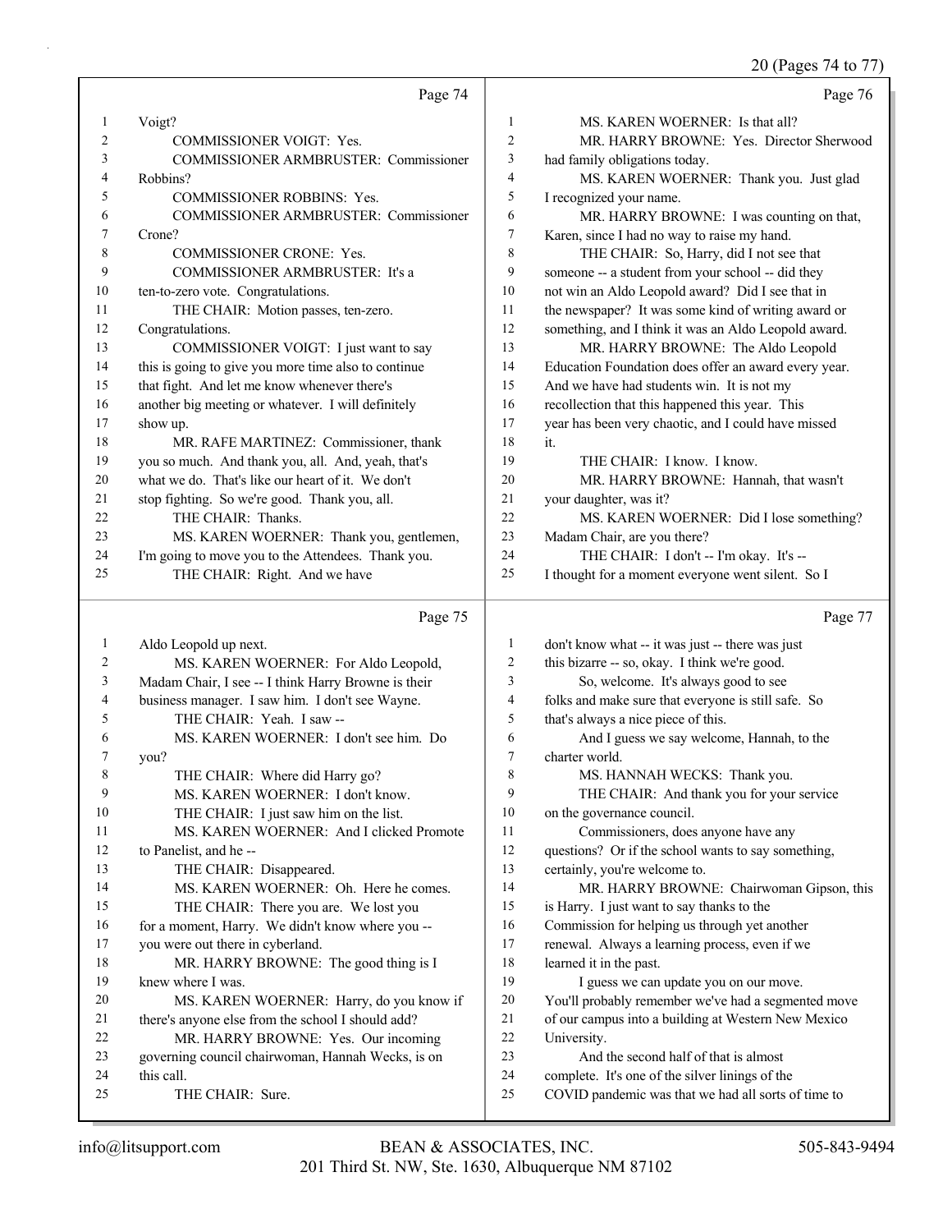Page 74

1 Voigt?
2 COMMISSIONER VOIGT: Yes.
3 COMMISSIONER ARMBRUSTER: Commissioner
4 Robbins?
5 COMMISSIONER ROBBINS: Yes.
6 COMMISSIONER ARMBRUSTER: Commissioner
7 Crone?
8 COMMISSIONER CRONE: Yes.
9 COMMISSIONER ARMBRUSTER: It's a
10 ten-to-zero vote. Congratulations.
11 THE CHAIR: Motion passes, ten-zero.
12 Congratulations.
13 COMMISSIONER VOIGT: I just want to say
14 this is going to give you more time also to continue
15 that fight. And let me know whenever there's
16 another big meeting or whatever. I will definitely
17 show up.
18 MR. RAFE MARTINEZ: Commissioner, thank
19 you so much. And thank you, all. And, yeah, that's
20 what we do. That's like our heart of it. We don't
21 stop fighting. So we're good. Thank you, all.
22 THE CHAIR: Thanks.
23 MS. KAREN WOERNER: Thank you, gentlemen,
24 I'm going to move you to the Attendees. Thank you.
25 THE CHAIR: Right. And we have

Page 75

1 Aldo Leopold up next.
2 MS. KAREN WOERNER: For Aldo Leopold,
3 Madam Chair, I see -- I think Harry Browne is their
4 business manager. I saw him. I don't see Wayne.
5 THE CHAIR: Yeah. I saw --
6 MS. KAREN WOERNER: I don't see him. Do
7 you?
8 THE CHAIR: Where did Harry go?
9 MS. KAREN WOERNER: I don't know.
10 THE CHAIR: I just saw him on the list.
11 MS. KAREN WOERNER: And I clicked Promote
12 to Panelist, and he --
13 THE CHAIR: Disappeared.
14 MS. KAREN WOERNER: Oh. Here he comes.
15 THE CHAIR: There you are. We lost you
16 for a moment, Harry. We didn't know where you --
17 you were out there in cyberland.
18 MR. HARRY BROWNE: The good thing is I
19 knew where I was.
20 MS. KAREN WOERNER: Harry, do you know if
21 there's anyone else from the school I should add?
22 MR. HARRY BROWNE: Yes. Our incoming
23 governing council chairwoman, Hannah Wecks, is on
24 this call.
25 THE CHAIR: Sure.

Page 76

1 MS. KAREN WOERNER: Is that all?
2 MR. HARRY BROWNE: Yes. Director Sherwood
3 had family obligations today.
4 MS. KAREN WOERNER: Thank you. Just glad
5 I recognized your name.
6 MR. HARRY BROWNE: I was counting on that,
7 Karen, since I had no way to raise my hand.
8 THE CHAIR: So, Harry, did I not see that
9 someone -- a student from your school -- did they
10 not win an Aldo Leopold award? Did I see that in
11 the newspaper? It was some kind of writing award or
12 something, and I think it was an Aldo Leopold award.
13 MR. HARRY BROWNE: The Aldo Leopold
14 Education Foundation does offer an award every year.
15 And we have had students win. It is not my
16 recollection that this happened this year. This
17 year has been very chaotic, and I could have missed
18 it.
19 THE CHAIR: I know. I know.
20 MR. HARRY BROWNE: Hannah, that wasn't
21 your daughter, was it?
22 MS. KAREN WOERNER: Did I lose something?
23 Madam Chair, are you there?
24 THE CHAIR: I don't -- I'm okay. It's --
25 I thought for a moment everyone went silent. So I

Page 77

1 don't know what -- it was just -- there was just
2 this bizarre -- so, okay. I think we're good.
3 So, welcome. It's always good to see
4 folks and make sure that everyone is still safe. So
5 that's always a nice piece of this.
6 And I guess we say welcome, Hannah, to the
7 charter world.
8 MS. HANNAH WECKS: Thank you.
9 THE CHAIR: And thank you for your service
10 on the governance council.
11 Commissioners, does anyone have any
12 questions? Or if the school wants to say something,
13 certainly, you're welcome to.
14 MR. HARRY BROWNE: Chairwoman Gipson, this
15 is Harry. I just want to say thanks to the
16 Commission for helping us through yet another
17 renewal. Always a learning process, even if we
18 learned it in the past.
19 I guess we can update you on our move.
20 You'll probably remember we've had a segmented move
21 of our campus into a building at Western New Mexico
22 University.
23 And the second half of that is almost
24 complete. It's one of the silver linings of the
25 COVID pandemic was that we had all sorts of time to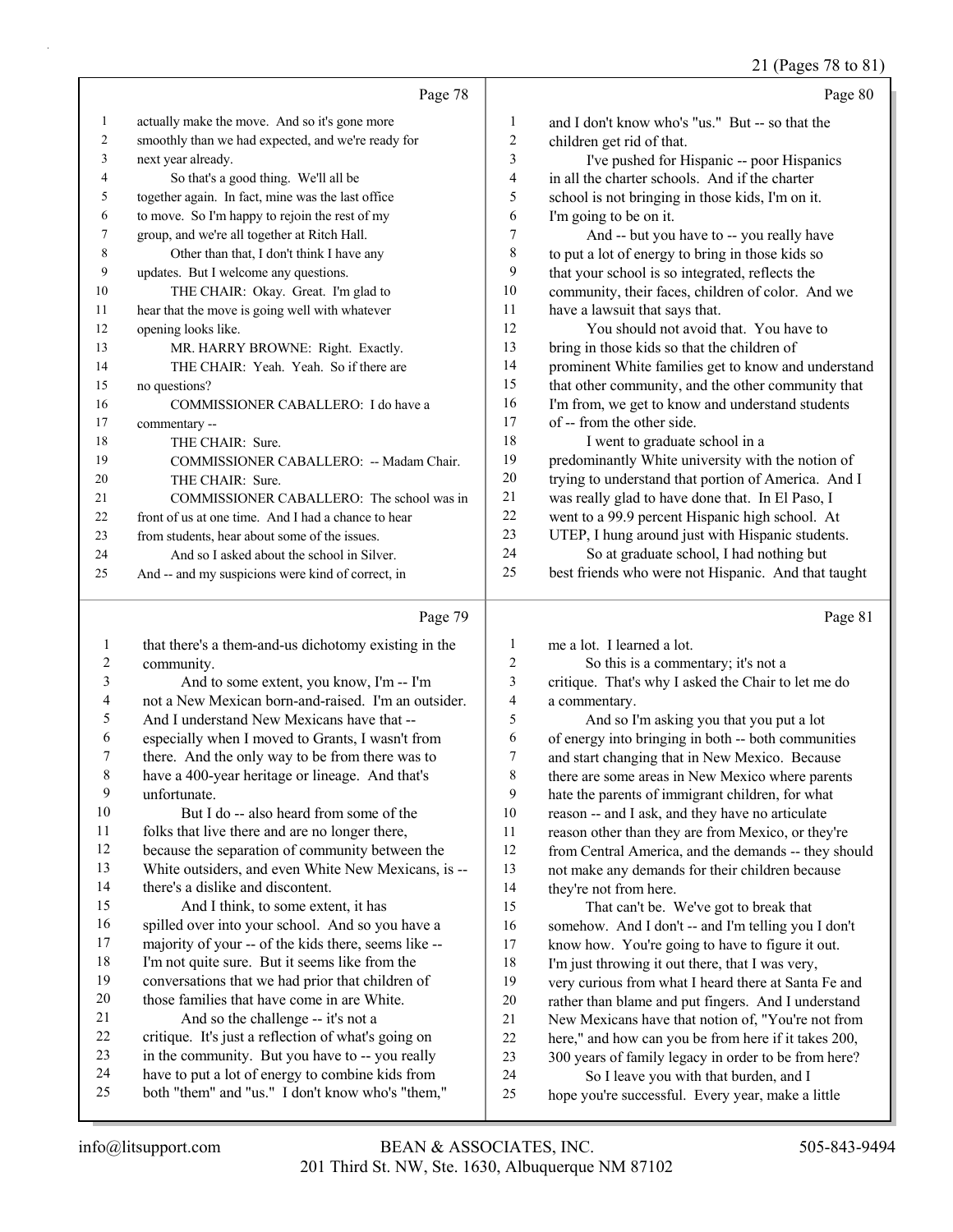Page 78

1 actually make the move. And so it's gone more
2 smoothly than we had expected, and we're ready for
3 next year already.
4 So that's a good thing. We'll all be
5 together again. In fact, mine was the last office
6 to move. So I'm happy to rejoin the rest of my
7 group, and we're all together at Ritch Hall.
8 Other than that, I don't think I have any
9 updates. But I welcome any questions.
10 THE CHAIR: Okay. Great. I'm glad to
11 hear that the move is going well with whatever
12 opening looks like.
13 MR. HARRY BROWNE: Right. Exactly.
14 THE CHAIR: Yeah. Yeah. So if there are
15 no questions?
16 COMMISSIONER CABALLERO: I do have a
17 commentary --
18 THE CHAIR: Sure.
19 COMMISSIONER CABALLERO: -- Madam Chair.
20 THE CHAIR: Sure.
21 COMMISSIONER CABALLERO: The school was in
22 front of us at one time. And I had a chance to hear
23 from students, hear about some of the issues.
24 And so I asked about the school in Silver.
25 And -- and my suspicions were kind of correct, in

Page 79

1 that there's a them-and-us dichotomy existing in the
2 community.
3 And to some extent, you know, I'm -- I'm
4 not a New Mexican born-and-raised. I'm an outsider.
5 And I understand New Mexicans have that --
6 especially when I moved to Grants, I wasn't from
7 there. And the only way to be from there was to
8 have a 400-year heritage or lineage. And that's
9 unfortunate.
10 But I do -- also heard from some of the
11 folks that live there and are no longer there,
12 because the separation of community between the
13 White outsiders, and even White New Mexicans, is --
14 there's a dislike and discontent.
15 And I think, to some extent, it has
16 spilled over into your school. And so you have a
17 majority of your -- of the kids there, seems like --
18 I'm not quite sure. But it seems like from the
19 conversations that we had prior that children of
20 those families that have come in are White.
21 And so the challenge -- it's not a
22 critique. It's just a reflection of what's going on
23 in the community. But you have to -- you really
24 have to put a lot of energy to combine kids from
25 both "them" and "us." I don't know who's "them,"

Page 80

1 and I don't know who's "us." But -- so that the
2 children get rid of that.
3 I've pushed for Hispanic -- poor Hispanics
4 in all the charter schools. And if the charter
5 school is not bringing in those kids, I'm on it.
6 I'm going to be on it.
7 And -- but you have to -- you really have
8 to put a lot of energy to bring in those kids so
9 that your school is so integrated, reflects the
10 community, their faces, children of color. And we
11 have a lawsuit that says that.
12 You should not avoid that. You have to
13 bring in those kids so that the children of
14 prominent White families get to know and understand
15 that other community, and the other community that
16 I'm from, we get to know and understand students
17 of -- from the other side.
18 I went to graduate school in a
19 predominantly White university with the notion of
20 trying to understand that portion of America. And I
21 was really glad to have done that. In El Paso, I
22 went to a 99.9 percent Hispanic high school. At
23 UTEP, I hung around just with Hispanic students.
24 So at graduate school, I had nothing but
25 best friends who were not Hispanic. And that taught

Page 81

1 me a lot. I learned a lot.
2 So this is a commentary; it's not a
3 critique. That's why I asked the Chair to let me do
4 a commentary.
5 And so I'm asking you that you put a lot
6 of energy into bringing in both -- both communities
7 and start changing that in New Mexico. Because
8 there are some areas in New Mexico where parents
9 hate the parents of immigrant children, for what
10 reason -- and I ask, and they have no articulate
11 reason other than they are from Mexico, or they're
12 from Central America, and the demands -- they should
13 not make any demands for their children because
14 they're not from here.
15 That can't be. We've got to break that
16 somehow. And I don't -- and I'm telling you I don't
17 know how. You're going to have to figure it out.
18 I'm just throwing it out there, that I was very,
19 very curious from what I heard there at Santa Fe and
20 rather than blame and put fingers. And I understand
21 New Mexicans have that notion of, "You're not from
22 here," and how can you be from here if it takes 200,
23 300 years of family legacy in order to be from here?
24 So I leave you with that burden, and I
25 hope you're successful. Every year, make a little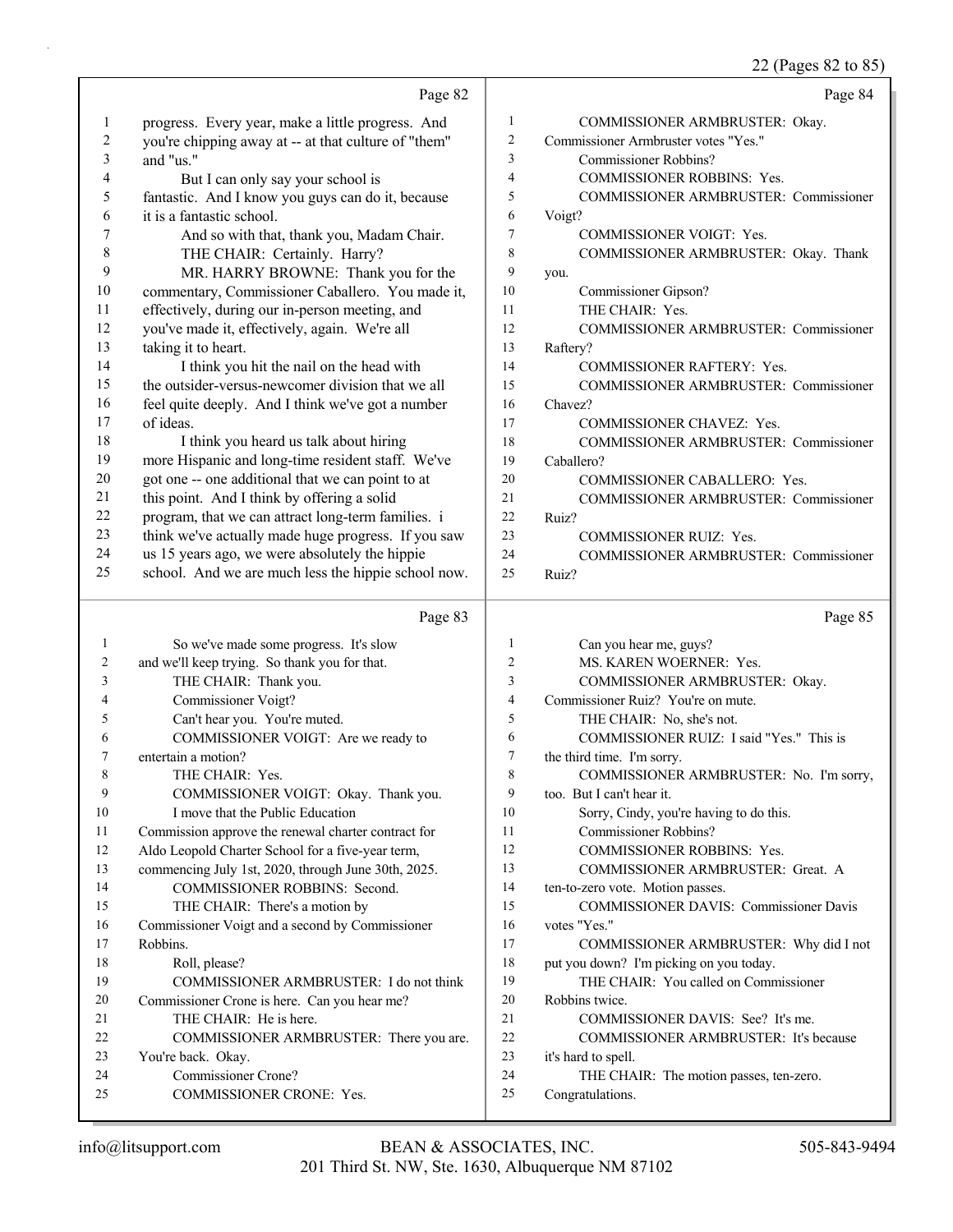Page 82

1 progress. Every year, make a little progress. And
2 you're chipping away at -- at that culture of "them"
3 and "us."
4 But I can only say your school is
5 fantastic. And I know you guys can do it, because
6 it is a fantastic school.
7 And so with that, thank you, Madam Chair.
8 THE CHAIR: Certainly. Harry?
9 MR. HARRY BROWNE: Thank you for the
10 commentary, Commissioner Caballero. You made it,
11 effectively, during our in-person meeting, and
12 you've made it, effectively, again. We're all
13 taking it to heart.
14 I think you hit the nail on the head with
15 the outsider-versus-newcomer division that we all
16 feel quite deeply. And I think we've got a number
17 of ideas.
18 I think you heard us talk about hiring
19 more Hispanic and long-time resident staff. We've
20 got one -- one additional that we can point to at
21 this point. And I think by offering a solid
22 program, that we can attract long-term families. i
23 think we've actually made huge progress. If you saw
24 us 15 years ago, we were absolutely the hippie
25 school. And we are much less the hippie school now.

Page 83

1 So we've made some progress. It's slow
2 and we'll keep trying. So thank you for that.
3 THE CHAIR: Thank you.
4 Commissioner Voigt?
5 Can't hear you. You're muted.
6 COMMISSIONER VOIGT: Are we ready to
7 entertain a motion?
8 THE CHAIR: Yes.
9 COMMISSIONER VOIGT: Okay. Thank you.
10 I move that the Public Education
11 Commission approve the renewal charter contract for
12 Aldo Leopold Charter School for a five-year term,
13 commencing July 1st, 2020, through June 30th, 2025.
14 COMMISSIONER ROBBINS: Second.
15 THE CHAIR: There's a motion by
16 Commissioner Voigt and a second by Commissioner
17 Robbins.
18 Roll, please?
19 COMMISSIONER ARMBRUSTER: I do not think
20 Commissioner Crone is here. Can you hear me?
21 THE CHAIR: He is here.
22 COMMISSIONER ARMBRUSTER: There you are.
23 You're back. Okay.
24 Commissioner Crone?
25 COMMISSIONER CRONE: Yes.

Page 84

1 COMMISSIONER ARMBRUSTER: Okay.
2 Commissioner Armbruster votes "Yes."
3 Commissioner Robbins?
4 COMMISSIONER ROBBINS: Yes.
5 COMMISSIONER ARMBRUSTER: Commissioner
6 Voigt?
7 COMMISSIONER VOIGT: Yes.
8 COMMISSIONER ARMBRUSTER: Okay. Thank
9 you.
10 Commissioner Gipson?
11 THE CHAIR: Yes.
12 COMMISSIONER ARMBRUSTER: Commissioner
13 Raftery?
14 COMMISSIONER RAFTERY: Yes.
15 COMMISSIONER ARMBRUSTER: Commissioner
16 Chavez?
17 COMMISSIONER CHAVEZ: Yes.
18 COMMISSIONER ARMBRUSTER: Commissioner
19 Caballero?
20 COMMISSIONER CABALLERO: Yes.
21 COMMISSIONER ARMBRUSTER: Commissioner
22 Ruiz?
23 COMMISSIONER RUIZ: Yes.
24 COMMISSIONER ARMBRUSTER: Commissioner
25 Ruiz?

Page 85

1 Can you hear me, guys?
2 MS. KAREN WOERNER: Yes.
3 COMMISSIONER ARMBRUSTER: Okay.
4 Commissioner Ruiz? You're on mute.
5 THE CHAIR: No, she's not.
6 COMMISSIONER RUIZ: I said "Yes." This is
7 the third time. I'm sorry.
8 COMMISSIONER ARMBRUSTER: No. I'm sorry,
9 too. But I can't hear it.
10 Sorry, Cindy, you're having to do this.
11 Commissioner Robbins?
12 COMMISSIONER ROBBINS: Yes.
13 COMMISSIONER ARMBRUSTER: Great. A
14 ten-to-zero vote. Motion passes.
15 COMMISSIONER DAVIS: Commissioner Davis
16 votes "Yes."
17 COMMISSIONER ARMBRUSTER: Why did I not
18 put you down? I'm picking on you today.
19 THE CHAIR: You called on Commissioner
20 Robbins twice.
21 COMMISSIONER DAVIS: See? It's me.
22 COMMISSIONER ARMBRUSTER: It's because
23 it's hard to spell.
24 THE CHAIR: The motion passes, ten-zero.
25 Congratulations.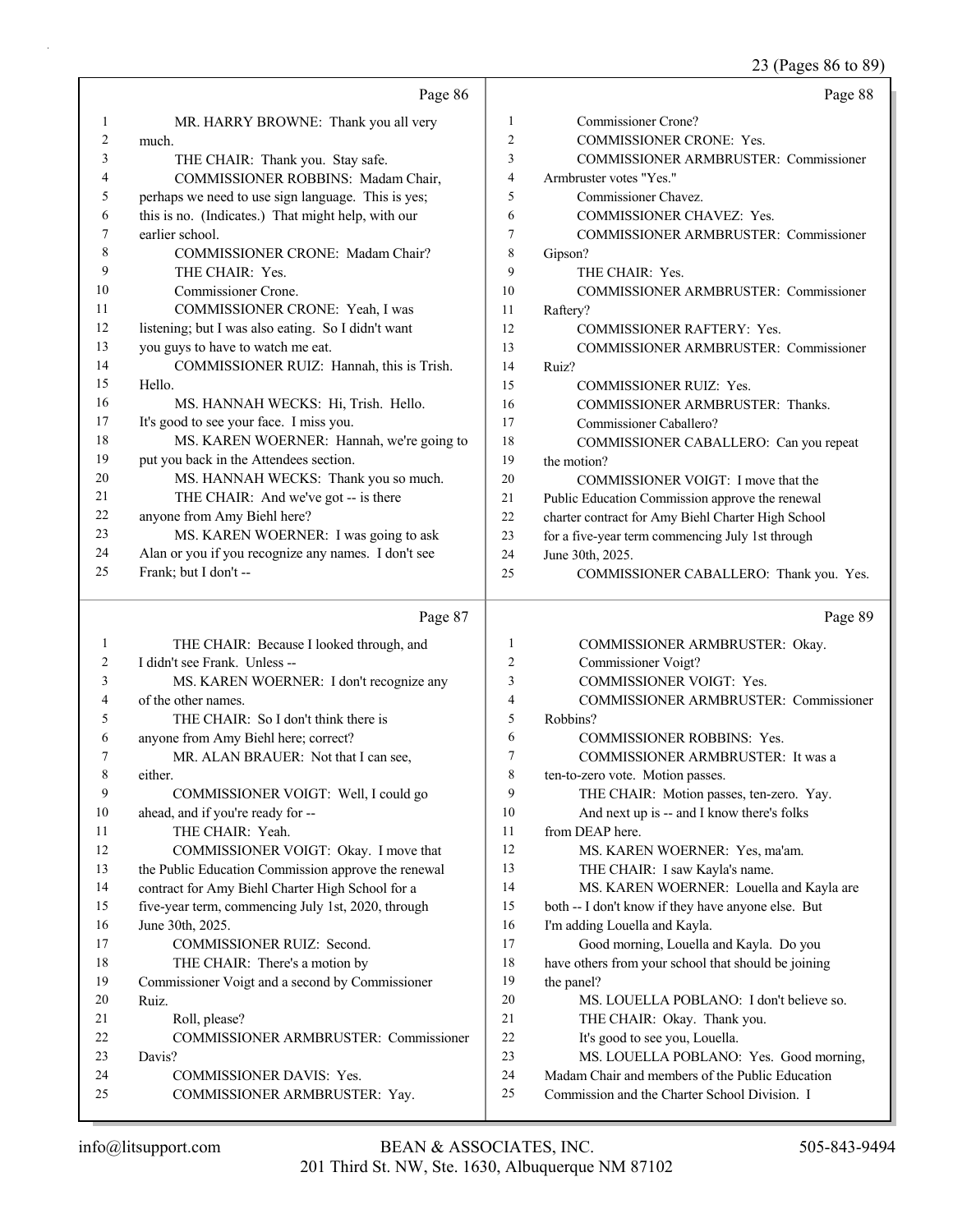Page 86

1 MR. HARRY BROWNE: Thank you all very
2 much.
3 THE CHAIR: Thank you. Stay safe.
4 COMMISSIONER ROBBINS: Madam Chair,
5 perhaps we need to use sign language. This is yes;
6 this is no. (Indicates.) That might help, with our
7 earlier school.
8 COMMISSIONER CRONE: Madam Chair?
9 THE CHAIR: Yes.
10 Commissioner Crone.
11 COMMISSIONER CRONE: Yeah, I was
12 listening; but I was also eating. So I didn't want
13 you guys to have to watch me eat.
14 COMMISSIONER RUIZ: Hannah, this is Trish.
15 Hello.
16 MS. HANNAH WECKS: Hi, Trish. Hello.
17 It's good to see your face. I miss you.
18 MS. KAREN WOERNER: Hannah, we're going to
19 put you back in the Attendees section.
20 MS. HANNAH WECKS: Thank you so much.
21 THE CHAIR: And we've got -- is there
22 anyone from Amy Biehl here?
23 MS. KAREN WOERNER: I was going to ask
24 Alan or you if you recognize any names. I don't see
25 Frank; but I don't --

Page 87

1 THE CHAIR: Because I looked through, and
2 I didn't see Frank. Unless --
3 MS. KAREN WOERNER: I don't recognize any
4 of the other names.
5 THE CHAIR: So I don't think there is
6 anyone from Amy Biehl here; correct?
7 MR. ALAN BRAUER: Not that I can see,
8 either.
9 COMMISSIONER VOIGT: Well, I could go
10 ahead, and if you're ready for --
11 THE CHAIR: Yeah.
12 COMMISSIONER VOIGT: Okay. I move that
13 the Public Education Commission approve the renewal
14 contract for Amy Biehl Charter High School for a
15 five-year term, commencing July 1st, 2020, through
16 June 30th, 2025.
17 COMMISSIONER RUIZ: Second.
18 THE CHAIR: There's a motion by
19 Commissioner Voigt and a second by Commissioner
20 Ruiz.
21 Roll, please?
22 COMMISSIONER ARMBRUSTER: Commissioner
23 Davis?
24 COMMISSIONER DAVIS: Yes.
25 COMMISSIONER ARMBRUSTER: Yay.

Page 88

1 Commissioner Crone?
2 COMMISSIONER CRONE: Yes.
3 COMMISSIONER ARMBRUSTER: Commissioner
4 Armbruster votes "Yes."
5 Commissioner Chavez.
6 COMMISSIONER CHAVEZ: Yes.
7 COMMISSIONER ARMBRUSTER: Commissioner
8 Gipson?
9 THE CHAIR: Yes.
10 COMMISSIONER ARMBRUSTER: Commissioner
11 Raftery?
12 COMMISSIONER RAFTERY: Yes.
13 COMMISSIONER ARMBRUSTER: Commissioner
14 Ruiz?
15 COMMISSIONER RUIZ: Yes.
16 COMMISSIONER ARMBRUSTER: Thanks.
17 Commissioner Caballero?
18 COMMISSIONER CABALLERO: Can you repeat
19 the motion?
20 COMMISSIONER VOIGT: I move that the
21 Public Education Commission approve the renewal
22 charter contract for Amy Biehl Charter High School
23 for a five-year term commencing July 1st through
24 June 30th, 2025.
25 COMMISSIONER CABALLERO: Thank you. Yes.

Page 89

1 COMMISSIONER ARMBRUSTER: Okay.
2 Commissioner Voigt?
3 COMMISSIONER VOIGT: Yes.
4 COMMISSIONER ARMBRUSTER: Commissioner
5 Robbins?
6 COMMISSIONER ROBBINS: Yes.
7 COMMISSIONER ARMBRUSTER: It was a
8 ten-to-zero vote. Motion passes.
9 THE CHAIR: Motion passes, ten-zero. Yay.
10 And next up is -- and I know there's folks
11 from DEAP here.
12 MS. KAREN WOERNER: Yes, ma'am.
13 THE CHAIR: I saw Kayla's name.
14 MS. KAREN WOERNER: Louella and Kayla are
15 both -- I don't know if they have anyone else. But
16 I'm adding Louella and Kayla.
17 Good morning, Louella and Kayla. Do you
18 have others from your school that should be joining
19 the panel?
20 MS. LOUELLA POBLANO: I don't believe so.
21 THE CHAIR: Okay. Thank you.
22 It's good to see you, Louella.
23 MS. LOUELLA POBLANO: Yes. Good morning,
24 Madam Chair and members of the Public Education
25 Commission and the Charter School Division. I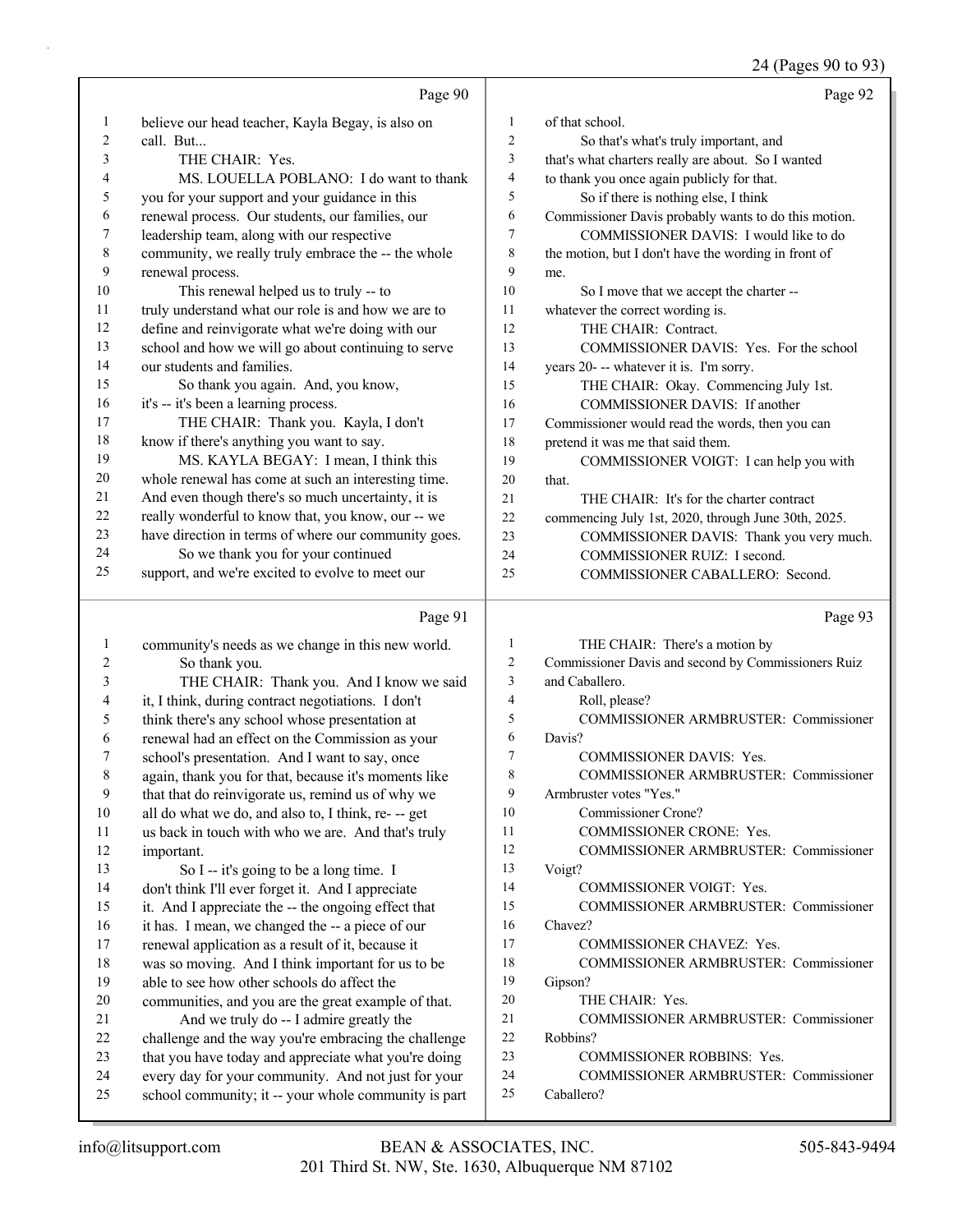Page 90

1 believe our head teacher, Kayla Begay, is also on
2 call. But...
3 THE CHAIR: Yes.
4 MS. LOUELLA POBLANO: I do want to thank
5 you for your support and your guidance in this
6 renewal process. Our students, our families, our
7 leadership team, along with our respective
8 community, we really truly embrace the -- the whole
9 renewal process.
10 This renewal helped us to truly -- to
11 truly understand what our role is and how we are to
12 define and reinvigorate what we're doing with our
13 school and how we will go about continuing to serve
14 our students and families.
15 So thank you again. And, you know,
16 it's -- it's been a learning process.
17 THE CHAIR: Thank you. Kayla, I don't
18 know if there's anything you want to say.
19 MS. KAYLA BEGAY: I mean, I think this
20 whole renewal has come at such an interesting time.
21 And even though there's so much uncertainty, it is
22 really wonderful to know that, you know, our -- we
23 have direction in terms of where our community goes.
24 So we thank you for your continued
25 support, and we're excited to evolve to meet our

Page 91

1 community's needs as we change in this new world.
2 So thank you.
3 THE CHAIR: Thank you. And I know we said
4 it, I think, during contract negotiations. I don't
5 think there's any school whose presentation at
6 renewal had an effect on the Commission as your
7 school's presentation. And I want to say, once
8 again, thank you for that, because it's moments like
9 that that do reinvigorate us, remind us of why we
10 all do what we do, and also to, I think, re- -- get
11 us back in touch with who we are. And that's truly
12 important.
13 So I -- it's going to be a long time. I
14 don't think I'll ever forget it. And I appreciate
15 it. And I appreciate the -- the ongoing effect that
16 it has. I mean, we changed the -- a piece of our
17 renewal application as a result of it, because it
18 was so moving. And I think important for us to be
19 able to see how other schools do affect the
20 communities, and you are the great example of that.
21 And we truly do -- I admire greatly the
22 challenge and the way you're embracing the challenge
23 that you have today and appreciate what you're doing
24 every day for your community. And not just for your
25 school community; it -- your whole community is part

Page 92

1 of that school.
2 So that's what's truly important, and
3 that's what charters really are about. So I wanted
4 to thank you once again publicly for that.
5 So if there is nothing else, I think
6 Commissioner Davis probably wants to do this motion.
7 COMMISSIONER DAVIS: I would like to do
8 the motion, but I don't have the wording in front of
9 me.
10 So I move that we accept the charter --
11 whatever the correct wording is.
12 THE CHAIR: Contract.
13 COMMISSIONER DAVIS: Yes. For the school
14 years 20- -- whatever it is. I'm sorry.
15 THE CHAIR: Okay. Commencing July 1st.
16 COMMISSIONER DAVIS: If another
17 Commissioner would read the words, then you can
18 pretend it was me that said them.
19 COMMISSIONER VOIGT: I can help you with
20 that.
21 THE CHAIR: It's for the charter contract
22 commencing July 1st, 2020, through June 30th, 2025.
23 COMMISSIONER DAVIS: Thank you very much.
24 COMMISSIONER RUIZ: I second.
25 COMMISSIONER CABALLERO: Second.

Page 93

1 THE CHAIR: There's a motion by
2 Commissioner Davis and second by Commissioners Ruiz
3 and Caballero.
4 Roll, please?
5 COMMISSIONER ARMBRUSTER: Commissioner
6 Davis?
7 COMMISSIONER DAVIS: Yes.
8 COMMISSIONER ARMBRUSTER: Commissioner
9 Armbruster votes "Yes."
10 Commissioner Crone?
11 COMMISSIONER CRONE: Yes.
12 COMMISSIONER ARMBRUSTER: Commissioner
13 Voigt?
14 COMMISSIONER VOIGT: Yes.
15 COMMISSIONER ARMBRUSTER: Commissioner
16 Chavez?
17 COMMISSIONER CHAVEZ: Yes.
18 COMMISSIONER ARMBRUSTER: Commissioner
19 Gipson?
20 THE CHAIR: Yes.
21 COMMISSIONER ARMBRUSTER: Commissioner
22 Robbins?
23 COMMISSIONER ROBBINS: Yes.
24 COMMISSIONER ARMBRUSTER: Commissioner
25 Caballero?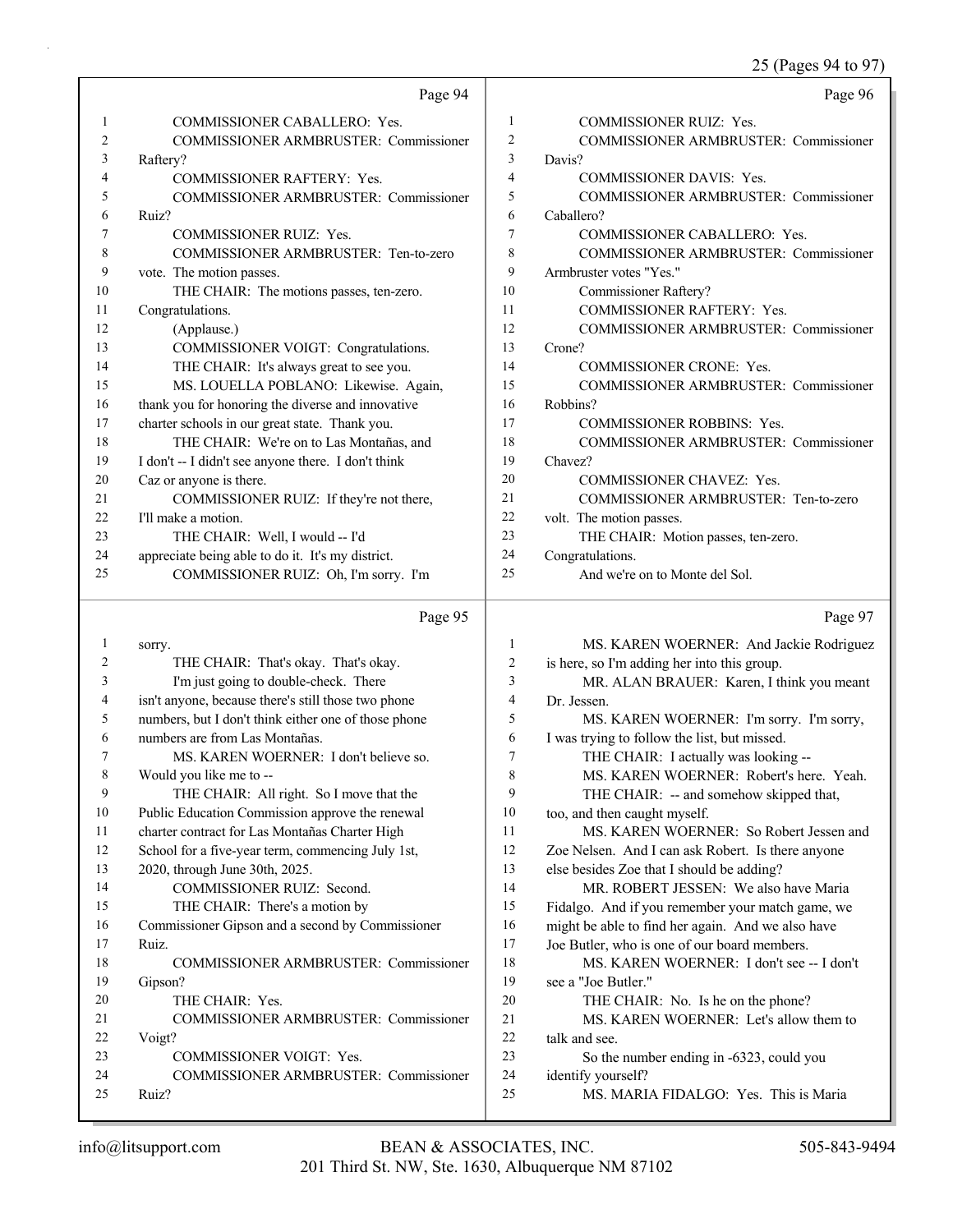Page 94

1 COMMISSIONER CABALLERO: Yes.
2 COMMISSIONER ARMBRUSTER: Commissioner
3 Raftery?
4 COMMISSIONER RAFTERY: Yes.
5 COMMISSIONER ARMBRUSTER: Commissioner
6 Ruiz?
7 COMMISSIONER RUIZ: Yes.
8 COMMISSIONER ARMBRUSTER: Ten-to-zero
9 vote. The motion passes.
10 THE CHAIR: The motions passes, ten-zero.
11 Congratulations.
12 (Applause.)
13 COMMISSIONER VOIGT: Congratulations.
14 THE CHAIR: It's always great to see you.
15 MS. LOUELLA POBLANO: Likewise. Again,
16 thank you for honoring the diverse and innovative
17 charter schools in our great state. Thank you.
18 THE CHAIR: We're on to Las Montañas, and
19 I don't -- I didn't see anyone there. I don't think
20 Caz or anyone is there.
21 COMMISSIONER RUIZ: If they're not there,
22 I'll make a motion.
23 THE CHAIR: Well, I would -- I'd
24 appreciate being able to do it. It's my district.
25 COMMISSIONER RUIZ: Oh, I'm sorry. I'm

Page 95

1 sorry.
2 THE CHAIR: That's okay. That's okay.
3 I'm just going to double-check. There
4 isn't anyone, because there's still those two phone
5 numbers, but I don't think either one of those phone
6 numbers are from Las Montañas.
7 MS. KAREN WOERNER: I don't believe so.
8 Would you like me to --
9 THE CHAIR: All right. So I move that the
10 Public Education Commission approve the renewal
11 charter contract for Las Montañas Charter High
12 School for a five-year term, commencing July 1st,
13 2020, through June 30th, 2025.
14 COMMISSIONER RUIZ: Second.
15 THE CHAIR: There's a motion by
16 Commissioner Gipson and a second by Commissioner
17 Ruiz.
18 COMMISSIONER ARMBRUSTER: Commissioner
19 Gipson?
20 THE CHAIR: Yes.
21 COMMISSIONER ARMBRUSTER: Commissioner
22 Voigt?
23 COMMISSIONER VOIGT: Yes.
24 COMMISSIONER ARMBRUSTER: Commissioner
25 Ruiz?

Page 96

1 COMMISSIONER RUIZ: Yes.
2 COMMISSIONER ARMBRUSTER: Commissioner
3 Davis?
4 COMMISSIONER DAVIS: Yes.
5 COMMISSIONER ARMBRUSTER: Commissioner
6 Caballero?
7 COMMISSIONER CABALLERO: Yes.
8 COMMISSIONER ARMBRUSTER: Commissioner
9 Armbruster votes "Yes."
10 Commissioner Raftery?
11 COMMISSIONER RAFTERY: Yes.
12 COMMISSIONER ARMBRUSTER: Commissioner
13 Crone?
14 COMMISSIONER CRONE: Yes.
15 COMMISSIONER ARMBRUSTER: Commissioner
16 Robbins?
17 COMMISSIONER ROBBINS: Yes.
18 COMMISSIONER ARMBRUSTER: Commissioner
19 Chavez?
20 COMMISSIONER CHAVEZ: Yes.
21 COMMISSIONER ARMBRUSTER: Ten-to-zero
22 volt. The motion passes.
23 THE CHAIR: Motion passes, ten-zero.
24 Congratulations.
25 And we're on to Monte del Sol.

Page 97

1 MS. KAREN WOERNER: And Jackie Rodriguez
2 is here, so I'm adding her into this group.
3 MR. ALAN BRAUER: Karen, I think you meant
4 Dr. Jessen.
5 MS. KAREN WOERNER: I'm sorry. I'm sorry,
6 I was trying to follow the list, but missed.
7 THE CHAIR: I actually was looking --
8 MS. KAREN WOERNER: Robert's here. Yeah.
9 THE CHAIR: -- and somehow skipped that,
10 too, and then caught myself.
11 MS. KAREN WOERNER: So Robert Jessen and
12 Zoe Nelsen. And I can ask Robert. Is there anyone
13 else besides Zoe that I should be adding?
14 MR. ROBERT JESSEN: We also have Maria
15 Fidalgo. And if you remember your match game, we
16 might be able to find her again. And we also have
17 Joe Butler, who is one of our board members.
18 MS. KAREN WOERNER: I don't see -- I don't
19 see a "Joe Butler."
20 THE CHAIR: No. Is he on the phone?
21 MS. KAREN WOERNER: Let's allow them to
22 talk and see.
23 So the number ending in -6323, could you
24 identify yourself?
25 MS. MARIA FIDALGO: Yes. This is Maria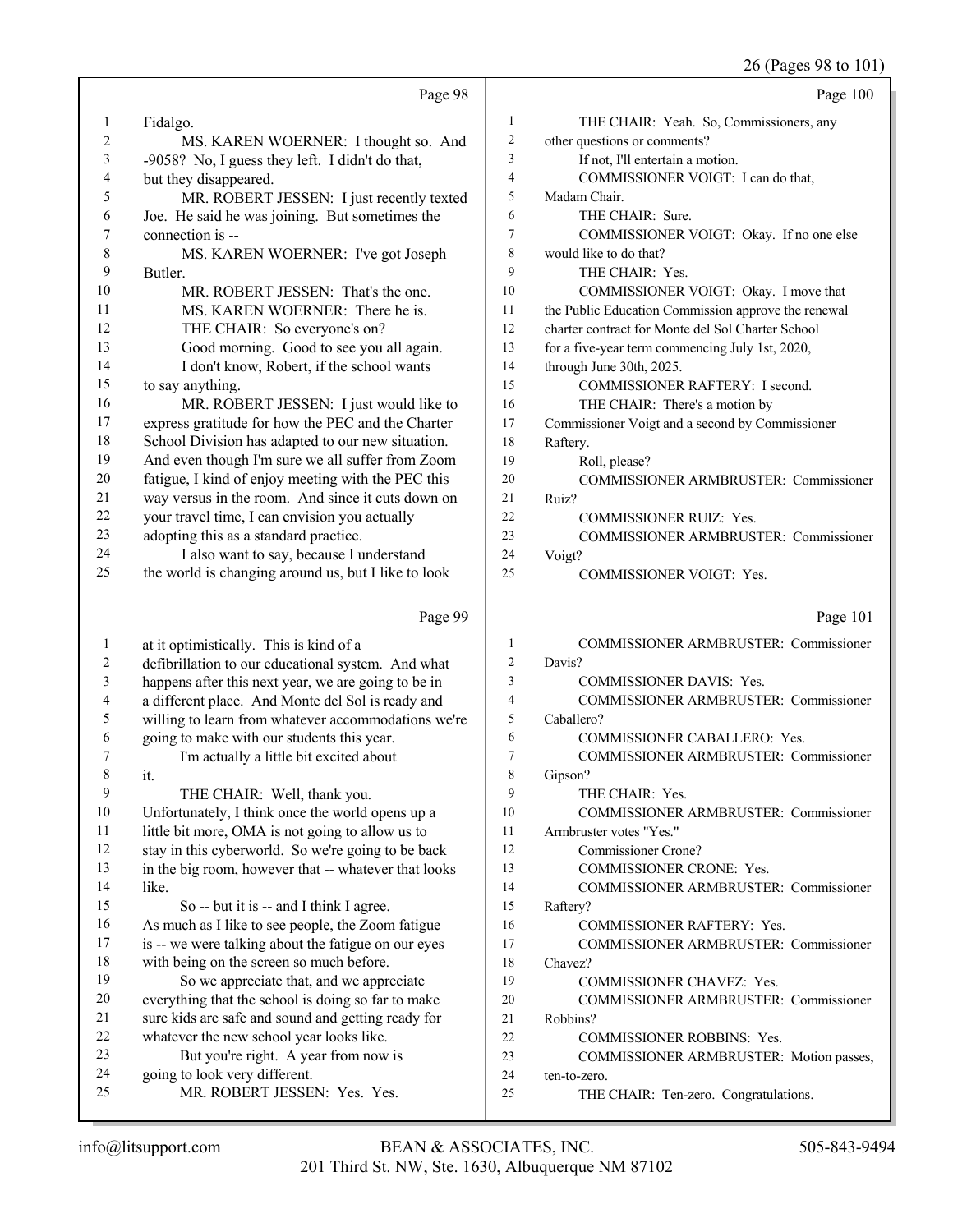Page 98

1 Fidalgo.
2 MS. KAREN WOERNER: I thought so. And
3 -9058? No, I guess they left. I didn't do that,
4 but they disappeared.
5 MR. ROBERT JESSEN: I just recently texted
6 Joe. He said he was joining. But sometimes the
7 connection is --
8 MS. KAREN WOERNER: I've got Joseph
9 Butler.
10 MR. ROBERT JESSEN: That's the one.
11 MS. KAREN WOERNER: There he is.
12 THE CHAIR: So everyone's on?
13 Good morning. Good to see you all again.
14 I don't know, Robert, if the school wants
15 to say anything.
16 MR. ROBERT JESSEN: I just would like to
17 express gratitude for how the PEC and the Charter
18 School Division has adapted to our new situation.
19 And even though I'm sure we all suffer from Zoom
20 fatigue, I kind of enjoy meeting with the PEC this
21 way versus in the room. And since it cuts down on
22 your travel time, I can envision you actually
23 adopting this as a standard practice.
24 I also want to say, because I understand
25 the world is changing around us, but I like to look

Page 99

1 at it optimistically. This is kind of a
2 defibrillation to our educational system. And what
3 happens after this next year, we are going to be in
4 a different place. And Monte del Sol is ready and
5 willing to learn from whatever accommodations we're
6 going to make with our students this year.
7 I'm actually a little bit excited about
8 it.
9 THE CHAIR: Well, thank you.
10 Unfortunately, I think once the world opens up a
11 little bit more, OMA is not going to allow us to
12 stay in this cyberworld. So we're going to be back
13 in the big room, however that -- whatever that looks
14 like.
15 So -- but it is -- and I think I agree.
16 As much as I like to see people, the Zoom fatigue
17 is -- we were talking about the fatigue on our eyes
18 with being on the screen so much before.
19 So we appreciate that, and we appreciate
20 everything that the school is doing so far to make
21 sure kids are safe and sound and getting ready for
22 whatever the new school year looks like.
23 But you're right. A year from now is
24 going to look very different.
25 MR. ROBERT JESSEN: Yes. Yes.

Page 100

1 THE CHAIR: Yeah. So, Commissioners, any
2 other questions or comments?
3 If not, I'll entertain a motion.
4 COMMISSIONER VOIGT: I can do that,
5 Madam Chair.
6 THE CHAIR: Sure.
7 COMMISSIONER VOIGT: Okay. If no one else
8 would like to do that?
9 THE CHAIR: Yes.
10 COMMISSIONER VOIGT: Okay. I move that
11 the Public Education Commission approve the renewal
12 charter contract for Monte del Sol Charter School
13 for a five-year term commencing July 1st, 2020,
14 through June 30th, 2025.
15 COMMISSIONER RAFTERY: I second.
16 THE CHAIR: There's a motion by
17 Commissioner Voigt and a second by Commissioner
18 Raftery.
19 Roll, please?
20 COMMISSIONER ARMBRUSTER: Commissioner
21 Ruiz?
22 COMMISSIONER RUIZ: Yes.
23 COMMISSIONER ARMBRUSTER: Commissioner
24 Voigt?
25 COMMISSIONER VOIGT: Yes.

Page 101

1 COMMISSIONER ARMBRUSTER: Commissioner
2 Davis?
3 COMMISSIONER DAVIS: Yes.
4 COMMISSIONER ARMBRUSTER: Commissioner
5 Caballero?
6 COMMISSIONER CABALLERO: Yes.
7 COMMISSIONER ARMBRUSTER: Commissioner
8 Gipson?
9 THE CHAIR: Yes.
10 COMMISSIONER ARMBRUSTER: Commissioner
11 Armbruster votes "Yes."
12 Commissioner Crone?
13 COMMISSIONER CRONE: Yes.
14 COMMISSIONER ARMBRUSTER: Commissioner
15 Raftery?
16 COMMISSIONER RAFTERY: Yes.
17 COMMISSIONER ARMBRUSTER: Commissioner
18 Chavez?
19 COMMISSIONER CHAVEZ: Yes.
20 COMMISSIONER ARMBRUSTER: Commissioner
21 Robbins?
22 COMMISSIONER ROBBINS: Yes.
23 COMMISSIONER ARMBRUSTER: Motion passes,
24 ten-to-zero.
25 THE CHAIR: Ten-zero. Congratulations.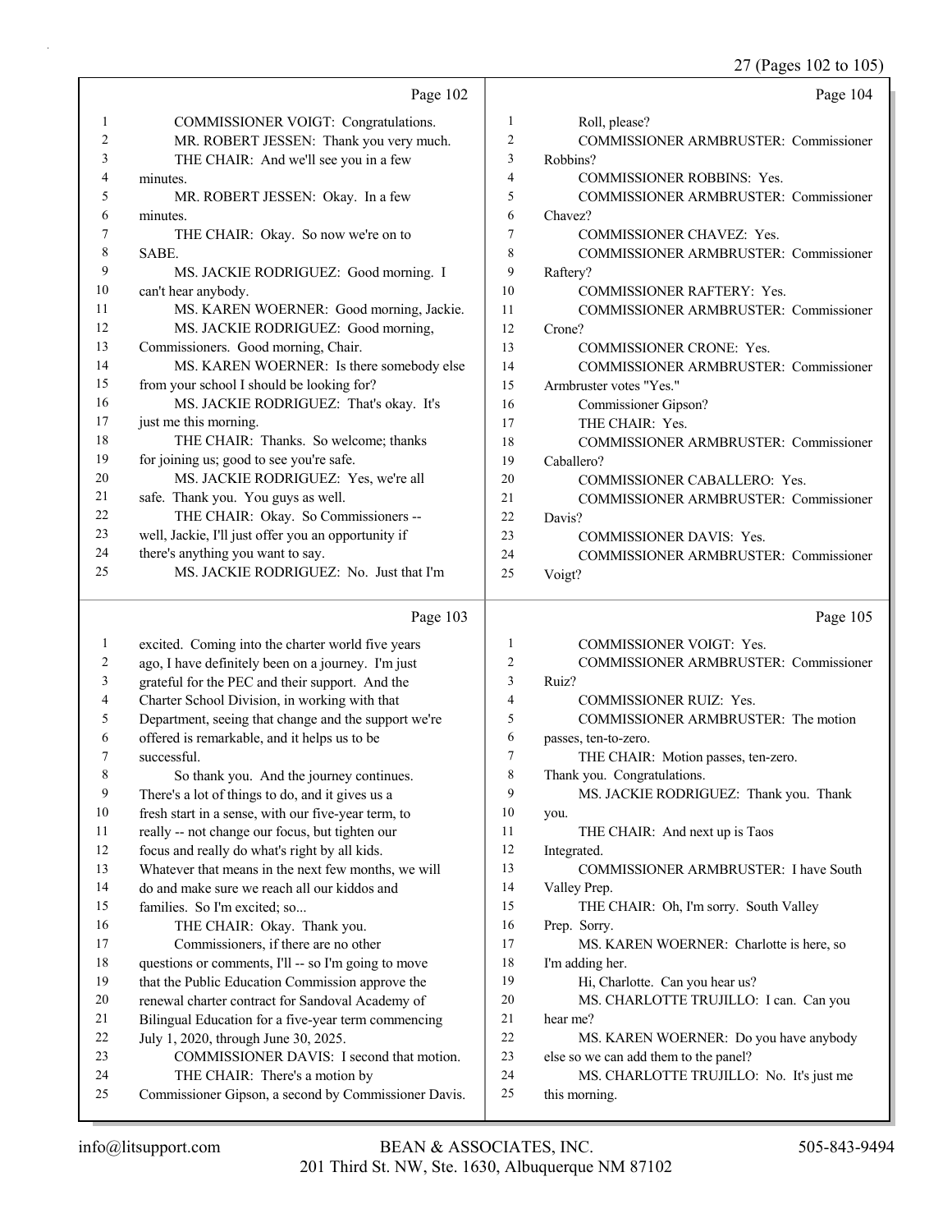Page 102

1 COMMISSIONER VOIGT: Congratulations.
2 MR. ROBERT JESSEN: Thank you very much.
3 THE CHAIR: And we'll see you in a few
4 minutes.
5 MR. ROBERT JESSEN: Okay. In a few
6 minutes.
7 THE CHAIR: Okay. So now we're on to
8 SABE.
9 MS. JACKIE RODRIGUEZ: Good morning. I
10 can't hear anybody.
11 MS. KAREN WOERNER: Good morning, Jackie.
12 MS. JACKIE RODRIGUEZ: Good morning,
13 Commissioners. Good morning, Chair.
14 MS. KAREN WOERNER: Is there somebody else
15 from your school I should be looking for?
16 MS. JACKIE RODRIGUEZ: That's okay. It's
17 just me this morning.
18 THE CHAIR: Thanks. So welcome; thanks
19 for joining us; good to see you're safe.
20 MS. JACKIE RODRIGUEZ: Yes, we're all
21 safe. Thank you. You guys as well.
22 THE CHAIR: Okay. So Commissioners --
23 well, Jackie, I'll just offer you an opportunity if
24 there's anything you want to say.
25 MS. JACKIE RODRIGUEZ: No. Just that I'm

Page 103

1 excited. Coming into the charter world five years
2 ago, I have definitely been on a journey. I'm just
3 grateful for the PEC and their support. And the
4 Charter School Division, in working with that
5 Department, seeing that change and the support we're
6 offered is remarkable, and it helps us to be
7 successful.
8 So thank you. And the journey continues.
9 There's a lot of things to do, and it gives us a
10 fresh start in a sense, with our five-year term, to
11 really -- not change our focus, but tighten our
12 focus and really do what's right by all kids.
13 Whatever that means in the next few months, we will
14 do and make sure we reach all our kiddos and
15 families. So I'm excited; so...
16 THE CHAIR: Okay. Thank you.
17 Commissioners, if there are no other
18 questions or comments, I'll -- so I'm going to move
19 that the Public Education Commission approve the
20 renewal charter contract for Sandoval Academy of
21 Bilingual Education for a five-year term commencing
22 July 1, 2020, through June 30, 2025.
23 COMMISSIONER DAVIS: I second that motion.
24 THE CHAIR: There's a motion by
25 Commissioner Gipson, a second by Commissioner Davis.

Page 104

1 Roll, please?
2 COMMISSIONER ARMBRUSTER: Commissioner
3 Robbins?
4 COMMISSIONER ROBBINS: Yes.
5 COMMISSIONER ARMBRUSTER: Commissioner
6 Chavez?
7 COMMISSIONER CHAVEZ: Yes.
8 COMMISSIONER ARMBRUSTER: Commissioner
9 Raftery?
10 COMMISSIONER RAFTERY: Yes.
11 COMMISSIONER ARMBRUSTER: Commissioner
12 Crone?
13 COMMISSIONER CRONE: Yes.
14 COMMISSIONER ARMBRUSTER: Commissioner
15 Armbruster votes "Yes."
16 Commissioner Gipson?
17 THE CHAIR: Yes.
18 COMMISSIONER ARMBRUSTER: Commissioner
19 Caballero?
20 COMMISSIONER CABALLERO: Yes.
21 COMMISSIONER ARMBRUSTER: Commissioner
22 Davis?
23 COMMISSIONER DAVIS: Yes.
24 COMMISSIONER ARMBRUSTER: Commissioner
25 Voigt?

Page 105

1 COMMISSIONER VOIGT: Yes.
2 COMMISSIONER ARMBRUSTER: Commissioner
3 Ruiz?
4 COMMISSIONER RUIZ: Yes.
5 COMMISSIONER ARMBRUSTER: The motion
6 passes, ten-to-zero.
7 THE CHAIR: Motion passes, ten-zero.
8 Thank you. Congratulations.
9 MS. JACKIE RODRIGUEZ: Thank you. Thank
10 you.
11 THE CHAIR: And next up is Taos
12 Integrated.
13 COMMISSIONER ARMBRUSTER: I have South
14 Valley Prep.
15 THE CHAIR: Oh, I'm sorry. South Valley
16 Prep. Sorry.
17 MS. KAREN WOERNER: Charlotte is here, so
18 I'm adding her.
19 Hi, Charlotte. Can you hear us?
20 MS. CHARLOTTE TRUJILLO: I can. Can you
21 hear me?
22 MS. KAREN WOERNER: Do you have anybody
23 else so we can add them to the panel?
24 MS. CHARLOTTE TRUJILLO: No. It's just me
25 this morning.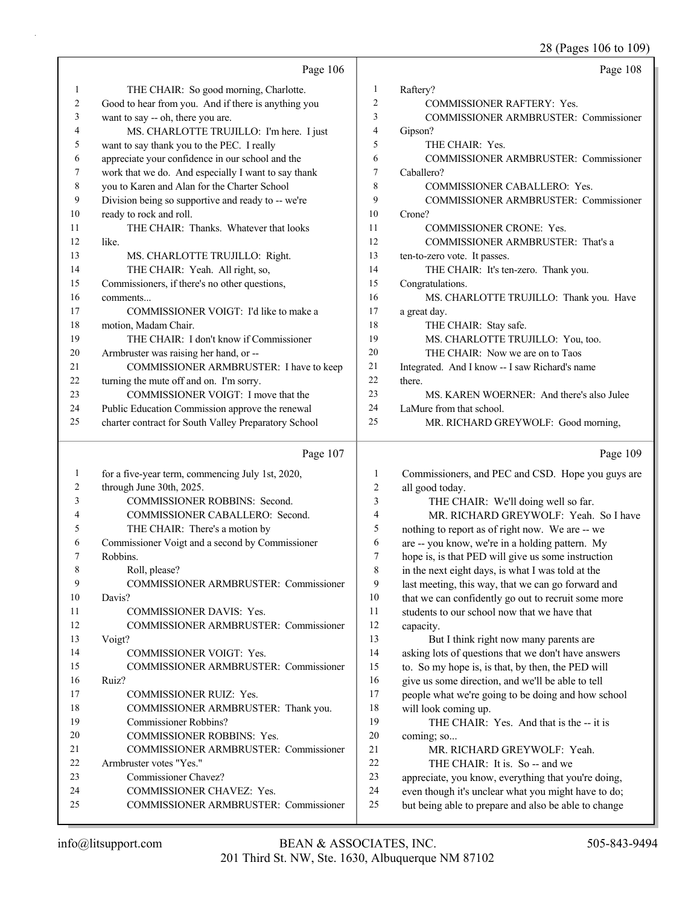Page 106

1 THE CHAIR: So good morning, Charlotte.
2 Good to hear from you. And if there is anything you
3 want to say -- oh, there you are.
4 MS. CHARLOTTE TRUJILLO: I'm here. I just
5 want to say thank you to the PEC. I really
6 appreciate your confidence in our school and the
7 work that we do. And especially I want to say thank
8 you to Karen and Alan for the Charter School
9 Division being so supportive and ready to -- we're
10 ready to rock and roll.
11 THE CHAIR: Thanks. Whatever that looks
12 like.
13 MS. CHARLOTTE TRUJILLO: Right.
14 THE CHAIR: Yeah. All right, so,
15 Commissioners, if there's no other questions,
16 comments...
17 COMMISSIONER VOIGT: I'd like to make a
18 motion, Madam Chair.
19 THE CHAIR: I don't know if Commissioner
20 Armbruster was raising her hand, or --
21 COMMISSIONER ARMBRUSTER: I have to keep
22 turning the mute off and on. I'm sorry.
23 COMMISSIONER VOIGT: I move that the
24 Public Education Commission approve the renewal
25 charter contract for South Valley Preparatory School

Page 107

1 for a five-year term, commencing July 1st, 2020,
2 through June 30th, 2025.
3 COMMISSIONER ROBBINS: Second.
4 COMMISSIONER CABALLERO: Second.
5 THE CHAIR: There's a motion by
6 Commissioner Voigt and a second by Commissioner
7 Robbins.
8 Roll, please?
9 COMMISSIONER ARMBRUSTER: Commissioner
10 Davis?
11 COMMISSIONER DAVIS: Yes.
12 COMMISSIONER ARMBRUSTER: Commissioner
13 Voigt?
14 COMMISSIONER VOIGT: Yes.
15 COMMISSIONER ARMBRUSTER: Commissioner
16 Ruiz?
17 COMMISSIONER RUIZ: Yes.
18 COMMISSIONER ARMBRUSTER: Thank you.
19 Commissioner Robbins?
20 COMMISSIONER ROBBINS: Yes.
21 COMMISSIONER ARMBRUSTER: Commissioner
22 Armbruster votes "Yes."
23 Commissioner Chavez?
24 COMMISSIONER CHAVEZ: Yes.
25 COMMISSIONER ARMBRUSTER: Commissioner

Page 108

1 Raftery?
2 COMMISSIONER RAFTERY: Yes.
3 COMMISSIONER ARMBRUSTER: Commissioner
4 Gipson?
5 THE CHAIR: Yes.
6 COMMISSIONER ARMBRUSTER: Commissioner
7 Caballero?
8 COMMISSIONER CABALLERO: Yes.
9 COMMISSIONER ARMBRUSTER: Commissioner
10 Crone?
11 COMMISSIONER CRONE: Yes.
12 COMMISSIONER ARMBRUSTER: That's a
13 ten-to-zero vote. It passes.
14 THE CHAIR: It's ten-zero. Thank you.
15 Congratulations.
16 MS. CHARLOTTE TRUJILLO: Thank you. Have
17 a great day.
18 THE CHAIR: Stay safe.
19 MS. CHARLOTTE TRUJILLO: You, too.
20 THE CHAIR: Now we are on to Taos
21 Integrated. And I know -- I saw Richard's name
22 there.
23 MS. KAREN WOERNER: And there's also Julee
24 LaMure from that school.
25 MR. RICHARD GREYWOLF: Good morning,

Page 109

1 Commissioners, and PEC and CSD. Hope you guys are
2 all good today.
3 THE CHAIR: We'll doing well so far.
4 MR. RICHARD GREYWOLF: Yeah. So I have
5 nothing to report as of right now. We are -- we
6 are -- you know, we're in a holding pattern. My
7 hope is, is that PED will give us some instruction
8 in the next eight days, is what I was told at the
9 last meeting, this way, that we can go forward and
10 that we can confidently go out to recruit some more
11 students to our school now that we have that
12 capacity.
13 But I think right now many parents are
14 asking lots of questions that we don't have answers
15 to. So my hope is, is that, by then, the PED will
16 give us some direction, and we'll be able to tell
17 people what we're going to be doing and how school
18 will look coming up.
19 THE CHAIR: Yes. And that is the -- it is
20 coming; so...
21 MR. RICHARD GREYWOLF: Yeah.
22 THE CHAIR: It is. So -- and we
23 appreciate, you know, everything that you're doing,
24 even though it's unclear what you might have to do;
25 but being able to prepare and also be able to change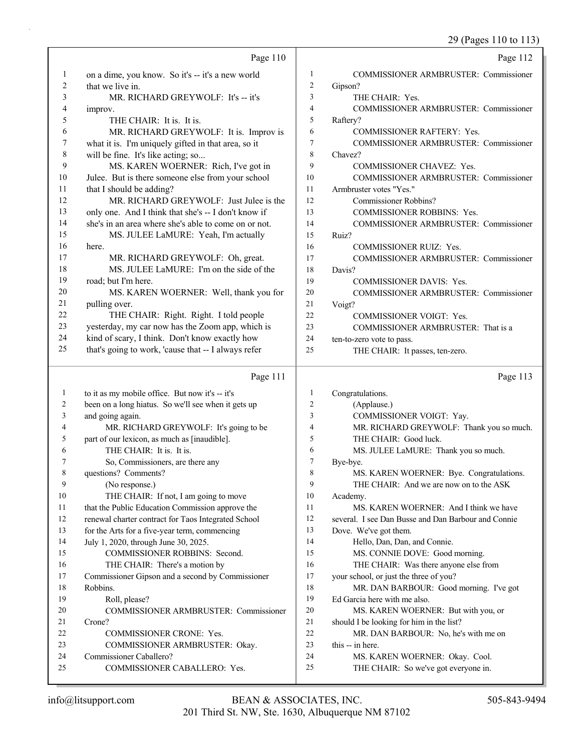Page 110

1 on a dime, you know. So it's -- it's a new world
2 that we live in.
3 MR. RICHARD GREYWOLF: It's -- it's
4 improv.
5 THE CHAIR: It is. It is.
6 MR. RICHARD GREYWOLF: It is. Improv is
7 what it is. I'm uniquely gifted in that area, so it
8 will be fine. It's like acting; so...
9 MS. KAREN WOERNER: Rich, I've got in
10 Julee. But is there someone else from your school
11 that I should be adding?
12 MR. RICHARD GREYWOLF: Just Julee is the
13 only one. And I think that she's -- I don't know if
14 she's in an area where she's able to come on or not.
15 MS. JULEE LaMURE: Yeah, I'm actually
16 here.
17 MR. RICHARD GREYWOLF: Oh, great.
18 MS. JULEE LaMURE: I'm on the side of the
19 road; but I'm here.
20 MS. KAREN WOERNER: Well, thank you for
21 pulling over.
22 THE CHAIR: Right. Right. I told people
23 yesterday, my car now has the Zoom app, which is
24 kind of scary, I think. Don't know exactly how
25 that's going to work, 'cause that -- I always refer

Page 111

1 to it as my mobile office. But now it's -- it's
2 been on a long hiatus. So we'll see when it gets up
3 and going again.
4 MR. RICHARD GREYWOLF: It's going to be
5 part of our lexicon, as much as [inaudible].
6 THE CHAIR: It is. It is.
7 So, Commissioners, are there any
8 questions? Comments?
9 (No response.)
10 THE CHAIR: If not, I am going to move
11 that the Public Education Commission approve the
12 renewal charter contract for Taos Integrated School
13 for the Arts for a five-year term, commencing
14 July 1, 2020, through June 30, 2025.
15 COMMISSIONER ROBBINS: Second.
16 THE CHAIR: There's a motion by
17 Commissioner Gipson and a second by Commissioner
18 Robbins.
19 Roll, please?
20 COMMISSIONER ARMBRUSTER: Commissioner
21 Crone?
22 COMMISSIONER CRONE: Yes.
23 COMMISSIONER ARMBRUSTER: Okay.
24 Commissioner Caballero?
25 COMMISSIONER CABALLERO: Yes.

Page 112

1 COMMISSIONER ARMBRUSTER: Commissioner
2 Gipson?
3 THE CHAIR: Yes.
4 COMMISSIONER ARMBRUSTER: Commissioner
5 Raftery?
6 COMMISSIONER RAFTERY: Yes.
7 COMMISSIONER ARMBRUSTER: Commissioner
8 Chavez?
9 COMMISSIONER CHAVEZ: Yes.
10 COMMISSIONER ARMBRUSTER: Commissioner
11 Armbruster votes "Yes."
12 Commissioner Robbins?
13 COMMISSIONER ROBBINS: Yes.
14 COMMISSIONER ARMBRUSTER: Commissioner
15 Ruiz?
16 COMMISSIONER RUIZ: Yes.
17 COMMISSIONER ARMBRUSTER: Commissioner
18 Davis?
19 COMMISSIONER DAVIS: Yes.
20 COMMISSIONER ARMBRUSTER: Commissioner
21 Voigt?
22 COMMISSIONER VOIGT: Yes.
23 COMMISSIONER ARMBRUSTER: That is a
24 ten-to-zero vote to pass.
25 THE CHAIR: It passes, ten-zero.

Page 113

1 Congratulations.
2 (Applause.)
3 COMMISSIONER VOIGT: Yay.
4 MR. RICHARD GREYWOLF: Thank you so much.
5 THE CHAIR: Good luck.
6 MS. JULEE LaMURE: Thank you so much.
7 Bye-bye.
8 MS. KAREN WOERNER: Bye. Congratulations.
9 THE CHAIR: And we are now on to the ASK
10 Academy.
11 MS. KAREN WOERNER: And I think we have
12 several. I see Dan Busse and Dan Barbour and Connie
13 Dove. We've got them.
14 Hello, Dan, Dan, and Connie.
15 MS. CONNIE DOVE: Good morning.
16 THE CHAIR: Was there anyone else from
17 your school, or just the three of you?
18 MR. DAN BARBOUR: Good morning. I've got
19 Ed Garcia here with me also.
20 MS. KAREN WOERNER: But with you, or
21 should I be looking for him in the list?
22 MR. DAN BARBOUR: No, he's with me on
23 this -- in here.
24 MS. KAREN WOERNER: Okay. Cool.
25 THE CHAIR: So we've got everyone in.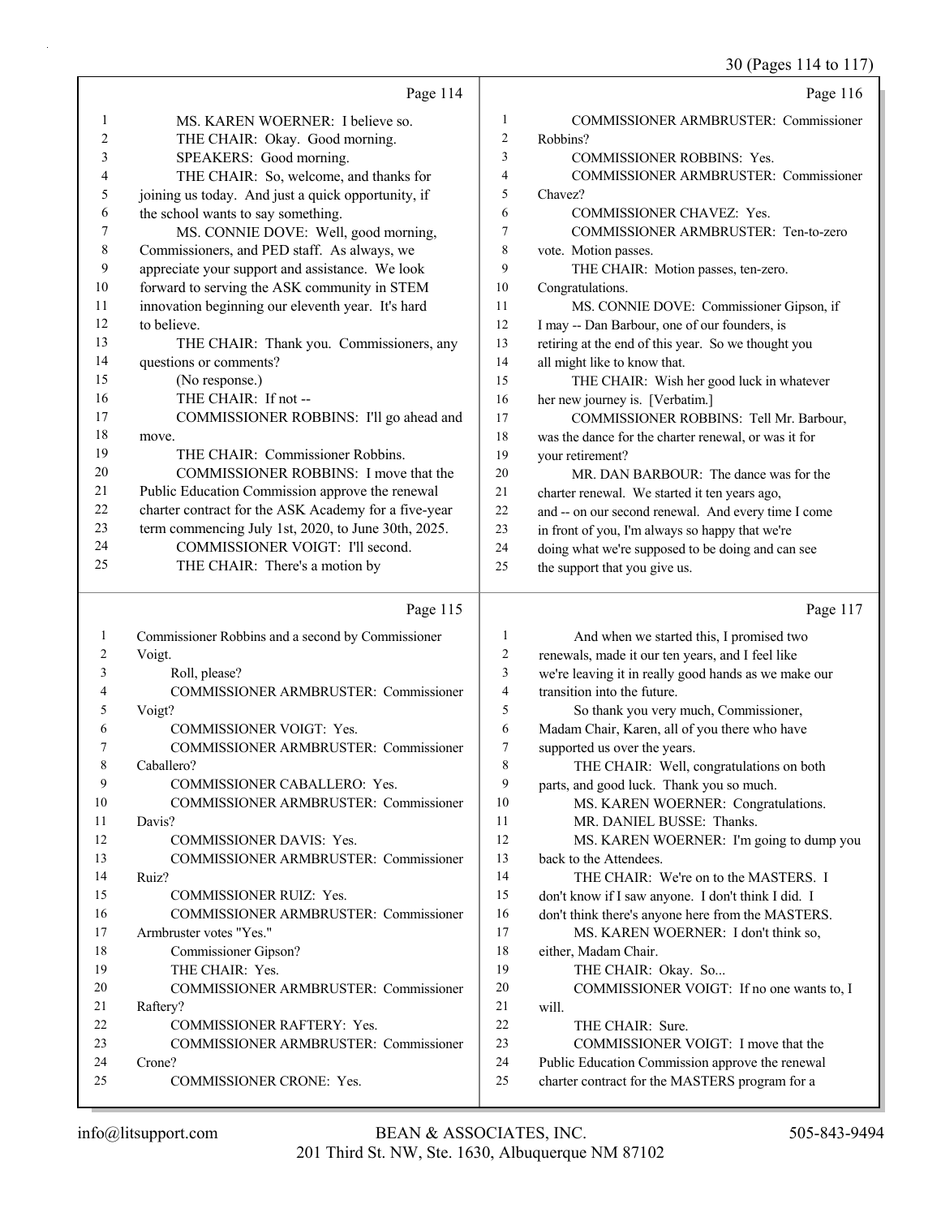Page 114

1 MS. KAREN WOERNER: I believe so.
2 THE CHAIR: Okay. Good morning.
3 SPEAKERS: Good morning.
4 THE CHAIR: So, welcome, and thanks for
5 joining us today. And just a quick opportunity, if
6 the school wants to say something.
7 MS. CONNIE DOVE: Well, good morning,
8 Commissioners, and PED staff. As always, we
9 appreciate your support and assistance. We look
10 forward to serving the ASK community in STEM
11 innovation beginning our eleventh year. It's hard
12 to believe.
13 THE CHAIR: Thank you. Commissioners, any
14 questions or comments?
15 (No response.)
16 THE CHAIR: If not --
17 COMMISSIONER ROBBINS: I'll go ahead and
18 move.
19 THE CHAIR: Commissioner Robbins.
20 COMMISSIONER ROBBINS: I move that the
21 Public Education Commission approve the renewal
22 charter contract for the ASK Academy for a five-year
23 term commencing July 1st, 2020, to June 30th, 2025.
24 COMMISSIONER VOIGT: I'll second.
25 THE CHAIR: There's a motion by

Page 115

1 Commissioner Robbins and a second by Commissioner
2 Voigt.
3 Roll, please?
4 COMMISSIONER ARMBRUSTER: Commissioner
5 Voigt?
6 COMMISSIONER VOIGT: Yes.
7 COMMISSIONER ARMBRUSTER: Commissioner
8 Caballero?
9 COMMISSIONER CABALLERO: Yes.
10 COMMISSIONER ARMBRUSTER: Commissioner
11 Davis?
12 COMMISSIONER DAVIS: Yes.
13 COMMISSIONER ARMBRUSTER: Commissioner
14 Ruiz?
15 COMMISSIONER RUIZ: Yes.
16 COMMISSIONER ARMBRUSTER: Commissioner
17 Armbruster votes "Yes."
18 Commissioner Gipson?
19 THE CHAIR: Yes.
20 COMMISSIONER ARMBRUSTER: Commissioner
21 Raftery?
22 COMMISSIONER RAFTERY: Yes.
23 COMMISSIONER ARMBRUSTER: Commissioner
24 Crone?
25 COMMISSIONER CRONE: Yes.

Page 116

1 COMMISSIONER ARMBRUSTER: Commissioner
2 Robbins?
3 COMMISSIONER ROBBINS: Yes.
4 COMMISSIONER ARMBRUSTER: Commissioner
5 Chavez?
6 COMMISSIONER CHAVEZ: Yes.
7 COMMISSIONER ARMBRUSTER: Ten-to-zero
8 vote. Motion passes.
9 THE CHAIR: Motion passes, ten-zero.
10 Congratulations.
11 MS. CONNIE DOVE: Commissioner Gipson, if
12 I may -- Dan Barbour, one of our founders, is
13 retiring at the end of this year. So we thought you
14 all might like to know that.
15 THE CHAIR: Wish her good luck in whatever
16 her new journey is. [Verbatim.]
17 COMMISSIONER ROBBINS: Tell Mr. Barbour,
18 was the dance for the charter renewal, or was it for
19 your retirement?
20 MR. DAN BARBOUR: The dance was for the
21 charter renewal. We started it ten years ago,
22 and -- on our second renewal. And every time I come
23 in front of you, I'm always so happy that we're
24 doing what we're supposed to be doing and can see
25 the support that you give us.

Page 117

1 And when we started this, I promised two
2 renewals, made it our ten years, and I feel like
3 we're leaving it in really good hands as we make our
4 transition into the future.
5 So thank you very much, Commissioner,
6 Madam Chair, Karen, all of you there who have
7 supported us over the years.
8 THE CHAIR: Well, congratulations on both
9 parts, and good luck. Thank you so much.
10 MS. KAREN WOERNER: Congratulations.
11 MR. DANIEL BUSSE: Thanks.
12 MS. KAREN WOERNER: I'm going to dump you
13 back to the Attendees.
14 THE CHAIR: We're on to the MASTERS. I
15 don't know if I saw anyone. I don't think I did. I
16 don't think there's anyone here from the MASTERS.
17 MS. KAREN WOERNER: I don't think so,
18 either, Madam Chair.
19 THE CHAIR: Okay. So...
20 COMMISSIONER VOIGT: If no one wants to, I
21 will.
22 THE CHAIR: Sure.
23 COMMISSIONER VOIGT: I move that the
24 Public Education Commission approve the renewal
25 charter contract for the MASTERS program for a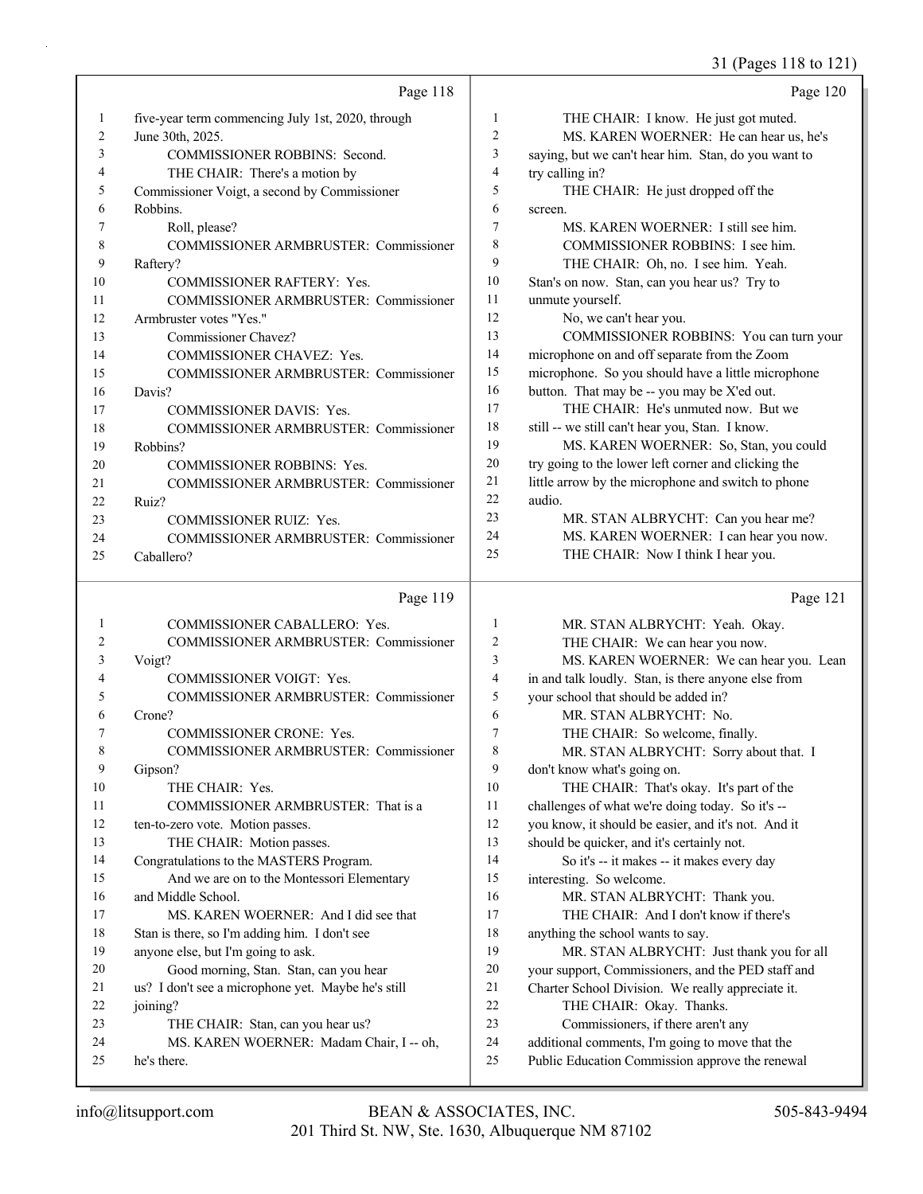Page 118

1 five-year term commencing July 1st, 2020, through
2 June 30th, 2025.
3 COMMISSIONER ROBBINS: Second.
4 THE CHAIR: There's a motion by
5 Commissioner Voigt, a second by Commissioner
6 Robbins.
7 Roll, please?
8 COMMISSIONER ARMBRUSTER: Commissioner
9 Raftery?
10 COMMISSIONER RAFTERY: Yes.
11 COMMISSIONER ARMBRUSTER: Commissioner
12 Armbruster votes "Yes."
13 Commissioner Chavez?
14 COMMISSIONER CHAVEZ: Yes.
15 COMMISSIONER ARMBRUSTER: Commissioner
16 Davis?
17 COMMISSIONER DAVIS: Yes.
18 COMMISSIONER ARMBRUSTER: Commissioner
19 Robbins?
20 COMMISSIONER ROBBINS: Yes.
21 COMMISSIONER ARMBRUSTER: Commissioner
22 Ruiz?
23 COMMISSIONER RUIZ: Yes.
24 COMMISSIONER ARMBRUSTER: Commissioner
25 Caballero?

Page 119

1 COMMISSIONER CABALLERO: Yes.
2 COMMISSIONER ARMBRUSTER: Commissioner
3 Voigt?
4 COMMISSIONER VOIGT: Yes.
5 COMMISSIONER ARMBRUSTER: Commissioner
6 Crone?
7 COMMISSIONER CRONE: Yes.
8 COMMISSIONER ARMBRUSTER: Commissioner
9 Gipson?
10 THE CHAIR: Yes.
11 COMMISSIONER ARMBRUSTER: That is a
12 ten-to-zero vote. Motion passes.
13 THE CHAIR: Motion passes.
14 Congratulations to the MASTERS Program.
15 And we are on to the Montessori Elementary
16 and Middle School.
17 MS. KAREN WOERNER: And I did see that
18 Stan is there, so I'm adding him. I don't see
19 anyone else, but I'm going to ask.
20 Good morning, Stan. Stan, can you hear
21 us? I don't see a microphone yet. Maybe he's still
22 joining?
23 THE CHAIR: Stan, can you hear us?
24 MS. KAREN WOERNER: Madam Chair, I -- oh,
25 he's there.

Page 120

1 THE CHAIR: I know. He just got muted.
2 MS. KAREN WOERNER: He can hear us, he's
3 saying, but we can't hear him. Stan, do you want to
4 try calling in?
5 THE CHAIR: He just dropped off the
6 screen.
7 MS. KAREN WOERNER: I still see him.
8 COMMISSIONER ROBBINS: I see him.
9 THE CHAIR: Oh, no. I see him. Yeah.
10 Stan's on now. Stan, can you hear us? Try to
11 unmute yourself.
12 No, we can't hear you.
13 COMMISSIONER ROBBINS: You can turn your
14 microphone on and off separate from the Zoom
15 microphone. So you should have a little microphone
16 button. That may be -- you may be X'ed out.
17 THE CHAIR: He's unmuted now. But we
18 still -- we still can't hear you, Stan. I know.
19 MS. KAREN WOERNER: So, Stan, you could
20 try going to the lower left corner and clicking the
21 little arrow by the microphone and switch to phone
22 audio.
23 MR. STAN ALBRYCHT: Can you hear me?
24 MS. KAREN WOERNER: I can hear you now.
25 THE CHAIR: Now I think I hear you.

Page 121

1 MR. STAN ALBRYCHT: Yeah. Okay.
2 THE CHAIR: We can hear you now.
3 MS. KAREN WOERNER: We can hear you. Lean
4 in and talk loudly. Stan, is there anyone else from
5 your school that should be added in?
6 MR. STAN ALBRYCHT: No.
7 THE CHAIR: So welcome, finally.
8 MR. STAN ALBRYCHT: Sorry about that. I
9 don't know what's going on.
10 THE CHAIR: That's okay. It's part of the
11 challenges of what we're doing today. So it's --
12 you know, it should be easier, and it's not. And it
13 should be quicker, and it's certainly not.
14 So it's -- it makes -- it makes every day
15 interesting. So welcome.
16 MR. STAN ALBRYCHT: Thank you.
17 THE CHAIR: And I don't know if there's
18 anything the school wants to say.
19 MR. STAN ALBRYCHT: Just thank you for all
20 your support, Commissioners, and the PED staff and
21 Charter School Division. We really appreciate it.
22 THE CHAIR: Okay. Thanks.
23 Commissioners, if there aren't any
24 additional comments, I'm going to move that the
25 Public Education Commission approve the renewal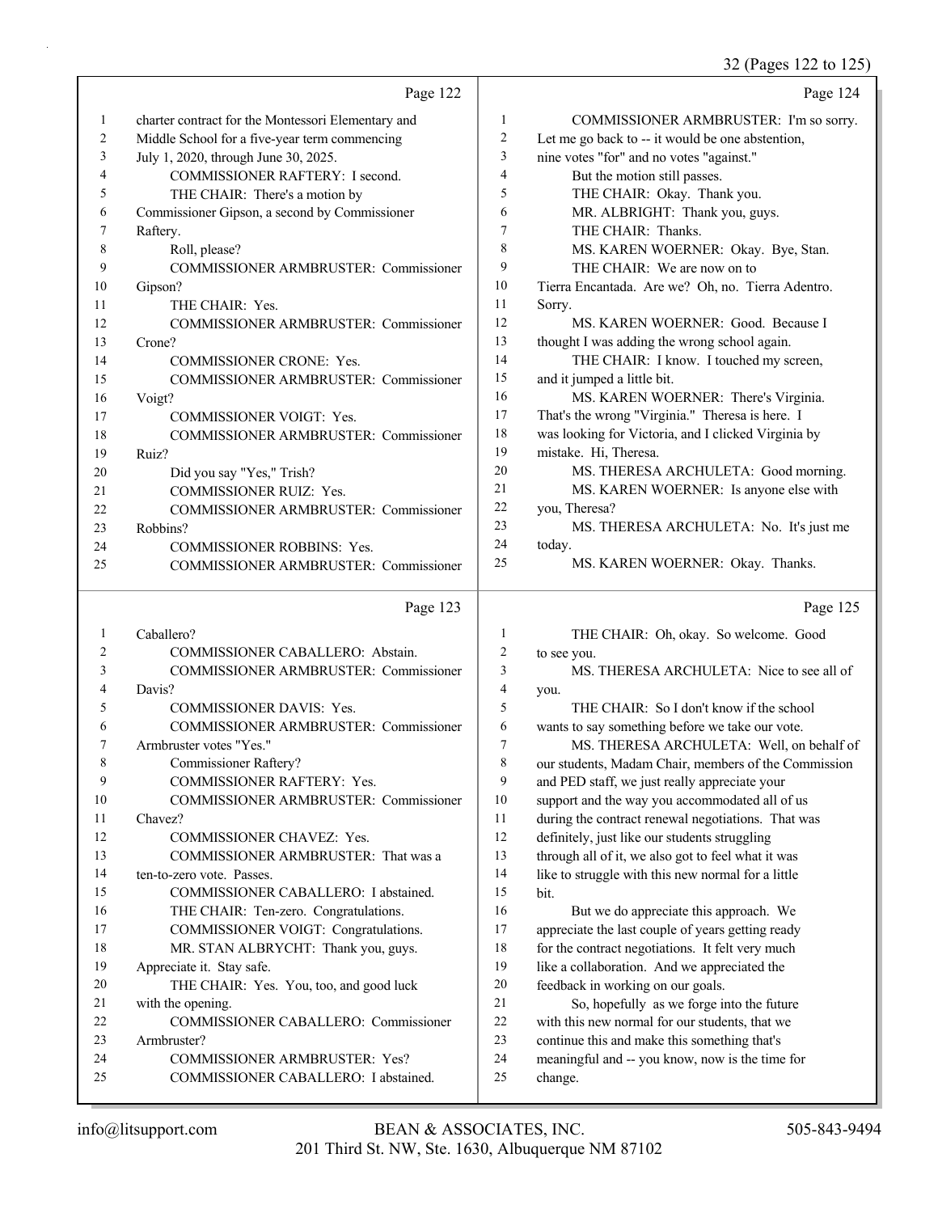Page 122

1 charter contract for the Montessori Elementary and
2 Middle School for a five-year term commencing
3 July 1, 2020, through June 30, 2025.
4 COMMISSIONER RAFTERY: I second.
5 THE CHAIR: There's a motion by
6 Commissioner Gipson, a second by Commissioner
7 Raftery.
8 Roll, please?
9 COMMISSIONER ARMBRUSTER: Commissioner
10 Gipson?
11 THE CHAIR: Yes.
12 COMMISSIONER ARMBRUSTER: Commissioner
13 Crone?
14 COMMISSIONER CRONE: Yes.
15 COMMISSIONER ARMBRUSTER: Commissioner
16 Voigt?
17 COMMISSIONER VOIGT: Yes.
18 COMMISSIONER ARMBRUSTER: Commissioner
19 Ruiz?
20 Did you say "Yes," Trish?
21 COMMISSIONER RUIZ: Yes.
22 COMMISSIONER ARMBRUSTER: Commissioner
23 Robbins?
24 COMMISSIONER ROBBINS: Yes.
25 COMMISSIONER ARMBRUSTER: Commissioner

Page 123

1 Caballero?
2 COMMISSIONER CABALLERO: Abstain.
3 COMMISSIONER ARMBRUSTER: Commissioner
4 Davis?
5 COMMISSIONER DAVIS: Yes.
6 COMMISSIONER ARMBRUSTER: Commissioner
7 Armbruster votes "Yes."
8 Commissioner Raftery?
9 COMMISSIONER RAFTERY: Yes.
10 COMMISSIONER ARMBRUSTER: Commissioner
11 Chavez?
12 COMMISSIONER CHAVEZ: Yes.
13 COMMISSIONER ARMBRUSTER: That was a
14 ten-to-zero vote. Passes.
15 COMMISSIONER CABALLERO: I abstained.
16 THE CHAIR: Ten-zero. Congratulations.
17 COMMISSIONER VOIGT: Congratulations.
18 MR. STAN ALBRYCHT: Thank you, guys.
19 Appreciate it. Stay safe.
20 THE CHAIR: Yes. You, too, and good luck
21 with the opening.
22 COMMISSIONER CABALLERO: Commissioner
23 Armbruster?
24 COMMISSIONER ARMBRUSTER: Yes?
25 COMMISSIONER CABALLERO: I abstained.

Page 124

1 COMMISSIONER ARMBRUSTER: I'm so sorry.
2 Let me go back to -- it would be one abstention,
3 nine votes "for" and no votes "against."
4 But the motion still passes.
5 THE CHAIR: Okay. Thank you.
6 MR. ALBRIGHT: Thank you, guys.
7 THE CHAIR: Thanks.
8 MS. KAREN WOERNER: Okay. Bye, Stan.
9 THE CHAIR: We are now on to
10 Tierra Encantada. Are we? Oh, no. Tierra Adentro.
11 Sorry.
12 MS. KAREN WOERNER: Good. Because I
13 thought I was adding the wrong school again.
14 THE CHAIR: I know. I touched my screen,
15 and it jumped a little bit.
16 MS. KAREN WOERNER: There's Virginia.
17 That's the wrong "Virginia." Theresa is here. I
18 was looking for Victoria, and I clicked Virginia by
19 mistake. Hi, Theresa.
20 MS. THERESA ARCHULETA: Good morning.
21 MS. KAREN WOERNER: Is anyone else with
22 you, Theresa?
23 MS. THERESA ARCHULETA: No. It's just me
24 today.
25 MS. KAREN WOERNER: Okay. Thanks.

Page 125

1 THE CHAIR: Oh, okay. So welcome. Good
2 to see you.
3 MS. THERESA ARCHULETA: Nice to see all of
4 you.
5 THE CHAIR: So I don't know if the school
6 wants to say something before we take our vote.
7 MS. THERESA ARCHULETA: Well, on behalf of
8 our students, Madam Chair, members of the Commission
9 and PED staff, we just really appreciate your
10 support and the way you accommodated all of us
11 during the contract renewal negotiations. That was
12 definitely, just like our students struggling
13 through all of it, we also got to feel what it was
14 like to struggle with this new normal for a little
15 bit.
16 But we do appreciate this approach. We
17 appreciate the last couple of years getting ready
18 for the contract negotiations. It felt very much
19 like a collaboration. And we appreciated the
20 feedback in working on our goals.
21 So, hopefully as we forge into the future
22 with this new normal for our students, that we
23 continue this and make this something that's
24 meaningful and -- you know, now is the time for
25 change.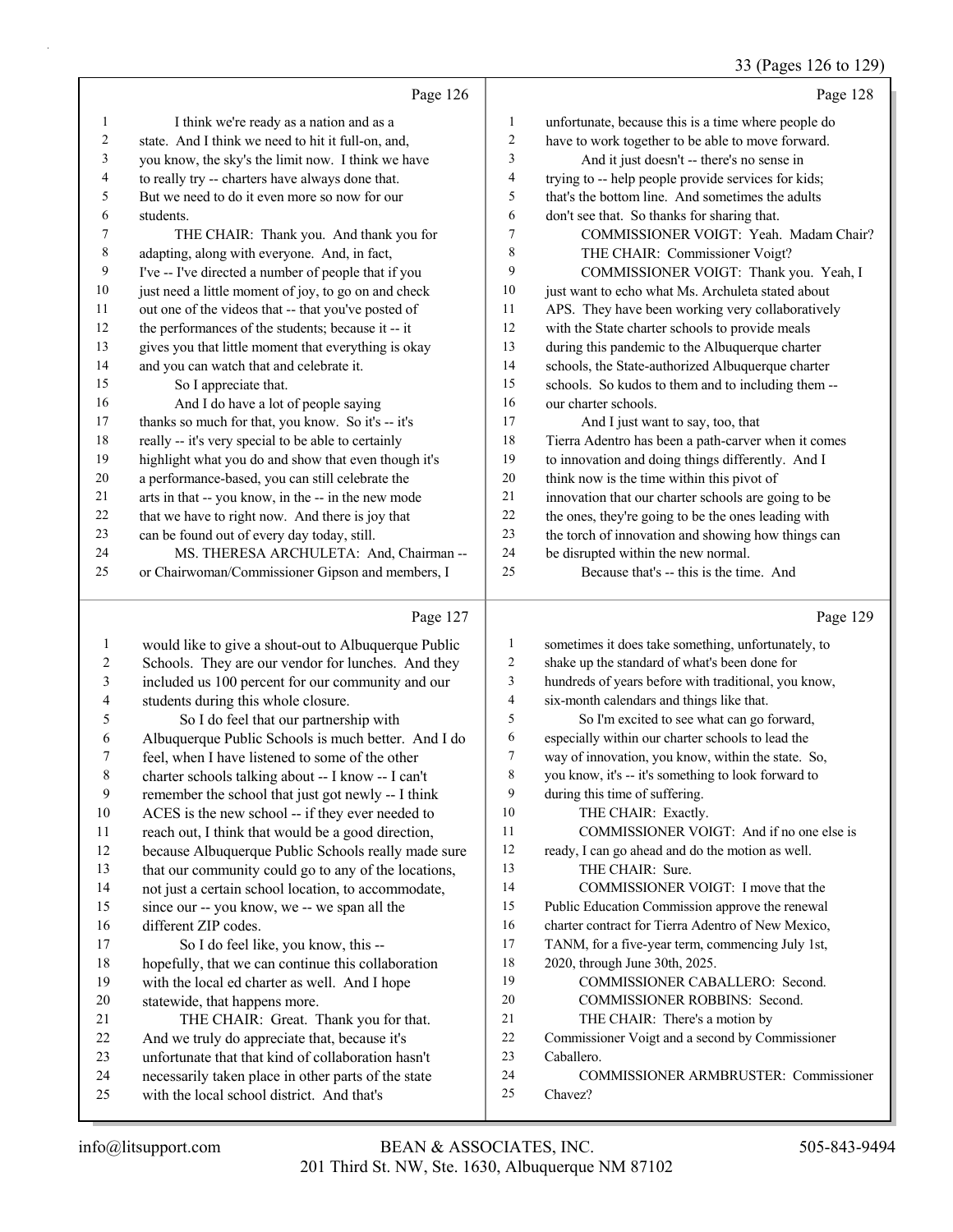Page 126

1 I think we're ready as a nation and as a
2 state. And I think we need to hit it full-on, and,
3 you know, the sky's the limit now. I think we have
4 to really try -- charters have always done that.
5 But we need to do it even more so now for our
6 students.
7 THE CHAIR: Thank you. And thank you for
8 adapting, along with everyone. And, in fact,
9 I've -- I've directed a number of people that if you
10 just need a little moment of joy, to go on and check
11 out one of the videos that -- that you've posted of
12 the performances of the students; because it -- it
13 gives you that little moment that everything is okay
14 and you can watch that and celebrate it.
15 So I appreciate that.
16 And I do have a lot of people saying
17 thanks so much for that, you know. So it's -- it's
18 really -- it's very special to be able to certainly
19 highlight what you do and show that even though it's
20 a performance-based, you can still celebrate the
21 arts in that -- you know, in the -- in the new mode
22 that we have to right now. And there is joy that
23 can be found out of every day today, still.
24 MS. THERESA ARCHULETA: And, Chairman --
25 or Chairwoman/Commissioner Gipson and members, I

Page 127

1 would like to give a shout-out to Albuquerque Public
2 Schools. They are our vendor for lunches. And they
3 included us 100 percent for our community and our
4 students during this whole closure.
5 So I do feel that our partnership with
6 Albuquerque Public Schools is much better. And I do
7 feel, when I have listened to some of the other
8 charter schools talking about -- I know -- I can't
9 remember the school that just got newly -- I think
10 ACES is the new school -- if they ever needed to
11 reach out, I think that would be a good direction,
12 because Albuquerque Public Schools really made sure
13 that our community could go to any of the locations,
14 not just a certain school location, to accommodate,
15 since our -- you know, we -- we span all the
16 different ZIP codes.
17 So I do feel like, you know, this --
18 hopefully, that we can continue this collaboration
19 with the local ed charter as well. And I hope
20 statewide, that happens more.
21 THE CHAIR: Great. Thank you for that.
22 And we truly do appreciate that, because it's
23 unfortunate that that kind of collaboration hasn't
24 necessarily taken place in other parts of the state
25 with the local school district. And that's

Page 128

1 unfortunate, because this is a time where people do
2 have to work together to be able to move forward.
3 And it just doesn't -- there's no sense in
4 trying to -- help people provide services for kids;
5 that's the bottom line. And sometimes the adults
6 don't see that. So thanks for sharing that.
7 COMMISSIONER VOIGT: Yeah. Madam Chair?
8 THE CHAIR: Commissioner Voigt?
9 COMMISSIONER VOIGT: Thank you. Yeah, I
10 just want to echo what Ms. Archuleta stated about
11 APS. They have been working very collaboratively
12 with the State charter schools to provide meals
13 during this pandemic to the Albuquerque charter
14 schools, the State-authorized Albuquerque charter
15 schools. So kudos to them and to including them --
16 our charter schools.
17 And I just want to say, too, that
18 Tierra Adentro has been a path-carver when it comes
19 to innovation and doing things differently. And I
20 think now is the time within this pivot of
21 innovation that our charter schools are going to be
22 the ones, they're going to be the ones leading with
23 the torch of innovation and showing how things can
24 be disrupted within the new normal.
25 Because that's -- this is the time. And

Page 129

1 sometimes it does take something, unfortunately, to
2 shake up the standard of what's been done for
3 hundreds of years before with traditional, you know,
4 six-month calendars and things like that.
5 So I'm excited to see what can go forward,
6 especially within our charter schools to lead the
7 way of innovation, you know, within the state. So,
8 you know, it's -- it's something to look forward to
9 during this time of suffering.
10 THE CHAIR: Exactly.
11 COMMISSIONER VOIGT: And if no one else is
12 ready, I can go ahead and do the motion as well.
13 THE CHAIR: Sure.
14 COMMISSIONER VOIGT: I move that the
15 Public Education Commission approve the renewal
16 charter contract for Tierra Adentro of New Mexico,
17 TANM, for a five-year term, commencing July 1st,
18 2020, through June 30th, 2025.
19 COMMISSIONER CABALLERO: Second.
20 COMMISSIONER ROBBINS: Second.
21 THE CHAIR: There's a motion by
22 Commissioner Voigt and a second by Commissioner
23 Caballero.
24 COMMISSIONER ARMBRUSTER: Commissioner
25 Chavez?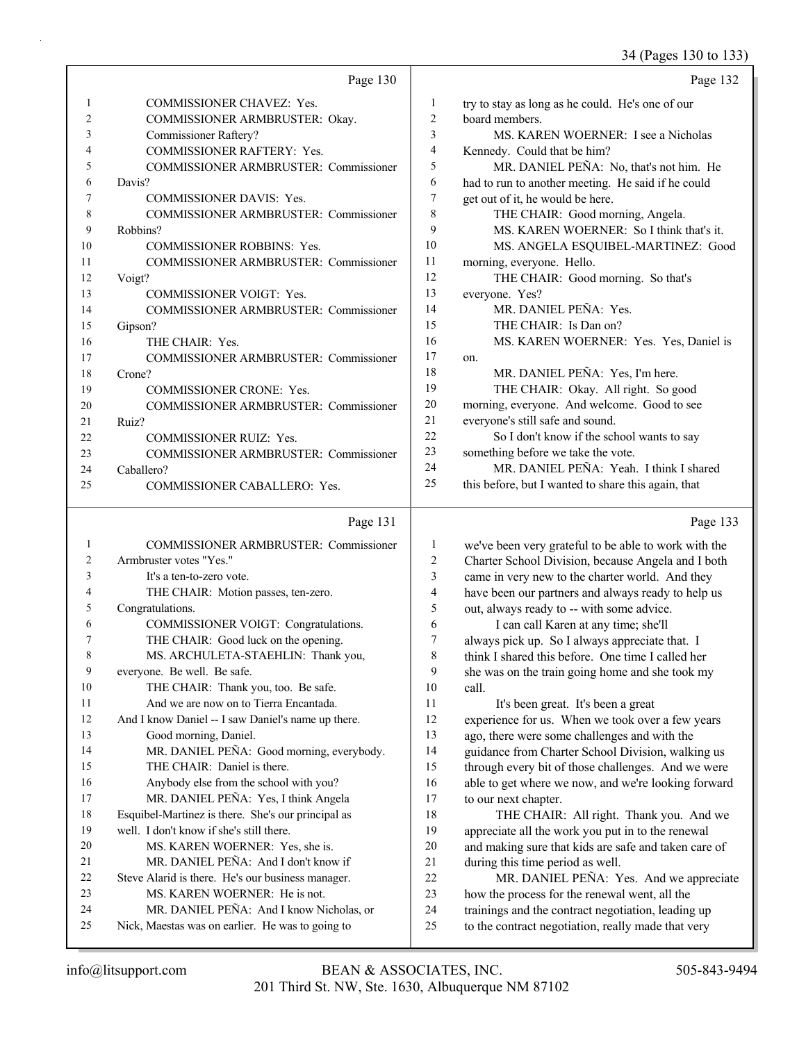Page 130

1 COMMISSIONER CHAVEZ: Yes.
2 COMMISSIONER ARMBRUSTER: Okay.
3 Commissioner Raftery?
4 COMMISSIONER RAFTERY: Yes.
5 COMMISSIONER ARMBRUSTER: Commissioner
6 Davis?
7 COMMISSIONER DAVIS: Yes.
8 COMMISSIONER ARMBRUSTER: Commissioner
9 Robbins?
10 COMMISSIONER ROBBINS: Yes.
11 COMMISSIONER ARMBRUSTER: Commissioner
12 Voigt?
13 COMMISSIONER VOIGT: Yes.
14 COMMISSIONER ARMBRUSTER: Commissioner
15 Gipson?
16 THE CHAIR: Yes.
17 COMMISSIONER ARMBRUSTER: Commissioner
18 Crone?
19 COMMISSIONER CRONE: Yes.
20 COMMISSIONER ARMBRUSTER: Commissioner
21 Ruiz?
22 COMMISSIONER RUIZ: Yes.
23 COMMISSIONER ARMBRUSTER: Commissioner
24 Caballero?
25 COMMISSIONER CABALLERO: Yes.

Page 131

1 COMMISSIONER ARMBRUSTER: Commissioner
2 Armbruster votes "Yes."
3 It's a ten-to-zero vote.
4 THE CHAIR: Motion passes, ten-zero.
5 Congratulations.
6 COMMISSIONER VOIGT: Congratulations.
7 THE CHAIR: Good luck on the opening.
8 MS. ARCHULETA-STAEHLIN: Thank you,
9 everyone. Be well. Be safe.
10 THE CHAIR: Thank you, too. Be safe.
11 And we are now on to Tierra Encantada.
12 And I know Daniel -- I saw Daniel's name up there.
13 Good morning, Daniel.
14 MR. DANIEL PEÑA: Good morning, everybody.
15 THE CHAIR: Daniel is there.
16 Anybody else from the school with you?
17 MR. DANIEL PEÑA: Yes, I think Angela
18 Esquibel-Martinez is there. She's our principal as
19 well. I don't know if she's still there.
20 MS. KAREN WOERNER: Yes, she is.
21 MR. DANIEL PEÑA: And I don't know if
22 Steve Alarid is there. He's our business manager.
23 MS. KAREN WOERNER: He is not.
24 MR. DANIEL PEÑA: And I know Nicholas, or
25 Nick, Maestas was on earlier. He was to going to

Page 132

1 try to stay as long as he could. He's one of our
2 board members.
3 MS. KAREN WOERNER: I see a Nicholas
4 Kennedy. Could that be him?
5 MR. DANIEL PEÑA: No, that's not him. He
6 had to run to another meeting. He said if he could
7 get out of it, he would be here.
8 THE CHAIR: Good morning, Angela.
9 MS. KAREN WOERNER: So I think that's it.
10 MS. ANGELA ESQUIBEL-MARTINEZ: Good
11 morning, everyone. Hello.
12 THE CHAIR: Good morning. So that's
13 everyone. Yes?
14 MR. DANIEL PEÑA: Yes.
15 THE CHAIR: Is Dan on?
16 MS. KAREN WOERNER: Yes. Yes, Daniel is
17 on.
18 MR. DANIEL PEÑA: Yes, I'm here.
19 THE CHAIR: Okay. All right. So good
20 morning, everyone. And welcome. Good to see
21 everyone's still safe and sound.
22 So I don't know if the school wants to say
23 something before we take the vote.
24 MR. DANIEL PEÑA: Yeah. I think I shared
25 this before, but I wanted to share this again, that

Page 133

1 we've been very grateful to be able to work with the
2 Charter School Division, because Angela and I both
3 came in very new to the charter world. And they
4 have been our partners and always ready to help us
5 out, always ready to -- with some advice.
6 I can call Karen at any time; she'll
7 always pick up. So I always appreciate that. I
8 think I shared this before. One time I called her
9 she was on the train going home and she took my
10 call.
11 It's been great. It's been a great
12 experience for us. When we took over a few years
13 ago, there were some challenges and with the
14 guidance from Charter School Division, walking us
15 through every bit of those challenges. And we were
16 able to get where we now, and we're looking forward
17 to our next chapter.
18 THE CHAIR: All right. Thank you. And we
19 appreciate all the work you put in to the renewal
20 and making sure that kids are safe and taken care of
21 during this time period as well.
22 MR. DANIEL PEÑA: Yes. And we appreciate
23 how the process for the renewal went, all the
24 trainings and the contract negotiation, leading up
25 to the contract negotiation, really made that very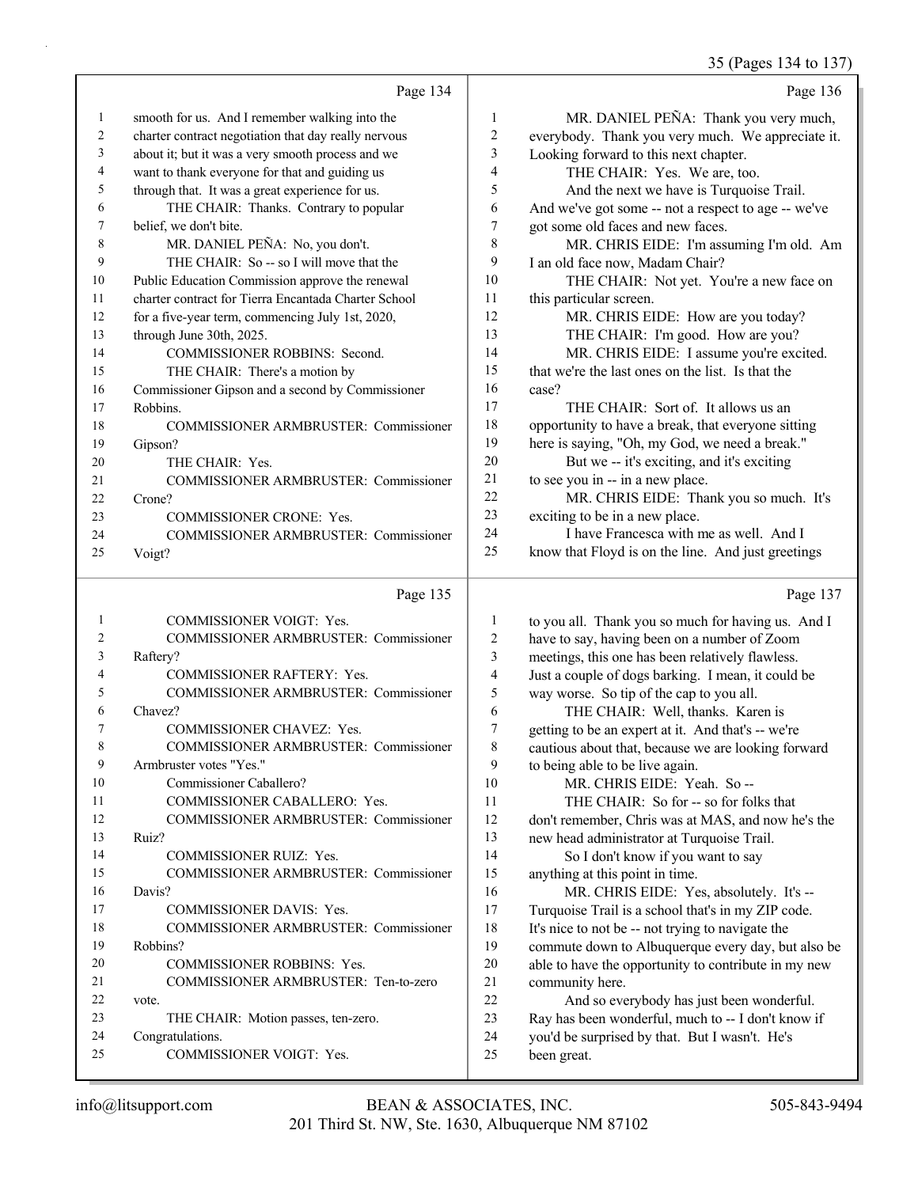Page 134

1 smooth for us. And I remember walking into the
2 charter contract negotiation that day really nervous
3 about it; but it was a very smooth process and we
4 want to thank everyone for that and guiding us
5 through that. It was a great experience for us.
6 THE CHAIR: Thanks. Contrary to popular
7 belief, we don't bite.
8 MR. DANIEL PEÑA: No, you don't.
9 THE CHAIR: So -- so I will move that the
10 Public Education Commission approve the renewal
11 charter contract for Tierra Encantada Charter School
12 for a five-year term, commencing July 1st, 2020,
13 through June 30th, 2025.
14 COMMISSIONER ROBBINS: Second.
15 THE CHAIR: There's a motion by
16 Commissioner Gipson and a second by Commissioner
17 Robbins.
18 COMMISSIONER ARMBRUSTER: Commissioner
19 Gipson?
20 THE CHAIR: Yes.
21 COMMISSIONER ARMBRUSTER: Commissioner
22 Crone?
23 COMMISSIONER CRONE: Yes.
24 COMMISSIONER ARMBRUSTER: Commissioner
25 Voigt?

Page 135

1 COMMISSIONER VOIGT: Yes.
2 COMMISSIONER ARMBRUSTER: Commissioner
3 Raftery?
4 COMMISSIONER RAFTERY: Yes.
5 COMMISSIONER ARMBRUSTER: Commissioner
6 Chavez?
7 COMMISSIONER CHAVEZ: Yes.
8 COMMISSIONER ARMBRUSTER: Commissioner
9 Armbruster votes "Yes."
10 Commissioner Caballero?
11 COMMISSIONER CABALLERO: Yes.
12 COMMISSIONER ARMBRUSTER: Commissioner
13 Ruiz?
14 COMMISSIONER RUIZ: Yes.
15 COMMISSIONER ARMBRUSTER: Commissioner
16 Davis?
17 COMMISSIONER DAVIS: Yes.
18 COMMISSIONER ARMBRUSTER: Commissioner
19 Robbins?
20 COMMISSIONER ROBBINS: Yes.
21 COMMISSIONER ARMBRUSTER: Ten-to-zero
22 vote.
23 THE CHAIR: Motion passes, ten-zero.
24 Congratulations.
25 COMMISSIONER VOIGT: Yes.

Page 136

1 MR. DANIEL PEÑA: Thank you very much,
2 everybody. Thank you very much. We appreciate it.
3 Looking forward to this next chapter.
4 THE CHAIR: Yes. We are, too.
5 And the next we have is Turquoise Trail.
6 And we've got some -- not a respect to age -- we've
7 got some old faces and new faces.
8 MR. CHRIS EIDE: I'm assuming I'm old. Am
9 I an old face now, Madam Chair?
10 THE CHAIR: Not yet. You're a new face on
11 this particular screen.
12 MR. CHRIS EIDE: How are you today?
13 THE CHAIR: I'm good. How are you?
14 MR. CHRIS EIDE: I assume you're excited.
15 that we're the last ones on the list. Is that the
16 case?
17 THE CHAIR: Sort of. It allows us an
18 opportunity to have a break, that everyone sitting
19 here is saying, "Oh, my God, we need a break."
20 But we -- it's exciting, and it's exciting
21 to see you in -- in a new place.
22 MR. CHRIS EIDE: Thank you so much. It's
23 exciting to be in a new place.
24 I have Francesca with me as well. And I
25 know that Floyd is on the line. And just greetings

Page 137

1 to you all. Thank you so much for having us. And I
2 have to say, having been on a number of Zoom
3 meetings, this one has been relatively flawless.
4 Just a couple of dogs barking. I mean, it could be
5 way worse. So tip of the cap to you all.
6 THE CHAIR: Well, thanks. Karen is
7 getting to be an expert at it. And that's -- we're
8 cautious about that, because we are looking forward
9 to being able to be live again.
10 MR. CHRIS EIDE: Yeah. So --
11 THE CHAIR: So for -- so for folks that
12 don't remember, Chris was at MAS, and now he's the
13 new head administrator at Turquoise Trail.
14 So I don't know if you want to say
15 anything at this point in time.
16 MR. CHRIS EIDE: Yes, absolutely. It's --
17 Turquoise Trail is a school that's in my ZIP code.
18 It's nice to not be -- not trying to navigate the
19 commute down to Albuquerque every day, but also be
20 able to have the opportunity to contribute in my new
21 community here.
22 And so everybody has just been wonderful.
23 Ray has been wonderful, much to -- I don't know if
24 you'd be surprised by that. But I wasn't. He's
25 been great.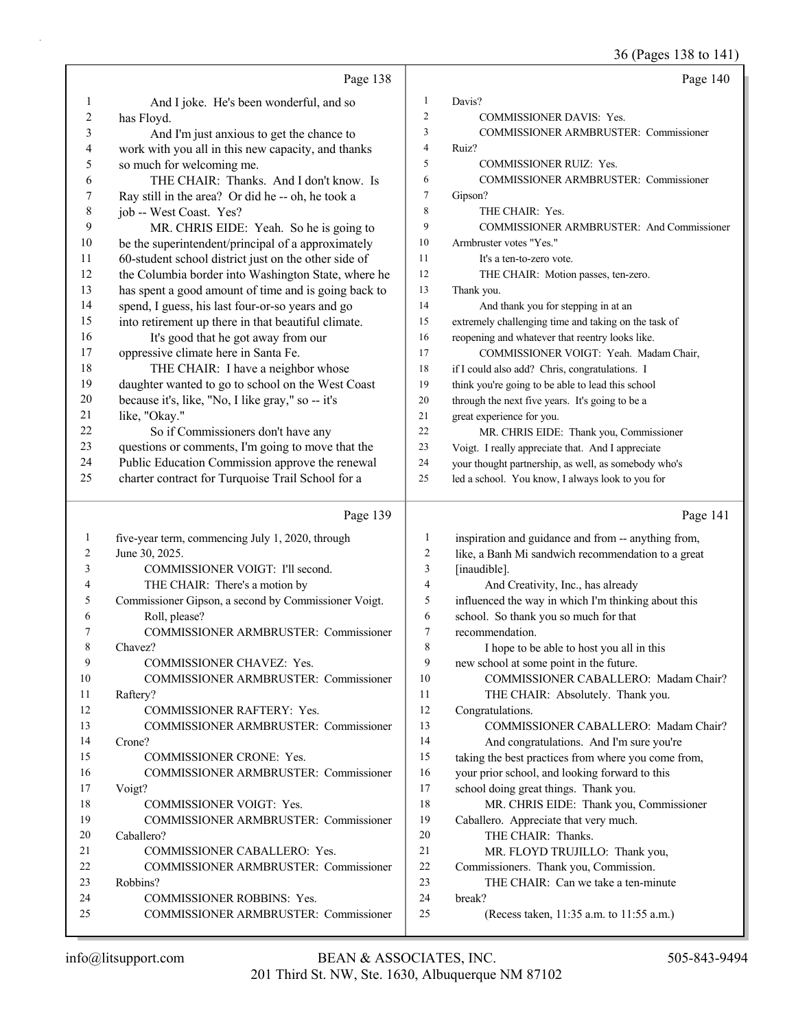Page 138

1 And I joke. He's been wonderful, and so
2 has Floyd.
3 And I'm just anxious to get the chance to
4 work with you all in this new capacity, and thanks
5 so much for welcoming me.
6 THE CHAIR: Thanks. And I don't know. Is
7 Ray still in the area? Or did he -- oh, he took a
8 job -- West Coast. Yes?
9 MR. CHRIS EIDE: Yeah. So he is going to
10 be the superintendent/principal of a approximately
11 60-student school district just on the other side of
12 the Columbia border into Washington State, where he
13 has spent a good amount of time and is going back to
14 spend, I guess, his last four-or-so years and go
15 into retirement up there in that beautiful climate.
16 It's good that he got away from our
17 oppressive climate here in Santa Fe.
18 THE CHAIR: I have a neighbor whose
19 daughter wanted to go to school on the West Coast
20 because it's, like, "No, I like gray," so -- it's
21 like, "Okay."
22 So if Commissioners don't have any
23 questions or comments, I'm going to move that the
24 Public Education Commission approve the renewal
25 charter contract for Turquoise Trail School for a

Page 139

1 five-year term, commencing July 1, 2020, through
2 June 30, 2025.
3 COMMISSIONER VOIGT: I'll second.
4 THE CHAIR: There's a motion by
5 Commissioner Gipson, a second by Commissioner Voigt.
6 Roll, please?
7 COMMISSIONER ARMBRUSTER: Commissioner
8 Chavez?
9 COMMISSIONER CHAVEZ: Yes.
10 COMMISSIONER ARMBRUSTER: Commissioner
11 Raftery?
12 COMMISSIONER RAFTERY: Yes.
13 COMMISSIONER ARMBRUSTER: Commissioner
14 Crone?
15 COMMISSIONER CRONE: Yes.
16 COMMISSIONER ARMBRUSTER: Commissioner
17 Voigt?
18 COMMISSIONER VOIGT: Yes.
19 COMMISSIONER ARMBRUSTER: Commissioner
20 Caballero?
21 COMMISSIONER CABALLERO: Yes.
22 COMMISSIONER ARMBRUSTER: Commissioner
23 Robbins?
24 COMMISSIONER ROBBINS: Yes.
25 COMMISSIONER ARMBRUSTER: Commissioner

Page 140

1 Davis?
2 COMMISSIONER DAVIS: Yes.
3 COMMISSIONER ARMBRUSTER: Commissioner
4 Ruiz?
5 COMMISSIONER RUIZ: Yes.
6 COMMISSIONER ARMBRUSTER: Commissioner
7 Gipson?
8 THE CHAIR: Yes.
9 COMMISSIONER ARMBRUSTER: And Commissioner
10 Armbruster votes "Yes."
11 It's a ten-to-zero vote.
12 THE CHAIR: Motion passes, ten-zero.
13 Thank you.
14 And thank you for stepping in at an
15 extremely challenging time and taking on the task of
16 reopening and whatever that reentry looks like.
17 COMMISSIONER VOIGT: Yeah. Madam Chair,
18 if I could also add? Chris, congratulations. I
19 think you're going to be able to lead this school
20 through the next five years. It's going to be a
21 great experience for you.
22 MR. CHRIS EIDE: Thank you, Commissioner
23 Voigt. I really appreciate that. And I appreciate
24 your thought partnership, as well, as somebody who's
25 led a school. You know, I always look to you for

Page 141

1 inspiration and guidance and from -- anything from,
2 like, a Banh Mi sandwich recommendation to a great
3 [inaudible].
4 And Creativity, Inc., has already
5 influenced the way in which I'm thinking about this
6 school. So thank you so much for that
7 recommendation.
8 I hope to be able to host you all in this
9 new school at some point in the future.
10 COMMISSIONER CABALLERO: Madam Chair?
11 THE CHAIR: Absolutely. Thank you.
12 Congratulations.
13 COMMISSIONER CABALLERO: Madam Chair?
14 And congratulations. And I'm sure you're
15 taking the best practices from where you come from,
16 your prior school, and looking forward to this
17 school doing great things. Thank you.
18 MR. CHRIS EIDE: Thank you, Commissioner
19 Caballero. Appreciate that very much.
20 THE CHAIR: Thanks.
21 MR. FLOYD TRUJILLO: Thank you,
22 Commissioners. Thank you, Commission.
23 THE CHAIR: Can we take a ten-minute
24 break?
25 (Recess taken, 11:35 a.m. to 11:55 a.m.)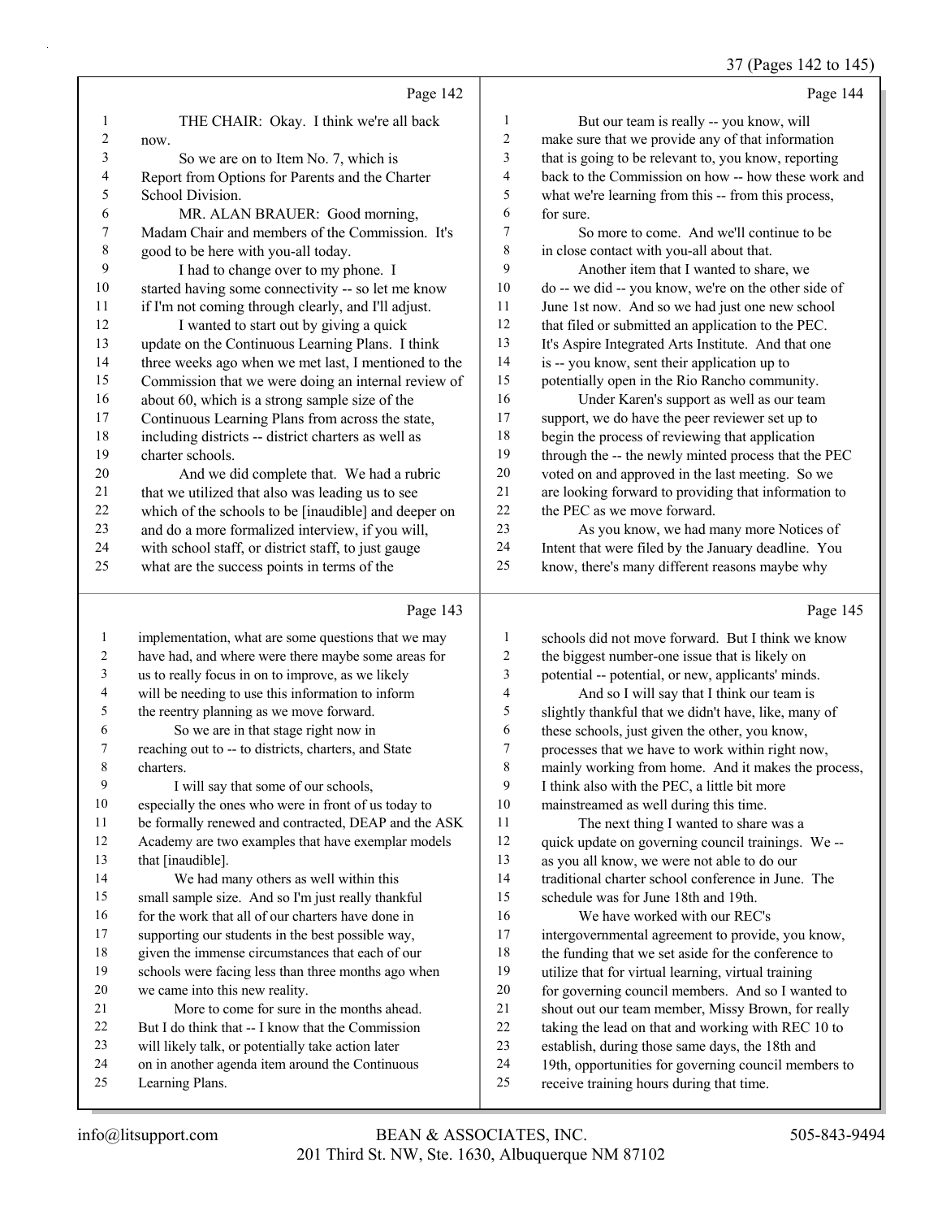Page 142

1 THE CHAIR: Okay. I think we're all back
2 now.
3 So we are on to Item No. 7, which is
4 Report from Options for Parents and the Charter
5 School Division.
6 MR. ALAN BRAUER: Good morning,
7 Madam Chair and members of the Commission. It's
8 good to be here with you-all today.
9 I had to change over to my phone. I
10 started having some connectivity -- so let me know
11 if I'm not coming through clearly, and I'll adjust.
12 I wanted to start out by giving a quick
13 update on the Continuous Learning Plans. I think
14 three weeks ago when we met last, I mentioned to the
15 Commission that we were doing an internal review of
16 about 60, which is a strong sample size of the
17 Continuous Learning Plans from across the state,
18 including districts -- district charters as well as
19 charter schools.
20 And we did complete that. We had a rubric
21 that we utilized that also was leading us to see
22 which of the schools to be [inaudible] and deeper on
23 and do a more formalized interview, if you will,
24 with school staff, or district staff, to just gauge
25 what are the success points in terms of the

Page 143

1 implementation, what are some questions that we may
2 have had, and where were there maybe some areas for
3 us to really focus in on to improve, as we likely
4 will be needing to use this information to inform
5 the reentry planning as we move forward.
6 So we are in that stage right now in
7 reaching out to -- to districts, charters, and State
8 charters.
9 I will say that some of our schools,
10 especially the ones who were in front of us today to
11 be formally renewed and contracted, DEAP and the ASK
12 Academy are two examples that have exemplar models
13 that [inaudible].
14 We had many others as well within this
15 small sample size. And so I'm just really thankful
16 for the work that all of our charters have done in
17 supporting our students in the best possible way,
18 given the immense circumstances that each of our
19 schools were facing less than three months ago when
20 we came into this new reality.
21 More to come for sure in the months ahead.
22 But I do think that -- I know that the Commission
23 will likely talk, or potentially take action later
24 on in another agenda item around the Continuous
25 Learning Plans.

Page 144

1 But our team is really -- you know, will
2 make sure that we provide any of that information
3 that is going to be relevant to, you know, reporting
4 back to the Commission on how -- how these work and
5 what we're learning from this -- from this process,
6 for sure.
7 So more to come. And we'll continue to be
8 in close contact with you-all about that.
9 Another item that I wanted to share, we
10 do -- we did -- you know, we're on the other side of
11 June 1st now. And so we had just one new school
12 that filed or submitted an application to the PEC.
13 It's Aspire Integrated Arts Institute. And that one
14 is -- you know, sent their application up to
15 potentially open in the Rio Rancho community.
16 Under Karen's support as well as our team
17 support, we do have the peer reviewer set up to
18 begin the process of reviewing that application
19 through the -- the newly minted process that the PEC
20 voted on and approved in the last meeting. So we
21 are looking forward to providing that information to
22 the PEC as we move forward.
23 As you know, we had many more Notices of
24 Intent that were filed by the January deadline. You
25 know, there's many different reasons maybe why

Page 145

1 schools did not move forward. But I think we know
2 the biggest number-one issue that is likely on
3 potential -- potential, or new, applicants' minds.
4 And so I will say that I think our team is
5 slightly thankful that we didn't have, like, many of
6 these schools, just given the other, you know,
7 processes that we have to work within right now,
8 mainly working from home. And it makes the process,
9 I think also with the PEC, a little bit more
10 mainstreamed as well during this time.
11 The next thing I wanted to share was a
12 quick update on governing council trainings. We --
13 as you all know, we were not able to do our
14 traditional charter school conference in June. The
15 schedule was for June 18th and 19th.
16 We have worked with our REC's
17 intergovernmental agreement to provide, you know,
18 the funding that we set aside for the conference to
19 utilize that for virtual learning, virtual training
20 for governing council members. And so I wanted to
21 shout out our team member, Missy Brown, for really
22 taking the lead on that and working with REC 10 to
23 establish, during those same days, the 18th and
24 19th, opportunities for governing council members to
25 receive training hours during that time.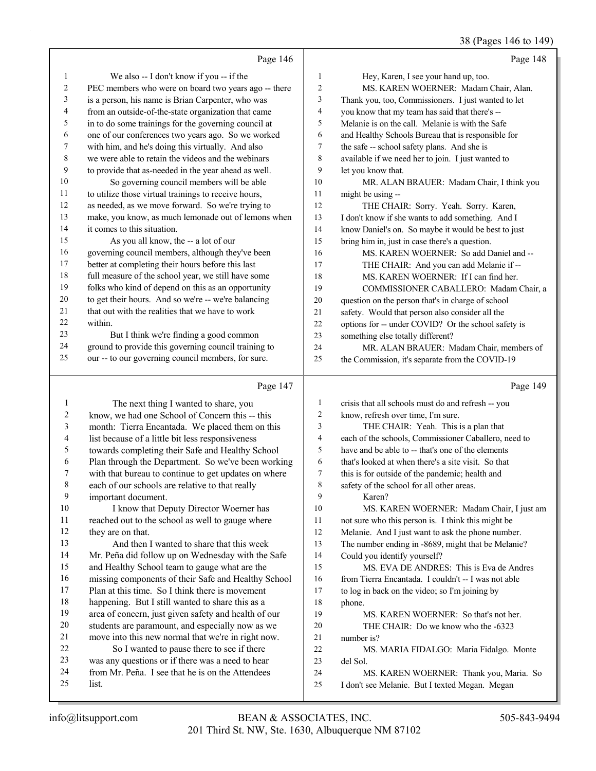Page 146

1 We also -- I don't know if you -- if the
2 PEC members who were on board two years ago -- there
3 is a person, his name is Brian Carpenter, who was
4 from an outside-of-the-state organization that came
5 in to do some trainings for the governing council at
6 one of our conferences two years ago. So we worked
7 with him, and he's doing this virtually. And also
8 we were able to retain the videos and the webinars
9 to provide that as-needed in the year ahead as well.
10 So governing council members will be able
11 to utilize those virtual trainings to receive hours,
12 as needed, as we move forward. So we're trying to
13 make, you know, as much lemonade out of lemons when
14 it comes to this situation.
15 As you all know, the -- a lot of our
16 governing council members, although they've been
17 better at completing their hours before this last
18 full measure of the school year, we still have some
19 folks who kind of depend on this as an opportunity
20 to get their hours. And so we're -- we're balancing
21 that out with the realities that we have to work
22 within.
23 But I think we're finding a good common
24 ground to provide this governing council training to
25 our -- to our governing council members, for sure.

Page 147

1 The next thing I wanted to share, you
2 know, we had one School of Concern this -- this
3 month: Tierra Encantada. We placed them on this
4 list because of a little bit less responsiveness
5 towards completing their Safe and Healthy School
6 Plan through the Department. So we've been working
7 with that bureau to continue to get updates on where
8 each of our schools are relative to that really
9 important document.
10 I know that Deputy Director Woerner has
11 reached out to the school as well to gauge where
12 they are on that.
13 And then I wanted to share that this week
14 Mr. Peña did follow up on Wednesday with the Safe
15 and Healthy School team to gauge what are the
16 missing components of their Safe and Healthy School
17 Plan at this time. So I think there is movement
18 happening. But I still wanted to share this as a
19 area of concern, just given safety and health of our
20 students are paramount, and especially now as we
21 move into this new normal that we're in right now.
22 So I wanted to pause there to see if there
23 was any questions or if there was a need to hear
24 from Mr. Peña. I see that he is on the Attendees
25 list.

Page 148

1 Hey, Karen, I see your hand up, too.
2 MS. KAREN WOERNER: Madam Chair, Alan.
3 Thank you, too, Commissioners. I just wanted to let
4 you know that my team has said that there's --
5 Melanie is on the call. Melanie is with the Safe
6 and Healthy Schools Bureau that is responsible for
7 the safe -- school safety plans. And she is
8 available if we need her to join. I just wanted to
9 let you know that.
10 MR. ALAN BRAUER: Madam Chair, I think you
11 might be using --
12 THE CHAIR: Sorry. Yeah. Sorry. Karen,
13 I don't know if she wants to add something. And I
14 know Daniel's on. So maybe it would be best to just
15 bring him in, just in case there's a question.
16 MS. KAREN WOERNER: So add Daniel and --
17 THE CHAIR: And you can add Melanie if --
18 MS. KAREN WOERNER: If I can find her.
19 COMMISSIONER CABALLERO: Madam Chair, a
20 question on the person that's in charge of school
21 safety. Would that person also consider all the
22 options for -- under COVID? Or the school safety is
23 something else totally different?
24 MR. ALAN BRAUER: Madam Chair, members of
25 the Commission, it's separate from the COVID-19

Page 149

1 crisis that all schools must do and refresh -- you
2 know, refresh over time, I'm sure.
3 THE CHAIR: Yeah. This is a plan that
4 each of the schools, Commissioner Caballero, need to
5 have and be able to -- that's one of the elements
6 that's looked at when there's a site visit. So that
7 this is for outside of the pandemic; health and
8 safety of the school for all other areas.
9 Karen?
10 MS. KAREN WOERNER: Madam Chair, I just am
11 not sure who this person is. I think this might be
12 Melanie. And I just want to ask the phone number.
13 The number ending in -8689, might that be Melanie?
14 Could you identify yourself?
15 MS. EVA DE ANDRES: This is Eva de Andres
16 from Tierra Encantada. I couldn't -- I was not able
17 to log in back on the video; so I'm joining by
18 phone.
19 MS. KAREN WOERNER: So that's not her.
20 THE CHAIR: Do we know who the -6323
21 number is?
22 MS. MARIA FIDALGO: Maria Fidalgo. Monte
23 del Sol.
24 MS. KAREN WOERNER: Thank you, Maria. So
25 I don't see Melanie. But I texted Megan. Megan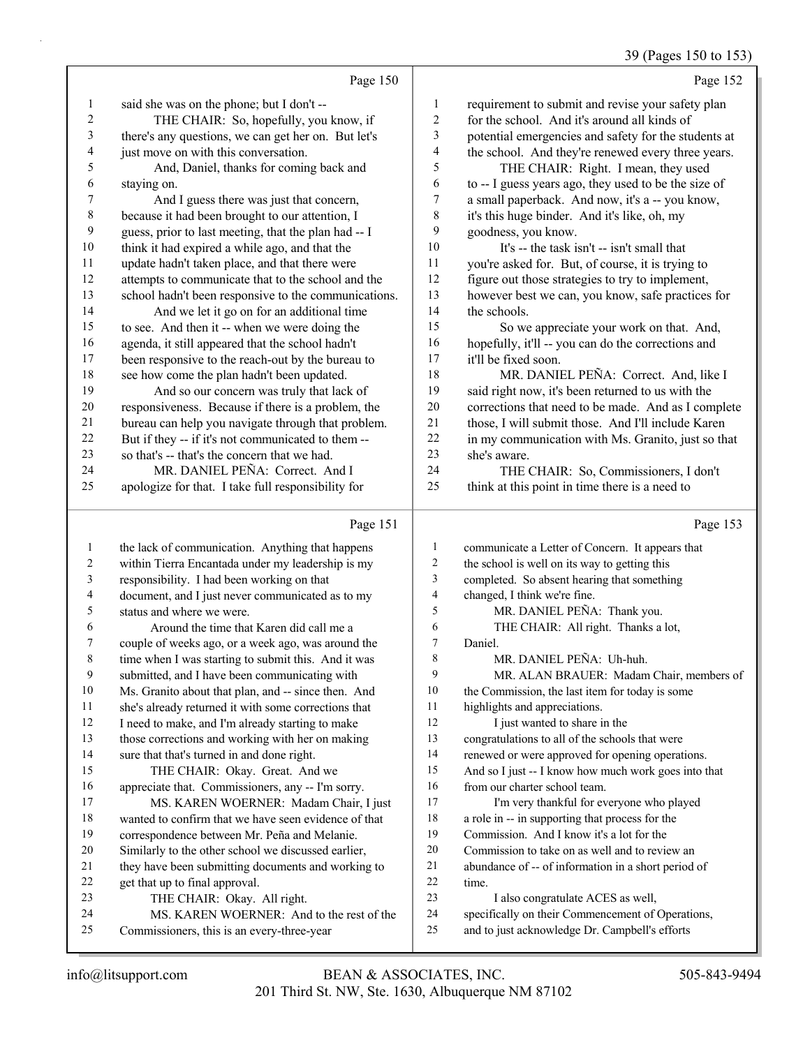Page 150

1 said she was on the phone; but I don't --
2 THE CHAIR: So, hopefully, you know, if
3 there's any questions, we can get her on. But let's
4 just move on with this conversation.
5 And, Daniel, thanks for coming back and
6 staying on.
7 And I guess there was just that concern,
8 because it had been brought to our attention, I
9 guess, prior to last meeting, that the plan had -- I
10 think it had expired a while ago, and that the
11 update hadn't taken place, and that there were
12 attempts to communicate that to the school and the
13 school hadn't been responsive to the communications.
14 And we let it go on for an additional time
15 to see. And then it -- when we were doing the
16 agenda, it still appeared that the school hadn't
17 been responsive to the reach-out by the bureau to
18 see how come the plan hadn't been updated.
19 And so our concern was truly that lack of
20 responsiveness. Because if there is a problem, the
21 bureau can help you navigate through that problem.
22 But if they -- if it's not communicated to them --
23 so that's -- that's the concern that we had.
24 MR. DANIEL PEÑA: Correct. And I
25 apologize for that. I take full responsibility for

Page 151

1 the lack of communication. Anything that happens
2 within Tierra Encantada under my leadership is my
3 responsibility. I had been working on that
4 document, and I just never communicated as to my
5 status and where we were.
6 Around the time that Karen did call me a
7 couple of weeks ago, or a week ago, was around the
8 time when I was starting to submit this. And it was
9 submitted, and I have been communicating with
10 Ms. Granito about that plan, and -- since then. And
11 she's already returned it with some corrections that
12 I need to make, and I'm already starting to make
13 those corrections and working with her on making
14 sure that that's turned in and done right.
15 THE CHAIR: Okay. Great. And we
16 appreciate that. Commissioners, any -- I'm sorry.
17 MS. KAREN WOERNER: Madam Chair, I just
18 wanted to confirm that we have seen evidence of that
19 correspondence between Mr. Peña and Melanie.
20 Similarly to the other school we discussed earlier,
21 they have been submitting documents and working to
22 get that up to final approval.
23 THE CHAIR: Okay. All right.
24 MS. KAREN WOERNER: And to the rest of the
25 Commissioners, this is an every-three-year

Page 152

1 requirement to submit and revise your safety plan
2 for the school. And it's around all kinds of
3 potential emergencies and safety for the students at
4 the school. And they're renewed every three years.
5 THE CHAIR: Right. I mean, they used
6 to -- I guess years ago, they used to be the size of
7 a small paperback. And now, it's a -- you know,
8 it's this huge binder. And it's like, oh, my
9 goodness, you know.
10 It's -- the task isn't -- isn't small that
11 you're asked for. But, of course, it is trying to
12 figure out those strategies to try to implement,
13 however best we can, you know, safe practices for
14 the schools.
15 So we appreciate your work on that. And,
16 hopefully, it'll -- you can do the corrections and
17 it'll be fixed soon.
18 MR. DANIEL PEÑA: Correct. And, like I
19 said right now, it's been returned to us with the
20 corrections that need to be made. And as I complete
21 those, I will submit those. And I'll include Karen
22 in my communication with Ms. Granito, just so that
23 she's aware.
24 THE CHAIR: So, Commissioners, I don't
25 think at this point in time there is a need to

Page 153

1 communicate a Letter of Concern. It appears that
2 the school is well on its way to getting this
3 completed. So absent hearing that something
4 changed, I think we're fine.
5 MR. DANIEL PEÑA: Thank you.
6 THE CHAIR: All right. Thanks a lot,
7 Daniel.
8 MR. DANIEL PEÑA: Uh-huh.
9 MR. ALAN BRAUER: Madam Chair, members of
10 the Commission, the last item for today is some
11 highlights and appreciations.
12 I just wanted to share in the
13 congratulations to all of the schools that were
14 renewed or were approved for opening operations.
15 And so I just -- I know how much work goes into that
16 from our charter school team.
17 I'm very thankful for everyone who played
18 a role in -- in supporting that process for the
19 Commission. And I know it's a lot for the
20 Commission to take on as well and to review an
21 abundance of -- of information in a short period of
22 time.
23 I also congratulate ACES as well,
24 specifically on their Commencement of Operations,
25 and to just acknowledge Dr. Campbell's efforts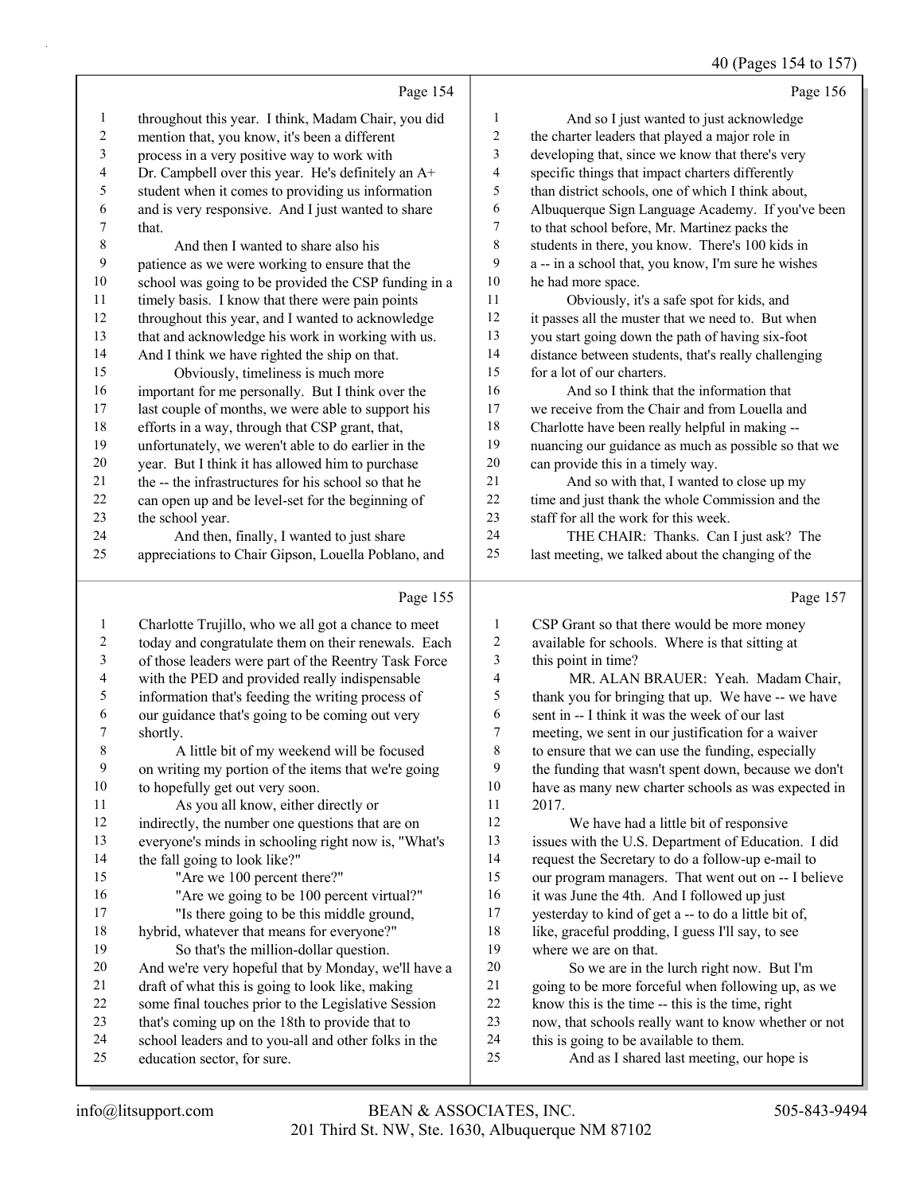Page 154

1 throughout this year. I think, Madam Chair, you did
2 mention that, you know, it's been a different
3 process in a very positive way to work with
4 Dr. Campbell over this year. He's definitely an A+
5 student when it comes to providing us information
6 and is very responsive. And I just wanted to share
7 that.
8 And then I wanted to share also his
9 patience as we were working to ensure that the
10 school was going to be provided the CSP funding in a
11 timely basis. I know that there were pain points
12 throughout this year, and I wanted to acknowledge
13 that and acknowledge his work in working with us.
14 And I think we have righted the ship on that.
15 Obviously, timeliness is much more
16 important for me personally. But I think over the
17 last couple of months, we were able to support his
18 efforts in a way, through that CSP grant, that,
19 unfortunately, we weren't able to do earlier in the
20 year. But I think it has allowed him to purchase
21 the -- the infrastructures for his school so that he
22 can open up and be level-set for the beginning of
23 the school year.
24 And then, finally, I wanted to just share
25 appreciations to Chair Gipson, Louella Poblano, and

Page 155

1 Charlotte Trujillo, who we all got a chance to meet
2 today and congratulate them on their renewals. Each
3 of those leaders were part of the Reentry Task Force
4 with the PED and provided really indispensable
5 information that's feeding the writing process of
6 our guidance that's going to be coming out very
7 shortly.
8 A little bit of my weekend will be focused
9 on writing my portion of the items that we're going
10 to hopefully get out very soon.
11 As you all know, either directly or
12 indirectly, the number one questions that are on
13 everyone's minds in schooling right now is, "What's
14 the fall going to look like?"
15 "Are we 100 percent there?"
16 "Are we going to be 100 percent virtual?"
17 "Is there going to be this middle ground,
18 hybrid, whatever that means for everyone?"
19 So that's the million-dollar question.
20 And we're very hopeful that by Monday, we'll have a
21 draft of what this is going to look like, making
22 some final touches prior to the Legislative Session
23 that's coming up on the 18th to provide that to
24 school leaders and to you-all and other folks in the
25 education sector, for sure.

Page 156

1 And so I just wanted to just acknowledge
2 the charter leaders that played a major role in
3 developing that, since we know that there's very
4 specific things that impact charters differently
5 than district schools, one of which I think about,
6 Albuquerque Sign Language Academy. If you've been
7 to that school before, Mr. Martinez packs the
8 students in there, you know. There's 100 kids in
9 a -- in a school that, you know, I'm sure he wishes
10 he had more space.
11 Obviously, it's a safe spot for kids, and
12 it passes all the muster that we need to. But when
13 you start going down the path of having six-foot
14 distance between students, that's really challenging
15 for a lot of our charters.
16 And so I think that the information that
17 we receive from the Chair and from Louella and
18 Charlotte have been really helpful in making --
19 nuancing our guidance as much as possible so that we
20 can provide this in a timely way.
21 And so with that, I wanted to close up my
22 time and just thank the whole Commission and the
23 staff for all the work for this week.
24 THE CHAIR: Thanks. Can I just ask? The
25 last meeting, we talked about the changing of the

Page 157

1 CSP Grant so that there would be more money
2 available for schools. Where is that sitting at
3 this point in time?
4 MR. ALAN BRAUER: Yeah. Madam Chair,
5 thank you for bringing that up. We have -- we have
6 sent in -- I think it was the week of our last
7 meeting, we sent in our justification for a waiver
8 to ensure that we can use the funding, especially
9 the funding that wasn't spent down, because we don't
10 have as many new charter schools as was expected in
11 2017.
12 We have had a little bit of responsive
13 issues with the U.S. Department of Education. I did
14 request the Secretary to do a follow-up e-mail to
15 our program managers. That went out on -- I believe
16 it was June the 4th. And I followed up just
17 yesterday to kind of get a -- to do a little bit of,
18 like, graceful prodding, I guess I'll say, to see
19 where we are on that.
20 So we are in the lurch right now. But I'm
21 going to be more forceful when following up, as we
22 know this is the time -- this is the time, right
23 now, that schools really want to know whether or not
24 this is going to be available to them.
25 And as I shared last meeting, our hope is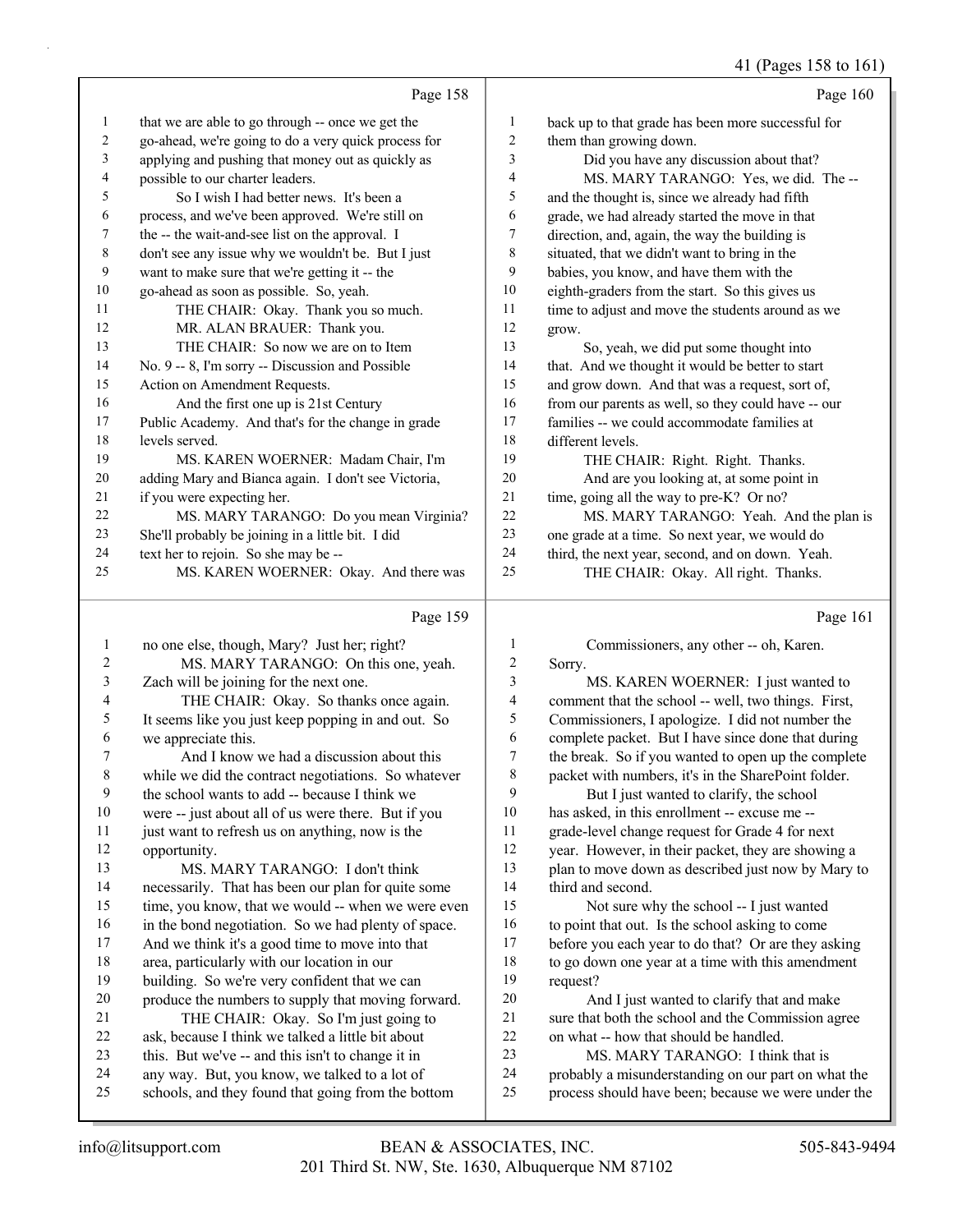Page 158

that we are able to go through -- once we get the go-ahead, we're going to do a very quick process for applying and pushing that money out as quickly as possible to our charter leaders.

So I wish I had better news. It's been a process, and we've been approved. We're still on the -- the wait-and-see list on the approval. I don't see any issue why we wouldn't be. But I just want to make sure that we're getting it -- the go-ahead as soon as possible. So, yeah.

THE CHAIR: Okay. Thank you so much.

MR. ALAN BRAUER: Thank you.

THE CHAIR: So now we are on to Item No. 9 -- 8, I'm sorry -- Discussion and Possible Action on Amendment Requests.

And the first one up is 21st Century Public Academy. And that's for the change in grade levels served.

MS. KAREN WOERNER: Madam Chair, I'm adding Mary and Bianca again. I don't see Victoria, if you were expecting her.

MS. MARY TARANGO: Do you mean Virginia? She'll probably be joining in a little bit. I did text her to rejoin. So she may be --

MS. KAREN WOERNER: Okay. And there was

Page 159

no one else, though, Mary? Just her; right?

MS. MARY TARANGO: On this one, yeah. Zach will be joining for the next one.

THE CHAIR: Okay. So thanks once again. It seems like you just keep popping in and out. So we appreciate this.

And I know we had a discussion about this while we did the contract negotiations. So whatever the school wants to add -- because I think we were -- just about all of us were there. But if you just want to refresh us on anything, now is the opportunity.

MS. MARY TARANGO: I don't think necessarily. That has been our plan for quite some time, you know, that we would -- when we were even in the bond negotiation. So we had plenty of space. And we think it's a good time to move into that area, particularly with our location in our building. So we're very confident that we can produce the numbers to supply that moving forward.

THE CHAIR: Okay. So I'm just going to ask, because I think we talked a little bit about this. But we've -- and this isn't to change it in any way. But, you know, we talked to a lot of schools, and they found that going from the bottom

Page 160

back up to that grade has been more successful for them than growing down.

Did you have any discussion about that?

MS. MARY TARANGO: Yes, we did. The -- and the thought is, since we already had fifth grade, we had already started the move in that direction, and, again, the way the building is situated, that we didn't want to bring in the babies, you know, and have them with the eighth-graders from the start. So this gives us time to adjust and move the students around as we grow.

So, yeah, we did put some thought into that. And we thought it would be better to start and grow down. And that was a request, sort of, from our parents as well, so they could have -- our families -- we could accommodate families at different levels.

THE CHAIR: Right. Right. Thanks.

And are you looking at, at some point in time, going all the way to pre-K? Or no?

MS. MARY TARANGO: Yeah. And the plan is one grade at a time. So next year, we would do third, the next year, second, and on down. Yeah.

THE CHAIR: Okay. All right. Thanks.

Page 161

Commissioners, any other -- oh, Karen. Sorry.

MS. KAREN WOERNER: I just wanted to comment that the school -- well, two things. First, Commissioners, I apologize. I did not number the complete packet. But I have since done that during the break. So if you wanted to open up the complete packet with numbers, it's in the SharePoint folder.

But I just wanted to clarify, the school has asked, in this enrollment -- excuse me -- grade-level change request for Grade 4 for next year. However, in their packet, they are showing a plan to move down as described just now by Mary to third and second.

Not sure why the school -- I just wanted to point that out. Is the school asking to come before you each year to do that? Or are they asking to go down one year at a time with this amendment request?

And I just wanted to clarify that and make sure that both the school and the Commission agree on what -- how that should be handled.

MS. MARY TARANGO: I think that is probably a misunderstanding on our part on what the process should have been; because we were under the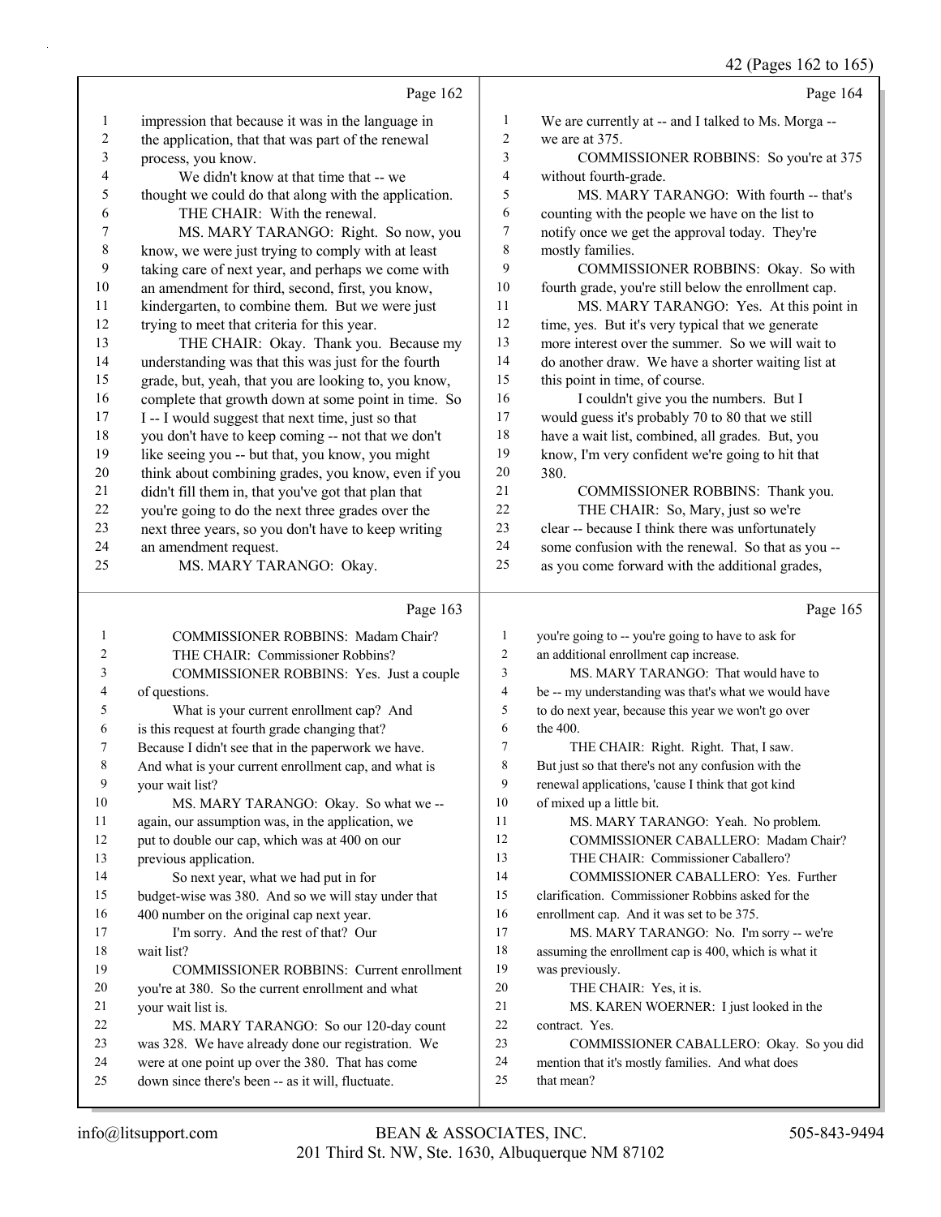Page 162

1 impression that because it was in the language in
2 the application, that that was part of the renewal
3 process, you know.
4 We didn't know at that time that -- we
5 thought we could do that along with the application.
6 THE CHAIR: With the renewal.
7 MS. MARY TARANGO: Right. So now, you
8 know, we were just trying to comply with at least
9 taking care of next year, and perhaps we come with
10 an amendment for third, second, first, you know,
11 kindergarten, to combine them. But we were just
12 trying to meet that criteria for this year.
13 THE CHAIR: Okay. Thank you. Because my
14 understanding was that this was just for the fourth
15 grade, but, yeah, that you are looking to, you know,
16 complete that growth down at some point in time. So
17 I -- I would suggest that next time, just so that
18 you don't have to keep coming -- not that we don't
19 like seeing you -- but that, you know, you might
20 think about combining grades, you know, even if you
21 didn't fill them in, that you've got that plan that
22 you're going to do the next three grades over the
23 next three years, so you don't have to keep writing
24 an amendment request.
25 MS. MARY TARANGO: Okay.

Page 163

1 COMMISSIONER ROBBINS: Madam Chair?
2 THE CHAIR: Commissioner Robbins?
3 COMMISSIONER ROBBINS: Yes. Just a couple
4 of questions.
5 What is your current enrollment cap? And
6 is this request at fourth grade changing that?
7 Because I didn't see that in the paperwork we have.
8 And what is your current enrollment cap, and what is
9 your wait list?
10 MS. MARY TARANGO: Okay. So what we --
11 again, our assumption was, in the application, we
12 put to double our cap, which was at 400 on our
13 previous application.
14 So next year, what we had put in for
15 budget-wise was 380. And so we will stay under that
16 400 number on the original cap next year.
17 I'm sorry. And the rest of that? Our
18 wait list?
19 COMMISSIONER ROBBINS: Current enrollment
20 you're at 380. So the current enrollment and what
21 your wait list is.
22 MS. MARY TARANGO: So our 120-day count
23 was 328. We have already done our registration. We
24 were at one point up over the 380. That has come
25 down since there's been -- as it will, fluctuate.

Page 164

1 We are currently at -- and I talked to Ms. Morga --
2 we are at 375.
3 COMMISSIONER ROBBINS: So you're at 375
4 without fourth-grade.
5 MS. MARY TARANGO: With fourth -- that's
6 counting with the people we have on the list to
7 notify once we get the approval today. They're
8 mostly families.
9 COMMISSIONER ROBBINS: Okay. So with
10 fourth grade, you're still below the enrollment cap.
11 MS. MARY TARANGO: Yes. At this point in
12 time, yes. But it's very typical that we generate
13 more interest over the summer. So we will wait to
14 do another draw. We have a shorter waiting list at
15 this point in time, of course.
16 I couldn't give you the numbers. But I
17 would guess it's probably 70 to 80 that we still
18 have a wait list, combined, all grades. But, you
19 know, I'm very confident we're going to hit that
20 380.
21 COMMISSIONER ROBBINS: Thank you.
22 THE CHAIR: So, Mary, just so we're
23 clear -- because I think there was unfortunately
24 some confusion with the renewal. So that as you --
25 as you come forward with the additional grades,

Page 165

1 you're going to -- you're going to have to ask for
2 an additional enrollment cap increase.
3 MS. MARY TARANGO: That would have to
4 be -- my understanding was that's what we would have
5 to do next year, because this year we won't go over
6 the 400.
7 THE CHAIR: Right. Right. That, I saw.
8 But just so that there's not any confusion with the
9 renewal applications, 'cause I think that got kind
10 of mixed up a little bit.
11 MS. MARY TARANGO: Yeah. No problem.
12 COMMISSIONER CABALLERO: Madam Chair?
13 THE CHAIR: Commissioner Caballero?
14 COMMISSIONER CABALLERO: Yes. Further
15 clarification. Commissioner Robbins asked for the
16 enrollment cap. And it was set to be 375.
17 MS. MARY TARANGO: No. I'm sorry -- we're
18 assuming the enrollment cap is 400, which is what it
19 was previously.
20 THE CHAIR: Yes, it is.
21 MS. KAREN WOERNER: I just looked in the
22 contract. Yes.
23 COMMISSIONER CABALLERO: Okay. So you did
24 mention that it's mostly families. And what does
25 that mean?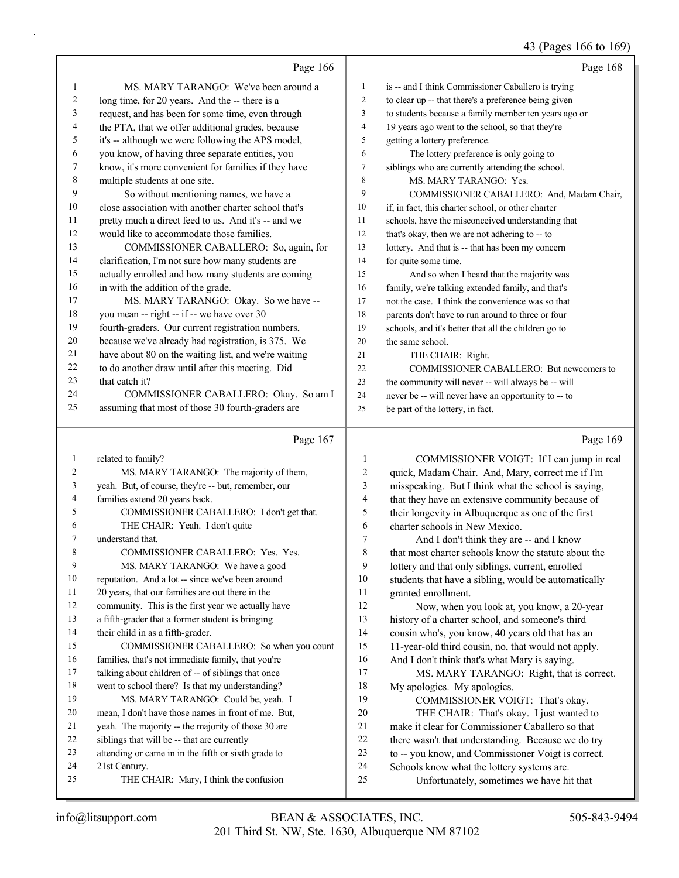Page 166

1 MS. MARY TARANGO: We've been around a
2 long time, for 20 years. And the -- there is a
3 request, and has been for some time, even through
4 the PTA, that we offer additional grades, because
5 it's -- although we were following the APS model,
6 you know, of having three separate entities, you
7 know, it's more convenient for families if they have
8 multiple students at one site.
9 So without mentioning names, we have a
10 close association with another charter school that's
11 pretty much a direct feed to us. And it's -- and we
12 would like to accommodate those families.
13 COMMISSIONER CABALLERO: So, again, for
14 clarification, I'm not sure how many students are
15 actually enrolled and how many students are coming
16 in with the addition of the grade.
17 MS. MARY TARANGO: Okay. So we have --
18 you mean -- right -- if -- we have over 30
19 fourth-graders. Our current registration numbers,
20 because we've already had registration, is 375. We
21 have about 80 on the waiting list, and we're waiting
22 to do another draw until after this meeting. Did
23 that catch it?
24 COMMISSIONER CABALLERO: Okay. So am I
25 assuming that most of those 30 fourth-graders are

Page 167

1 related to family?
2 MS. MARY TARANGO: The majority of them,
3 yeah. But, of course, they're -- but, remember, our
4 families extend 20 years back.
5 COMMISSIONER CABALLERO: I don't get that.
6 THE CHAIR: Yeah. I don't quite
7 understand that.
8 COMMISSIONER CABALLERO: Yes. Yes.
9 MS. MARY TARANGO: We have a good
10 reputation. And a lot -- since we've been around
11 20 years, that our families are out there in the
12 community. This is the first year we actually have
13 a fifth-grader that a former student is bringing
14 their child in as a fifth-grader.
15 COMMISSIONER CABALLERO: So when you count
16 families, that's not immediate family, that you're
17 talking about children of -- of siblings that once
18 went to school there? Is that my understanding?
19 MS. MARY TARANGO: Could be, yeah. I
20 mean, I don't have those names in front of me. But,
21 yeah. The majority -- the majority of those 30 are
22 siblings that will be -- that are currently
23 attending or came in in the fifth or sixth grade to
24 21st Century.
25 THE CHAIR: Mary, I think the confusion

Page 168

1 is -- and I think Commissioner Caballero is trying
2 to clear up -- that there's a preference being given
3 to students because a family member ten years ago or
4 19 years ago went to the school, so that they're
5 getting a lottery preference.
6 The lottery preference is only going to
7 siblings who are currently attending the school.
8 MS. MARY TARANGO: Yes.
9 COMMISSIONER CABALLERO: And, Madam Chair,
10 if, in fact, this charter school, or other charter
11 schools, have the misconceived understanding that
12 that's okay, then we are not adhering to -- to
13 lottery. And that is -- that has been my concern
14 for quite some time.
15 And so when I heard that the majority was
16 family, we're talking extended family, and that's
17 not the case. I think the convenience was so that
18 parents don't have to run around to three or four
19 schools, and it's better that all the children go to
20 the same school.
21 THE CHAIR: Right.
22 COMMISSIONER CABALLERO: But newcomers to
23 the community will never -- will always be -- will
24 never be -- will never have an opportunity to -- to
25 be part of the lottery, in fact.

Page 169

1 COMMISSIONER VOIGT: If I can jump in real
2 quick, Madam Chair. And, Mary, correct me if I'm
3 misspeaking. But I think what the school is saying,
4 that they have an extensive community because of
5 their longevity in Albuquerque as one of the first
6 charter schools in New Mexico.
7 And I don't think they are -- and I know
8 that most charter schools know the statute about the
9 lottery and that only siblings, current, enrolled
10 students that have a sibling, would be automatically
11 granted enrollment.
12 Now, when you look at, you know, a 20-year
13 history of a charter school, and someone's third
14 cousin who's, you know, 40 years old that has an
15 11-year-old third cousin, no, that would not apply.
16 And I don't think that's what Mary is saying.
17 MS. MARY TARANGO: Right, that is correct.
18 My apologies. My apologies.
19 COMMISSIONER VOIGT: That's okay.
20 THE CHAIR: That's okay. I just wanted to
21 make it clear for Commissioner Caballero so that
22 there wasn't that understanding. Because we do try
23 to -- you know, and Commissioner Voigt is correct.
24 Schools know what the lottery systems are.
25 Unfortunately, sometimes we have hit that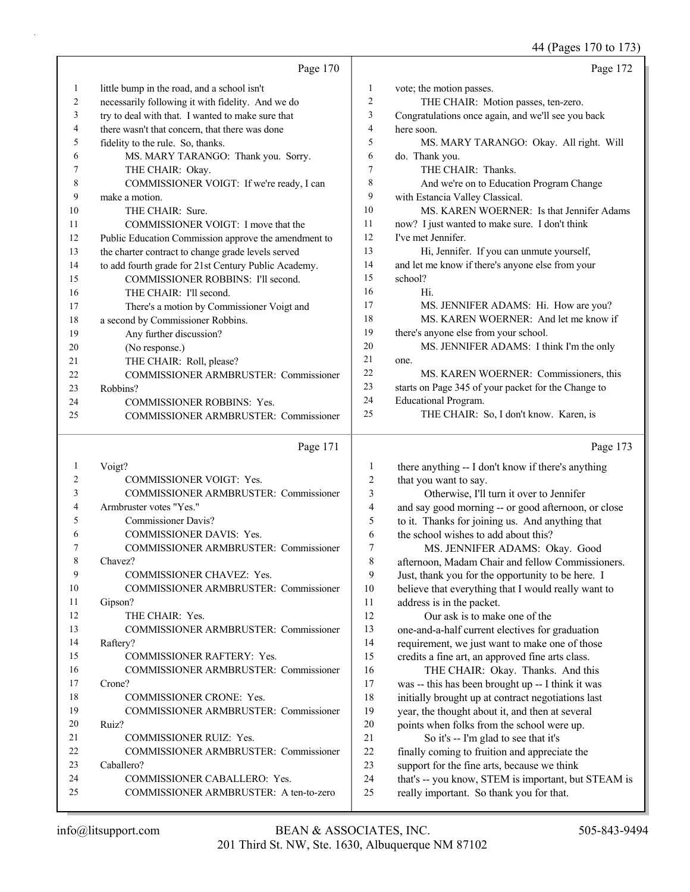Page 170

1 little bump in the road, and a school isn't
2 necessarily following it with fidelity. And we do
3 try to deal with that. I wanted to make sure that
4 there wasn't that concern, that there was done
5 fidelity to the rule. So, thanks.
6 MS. MARY TARANGO: Thank you. Sorry.
7 THE CHAIR: Okay.
8 COMMISSIONER VOIGT: If we're ready, I can
9 make a motion.
10 THE CHAIR: Sure.
11 COMMISSIONER VOIGT: I move that the
12 Public Education Commission approve the amendment to
13 the charter contract to change grade levels served
14 to add fourth grade for 21st Century Public Academy.
15 COMMISSIONER ROBBINS: I'll second.
16 THE CHAIR: I'll second.
17 There's a motion by Commissioner Voigt and
18 a second by Commissioner Robbins.
19 Any further discussion?
20 (No response.)
21 THE CHAIR: Roll, please?
22 COMMISSIONER ARMBRUSTER: Commissioner
23 Robbins?
24 COMMISSIONER ROBBINS: Yes.
25 COMMISSIONER ARMBRUSTER: Commissioner

Page 171

1 Voigt?
2 COMMISSIONER VOIGT: Yes.
3 COMMISSIONER ARMBRUSTER: Commissioner
4 Armbruster votes "Yes."
5 Commissioner Davis?
6 COMMISSIONER DAVIS: Yes.
7 COMMISSIONER ARMBRUSTER: Commissioner
8 Chavez?
9 COMMISSIONER CHAVEZ: Yes.
10 COMMISSIONER ARMBRUSTER: Commissioner
11 Gipson?
12 THE CHAIR: Yes.
13 COMMISSIONER ARMBRUSTER: Commissioner
14 Raftery?
15 COMMISSIONER RAFTERY: Yes.
16 COMMISSIONER ARMBRUSTER: Commissioner
17 Crone?
18 COMMISSIONER CRONE: Yes.
19 COMMISSIONER ARMBRUSTER: Commissioner
20 Ruiz?
21 COMMISSIONER RUIZ: Yes.
22 COMMISSIONER ARMBRUSTER: Commissioner
23 Caballero?
24 COMMISSIONER CABALLERO: Yes.
25 COMMISSIONER ARMBRUSTER: A ten-to-zero

Page 172

1 vote; the motion passes.
2 THE CHAIR: Motion passes, ten-zero.
3 Congratulations once again, and we'll see you back
4 here soon.
5 MS. MARY TARANGO: Okay. All right. Will
6 do. Thank you.
7 THE CHAIR: Thanks.
8 And we're on to Education Program Change
9 with Estancia Valley Classical.
10 MS. KAREN WOERNER: Is that Jennifer Adams
11 now? I just wanted to make sure. I don't think
12 I've met Jennifer.
13 Hi, Jennifer. If you can unmute yourself,
14 and let me know if there's anyone else from your
15 school?
16 Hi.
17 MS. JENNIFER ADAMS: Hi. How are you?
18 MS. KAREN WOERNER: And let me know if
19 there's anyone else from your school.
20 MS. JENNIFER ADAMS: I think I'm the only
21 one.
22 MS. KAREN WOERNER: Commissioners, this
23 starts on Page 345 of your packet for the Change to
24 Educational Program.
25 THE CHAIR: So, I don't know. Karen, is

Page 173

1 there anything -- I don't know if there's anything
2 that you want to say.
3 Otherwise, I'll turn it over to Jennifer
4 and say good morning -- or good afternoon, or close
5 to it. Thanks for joining us. And anything that
6 the school wishes to add about this?
7 MS. JENNIFER ADAMS: Okay. Good
8 afternoon, Madam Chair and fellow Commissioners.
9 Just, thank you for the opportunity to be here. I
10 believe that everything that I would really want to
11 address is in the packet.
12 Our ask is to make one of the
13 one-and-a-half current electives for graduation
14 requirement, we just want to make one of those
15 credits a fine art, an approved fine arts class.
16 THE CHAIR: Okay. Thanks. And this
17 was -- this has been brought up -- I think it was
18 initially brought up at contract negotiations last
19 year, the thought about it, and then at several
20 points when folks from the school were up.
21 So it's -- I'm glad to see that it's
22 finally coming to fruition and appreciate the
23 support for the fine arts, because we think
24 that's -- you know, STEM is important, but STEAM is
25 really important. So thank you for that.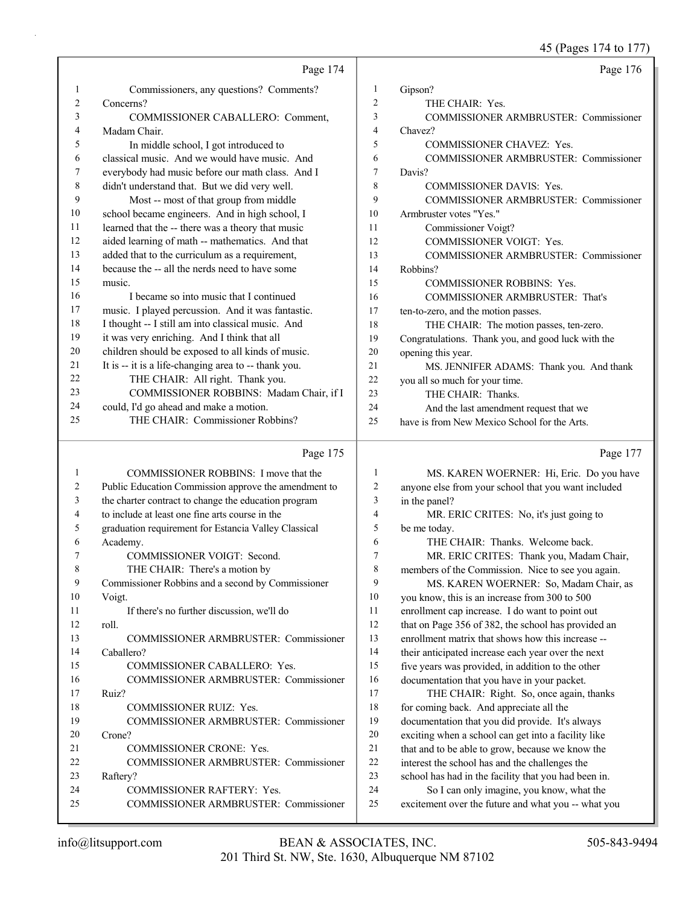Page 174

1 Commissioners, any questions? Comments?
2 Concerns?
3 COMMISSIONER CABALLERO: Comment,
4 Madam Chair.
5 In middle school, I got introduced to
6 classical music. And we would have music. And
7 everybody had music before our math class. And I
8 didn't understand that. But we did very well.
9 Most -- most of that group from middle
10 school became engineers. And in high school, I
11 learned that the -- there was a theory that music
12 aided learning of math -- mathematics. And that
13 added that to the curriculum as a requirement,
14 because the -- all the nerds need to have some
15 music.
16 I became so into music that I continued
17 music. I played percussion. And it was fantastic.
18 I thought -- I still am into classical music. And
19 it was very enriching. And I think that all
20 children should be exposed to all kinds of music.
21 It is -- it is a life-changing area to -- thank you.
22 THE CHAIR: All right. Thank you.
23 COMMISSIONER ROBBINS: Madam Chair, if I
24 could, I'd go ahead and make a motion.
25 THE CHAIR: Commissioner Robbins?

Page 175

1 COMMISSIONER ROBBINS: I move that the
2 Public Education Commission approve the amendment to
3 the charter contract to change the education program
4 to include at least one fine arts course in the
5 graduation requirement for Estancia Valley Classical
6 Academy.
7 COMMISSIONER VOIGT: Second.
8 THE CHAIR: There's a motion by
9 Commissioner Robbins and a second by Commissioner
10 Voigt.
11 If there's no further discussion, we'll do
12 roll.
13 COMMISSIONER ARMBRUSTER: Commissioner
14 Caballero?
15 COMMISSIONER CABALLERO: Yes.
16 COMMISSIONER ARMBRUSTER: Commissioner
17 Ruiz?
18 COMMISSIONER RUIZ: Yes.
19 COMMISSIONER ARMBRUSTER: Commissioner
20 Crone?
21 COMMISSIONER CRONE: Yes.
22 COMMISSIONER ARMBRUSTER: Commissioner
23 Raftery?
24 COMMISSIONER RAFTERY: Yes.
25 COMMISSIONER ARMBRUSTER: Commissioner

Page 176

1 Gipson?
2 THE CHAIR: Yes.
3 COMMISSIONER ARMBRUSTER: Commissioner
4 Chavez?
5 COMMISSIONER CHAVEZ: Yes.
6 COMMISSIONER ARMBRUSTER: Commissioner
7 Davis?
8 COMMISSIONER DAVIS: Yes.
9 COMMISSIONER ARMBRUSTER: Commissioner
10 Armbruster votes "Yes."
11 Commissioner Voigt?
12 COMMISSIONER VOIGT: Yes.
13 COMMISSIONER ARMBRUSTER: Commissioner
14 Robbins?
15 COMMISSIONER ROBBINS: Yes.
16 COMMISSIONER ARMBRUSTER: That's
17 ten-to-zero, and the motion passes.
18 THE CHAIR: The motion passes, ten-zero.
19 Congratulations. Thank you, and good luck with the
20 opening this year.
21 MS. JENNIFER ADAMS: Thank you. And thank
22 you all so much for your time.
23 THE CHAIR: Thanks.
24 And the last amendment request that we
25 have is from New Mexico School for the Arts.

Page 177

1 MS. KAREN WOERNER: Hi, Eric. Do you have
2 anyone else from your school that you want included
3 in the panel?
4 MR. ERIC CRITES: No, it's just going to
5 be me today.
6 THE CHAIR: Thanks. Welcome back.
7 MR. ERIC CRITES: Thank you, Madam Chair,
8 members of the Commission. Nice to see you again.
9 MS. KAREN WOERNER: So, Madam Chair, as
10 you know, this is an increase from 300 to 500
11 enrollment cap increase. I do want to point out
12 that on Page 356 of 382, the school has provided an
13 enrollment matrix that shows how this increase --
14 their anticipated increase each year over the next
15 five years was provided, in addition to the other
16 documentation that you have in your packet.
17 THE CHAIR: Right. So, once again, thanks
18 for coming back. And appreciate all the
19 documentation that you did provide. It's always
20 exciting when a school can get into a facility like
21 that and to be able to grow, because we know the
22 interest the school has and the challenges the
23 school has had in the facility that you had been in.
24 So I can only imagine, you know, what the
25 excitement over the future and what you -- what you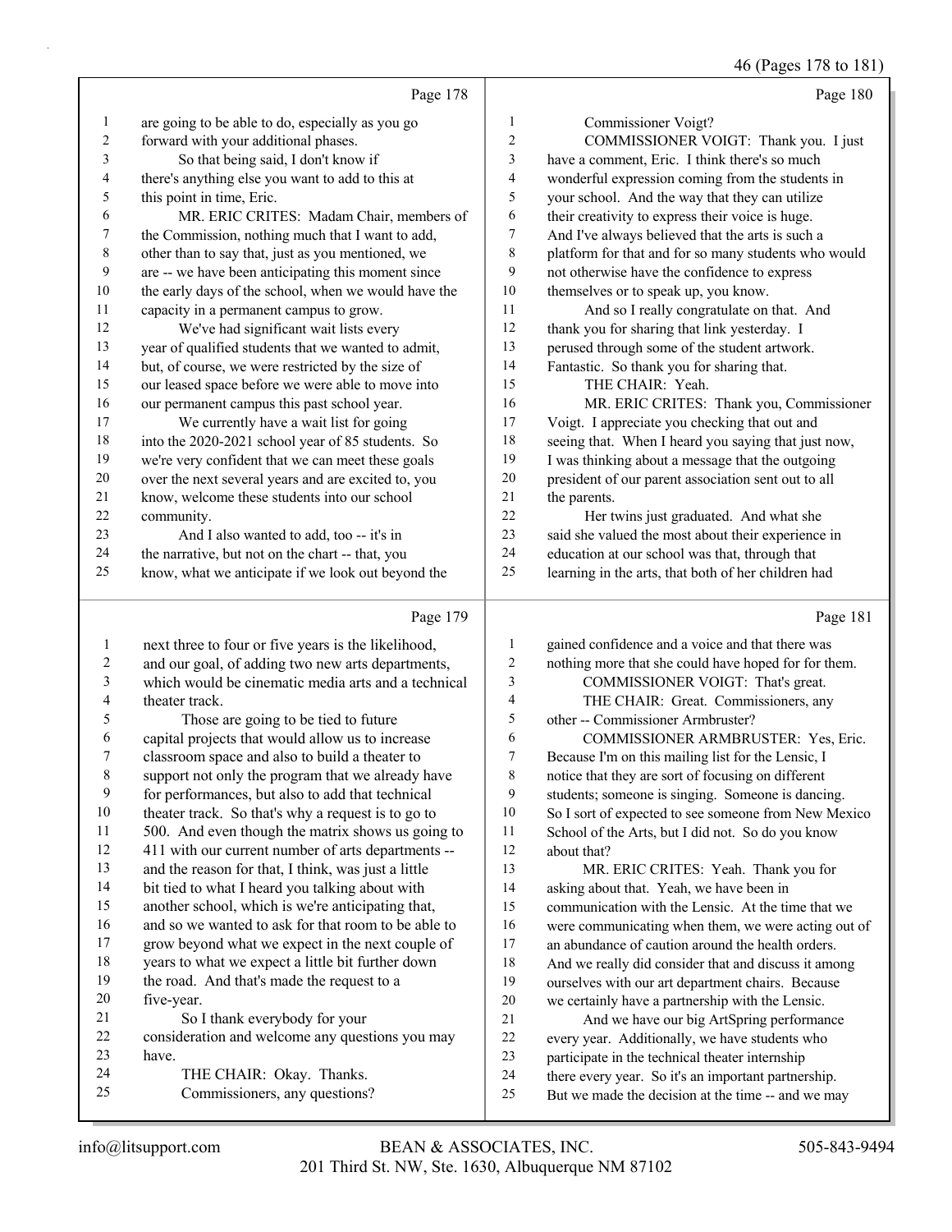Page 178

are going to be able to do, especially as you go forward with your additional phases.

So that being said, I don't know if there's anything else you want to add to this at this point in time, Eric.

MR. ERIC CRITES: Madam Chair, members of the Commission, nothing much that I want to add, other than to say that, just as you mentioned, we are -- we have been anticipating this moment since the early days of the school, when we would have the capacity in a permanent campus to grow.

We've had significant wait lists every year of qualified students that we wanted to admit, but, of course, we were restricted by the size of our leased space before we were able to move into our permanent campus this past school year.

We currently have a wait list for going into the 2020-2021 school year of 85 students. So we're very confident that we can meet these goals over the next several years and are excited to, you know, welcome these students into our school community.

And I also wanted to add, too -- it's in the narrative, but not on the chart -- that, you know, what we anticipate if we look out beyond the

Page 179

next three to four or five years is the likelihood, and our goal, of adding two new arts departments, which would be cinematic media arts and a technical theater track.

Those are going to be tied to future capital projects that would allow us to increase classroom space and also to build a theater to support not only the program that we already have for performances, but also to add that technical theater track. So that's why a request is to go to 500. And even though the matrix shows us going to 411 with our current number of arts departments -- and the reason for that, I think, was just a little bit tied to what I heard you talking about with another school, which is we're anticipating that, and so we wanted to ask for that room to be able to grow beyond what we expect in the next couple of years to what we expect a little bit further down the road. And that's made the request to a five-year.

So I thank everybody for your consideration and welcome any questions you may have.

THE CHAIR: Okay. Thanks.

Commissioners, any questions?

Page 180

Commissioner Voigt?

COMMISSIONER VOIGT: Thank you. I just have a comment, Eric. I think there's so much wonderful expression coming from the students in your school. And the way that they can utilize their creativity to express their voice is huge. And I've always believed that the arts is such a platform for that and for so many students who would not otherwise have the confidence to express themselves or to speak up, you know.

And so I really congratulate on that. And thank you for sharing that link yesterday. I perused through some of the student artwork. Fantastic. So thank you for sharing that.

THE CHAIR: Yeah.

MR. ERIC CRITES: Thank you, Commissioner Voigt. I appreciate you checking that out and seeing that. When I heard you saying that just now, I was thinking about a message that the outgoing president of our parent association sent out to all the parents.

Her twins just graduated. And what she said she valued the most about their experience in education at our school was that, through that learning in the arts, that both of her children had

Page 181

gained confidence and a voice and that there was nothing more that she could have hoped for for them.

COMMISSIONER VOIGT: That's great.

THE CHAIR: Great. Commissioners, any other -- Commissioner Armbruster?

COMMISSIONER ARMBRUSTER: Yes, Eric. Because I'm on this mailing list for the Lensic, I notice that they are sort of focusing on different students; someone is singing. Someone is dancing. So I sort of expected to see someone from New Mexico School of the Arts, but I did not. So do you know about that?

MR. ERIC CRITES: Yeah. Thank you for asking about that. Yeah, we have been in communication with the Lensic. At the time that we were communicating when them, we were acting out of an abundance of caution around the health orders. And we really did consider that and discuss it among ourselves with our art department chairs. Because we certainly have a partnership with the Lensic.

And we have our big ArtSpring performance every year. Additionally, we have students who participate in the technical theater internship there every year. So it's an important partnership. But we made the decision at the time -- and we may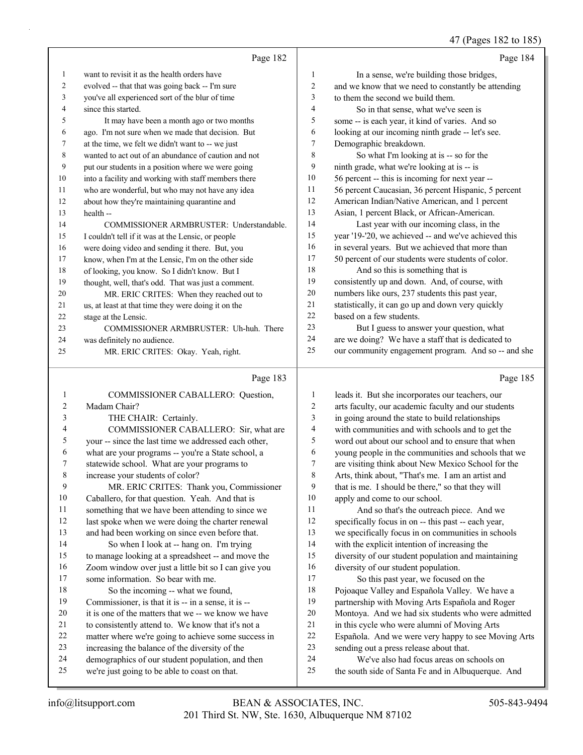Page 182

1 want to revisit it as the health orders have
2 evolved -- that that was going back -- I'm sure
3 you've all experienced sort of the blur of time
4 since this started.
5 It may have been a month ago or two months
6 ago. I'm not sure when we made that decision. But
7 at the time, we felt we didn't want to -- we just
8 wanted to act out of an abundance of caution and not
9 put our students in a position where we were going
10 into a facility and working with staff members there
11 who are wonderful, but who may not have any idea
12 about how they're maintaining quarantine and
13 health --
14 COMMISSIONER ARMBRUSTER: Understandable.
15 I couldn't tell if it was at the Lensic, or people
16 were doing video and sending it there. But, you
17 know, when I'm at the Lensic, I'm on the other side
18 of looking, you know. So I didn't know. But I
19 thought, well, that's odd. That was just a comment.
20 MR. ERIC CRITES: When they reached out to
21 us, at least at that time they were doing it on the
22 stage at the Lensic.
23 COMMISSIONER ARMBRUSTER: Uh-huh. There
24 was definitely no audience.
25 MR. ERIC CRITES: Okay. Yeah, right.

Page 183

1 COMMISSIONER CABALLERO: Question,
2 Madam Chair?
3 THE CHAIR: Certainly.
4 COMMISSIONER CABALLERO: Sir, what are
5 your -- since the last time we addressed each other,
6 what are your programs -- you're a State school, a
7 statewide school. What are your programs to
8 increase your students of color?
9 MR. ERIC CRITES: Thank you, Commissioner
10 Caballero, for that question. Yeah. And that is
11 something that we have been attending to since we
12 last spoke when we were doing the charter renewal
13 and had been working on since even before that.
14 So when I look at -- hang on. I'm trying
15 to manage looking at a spreadsheet -- and move the
16 Zoom window over just a little bit so I can give you
17 some information. So bear with me.
18 So the incoming -- what we found,
19 Commissioner, is that it is -- in a sense, it is --
20 it is one of the matters that we -- we know we have
21 to consistently attend to. We know that it's not a
22 matter where we're going to achieve some success in
23 increasing the balance of the diversity of the
24 demographics of our student population, and then
25 we're just going to be able to coast on that.

Page 184

1 In a sense, we're building those bridges,
2 and we know that we need to constantly be attending
3 to them the second we build them.
4 So in that sense, what we've seen is
5 some -- is each year, it kind of varies. And so
6 looking at our incoming ninth grade -- let's see.
7 Demographic breakdown.
8 So what I'm looking at is -- so for the
9 ninth grade, what we're looking at is -- is
10 56 percent -- this is incoming for next year --
11 56 percent Caucasian, 36 percent Hispanic, 5 percent
12 American Indian/Native American, and 1 percent
13 Asian, 1 percent Black, or African-American.
14 Last year with our incoming class, in the
15 year '19-'20, we achieved -- and we've achieved this
16 in several years. But we achieved that more than
17 50 percent of our students were students of color.
18 And so this is something that is
19 consistently up and down. And, of course, with
20 numbers like ours, 237 students this past year,
21 statistically, it can go up and down very quickly
22 based on a few students.
23 But I guess to answer your question, what
24 are we doing? We have a staff that is dedicated to
25 our community engagement program. And so -- and she

Page 185

1 leads it. But she incorporates our teachers, our
2 arts faculty, our academic faculty and our students
3 in going around the state to build relationships
4 with communities and with schools and to get the
5 word out about our school and to ensure that when
6 young people in the communities and schools that we
7 are visiting think about New Mexico School for the
8 Arts, think about, "That's me. I am an artist and
9 that is me. I should be there," so that they will
10 apply and come to our school.
11 And so that's the outreach piece. And we
12 specifically focus in on -- this past -- each year,
13 we specifically focus in on communities in schools
14 with the explicit intention of increasing the
15 diversity of our student population and maintaining
16 diversity of our student population.
17 So this past year, we focused on the
18 Pojoaque Valley and Española Valley. We have a
19 partnership with Moving Arts Española and Roger
20 Montoya. And we had six students who were admitted
21 in this cycle who were alumni of Moving Arts
22 Española. And we were very happy to see Moving Arts
23 sending out a press release about that.
24 We've also had focus areas on schools on
25 the south side of Santa Fe and in Albuquerque. And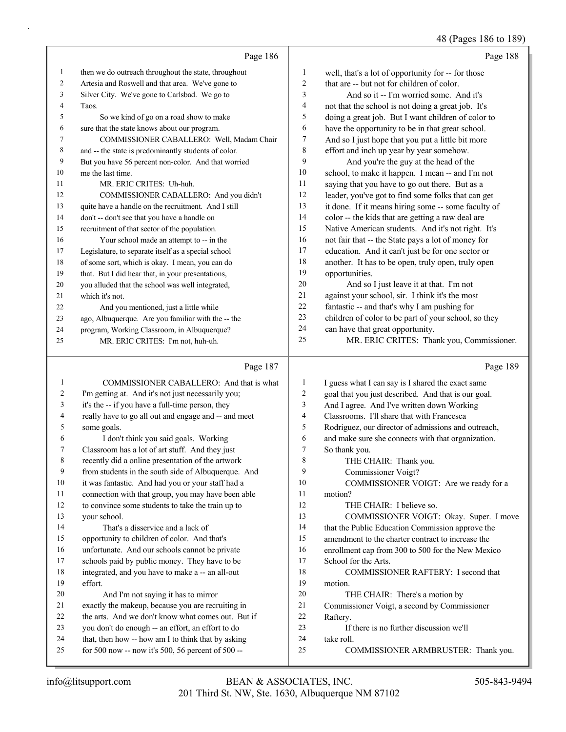Page 186

1 then we do outreach throughout the state, throughout
2 Artesia and Roswell and that area. We've gone to
3 Silver City. We've gone to Carlsbad. We go to
4 Taos.
5 So we kind of go on a road show to make
6 sure that the state knows about our program.
7 COMMISSIONER CABALLERO: Well, Madam Chair
8 and -- the state is predominantly students of color.
9 But you have 56 percent non-color. And that worried
10 me the last time.
11 MR. ERIC CRITES: Uh-huh.
12 COMMISSIONER CABALLERO: And you didn't
13 quite have a handle on the recruitment. And I still
14 don't -- don't see that you have a handle on
15 recruitment of that sector of the population.
16 Your school made an attempt to -- in the
17 Legislature, to separate itself as a special school
18 of some sort, which is okay. I mean, you can do
19 that. But I did hear that, in your presentations,
20 you alluded that the school was well integrated,
21 which it's not.
22 And you mentioned, just a little while
23 ago, Albuquerque. Are you familiar with the -- the
24 program, Working Classroom, in Albuquerque?
25 MR. ERIC CRITES: I'm not, huh-uh.

Page 187

1 COMMISSIONER CABALLERO: And that is what
2 I'm getting at. And it's not just necessarily you;
3 it's the -- if you have a full-time person, they
4 really have to go all out and engage and -- and meet
5 some goals.
6 I don't think you said goals. Working
7 Classroom has a lot of art stuff. And they just
8 recently did a online presentation of the artwork
9 from students in the south side of Albuquerque. And
10 it was fantastic. And had you or your staff had a
11 connection with that group, you may have been able
12 to convince some students to take the train up to
13 your school.
14 That's a disservice and a lack of
15 opportunity to children of color. And that's
16 unfortunate. And our schools cannot be private
17 schools paid by public money. They have to be
18 integrated, and you have to make a -- an all-out
19 effort.
20 And I'm not saying it has to mirror
21 exactly the makeup, because you are recruiting in
22 the arts. And we don't know what comes out. But if
23 you don't do enough -- an effort, an effort to do
24 that, then how -- how am I to think that by asking
25 for 500 now -- now it's 500, 56 percent of 500 --

Page 188

1 well, that's a lot of opportunity for -- for those
2 that are -- but not for children of color.
3 And so it -- I'm worried some. And it's
4 not that the school is not doing a great job. It's
5 doing a great job. But I want children of color to
6 have the opportunity to be in that great school.
7 And so I just hope that you put a little bit more
8 effort and inch up year by year somehow.
9 And you're the guy at the head of the
10 school, to make it happen. I mean -- and I'm not
11 saying that you have to go out there. But as a
12 leader, you've got to find some folks that can get
13 it done. If it means hiring some -- some faculty of
14 color -- the kids that are getting a raw deal are
15 Native American students. And it's not right. It's
16 not fair that -- the State pays a lot of money for
17 education. And it can't just be for one sector or
18 another. It has to be open, truly open, truly open
19 opportunities.
20 And so I just leave it at that. I'm not
21 against your school, sir. I think it's the most
22 fantastic -- and that's why I am pushing for
23 children of color to be part of your school, so they
24 can have that great opportunity.
25 MR. ERIC CRITES: Thank you, Commissioner.

Page 189

1 I guess what I can say is I shared the exact same
2 goal that you just described. And that is our goal.
3 And I agree. And I've written down Working
4 Classrooms. I'll share that with Francesca
5 Rodriguez, our director of admissions and outreach,
6 and make sure she connects with that organization.
7 So thank you.
8 THE CHAIR: Thank you.
9 Commissioner Voigt?
10 COMMISSIONER VOIGT: Are we ready for a
11 motion?
12 THE CHAIR: I believe so.
13 COMMISSIONER VOIGT: Okay. Super. I move
14 that the Public Education Commission approve the
15 amendment to the charter contract to increase the
16 enrollment cap from 300 to 500 for the New Mexico
17 School for the Arts.
18 COMMISSIONER RAFTERY: I second that
19 motion.
20 THE CHAIR: There's a motion by
21 Commissioner Voigt, a second by Commissioner
22 Raftery.
23 If there is no further discussion we'll
24 take roll.
25 COMMISSIONER ARMBRUSTER: Thank you.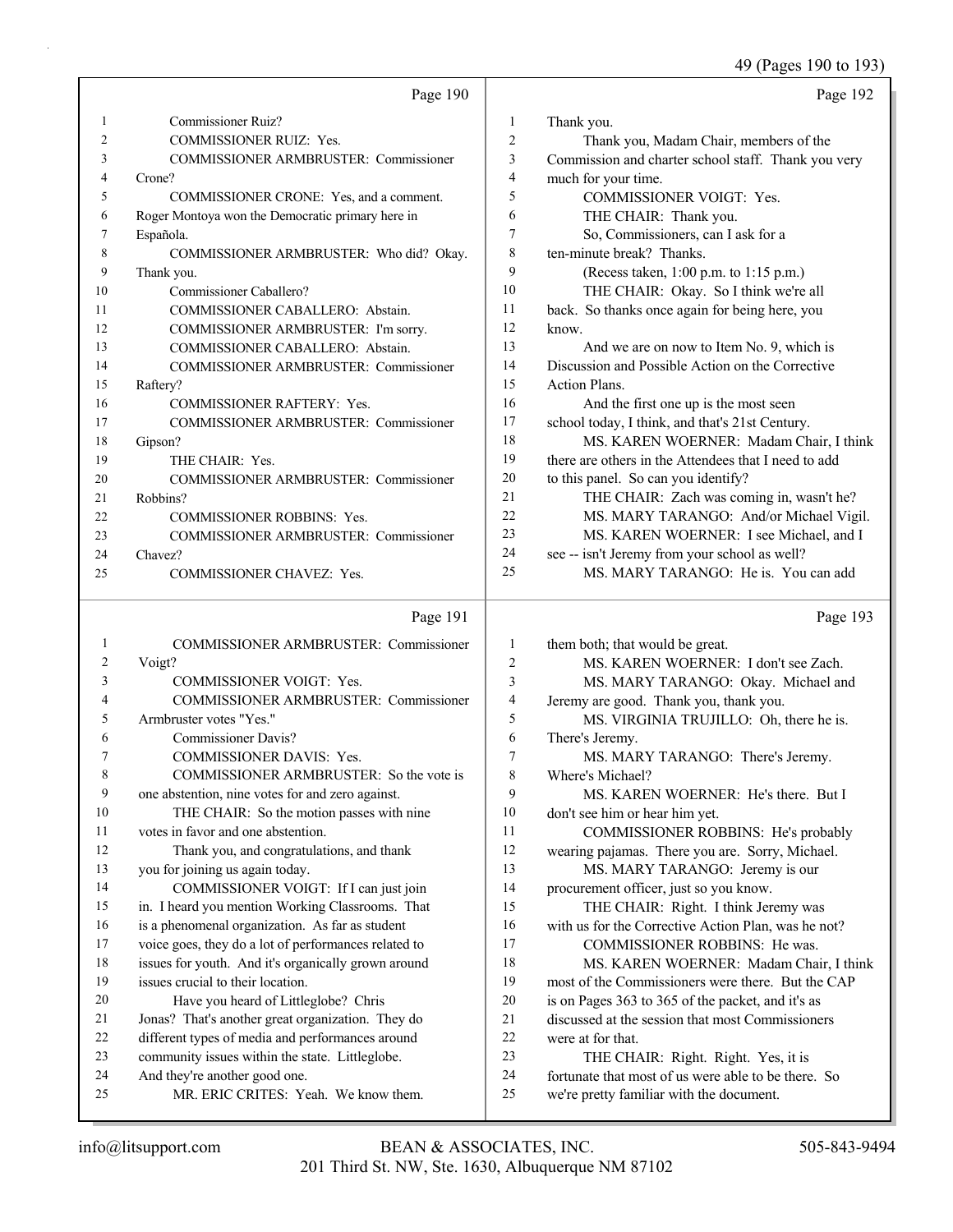Page 190

1 Commissioner Ruiz?
2 COMMISSIONER RUIZ: Yes.
3 COMMISSIONER ARMBRUSTER: Commissioner
4 Crone?
5 COMMISSIONER CRONE: Yes, and a comment.
6 Roger Montoya won the Democratic primary here in
7 Española.
8 COMMISSIONER ARMBRUSTER: Who did? Okay.
9 Thank you.
10 Commissioner Caballero?
11 COMMISSIONER CABALLERO: Abstain.
12 COMMISSIONER ARMBRUSTER: I'm sorry.
13 COMMISSIONER CABALLERO: Abstain.
14 COMMISSIONER ARMBRUSTER: Commissioner
15 Raftery?
16 COMMISSIONER RAFTERY: Yes.
17 COMMISSIONER ARMBRUSTER: Commissioner
18 Gipson?
19 THE CHAIR: Yes.
20 COMMISSIONER ARMBRUSTER: Commissioner
21 Robbins?
22 COMMISSIONER ROBBINS: Yes.
23 COMMISSIONER ARMBRUSTER: Commissioner
24 Chavez?
25 COMMISSIONER CHAVEZ: Yes.

Page 191

1 COMMISSIONER ARMBRUSTER: Commissioner
2 Voigt?
3 COMMISSIONER VOIGT: Yes.
4 COMMISSIONER ARMBRUSTER: Commissioner
5 Armbruster votes "Yes."
6 Commissioner Davis?
7 COMMISSIONER DAVIS: Yes.
8 COMMISSIONER ARMBRUSTER: So the vote is
9 one abstention, nine votes for and zero against.
10 THE CHAIR: So the motion passes with nine
11 votes in favor and one abstention.
12 Thank you, and congratulations, and thank
13 you for joining us again today.
14 COMMISSIONER VOIGT: If I can just join
15 in. I heard you mention Working Classrooms. That
16 is a phenomenal organization. As far as student
17 voice goes, they do a lot of performances related to
18 issues for youth. And it's organically grown around
19 issues crucial to their location.
20 Have you heard of Littleglobe? Chris
21 Jonas? That's another great organization. They do
22 different types of media and performances around
23 community issues within the state. Littleglobe.
24 And they're another good one.
25 MR. ERIC CRITES: Yeah. We know them.

Page 192

1 Thank you.
2 Thank you, Madam Chair, members of the
3 Commission and charter school staff. Thank you very
4 much for your time.
5 COMMISSIONER VOIGT: Yes.
6 THE CHAIR: Thank you.
7 So, Commissioners, can I ask for a
8 ten-minute break? Thanks.
9 (Recess taken, 1:00 p.m. to 1:15 p.m.)
10 THE CHAIR: Okay. So I think we're all
11 back. So thanks once again for being here, you
12 know.
13 And we are on now to Item No. 9, which is
14 Discussion and Possible Action on the Corrective
15 Action Plans.
16 And the first one up is the most seen
17 school today, I think, and that's 21st Century.
18 MS. KAREN WOERNER: Madam Chair, I think
19 there are others in the Attendees that I need to add
20 to this panel. So can you identify?
21 THE CHAIR: Zach was coming in, wasn't he?
22 MS. MARY TARANGO: And/or Michael Vigil.
23 MS. KAREN WOERNER: I see Michael, and I
24 see -- isn't Jeremy from your school as well?
25 MS. MARY TARANGO: He is. You can add

Page 193

1 them both; that would be great.
2 MS. KAREN WOERNER: I don't see Zach.
3 MS. MARY TARANGO: Okay. Michael and
4 Jeremy are good. Thank you, thank you.
5 MS. VIRGINIA TRUJILLO: Oh, there he is.
6 There's Jeremy.
7 MS. MARY TARANGO: There's Jeremy.
8 Where's Michael?
9 MS. KAREN WOERNER: He's there. But I
10 don't see him or hear him yet.
11 COMMISSIONER ROBBINS: He's probably
12 wearing pajamas. There you are. Sorry, Michael.
13 MS. MARY TARANGO: Jeremy is our
14 procurement officer, just so you know.
15 THE CHAIR: Right. I think Jeremy was
16 with us for the Corrective Action Plan, was he not?
17 COMMISSIONER ROBBINS: He was.
18 MS. KAREN WOERNER: Madam Chair, I think
19 most of the Commissioners were there. But the CAP
20 is on Pages 363 to 365 of the packet, and it's as
21 discussed at the session that most Commissioners
22 were at for that.
23 THE CHAIR: Right. Right. Yes, it is
24 fortunate that most of us were able to be there. So
25 we're pretty familiar with the document.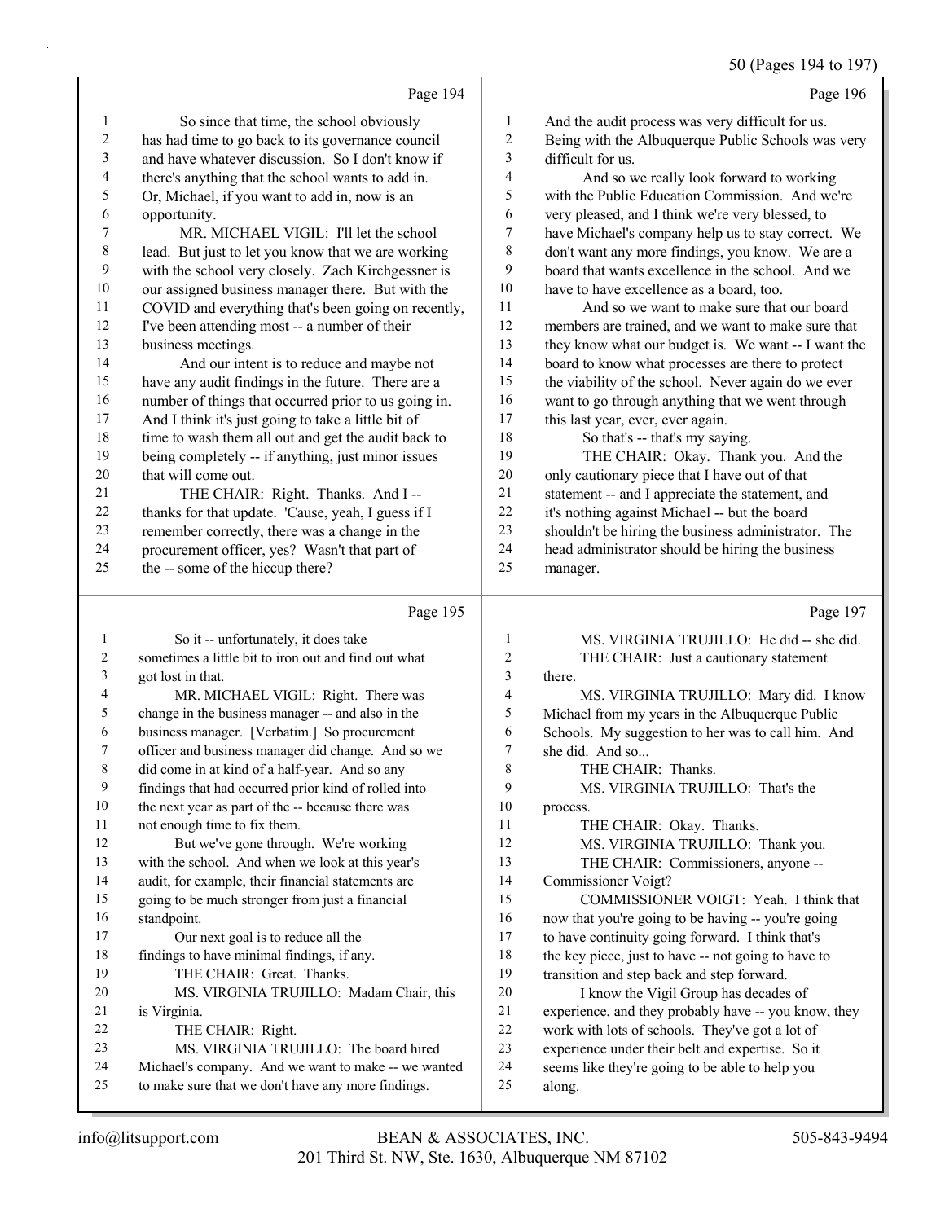Page 194

1 So since that time, the school obviously
2 has had time to go back to its governance council
3 and have whatever discussion. So I don't know if
4 there's anything that the school wants to add in.
5 Or, Michael, if you want to add in, now is an
6 opportunity.
7 MR. MICHAEL VIGIL: I'll let the school
8 lead. But just to let you know that we are working
9 with the school very closely. Zach Kirchgessner is
10 our assigned business manager there. But with the
11 COVID and everything that's been going on recently,
12 I've been attending most -- a number of their
13 business meetings.
14 And our intent is to reduce and maybe not
15 have any audit findings in the future. There are a
16 number of things that occurred prior to us going in.
17 And I think it's just going to take a little bit of
18 time to wash them all out and get the audit back to
19 being completely -- if anything, just minor issues
20 that will come out.
21 THE CHAIR: Right. Thanks. And I --
22 thanks for that update. 'Cause, yeah, I guess if I
23 remember correctly, there was a change in the
24 procurement officer, yes? Wasn't that part of
25 the -- some of the hiccup there?

Page 195

1 So it -- unfortunately, it does take
2 sometimes a little bit to iron out and find out what
3 got lost in that.
4 MR. MICHAEL VIGIL: Right. There was
5 change in the business manager -- and also in the
6 business manager. [Verbatim.] So procurement
7 officer and business manager did change. And so we
8 did come in at kind of a half-year. And so any
9 findings that had occurred prior kind of rolled into
10 the next year as part of the -- because there was
11 not enough time to fix them.
12 But we've gone through. We're working
13 with the school. And when we look at this year's
14 audit, for example, their financial statements are
15 going to be much stronger from just a financial
16 standpoint.
17 Our next goal is to reduce all the
18 findings to have minimal findings, if any.
19 THE CHAIR: Great. Thanks.
20 MS. VIRGINIA TRUJILLO: Madam Chair, this
21 is Virginia.
22 THE CHAIR: Right.
23 MS. VIRGINIA TRUJILLO: The board hired
24 Michael's company. And we want to make -- we wanted
25 to make sure that we don't have any more findings.

Page 196

1 And the audit process was very difficult for us.
2 Being with the Albuquerque Public Schools was very
3 difficult for us.
4 And so we really look forward to working
5 with the Public Education Commission. And we're
6 very pleased, and I think we're very blessed, to
7 have Michael's company help us to stay correct. We
8 don't want any more findings, you know. We are a
9 board that wants excellence in the school. And we
10 have to have excellence as a board, too.
11 And so we want to make sure that our board
12 members are trained, and we want to make sure that
13 they know what our budget is. We want -- I want the
14 board to know what processes are there to protect
15 the viability of the school. Never again do we ever
16 want to go through anything that we went through
17 this last year, ever, ever again.
18 So that's -- that's my saying.
19 THE CHAIR: Okay. Thank you. And the
20 only cautionary piece that I have out of that
21 statement -- and I appreciate the statement, and
22 it's nothing against Michael -- but the board
23 shouldn't be hiring the business administrator. The
24 head administrator should be hiring the business
25 manager.

Page 197

1 MS. VIRGINIA TRUJILLO: He did -- she did.
2 THE CHAIR: Just a cautionary statement
3 there.
4 MS. VIRGINIA TRUJILLO: Mary did. I know
5 Michael from my years in the Albuquerque Public
6 Schools. My suggestion to her was to call him. And
7 she did. And so...
8 THE CHAIR: Thanks.
9 MS. VIRGINIA TRUJILLO: That's the
10 process.
11 THE CHAIR: Okay. Thanks.
12 MS. VIRGINIA TRUJILLO: Thank you.
13 THE CHAIR: Commissioners, anyone --
14 Commissioner Voigt?
15 COMMISSIONER VOIGT: Yeah. I think that
16 now that you're going to be having -- you're going
17 to have continuity going forward. I think that's
18 the key piece, just to have -- not going to have to
19 transition and step back and step forward.
20 I know the Vigil Group has decades of
21 experience, and they probably have -- you know, they
22 work with lots of schools. They've got a lot of
23 experience under their belt and expertise. So it
24 seems like they're going to be able to help you
25 along.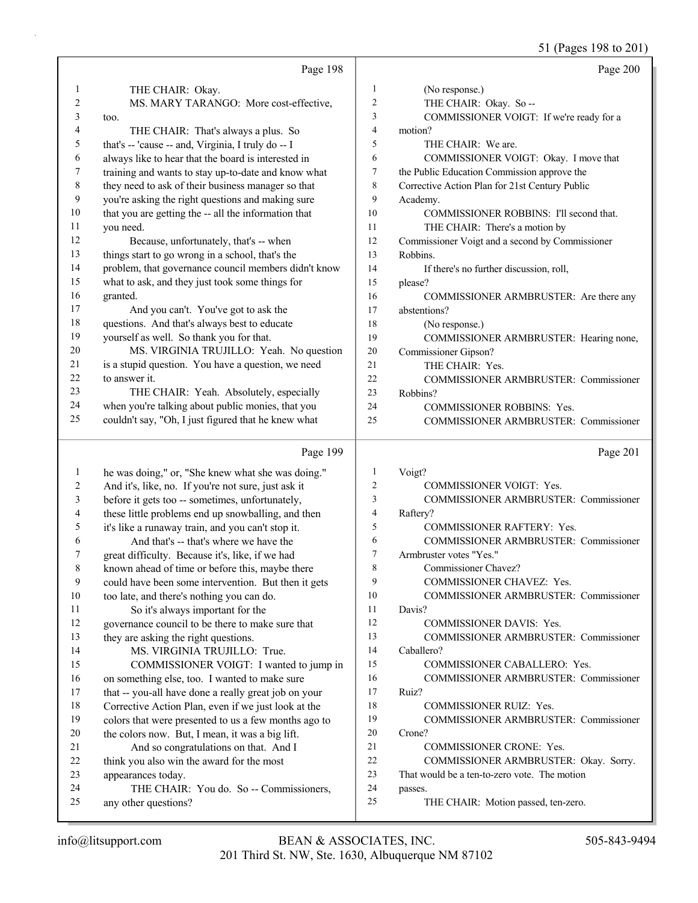Page 198

1 THE CHAIR: Okay.
2 MS. MARY TARANGO: More cost-effective,
3 too.
4 THE CHAIR: That's always a plus. So
5 that's -- 'cause -- and, Virginia, I truly do -- I
6 always like to hear that the board is interested in
7 training and wants to stay up-to-date and know what
8 they need to ask of their business manager so that
9 you're asking the right questions and making sure
10 that you are getting the -- all the information that
11 you need.
12 Because, unfortunately, that's -- when
13 things start to go wrong in a school, that's the
14 problem, that governance council members didn't know
15 what to ask, and they just took some things for
16 granted.
17 And you can't. You've got to ask the
18 questions. And that's always best to educate
19 yourself as well. So thank you for that.
20 MS. VIRGINIA TRUJILLO: Yeah. No question
21 is a stupid question. You have a question, we need
22 to answer it.
23 THE CHAIR: Yeah. Absolutely, especially
24 when you're talking about public monies, that you
25 couldn't say, "Oh, I just figured that he knew what

Page 199

1 he was doing," or, "She knew what she was doing."
2 And it's, like, no. If you're not sure, just ask it
3 before it gets too -- sometimes, unfortunately,
4 these little problems end up snowballing, and then
5 it's like a runaway train, and you can't stop it.
6 And that's -- that's where we have the
7 great difficulty. Because it's, like, if we had
8 known ahead of time or before this, maybe there
9 could have been some intervention. But then it gets
10 too late, and there's nothing you can do.
11 So it's always important for the
12 governance council to be there to make sure that
13 they are asking the right questions.
14 MS. VIRGINIA TRUJILLO: True.
15 COMMISSIONER VOIGT: I wanted to jump in
16 on something else, too. I wanted to make sure
17 that -- you-all have done a really great job on your
18 Corrective Action Plan, even if we just look at the
19 colors that were presented to us a few months ago to
20 the colors now. But, I mean, it was a big lift.
21 And so congratulations on that. And I
22 think you also win the award for the most
23 appearances today.
24 THE CHAIR: You do. So -- Commissioners,
25 any other questions?

Page 200

1 (No response.)
2 THE CHAIR: Okay. So --
3 COMMISSIONER VOIGT: If we're ready for a
4 motion?
5 THE CHAIR: We are.
6 COMMISSIONER VOIGT: Okay. I move that
7 the Public Education Commission approve the
8 Corrective Action Plan for 21st Century Public
9 Academy.
10 COMMISSIONER ROBBINS: I'll second that.
11 THE CHAIR: There's a motion by
12 Commissioner Voigt and a second by Commissioner
13 Robbins.
14 If there's no further discussion, roll,
15 please?
16 COMMISSIONER ARMBRUSTER: Are there any
17 abstentions?
18 (No response.)
19 COMMISSIONER ARMBRUSTER: Hearing none,
20 Commissioner Gipson?
21 THE CHAIR: Yes.
22 COMMISSIONER ARMBRUSTER: Commissioner
23 Robbins?
24 COMMISSIONER ROBBINS: Yes.
25 COMMISSIONER ARMBRUSTER: Commissioner

Page 201

1 Voigt?
2 COMMISSIONER VOIGT: Yes.
3 COMMISSIONER ARMBRUSTER: Commissioner
4 Raftery?
5 COMMISSIONER RAFTERY: Yes.
6 COMMISSIONER ARMBRUSTER: Commissioner
7 Armbruster votes "Yes."
8 Commissioner Chavez?
9 COMMISSIONER CHAVEZ: Yes.
10 COMMISSIONER ARMBRUSTER: Commissioner
11 Davis?
12 COMMISSIONER DAVIS: Yes.
13 COMMISSIONER ARMBRUSTER: Commissioner
14 Caballero?
15 COMMISSIONER CABALLERO: Yes.
16 COMMISSIONER ARMBRUSTER: Commissioner
17 Ruiz?
18 COMMISSIONER RUIZ: Yes.
19 COMMISSIONER ARMBRUSTER: Commissioner
20 Crone?
21 COMMISSIONER CRONE: Yes.
22 COMMISSIONER ARMBRUSTER: Okay. Sorry.
23 That would be a ten-to-zero vote. The motion
24 passes.
25 THE CHAIR: Motion passed, ten-zero.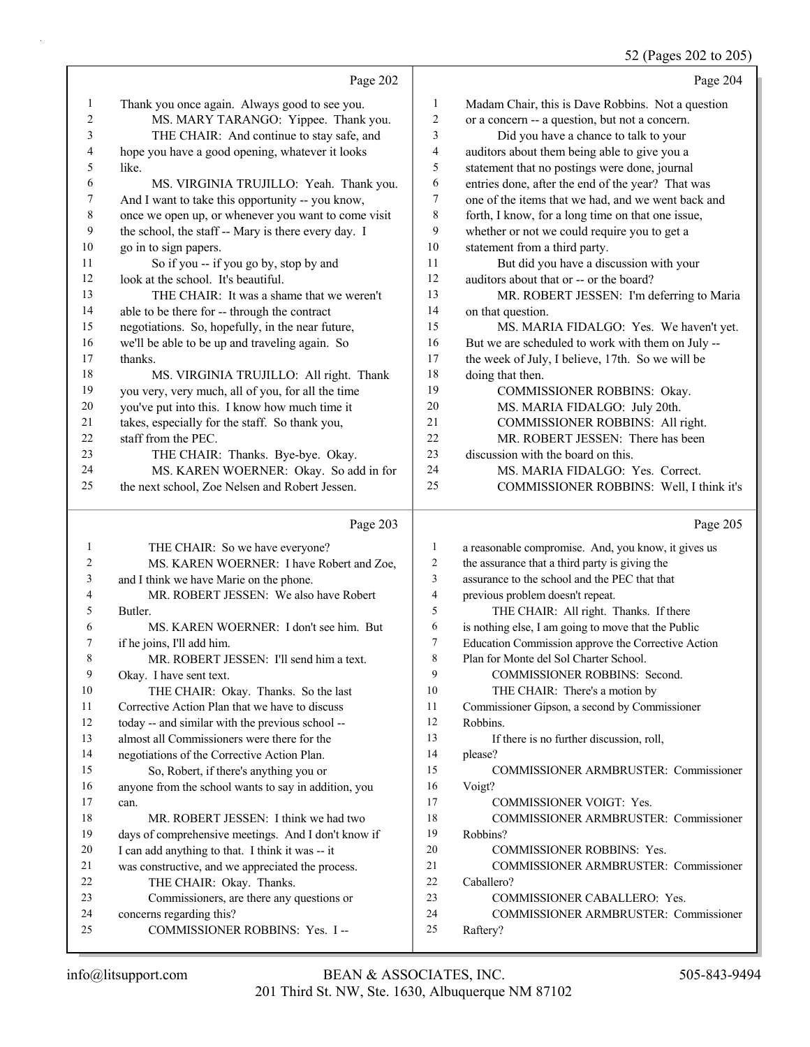Page 202

1 Thank you once again. Always good to see you.
2 MS. MARY TARANGO: Yippee. Thank you.
3 THE CHAIR: And continue to stay safe, and
4 hope you have a good opening, whatever it looks
5 like.
6 MS. VIRGINIA TRUJILLO: Yeah. Thank you.
7 And I want to take this opportunity -- you know,
8 once we open up, or whenever you want to come visit
9 the school, the staff -- Mary is there every day. I
10 go in to sign papers.
11 So if you -- if you go by, stop by and
12 look at the school. It's beautiful.
13 THE CHAIR: It was a shame that we weren't
14 able to be there for -- through the contract
15 negotiations. So, hopefully, in the near future,
16 we'll be able to be up and traveling again. So
17 thanks.
18 MS. VIRGINIA TRUJILLO: All right. Thank
19 you very, very much, all of you, for all the time
20 you've put into this. I know how much time it
21 takes, especially for the staff. So thank you,
22 staff from the PEC.
23 THE CHAIR: Thanks. Bye-bye. Okay.
24 MS. KAREN WOERNER: Okay. So add in for
25 the next school, Zoe Nelsen and Robert Jessen.

Page 203

1 THE CHAIR: So we have everyone?
2 MS. KAREN WOERNER: I have Robert and Zoe,
3 and I think we have Marie on the phone.
4 MR. ROBERT JESSEN: We also have Robert
5 Butler.
6 MS. KAREN WOERNER: I don't see him. But
7 if he joins, I'll add him.
8 MR. ROBERT JESSEN: I'll send him a text.
9 Okay. I have sent text.
10 THE CHAIR: Okay. Thanks. So the last
11 Corrective Action Plan that we have to discuss
12 today -- and similar with the previous school --
13 almost all Commissioners were there for the
14 negotiations of the Corrective Action Plan.
15 So, Robert, if there's anything you or
16 anyone from the school wants to say in addition, you
17 can.
18 MR. ROBERT JESSEN: I think we had two
19 days of comprehensive meetings. And I don't know if
20 I can add anything to that. I think it was -- it
21 was constructive, and we appreciated the process.
22 THE CHAIR: Okay. Thanks.
23 Commissioners, are there any questions or
24 concerns regarding this?
25 COMMISSIONER ROBBINS: Yes. I --

Page 204

1 Madam Chair, this is Dave Robbins. Not a question
2 or a concern -- a question, but not a concern.
3 Did you have a chance to talk to your
4 auditors about them being able to give you a
5 statement that no postings were done, journal
6 entries done, after the end of the year? That was
7 one of the items that we had, and we went back and
8 forth, I know, for a long time on that one issue,
9 whether or not we could require you to get a
10 statement from a third party.
11 But did you have a discussion with your
12 auditors about that or -- or the board?
13 MR. ROBERT JESSEN: I'm deferring to Maria
14 on that question.
15 MS. MARIA FIDALGO: Yes. We haven't yet.
16 But we are scheduled to work with them on July --
17 the week of July, I believe, 17th. So we will be
18 doing that then.
19 COMMISSIONER ROBBINS: Okay.
20 MS. MARIA FIDALGO: July 20th.
21 COMMISSIONER ROBBINS: All right.
22 MR. ROBERT JESSEN: There has been
23 discussion with the board on this.
24 MS. MARIA FIDALGO: Yes. Correct.
25 COMMISSIONER ROBBINS: Well, I think it's

Page 205

1 a reasonable compromise. And, you know, it gives us
2 the assurance that a third party is giving the
3 assurance to the school and the PEC that that
4 previous problem doesn't repeat.
5 THE CHAIR: All right. Thanks. If there
6 is nothing else, I am going to move that the Public
7 Education Commission approve the Corrective Action
8 Plan for Monte del Sol Charter School.
9 COMMISSIONER ROBBINS: Second.
10 THE CHAIR: There's a motion by
11 Commissioner Gipson, a second by Commissioner
12 Robbins.
13 If there is no further discussion, roll,
14 please?
15 COMMISSIONER ARMBRUSTER: Commissioner
16 Voigt?
17 COMMISSIONER VOIGT: Yes.
18 COMMISSIONER ARMBRUSTER: Commissioner
19 Robbins?
20 COMMISSIONER ROBBINS: Yes.
21 COMMISSIONER ARMBRUSTER: Commissioner
22 Caballero?
23 COMMISSIONER CABALLERO: Yes.
24 COMMISSIONER ARMBRUSTER: Commissioner
25 Raftery?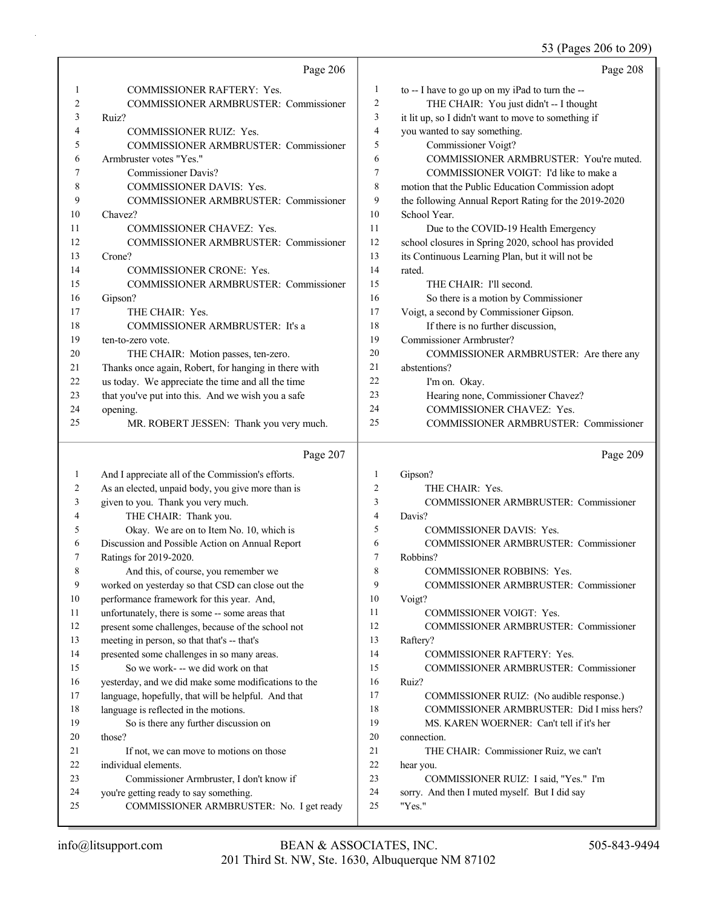53 (Pages 206 to 209)

Page 206

1 COMMISSIONER RAFTERY: Yes.
2 COMMISSIONER ARMBRUSTER: Commissioner
3 Ruiz?
4 COMMISSIONER RUIZ: Yes.
5 COMMISSIONER ARMBRUSTER: Commissioner
6 Armbruster votes "Yes."
7 Commissioner Davis?
8 COMMISSIONER DAVIS: Yes.
9 COMMISSIONER ARMBRUSTER: Commissioner
10 Chavez?
11 COMMISSIONER CHAVEZ: Yes.
12 COMMISSIONER ARMBRUSTER: Commissioner
13 Crone?
14 COMMISSIONER CRONE: Yes.
15 COMMISSIONER ARMBRUSTER: Commissioner
16 Gipson?
17 THE CHAIR: Yes.
18 COMMISSIONER ARMBRUSTER: It's a
19 ten-to-zero vote.
20 THE CHAIR: Motion passes, ten-zero.
21 Thanks once again, Robert, for hanging in there with
22 us today. We appreciate the time and all the time
23 that you've put into this. And we wish you a safe
24 opening.
25 MR. ROBERT JESSEN: Thank you very much.

Page 207

1 And I appreciate all of the Commission's efforts.
2 As an elected, unpaid body, you give more than is
3 given to you. Thank you very much.
4 THE CHAIR: Thank you.
5 Okay. We are on to Item No. 10, which is
6 Discussion and Possible Action on Annual Report
7 Ratings for 2019-2020.
8 And this, of course, you remember we
9 worked on yesterday so that CSD can close out the
10 performance framework for this year. And,
11 unfortunately, there is some -- some areas that
12 present some challenges, because of the school not
13 meeting in person, so that that's -- that's
14 presented some challenges in so many areas.
15 So we work- -- we did work on that
16 yesterday, and we did make some modifications to the
17 language, hopefully, that will be helpful. And that
18 language is reflected in the motions.
19 So is there any further discussion on
20 those?
21 If not, we can move to motions on those
22 individual elements.
23 Commissioner Armbruster, I don't know if
24 you're getting ready to say something.
25 COMMISSIONER ARMBRUSTER: No. I get ready

Page 208

1 to -- I have to go up on my iPad to turn the --
2 THE CHAIR: You just didn't -- I thought
3 it lit up, so I didn't want to move to something if
4 you wanted to say something.
5 Commissioner Voigt?
6 COMMISSIONER ARMBRUSTER: You're muted.
7 COMMISSIONER VOIGT: I'd like to make a
8 motion that the Public Education Commission adopt
9 the following Annual Report Rating for the 2019-2020
10 School Year.
11 Due to the COVID-19 Health Emergency
12 school closures in Spring 2020, school has provided
13 its Continuous Learning Plan, but it will not be
14 rated.
15 THE CHAIR: I'll second.
16 So there is a motion by Commissioner
17 Voigt, a second by Commissioner Gipson.
18 If there is no further discussion,
19 Commissioner Armbruster?
20 COMMISSIONER ARMBRUSTER: Are there any
21 abstentions?
22 I'm on. Okay.
23 Hearing none, Commissioner Chavez?
24 COMMISSIONER CHAVEZ: Yes.
25 COMMISSIONER ARMBRUSTER: Commissioner

Page 209

1 Gipson?
2 THE CHAIR: Yes.
3 COMMISSIONER ARMBRUSTER: Commissioner
4 Davis?
5 COMMISSIONER DAVIS: Yes.
6 COMMISSIONER ARMBRUSTER: Commissioner
7 Robbins?
8 COMMISSIONER ROBBINS: Yes.
9 COMMISSIONER ARMBRUSTER: Commissioner
10 Voigt?
11 COMMISSIONER VOIGT: Yes.
12 COMMISSIONER ARMBRUSTER: Commissioner
13 Raftery?
14 COMMISSIONER RAFTERY: Yes.
15 COMMISSIONER ARMBRUSTER: Commissioner
16 Ruiz?
17 COMMISSIONER RUIZ: (No audible response.)
18 COMMISSIONER ARMBRUSTER: Did I miss hers?
19 MS. KAREN WOERNER: Can't tell if it's her
20 connection.
21 THE CHAIR: Commissioner Ruiz, we can't
22 hear you.
23 COMMISSIONER RUIZ: I said, "Yes." I'm
24 sorry. And then I muted myself. But I did say
25 "Yes."

info@litsupport.com BEAN & ASSOCIATES, INC. 505-843-9494
201 Third St. NW, Ste. 1630, Albuquerque NM 87102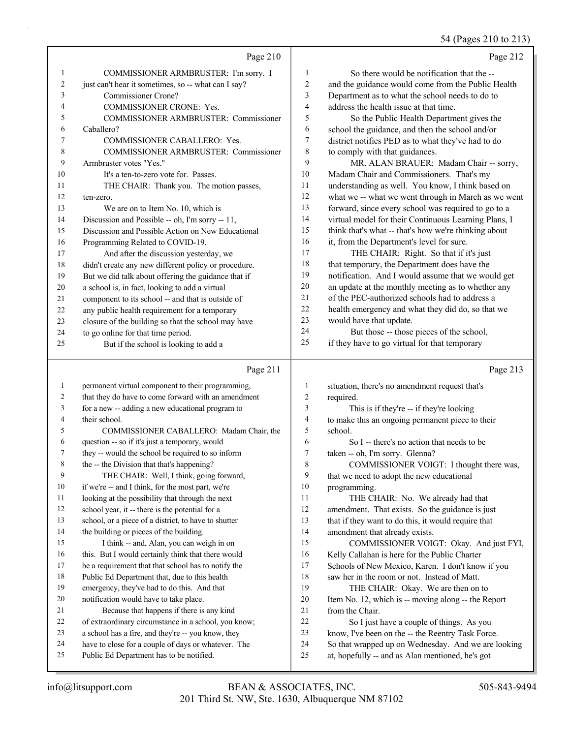Page 210

1 COMMISSIONER ARMBRUSTER: I'm sorry. I
2 just can't hear it sometimes, so -- what can I say?
3 Commissioner Crone?
4 COMMISSIONER CRONE: Yes.
5 COMMISSIONER ARMBRUSTER: Commissioner
6 Caballero?
7 COMMISSIONER CABALLERO: Yes.
8 COMMISSIONER ARMBRUSTER: Commissioner
9 Armbruster votes "Yes."
10 It's a ten-to-zero vote for. Passes.
11 THE CHAIR: Thank you. The motion passes,
12 ten-zero.
13 We are on to Item No. 10, which is
14 Discussion and Possible -- oh, I'm sorry -- 11,
15 Discussion and Possible Action on New Educational
16 Programming Related to COVID-19.
17 And after the discussion yesterday, we
18 didn't create any new different policy or procedure.
19 But we did talk about offering the guidance that if
20 a school is, in fact, looking to add a virtual
21 component to its school -- and that is outside of
22 any public health requirement for a temporary
23 closure of the building so that the school may have
24 to go online for that time period.
25 But if the school is looking to add a

Page 211

1 permanent virtual component to their programming,
2 that they do have to come forward with an amendment
3 for a new -- adding a new educational program to
4 their school.
5 COMMISSIONER CABALLERO: Madam Chair, the
6 question -- so if it's just a temporary, would
7 they -- would the school be required to so inform
8 the -- the Division that that's happening?
9 THE CHAIR: Well, I think, going forward,
10 if we're -- and I think, for the most part, we're
11 looking at the possibility that through the next
12 school year, it -- there is the potential for a
13 school, or a piece of a district, to have to shutter
14 the building or pieces of the building.
15 I think -- and, Alan, you can weigh in on
16 this. But I would certainly think that there would
17 be a requirement that that school has to notify the
18 Public Ed Department that, due to this health
19 emergency, they've had to do this. And that
20 notification would have to take place.
21 Because that happens if there is any kind
22 of extraordinary circumstance in a school, you know;
23 a school has a fire, and they're -- you know, they
24 have to close for a couple of days or whatever. The
25 Public Ed Department has to be notified.

Page 212

1 So there would be notification that the --
2 and the guidance would come from the Public Health
3 Department as to what the school needs to do to
4 address the health issue at that time.
5 So the Public Health Department gives the
6 school the guidance, and then the school and/or
7 district notifies PED as to what they've had to do
8 to comply with that guidances.
9 MR. ALAN BRAUER: Madam Chair -- sorry,
10 Madam Chair and Commissioners. That's my
11 understanding as well. You know, I think based on
12 what we -- what we went through in March as we went
13 forward, since every school was required to go to a
14 virtual model for their Continuous Learning Plans, I
15 think that's what -- that's how we're thinking about
16 it, from the Department's level for sure.
17 THE CHAIR: Right. So that if it's just
18 that temporary, the Department does have the
19 notification. And I would assume that we would get
20 an update at the monthly meeting as to whether any
21 of the PEC-authorized schools had to address a
22 health emergency and what they did do, so that we
23 would have that update.
24 But those -- those pieces of the school,
25 if they have to go virtual for that temporary

Page 213

1 situation, there's no amendment request that's
2 required.
3 This is if they're -- if they're looking
4 to make this an ongoing permanent piece to their
5 school.
6 So I -- there's no action that needs to be
7 taken -- oh, I'm sorry. Glenna?
8 COMMISSIONER VOIGT: I thought there was,
9 that we need to adopt the new educational
10 programming.
11 THE CHAIR: No. We already had that
12 amendment. That exists. So the guidance is just
13 that if they want to do this, it would require that
14 amendment that already exists.
15 COMMISSIONER VOIGT: Okay. And just FYI,
16 Kelly Callahan is here for the Public Charter
17 Schools of New Mexico, Karen. I don't know if you
18 saw her in the room or not. Instead of Matt.
19 THE CHAIR: Okay. We are then on to
20 Item No. 12, which is -- moving along -- the Report
21 from the Chair.
22 So I just have a couple of things. As you
23 know, I've been on the -- the Reentry Task Force.
24 So that wrapped up on Wednesday. And we are looking
25 at, hopefully -- and as Alan mentioned, he's got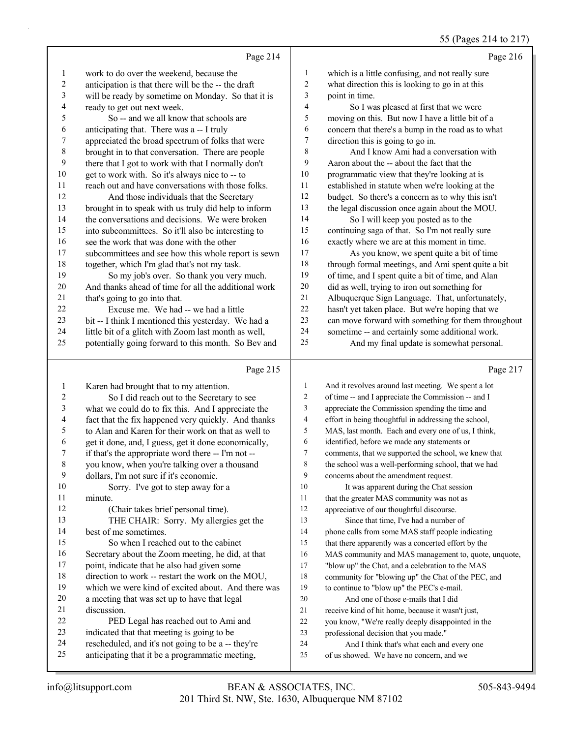Page 214

1 work to do over the weekend, because the
2 anticipation is that there will be the -- the draft
3 will be ready by sometime on Monday. So that it is
4 ready to get out next week.
5 So -- and we all know that schools are
6 anticipating that. There was a -- I truly
7 appreciated the broad spectrum of folks that were
8 brought in to that conversation. There are people
9 there that I got to work with that I normally don't
10 get to work with. So it's always nice to -- to
11 reach out and have conversations with those folks.
12 And those individuals that the Secretary
13 brought in to speak with us truly did help to inform
14 the conversations and decisions. We were broken
15 into subcommittees. So it'll also be interesting to
16 see the work that was done with the other
17 subcommittees and see how this whole report is sewn
18 together, which I'm glad that's not my task.
19 So my job's over. So thank you very much.
20 And thanks ahead of time for all the additional work
21 that's going to go into that.
22 Excuse me. We had -- we had a little
23 bit -- I think I mentioned this yesterday. We had a
24 little bit of a glitch with Zoom last month as well,
25 potentially going forward to this month. So Bev and

Page 215

1 Karen had brought that to my attention.
2 So I did reach out to the Secretary to see
3 what we could do to fix this. And I appreciate the
4 fact that the fix happened very quickly. And thanks
5 to Alan and Karen for their work on that as well to
6 get it done, and, I guess, get it done economically,
7 if that's the appropriate word there -- I'm not --
8 you know, when you're talking over a thousand
9 dollars, I'm not sure if it's economic.
10 Sorry. I've got to step away for a
11 minute.
12 (Chair takes brief personal time).
13 THE CHAIR: Sorry. My allergies get the
14 best of me sometimes.
15 So when I reached out to the cabinet
16 Secretary about the Zoom meeting, he did, at that
17 point, indicate that he also had given some
18 direction to work -- restart the work on the MOU,
19 which we were kind of excited about. And there was
20 a meeting that was set up to have that legal
21 discussion.
22 PED Legal has reached out to Ami and
23 indicated that that meeting is going to be
24 rescheduled, and it's not going to be a -- they're
25 anticipating that it be a programmatic meeting,

Page 216

1 which is a little confusing, and not really sure
2 what direction this is looking to go in at this
3 point in time.
4 So I was pleased at first that we were
5 moving on this. But now I have a little bit of a
6 concern that there's a bump in the road as to what
7 direction this is going to go in.
8 And I know Ami had a conversation with
9 Aaron about the -- about the fact that the
10 programmatic view that they're looking at is
11 established in statute when we're looking at the
12 budget. So there's a concern as to why this isn't
13 the legal discussion once again about the MOU.
14 So I will keep you posted as to the
15 continuing saga of that. So I'm not really sure
16 exactly where we are at this moment in time.
17 As you know, we spent quite a bit of time
18 through formal meetings, and Ami spent quite a bit
19 of time, and I spent quite a bit of time, and Alan
20 did as well, trying to iron out something for
21 Albuquerque Sign Language. That, unfortunately,
22 hasn't yet taken place. But we're hoping that we
23 can move forward with something for them throughout
24 sometime -- and certainly some additional work.
25 And my final update is somewhat personal.

Page 217

1 And it revolves around last meeting. We spent a lot
2 of time -- and I appreciate the Commission -- and I
3 appreciate the Commission spending the time and
4 effort in being thoughtful in addressing the school,
5 MAS, last month. Each and every one of us, I think,
6 identified, before we made any statements or
7 comments, that we supported the school, we knew that
8 the school was a well-performing school, that we had
9 concerns about the amendment request.
10 It was apparent during the Chat session
11 that the greater MAS community was not as
12 appreciative of our thoughtful discourse.
13 Since that time, I've had a number of
14 phone calls from some MAS staff people indicating
15 that there apparently was a concerted effort by the
16 MAS community and MAS management to, quote, unquote,
17 "blow up" the Chat, and a celebration to the MAS
18 community for "blowing up" the Chat of the PEC, and
19 to continue to "blow up" the PEC's e-mail.
20 And one of those e-mails that I did
21 receive kind of hit home, because it wasn't just,
22 you know, "We're really deeply disappointed in the
23 professional decision that you made."
24 And I think that's what each and every one
25 of us showed. We have no concern, and we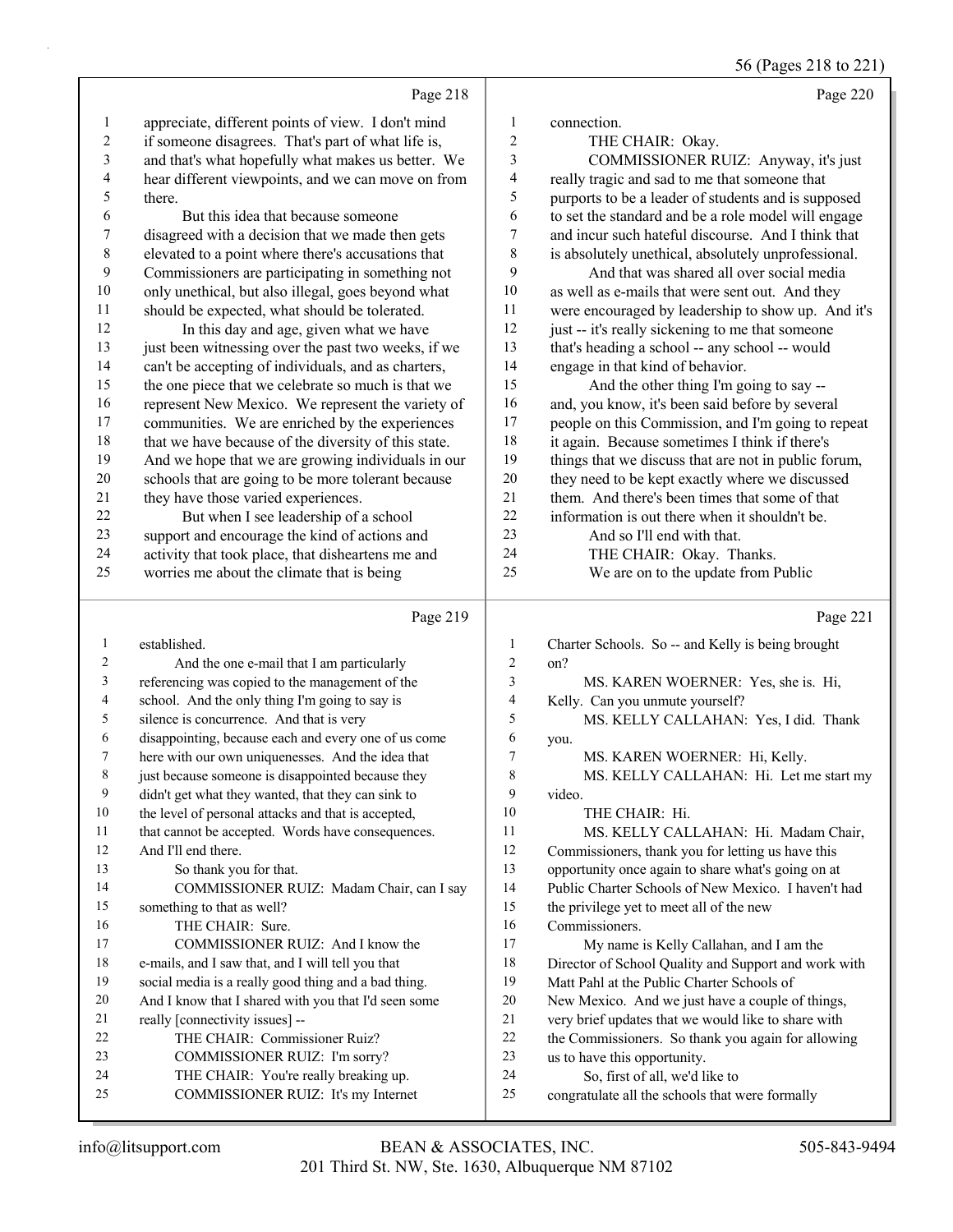Page 218

appreciate, different points of view. I don't mind if someone disagrees. That's part of what life is, and that's what hopefully what makes us better. We hear different viewpoints, and we can move on from there.

But this idea that because someone disagreed with a decision that we made then gets elevated to a point where there's accusations that Commissioners are participating in something not only unethical, but also illegal, goes beyond what should be expected, what should be tolerated.

In this day and age, given what we have just been witnessing over the past two weeks, if we can't be accepting of individuals, and as charters, the one piece that we celebrate so much is that we represent New Mexico. We represent the variety of communities. We are enriched by the experiences that we have because of the diversity of this state. And we hope that we are growing individuals in our schools that are going to be more tolerant because they have those varied experiences.

But when I see leadership of a school support and encourage the kind of actions and activity that took place, that disheartens me and worries me about the climate that is being

Page 219

established.

And the one e-mail that I am particularly referencing was copied to the management of the school. And the only thing I'm going to say is silence is concurrence. And that is very disappointing, because each and every one of us come here with our own uniquenesses. And the idea that just because someone is disappointed because they didn't get what they wanted, that they can sink to the level of personal attacks and that is accepted, that cannot be accepted. Words have consequences. And I'll end there.

So thank you for that.

COMMISSIONER RUIZ: Madam Chair, can I say something to that as well?

THE CHAIR: Sure.

COMMISSIONER RUIZ: And I know the e-mails, and I saw that, and I will tell you that social media is a really good thing and a bad thing. And I know that I shared with you that I'd seen some really [connectivity issues] --

THE CHAIR: Commissioner Ruiz?

COMMISSIONER RUIZ: I'm sorry?

THE CHAIR: You're really breaking up.

COMMISSIONER RUIZ: It's my Internet

Page 220

connection.

THE CHAIR: Okay.

COMMISSIONER RUIZ: Anyway, it's just really tragic and sad to me that someone that purports to be a leader of students and is supposed to set the standard and be a role model will engage and incur such hateful discourse. And I think that is absolutely unethical, absolutely unprofessional.

And that was shared all over social media as well as e-mails that were sent out. And they were encouraged by leadership to show up. And it's just -- it's really sickening to me that someone that's heading a school -- any school -- would engage in that kind of behavior.

And the other thing I'm going to say -- and, you know, it's been said before by several people on this Commission, and I'm going to repeat it again. Because sometimes I think if there's things that we discuss that are not in public forum, they need to be kept exactly where we discussed them. And there's been times that some of that information is out there when it shouldn't be.

And so I'll end with that.

THE CHAIR: Okay. Thanks.

We are on to the update from Public

Page 221

Charter Schools. So -- and Kelly is being brought on?

MS. KAREN WOERNER: Yes, she is. Hi, Kelly. Can you unmute yourself?

MS. KELLY CALLAHAN: Yes, I did. Thank you.

MS. KAREN WOERNER: Hi, Kelly.

MS. KELLY CALLAHAN: Hi. Let me start my video.

THE CHAIR: Hi.

MS. KELLY CALLAHAN: Hi. Madam Chair, Commissioners, thank you for letting us have this opportunity once again to share what's going on at Public Charter Schools of New Mexico. I haven't had the privilege yet to meet all of the new Commissioners.

My name is Kelly Callahan, and I am the Director of School Quality and Support and work with Matt Pahl at the Public Charter Schools of New Mexico. And we just have a couple of things, very brief updates that we would like to share with the Commissioners. So thank you again for allowing us to have this opportunity.

So, first of all, we'd like to congratulate all the schools that were formally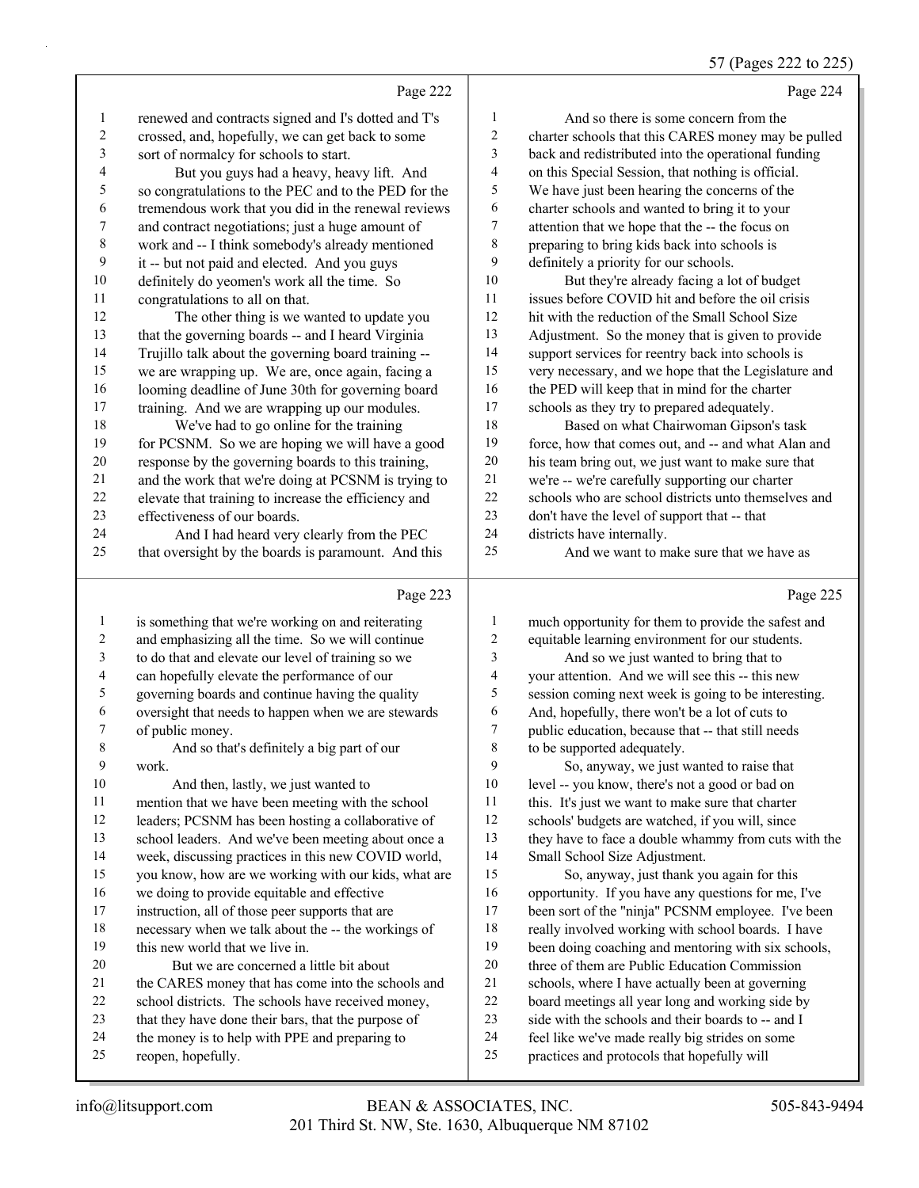Page 222

1 renewed and contracts signed and I's dotted and T's
2 crossed, and, hopefully, we can get back to some
3 sort of normalcy for schools to start.
4 But you guys had a heavy, heavy lift. And
5 so congratulations to the PEC and to the PED for the
6 tremendous work that you did in the renewal reviews
7 and contract negotiations; just a huge amount of
8 work and -- I think somebody's already mentioned
9 it -- but not paid and elected. And you guys
10 definitely do yeomen's work all the time. So
11 congratulations to all on that.
12 The other thing is we wanted to update you
13 that the governing boards -- and I heard Virginia
14 Trujillo talk about the governing board training --
15 we are wrapping up. We are, once again, facing a
16 looming deadline of June 30th for governing board
17 training. And we are wrapping up our modules.
18 We've had to go online for the training
19 for PCSNM. So we are hoping we will have a good
20 response by the governing boards to this training,
21 and the work that we're doing at PCSNM is trying to
22 elevate that training to increase the efficiency and
23 effectiveness of our boards.
24 And I had heard very clearly from the PEC
25 that oversight by the boards is paramount. And this

Page 223

1 is something that we're working on and reiterating
2 and emphasizing all the time. So we will continue
3 to do that and elevate our level of training so we
4 can hopefully elevate the performance of our
5 governing boards and continue having the quality
6 oversight that needs to happen when we are stewards
7 of public money.
8 And so that's definitely a big part of our
9 work.
10 And then, lastly, we just wanted to
11 mention that we have been meeting with the school
12 leaders; PCSNM has been hosting a collaborative of
13 school leaders. And we've been meeting about once a
14 week, discussing practices in this new COVID world,
15 you know, how are we working with our kids, what are
16 we doing to provide equitable and effective
17 instruction, all of those peer supports that are
18 necessary when we talk about the -- the workings of
19 this new world that we live in.
20 But we are concerned a little bit about
21 the CARES money that has come into the schools and
22 school districts. The schools have received money,
23 that they have done their bars, that the purpose of
24 the money is to help with PPE and preparing to
25 reopen, hopefully.

Page 224

1 And so there is some concern from the
2 charter schools that this CARES money may be pulled
3 back and redistributed into the operational funding
4 on this Special Session, that nothing is official.
5 We have just been hearing the concerns of the
6 charter schools and wanted to bring it to your
7 attention that we hope that the -- the focus on
8 preparing to bring kids back into schools is
9 definitely a priority for our schools.
10 But they're already facing a lot of budget
11 issues before COVID hit and before the oil crisis
12 hit with the reduction of the Small School Size
13 Adjustment. So the money that is given to provide
14 support services for reentry back into schools is
15 very necessary, and we hope that the Legislature and
16 the PED will keep that in mind for the charter
17 schools as they try to prepared adequately.
18 Based on what Chairwoman Gipson's task
19 force, how that comes out, and -- and what Alan and
20 his team bring out, we just want to make sure that
21 we're -- we're carefully supporting our charter
22 schools who are school districts unto themselves and
23 don't have the level of support that -- that
24 districts have internally.
25 And we want to make sure that we have as

Page 225

1 much opportunity for them to provide the safest and
2 equitable learning environment for our students.
3 And so we just wanted to bring that to
4 your attention. And we will see this -- this new
5 session coming next week is going to be interesting.
6 And, hopefully, there won't be a lot of cuts to
7 public education, because that -- that still needs
8 to be supported adequately.
9 So, anyway, we just wanted to raise that
10 level -- you know, there's not a good or bad on
11 this. It's just we want to make sure that charter
12 schools' budgets are watched, if you will, since
13 they have to face a double whammy from cuts with the
14 Small School Size Adjustment.
15 So, anyway, just thank you again for this
16 opportunity. If you have any questions for me, I've
17 been sort of the "ninja" PCSNM employee. I've been
18 really involved working with school boards. I have
19 been doing coaching and mentoring with six schools,
20 three of them are Public Education Commission
21 schools, where I have actually been at governing
22 board meetings all year long and working side by
23 side with the schools and their boards to -- and I
24 feel like we've made really big strides on some
25 practices and protocols that hopefully will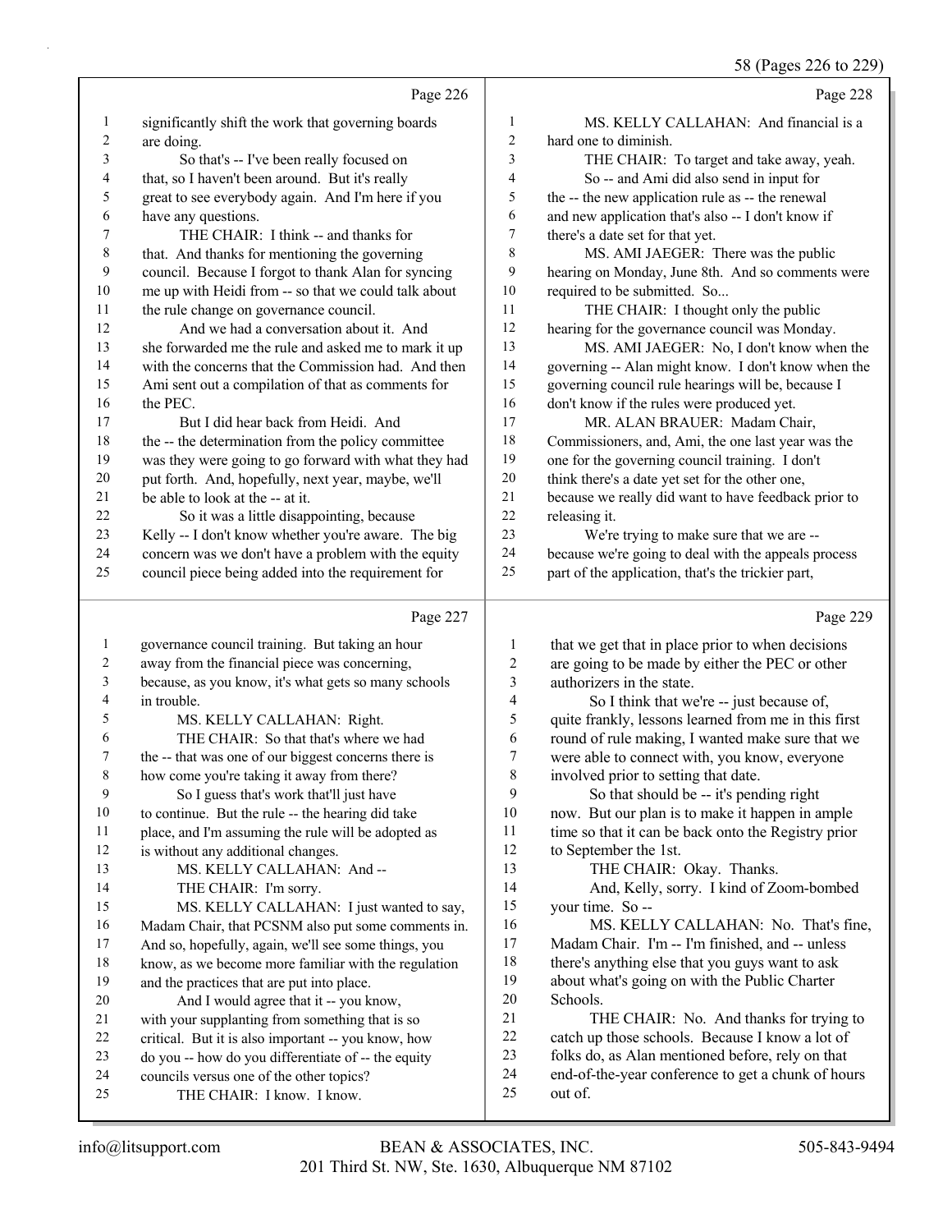Page 226

1 significantly shift the work that governing boards
2 are doing.
3 So that's -- I've been really focused on
4 that, so I haven't been around. But it's really
5 great to see everybody again. And I'm here if you
6 have any questions.
7 THE CHAIR: I think -- and thanks for
8 that. And thanks for mentioning the governing
9 council. Because I forgot to thank Alan for syncing
10 me up with Heidi from -- so that we could talk about
11 the rule change on governance council.
12 And we had a conversation about it. And
13 she forwarded me the rule and asked me to mark it up
14 with the concerns that the Commission had. And then
15 Ami sent out a compilation of that as comments for
16 the PEC.
17 But I did hear back from Heidi. And
18 the -- the determination from the policy committee
19 was they were going to go forward with what they had
20 put forth. And, hopefully, next year, maybe, we'll
21 be able to look at the -- at it.
22 So it was a little disappointing, because
23 Kelly -- I don't know whether you're aware. The big
24 concern was we don't have a problem with the equity
25 council piece being added into the requirement for

Page 227

1 governance council training. But taking an hour
2 away from the financial piece was concerning,
3 because, as you know, it's what gets so many schools
4 in trouble.
5 MS. KELLY CALLAHAN: Right.
6 THE CHAIR: So that that's where we had
7 the -- that was one of our biggest concerns there is
8 how come you're taking it away from there?
9 So I guess that's work that'll just have
10 to continue. But the rule -- the hearing did take
11 place, and I'm assuming the rule will be adopted as
12 is without any additional changes.
13 MS. KELLY CALLAHAN: And --
14 THE CHAIR: I'm sorry.
15 MS. KELLY CALLAHAN: I just wanted to say,
16 Madam Chair, that PCSNM also put some comments in.
17 And so, hopefully, again, we'll see some things, you
18 know, as we become more familiar with the regulation
19 and the practices that are put into place.
20 And I would agree that it -- you know,
21 with your supplanting from something that is so
22 critical. But it is also important -- you know, how
23 do you -- how do you differentiate of -- the equity
24 councils versus one of the other topics?
25 THE CHAIR: I know. I know.

Page 228

1 MS. KELLY CALLAHAN: And financial is a
2 hard one to diminish.
3 THE CHAIR: To target and take away, yeah.
4 So -- and Ami did also send in input for
5 the -- the new application rule as -- the renewal
6 and new application that's also -- I don't know if
7 there's a date set for that yet.
8 MS. AMI JAEGER: There was the public
9 hearing on Monday, June 8th. And so comments were
10 required to be submitted. So...
11 THE CHAIR: I thought only the public
12 hearing for the governance council was Monday.
13 MS. AMI JAEGER: No, I don't know when the
14 governing -- Alan might know. I don't know when the
15 governing council rule hearings will be, because I
16 don't know if the rules were produced yet.
17 MR. ALAN BRAUER: Madam Chair,
18 Commissioners, and, Ami, the one last year was the
19 one for the governing council training. I don't
20 think there's a date yet set for the other one,
21 because we really did want to have feedback prior to
22 releasing it.
23 We're trying to make sure that we are --
24 because we're going to deal with the appeals process
25 part of the application, that's the trickier part,

Page 229

1 that we get that in place prior to when decisions
2 are going to be made by either the PEC or other
3 authorizers in the state.
4 So I think that we're -- just because of,
5 quite frankly, lessons learned from me in this first
6 round of rule making, I wanted make sure that we
7 were able to connect with, you know, everyone
8 involved prior to setting that date.
9 So that should be -- it's pending right
10 now. But our plan is to make it happen in ample
11 time so that it can be back onto the Registry prior
12 to September the 1st.
13 THE CHAIR: Okay. Thanks.
14 And, Kelly, sorry. I kind of Zoom-bombed
15 your time. So --
16 MS. KELLY CALLAHAN: No. That's fine,
17 Madam Chair. I'm -- I'm finished, and -- unless
18 there's anything else that you guys want to ask
19 about what's going on with the Public Charter
20 Schools.
21 THE CHAIR: No. And thanks for trying to
22 catch up those schools. Because I know a lot of
23 folks do, as Alan mentioned before, rely on that
24 end-of-the-year conference to get a chunk of hours
25 out of.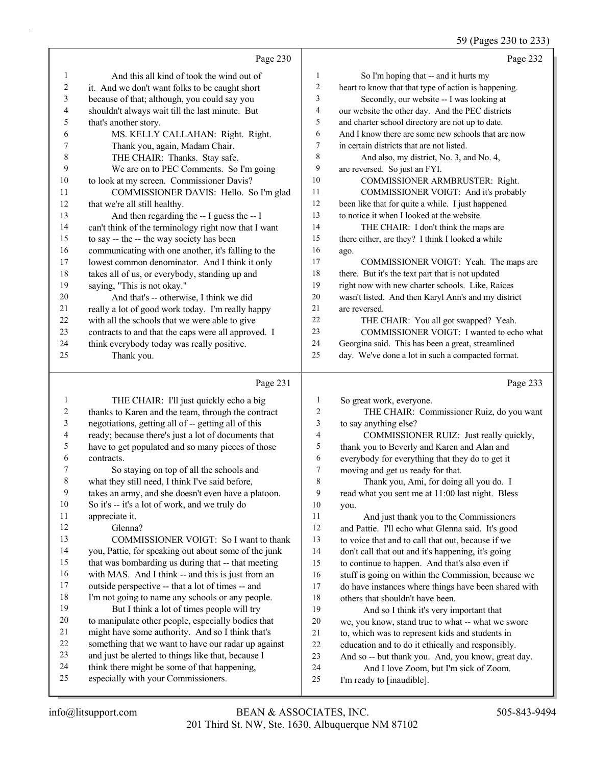Page 230

And this all kind of took the wind out of it. And we don't want folks to be caught short because of that; although, you could say you shouldn't always wait till the last minute. But that's another story.

MS. KELLY CALLAHAN: Right. Right. Thank you, again, Madam Chair.

THE CHAIR: Thanks. Stay safe.

We are on to PEC Comments. So I'm going to look at my screen. Commissioner Davis?

COMMISSIONER DAVIS: Hello. So I'm glad that we're all still healthy.

And then regarding the -- I guess the -- I can't think of the terminology right now that I want to say -- the -- the way society has been communicating with one another, it's falling to the lowest common denominator. And I think it only takes all of us, or everybody, standing up and saying, "This is not okay."

And that's -- otherwise, I think we did really a lot of good work today. I'm really happy with all the schools that we were able to give contracts to and that the caps were all approved. I think everybody today was really positive.

Thank you.

Page 231

THE CHAIR: I'll just quickly echo a big thanks to Karen and the team, through the contract negotiations, getting all of -- getting all of this ready; because there's just a lot of documents that have to get populated and so many pieces of those contracts.

So staying on top of all the schools and what they still need, I think I've said before, takes an army, and she doesn't even have a platoon. So it's -- it's a lot of work, and we truly do appreciate it.

Glenna?

COMMISSIONER VOIGT: So I want to thank you, Pattie, for speaking out about some of the junk that was bombarding us during that -- that meeting with MAS. And I think -- and this is just from an outside perspective -- that a lot of times -- and I'm not going to name any schools or any people.

But I think a lot of times people will try to manipulate other people, especially bodies that might have some authority. And so I think that's something that we want to have our radar up against and just be alerted to things like that, because I think there might be some of that happening, especially with your Commissioners.

Page 232

So I'm hoping that -- and it hurts my heart to know that that type of action is happening.

Secondly, our website -- I was looking at our website the other day. And the PEC districts and charter school directory are not up to date. And I know there are some new schools that are now in certain districts that are not listed.

And also, my district, No. 3, and No. 4, are reversed. So just an FYI.

COMMISSIONER ARMBRUSTER: Right.

COMMISSIONER VOIGT: And it's probably been like that for quite a while. I just happened to notice it when I looked at the website.

THE CHAIR: I don't think the maps are there either, are they? I think I looked a while ago.

COMMISSIONER VOIGT: Yeah. The maps are there. But it's the text part that is not updated right now with new charter schools. Like, Raíces wasn't listed. And then Karyl Ann's and my district are reversed.

THE CHAIR: You all got swapped? Yeah.

COMMISSIONER VOIGT: I wanted to echo what Georgina said. This has been a great, streamlined day. We've done a lot in such a compacted format.

Page 233

So great work, everyone.

THE CHAIR: Commissioner Ruiz, do you want to say anything else?

COMMISSIONER RUIZ: Just really quickly, thank you to Beverly and Karen and Alan and everybody for everything that they do to get it moving and get us ready for that.

Thank you, Ami, for doing all you do. I read what you sent me at 11:00 last night. Bless you.

And just thank you to the Commissioners and Pattie. I'll echo what Glenna said. It's good to voice that and to call that out, because if we don't call that out and it's happening, it's going to continue to happen. And that's also even if stuff is going on within the Commission, because we do have instances where things have been shared with others that shouldn't have been.

And so I think it's very important that we, you know, stand true to what -- what we swore to, which was to represent kids and students in education and to do it ethically and responsibly. And so -- but thank you. And, you know, great day.

And I love Zoom, but I'm sick of Zoom. I'm ready to [inaudible].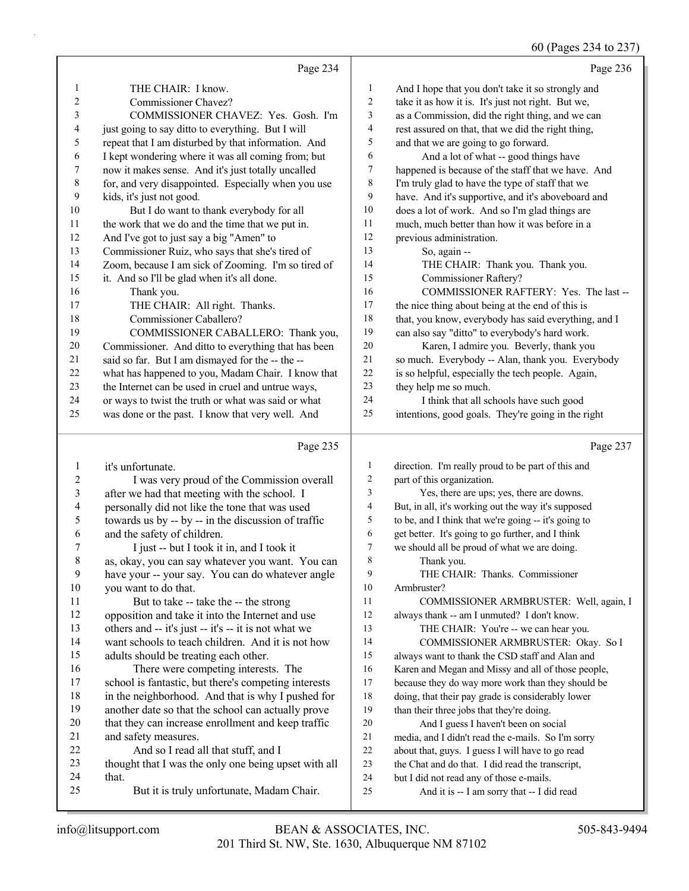Page 234

1 THE CHAIR: I know.
2 Commissioner Chavez?
3 COMMISSIONER CHAVEZ: Yes. Gosh. I'm
4 just going to say ditto to everything. But I will
5 repeat that I am disturbed by that information. And
6 I kept wondering where it was all coming from; but
7 now it makes sense. And it's just totally uncalled
8 for, and very disappointed. Especially when you use
9 kids, it's just not good.
10 But I do want to thank everybody for all
11 the work that we do and the time that we put in.
12 And I've got to just say a big "Amen" to
13 Commissioner Ruiz, who says that she's tired of
14 Zoom, because I am sick of Zooming. I'm so tired of
15 it. And so I'll be glad when it's all done.
16 Thank you.
17 THE CHAIR: All right. Thanks.
18 Commissioner Caballero?
19 COMMISSIONER CABALLERO: Thank you,
20 Commissioner. And ditto to everything that has been
21 said so far. But I am dismayed for the -- the --
22 what has happened to you, Madam Chair. I know that
23 the Internet can be used in cruel and untrue ways,
24 or ways to twist the truth or what was said or what
25 was done or the past. I know that very well. And

Page 235

1 it's unfortunate.
2 I was very proud of the Commission overall
3 after we had that meeting with the school. I
4 personally did not like the tone that was used
5 towards us by -- by -- in the discussion of traffic
6 and the safety of children.
7 I just -- but I took it in, and I took it
8 as, okay, you can say whatever you want. You can
9 have your -- your say. You can do whatever angle
10 you want to do that.
11 But to take -- take the -- the strong
12 opposition and take it into the Internet and use
13 others and -- it's just -- it's -- it is not what we
14 want schools to teach children. And it is not how
15 adults should be treating each other.
16 There were competing interests. The
17 school is fantastic, but there's competing interests
18 in the neighborhood. And that is why I pushed for
19 another date so that the school can actually prove
20 that they can increase enrollment and keep traffic
21 and safety measures.
22 And so I read all that stuff, and I
23 thought that I was the only one being upset with all
24 that.
25 But it is truly unfortunate, Madam Chair.

Page 236

1 And I hope that you don't take it so strongly and
2 take it as how it is. It's just not right. But we,
3 as a Commission, did the right thing, and we can
4 rest assured on that, that we did the right thing,
5 and that we are going to go forward.
6 And a lot of what -- good things have
7 happened is because of the staff that we have. And
8 I'm truly glad to have the type of staff that we
9 have. And it's supportive, and it's aboveboard and
10 does a lot of work. And so I'm glad things are
11 much, much better than how it was before in a
12 previous administration.
13 So, again --
14 THE CHAIR: Thank you. Thank you.
15 Commissioner Raftery?
16 COMMISSIONER RAFTERY: Yes. The last --
17 the nice thing about being at the end of this is
18 that, you know, everybody has said everything, and I
19 can also say "ditto" to everybody's hard work.
20 Karen, I admire you. Beverly, thank you
21 so much. Everybody -- Alan, thank you. Everybody
22 is so helpful, especially the tech people. Again,
23 they help me so much.
24 I think that all schools have such good
25 intentions, good goals. They're going in the right

Page 237

1 direction. I'm really proud to be part of this and
2 part of this organization.
3 Yes, there are ups; yes, there are downs.
4 But, in all, it's working out the way it's supposed
5 to be, and I think that we're going -- it's going to
6 get better. It's going to go further, and I think
7 we should all be proud of what we are doing.
8 Thank you.
9 THE CHAIR: Thanks. Commissioner
10 Armbruster?
11 COMMISSIONER ARMBRUSTER: Well, again, I
12 always thank -- am I unmuted? I don't know.
13 THE CHAIR: You're -- we can hear you.
14 COMMISSIONER ARMBRUSTER: Okay. So I
15 always want to thank the CSD staff and Alan and
16 Karen and Megan and Missy and all of those people,
17 because they do way more work than they should be
18 doing, that their pay grade is considerably lower
19 than their three jobs that they're doing.
20 And I guess I haven't been on social
21 media, and I didn't read the e-mails. So I'm sorry
22 about that, guys. I guess I will have to go read
23 the Chat and do that. I did read the transcript,
24 but I did not read any of those e-mails.
25 And it is -- I am sorry that -- I did read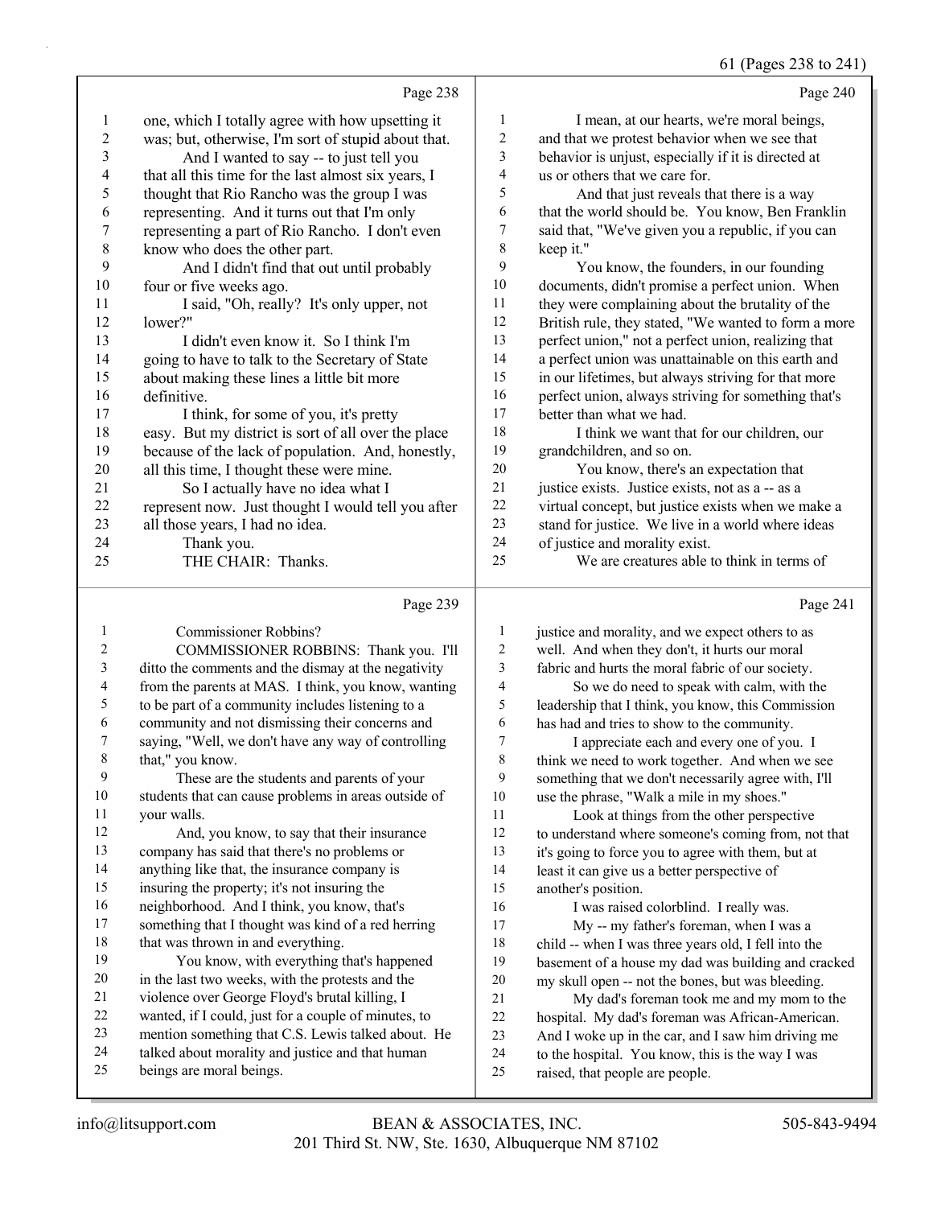Page 238

1 one, which I totally agree with how upsetting it
2 was; but, otherwise, I'm sort of stupid about that.
3 And I wanted to say -- to just tell you
4 that all this time for the last almost six years, I
5 thought that Rio Rancho was the group I was
6 representing. And it turns out that I'm only
7 representing a part of Rio Rancho. I don't even
8 know who does the other part.
9 And I didn't find that out until probably
10 four or five weeks ago.
11 I said, "Oh, really? It's only upper, not
12 lower?"
13 I didn't even know it. So I think I'm
14 going to have to talk to the Secretary of State
15 about making these lines a little bit more
16 definitive.
17 I think, for some of you, it's pretty
18 easy. But my district is sort of all over the place
19 because of the lack of population. And, honestly,
20 all this time, I thought these were mine.
21 So I actually have no idea what I
22 represent now. Just thought I would tell you after
23 all those years, I had no idea.
24 Thank you.
25 THE CHAIR: Thanks.

Page 239

1 Commissioner Robbins?
2 COMMISSIONER ROBBINS: Thank you. I'll
3 ditto the comments and the dismay at the negativity
4 from the parents at MAS. I think, you know, wanting
5 to be part of a community includes listening to a
6 community and not dismissing their concerns and
7 saying, "Well, we don't have any way of controlling
8 that," you know.
9 These are the students and parents of your
10 students that can cause problems in areas outside of
11 your walls.
12 And, you know, to say that their insurance
13 company has said that there's no problems or
14 anything like that, the insurance company is
15 insuring the property; it's not insuring the
16 neighborhood. And I think, you know, that's
17 something that I thought was kind of a red herring
18 that was thrown in and everything.
19 You know, with everything that's happened
20 in the last two weeks, with the protests and the
21 violence over George Floyd's brutal killing, I
22 wanted, if I could, just for a couple of minutes, to
23 mention something that C.S. Lewis talked about. He
24 talked about morality and justice and that human
25 beings are moral beings.

Page 240

1 I mean, at our hearts, we're moral beings,
2 and that we protest behavior when we see that
3 behavior is unjust, especially if it is directed at
4 us or others that we care for.
5 And that just reveals that there is a way
6 that the world should be. You know, Ben Franklin
7 said that, "We've given you a republic, if you can
8 keep it."
9 You know, the founders, in our founding
10 documents, didn't promise a perfect union. When
11 they were complaining about the brutality of the
12 British rule, they stated, "We wanted to form a more
13 perfect union," not a perfect union, realizing that
14 a perfect union was unattainable on this earth and
15 in our lifetimes, but always striving for that more
16 perfect union, always striving for something that's
17 better than what we had.
18 I think we want that for our children, our
19 grandchildren, and so on.
20 You know, there's an expectation that
21 justice exists. Justice exists, not as a -- as a
22 virtual concept, but justice exists when we make a
23 stand for justice. We live in a world where ideas
24 of justice and morality exist.
25 We are creatures able to think in terms of

Page 241

1 justice and morality, and we expect others to as
2 well. And when they don't, it hurts our moral
3 fabric and hurts the moral fabric of our society.
4 So we do need to speak with calm, with the
5 leadership that I think, you know, this Commission
6 has had and tries to show to the community.
7 I appreciate each and every one of you. I
8 think we need to work together. And when we see
9 something that we don't necessarily agree with, I'll
10 use the phrase, "Walk a mile in my shoes."
11 Look at things from the other perspective
12 to understand where someone's coming from, not that
13 it's going to force you to agree with them, but at
14 least it can give us a better perspective of
15 another's position.
16 I was raised colorblind. I really was.
17 My -- my father's foreman, when I was a
18 child -- when I was three years old, I fell into the
19 basement of a house my dad was building and cracked
20 my skull open -- not the bones, but was bleeding.
21 My dad's foreman took me and my mom to the
22 hospital. My dad's foreman was African-American.
23 And I woke up in the car, and I saw him driving me
24 to the hospital. You know, this is the way I was
25 raised, that people are people.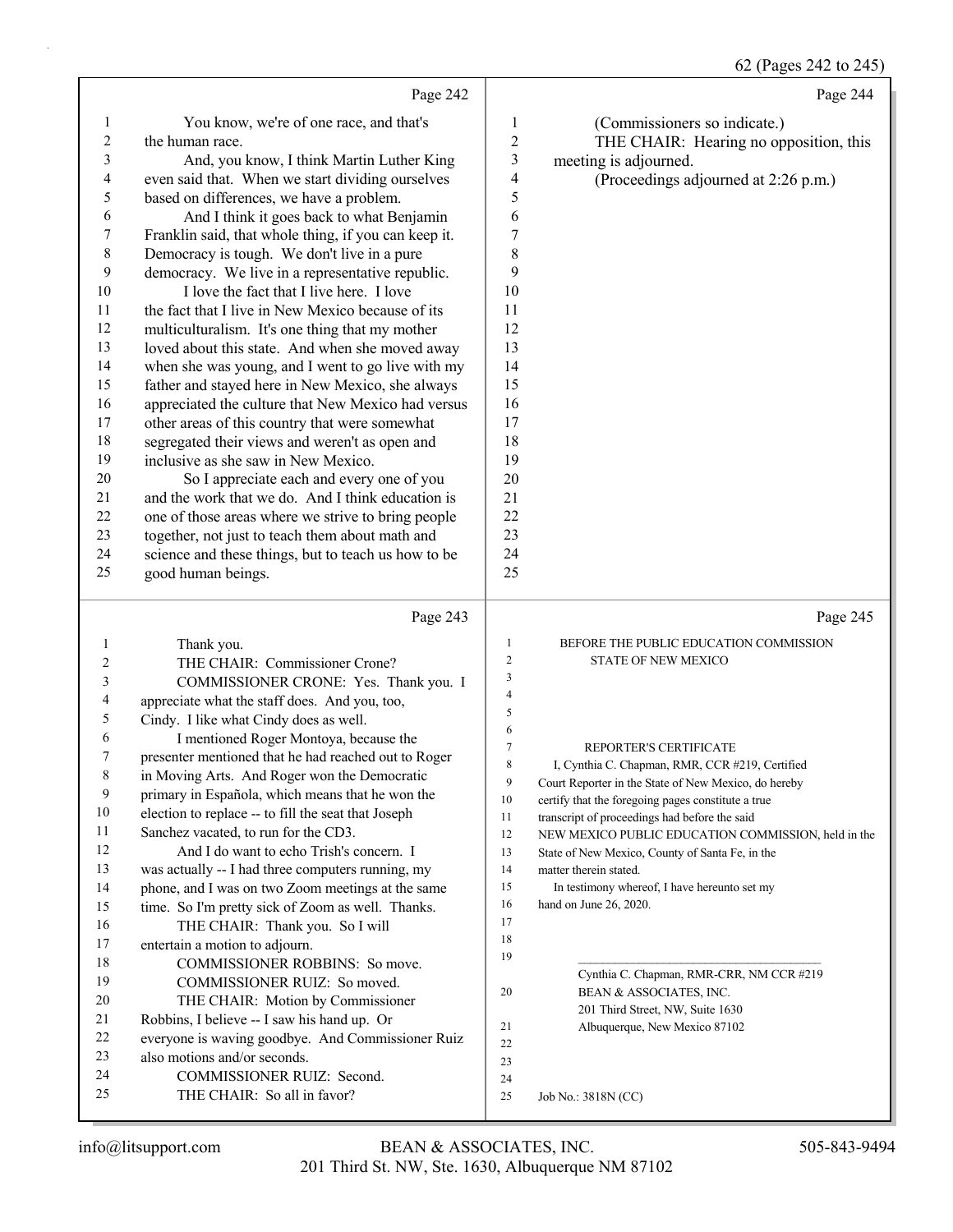Page 242

You know, we're of one race, and that's the human race.

And, you know, I think Martin Luther King even said that. When we start dividing ourselves based on differences, we have a problem.

And I think it goes back to what Benjamin Franklin said, that whole thing, if you can keep it. Democracy is tough. We don't live in a pure democracy. We live in a representative republic.

I love the fact that I live here. I love the fact that I live in New Mexico because of its multiculturalism. It's one thing that my mother loved about this state. And when she moved away when she was young, and I went to go live with my father and stayed here in New Mexico, she always appreciated the culture that New Mexico had versus other areas of this country that were somewhat segregated their views and weren't as open and inclusive as she saw in New Mexico.

So I appreciate each and every one of you and the work that we do. And I think education is one of those areas where we strive to bring people together, not just to teach them about math and science and these things, but to teach us how to be good human beings.

Page 243

Thank you.

THE CHAIR: Commissioner Crone?

COMMISSIONER CRONE: Yes. Thank you. I appreciate what the staff does. And you, too, Cindy. I like what Cindy does as well.

I mentioned Roger Montoya, because the presenter mentioned that he had reached out to Roger in Moving Arts. And Roger won the Democratic primary in Española, which means that he won the election to replace -- to fill the seat that Joseph Sanchez vacated, to run for the CD3.

And I do want to echo Trish's concern. I was actually -- I had three computers running, my phone, and I was on two Zoom meetings at the same time. So I'm pretty sick of Zoom as well. Thanks.

THE CHAIR: Thank you. So I will entertain a motion to adjourn.

COMMISSIONER ROBBINS: So move.

COMMISSIONER RUIZ: So moved.

THE CHAIR: Motion by Commissioner Robbins, I believe -- I saw his hand up. Or everyone is waving goodbye. And Commissioner Ruiz also motions and/or seconds.

COMMISSIONER RUIZ: Second.

THE CHAIR: So all in favor?

Page 244

(Commissioners so indicate.)

THE CHAIR: Hearing no opposition, this meeting is adjourned.

(Proceedings adjourned at 2:26 p.m.)

Page 245

BEFORE THE PUBLIC EDUCATION COMMISSION
STATE OF NEW MEXICO

REPORTER'S CERTIFICATE

I, Cynthia C. Chapman, RMR, CCR #219, Certified Court Reporter in the State of New Mexico, do hereby certify that the foregoing pages constitute a true transcript of proceedings had before the said NEW MEXICO PUBLIC EDUCATION COMMISSION, held in the State of New Mexico, County of Santa Fe, in the matter therein stated.

In testimony whereof, I have hereunto set my hand on June 26, 2020.

______________________________________
Cynthia C. Chapman, RMR-CRR, NM CCR #219
BEAN & ASSOCIATES, INC.
201 Third Street, NW, Suite 1630
Albuquerque, New Mexico 87102

Job No.: 3818N (CC)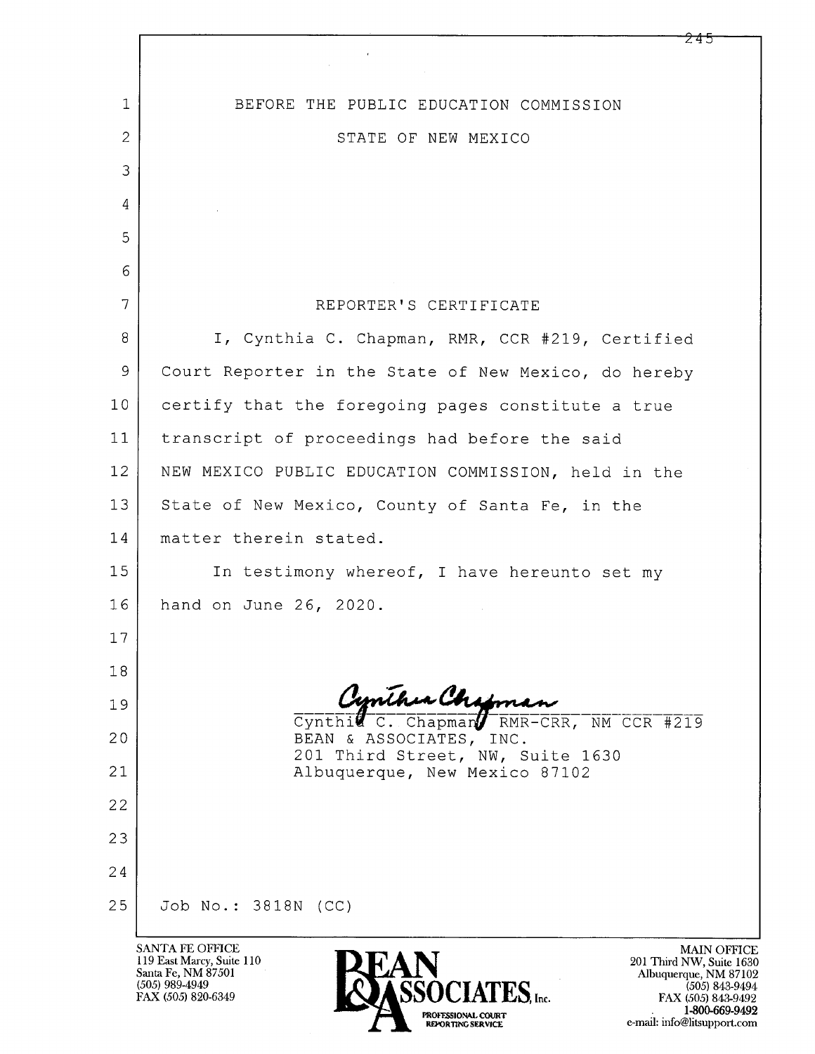BEFORE THE PUBLIC EDUCATION COMMISSION

STATE OF NEW MEXICO

REPORTER'S CERTIFICATE

I, Cynthia C. Chapman, RMR, CCR #219, Certified Court Reporter in the State of New Mexico, do hereby certify that the foregoing pages constitute a true transcript of proceedings had before the said NEW MEXICO PUBLIC EDUCATION COMMISSION, held in the State of New Mexico, County of Santa Fe, in the matter therein stated.

In testimony whereof, I have hereunto set my hand on June 26, 2020.

Cynthia C. Chapman, RMR-CRR, NM CCR #219
BEAN & ASSOCIATES, INC.
201 Third Street, NW, Suite 1630
Albuquerque, New Mexico 87102

Job No.: 3818N (CC)

SANTA FE OFFICE
119 East Marcy, Suite 110
Santa Fe, NM 87501
(505) 989-4949
FAX (505) 820-6349

BEAN & ASSOCIATES, Inc.
PROFESSIONAL COURT REPORTING SERVICE

MAIN OFFICE
201 Third NW, Suite 1630
Albuquerque, NM 87102
(505) 843-9494
FAX (505) 843-9492
1-800-669-9492
e-mail: info@litsupport.com